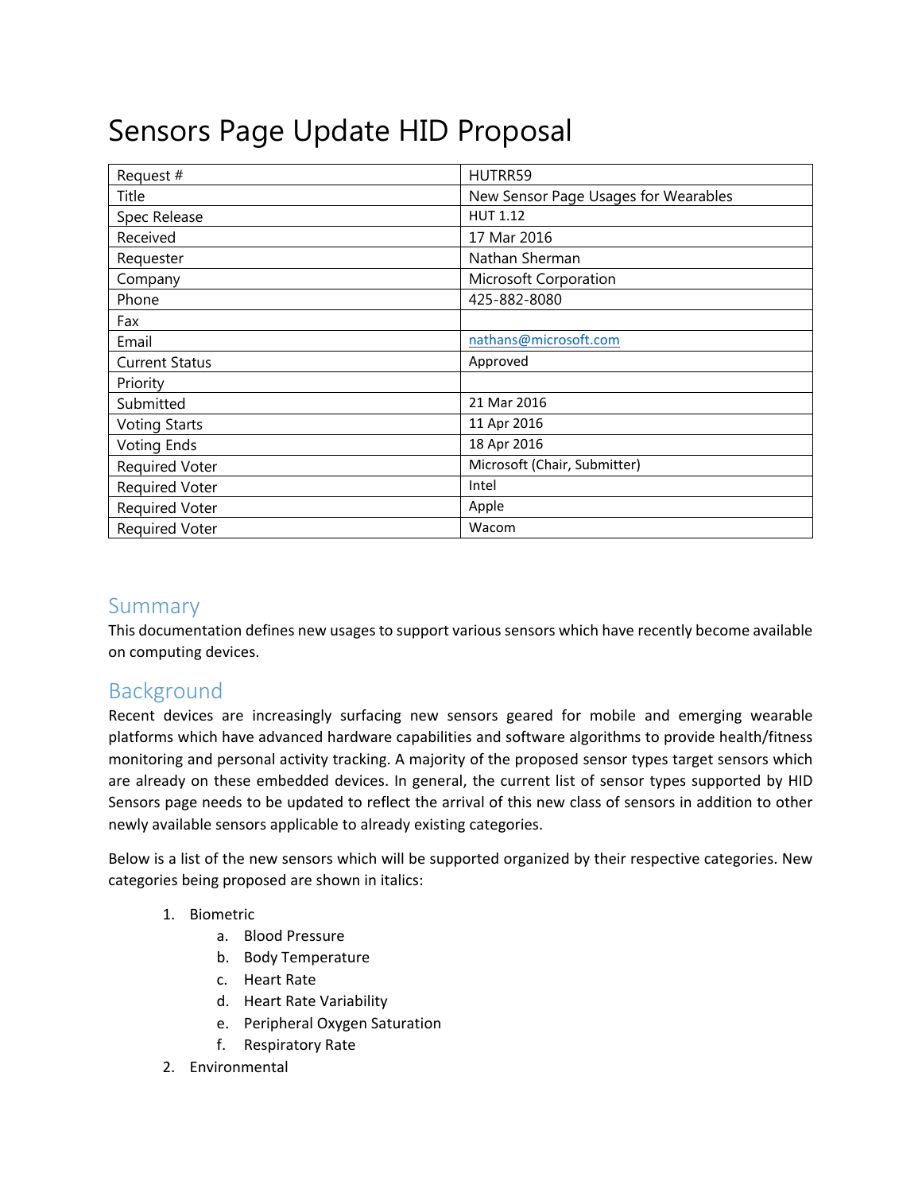# Sensors Page Update HID Proposal

| Request # | HUTRR59 |
|---|---|
| Title | New Sensor Page Usages for Wearables |
| Spec Release | HUT 1.12 |
| Received | 17 Mar 2016 |
| Requester | Nathan Sherman |
| Company | Microsoft Corporation |
| Phone | 425-882-8080 |
| Fax | |
| Email | nathans@microsoft.com |
| Current Status | Approved |
| Priority | |
| Submitted | 21 Mar 2016 |
| Voting Starts | 11 Apr 2016 |
| Voting Ends | 18 Apr 2016 |
| Required Voter | Microsoft (Chair, Submitter) |
| Required Voter | Intel |
| Required Voter | Apple |
| Required Voter | Wacom |

## Summary

This documentation defines new usages to support various sensors which have recently become available on computing devices.

## Background

Recent devices are increasingly surfacing new sensors geared for mobile and emerging wearable platforms which have advanced hardware capabilities and software algorithms to provide health/fitness monitoring and personal activity tracking. A majority of the proposed sensor types target sensors which are already on these embedded devices. In general, the current list of sensor types supported by HID Sensors page needs to be updated to reflect the arrival of this new class of sensors in addition to other newly available sensors applicable to already existing categories.

Below is a list of the new sensors which will be supported organized by their respective categories. New categories being proposed are shown in italics:

1. Biometric
   a. Blood Pressure
   b. Body Temperature
   c. Heart Rate
   d. Heart Rate Variability
   e. Peripheral Oxygen Saturation
   f. Respiratory Rate
2. Environmental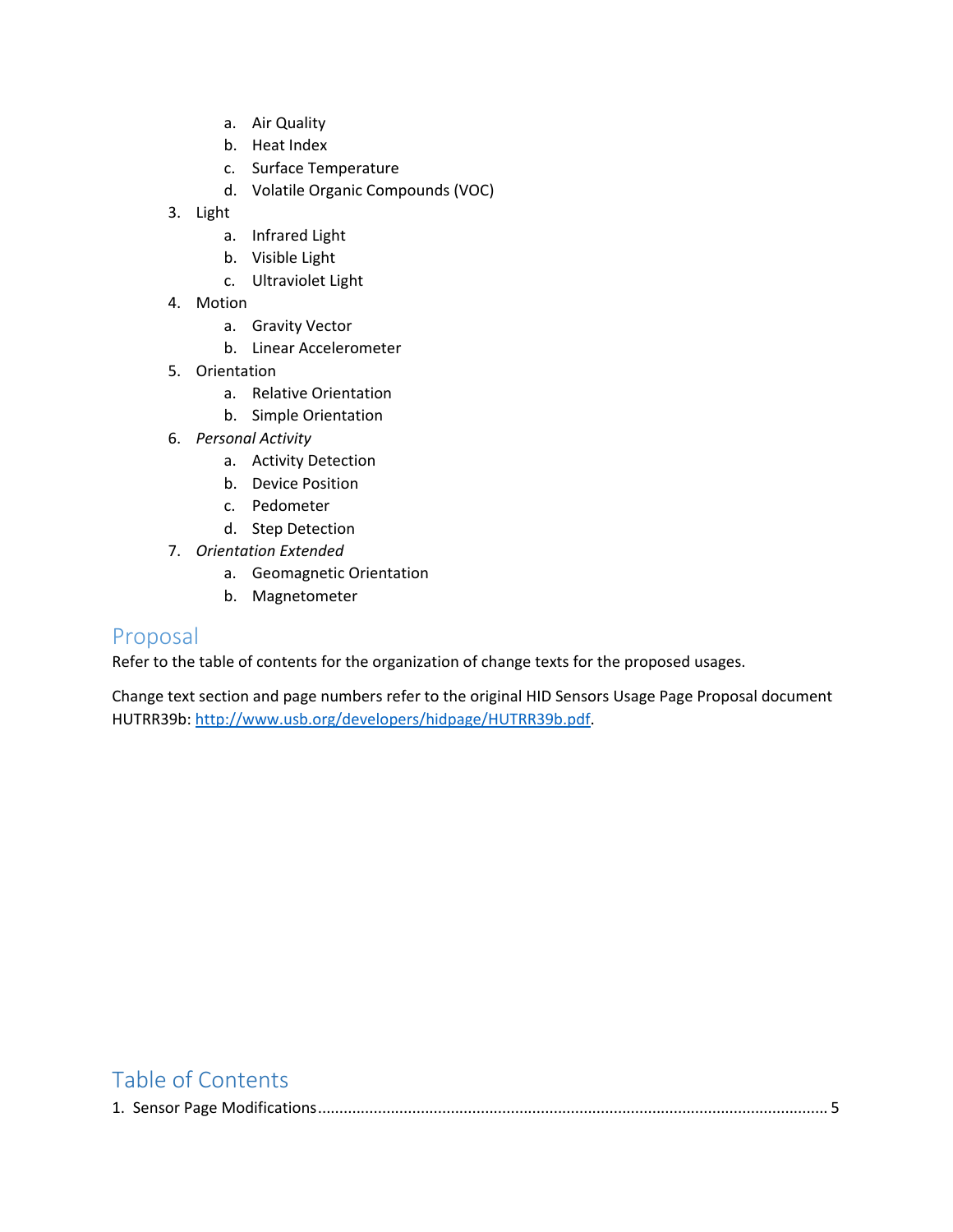a. Air Quality
   b. Heat Index
   c. Surface Temperature
   d. Volatile Organic Compounds (VOC)
3. Light
   a. Infrared Light
   b. Visible Light
   c. Ultraviolet Light
4. Motion
   a. Gravity Vector
   b. Linear Accelerometer
5. Orientation
   a. Relative Orientation
   b. Simple Orientation
6. *Personal Activity*
   a. Activity Detection
   b. Device Position
   c. Pedometer
   d. Step Detection
7. *Orientation Extended*
   a. Geomagnetic Orientation
   b. Magnetometer

## Proposal

Refer to the table of contents for the organization of change texts for the proposed usages.

Change text section and page numbers refer to the original HID Sensors Usage Page Proposal document HUTRR39b: [http://www.usb.org/developers/hidpage/HUTRR39b.pdf](http://www.usb.org/developers/hidpage/HUTRR39b.pdf).

## Table of Contents

1. Sensor Page Modifications ........................................................................................................................ 5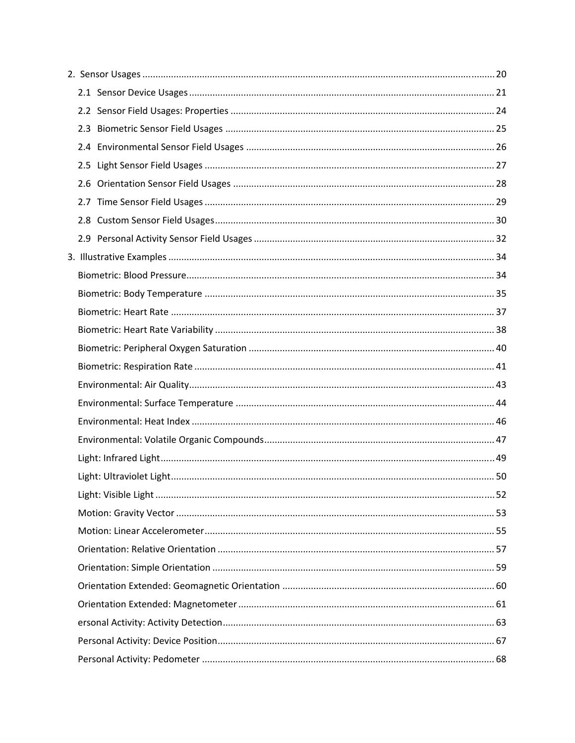2. Sensor Usages ........ 20

   2.1 Sensor Device Usages ........ 21

   2.2 Sensor Field Usages: Properties ........ 24

   2.3 Biometric Sensor Field Usages ........ 25

   2.4 Environmental Sensor Field Usages ........ 26

   2.5 Light Sensor Field Usages ........ 27

   2.6 Orientation Sensor Field Usages ........ 28

   2.7 Time Sensor Field Usages ........ 29

   2.8 Custom Sensor Field Usages ........ 30

   2.9 Personal Activity Sensor Field Usages ........ 32

3. Illustrative Examples ........ 34

   Biometric: Blood Pressure ........ 34

   Biometric: Body Temperature ........ 35

   Biometric: Heart Rate ........ 37

   Biometric: Heart Rate Variability ........ 38

   Biometric: Peripheral Oxygen Saturation ........ 40

   Biometric: Respiration Rate ........ 41

   Environmental: Air Quality ........ 43

   Environmental: Surface Temperature ........ 44

   Environmental: Heat Index ........ 46

   Environmental: Volatile Organic Compounds ........ 47

   Light: Infrared Light ........ 49

   Light: Ultraviolet Light ........ 50

   Light: Visible Light ........ 52

   Motion: Gravity Vector ........ 53

   Motion: Linear Accelerometer ........ 55

   Orientation: Relative Orientation ........ 57

   Orientation: Simple Orientation ........ 59

   Orientation Extended: Geomagnetic Orientation ........ 60

   Orientation Extended: Magnetometer ........ 61

   ersonal Activity: Activity Detection ........ 63

   Personal Activity: Device Position ........ 67

   Personal Activity: Pedometer ........ 68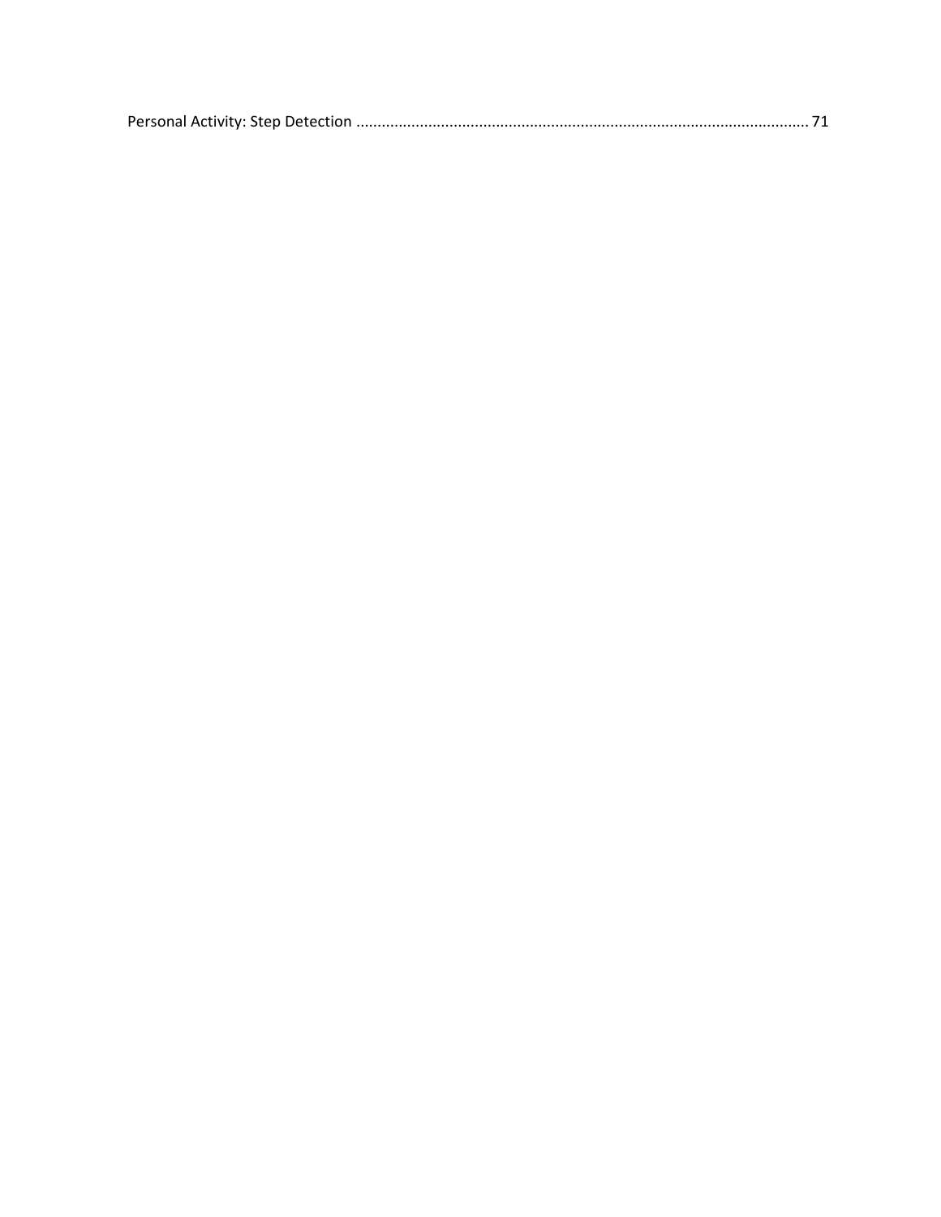Personal Activity: Step Detection ........................................................................................................... 71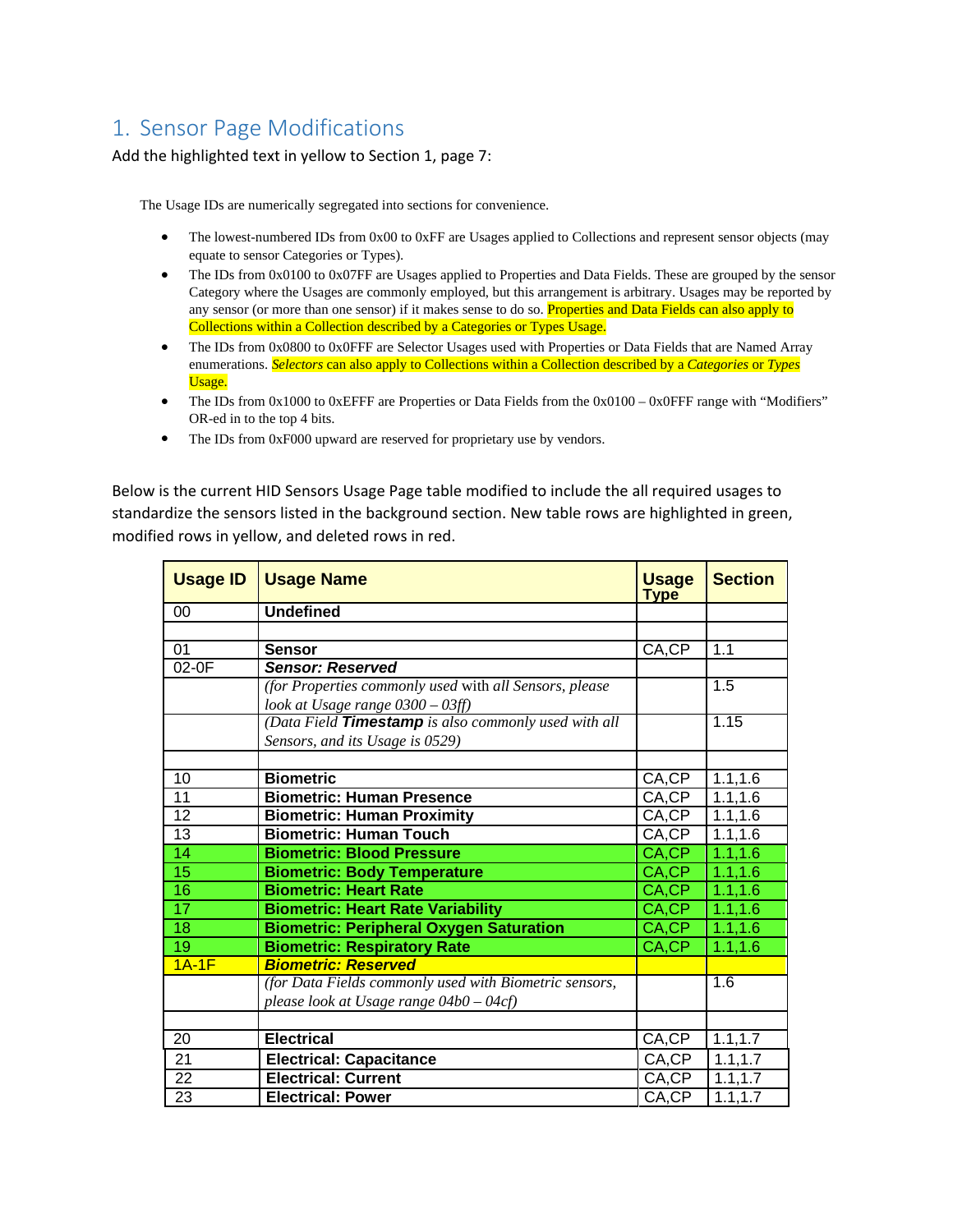# 1. Sensor Page Modifications

Add the highlighted text in yellow to Section 1, page 7:

The Usage IDs are numerically segregated into sections for convenience.

- The lowest-numbered IDs from 0x00 to 0xFF are Usages applied to Collections and represent sensor objects (may equate to sensor Categories or Types).
- The IDs from 0x0100 to 0x07FF are Usages applied to Properties and Data Fields. These are grouped by the sensor Category where the Usages are commonly employed, but this arrangement is arbitrary. Usages may be reported by any sensor (or more than one sensor) if it makes sense to do so. Properties and Data Fields can also apply to Collections within a Collection described by a Categories or Types Usage.
- The IDs from 0x0800 to 0x0FFF are Selector Usages used with Properties or Data Fields that are Named Array enumerations. *Selectors* can also apply to Collections within a Collection described by a *Categories* or *Types* Usage.
- The IDs from 0x1000 to 0xEFFF are Properties or Data Fields from the 0x0100 – 0x0FFF range with "Modifiers" OR-ed in to the top 4 bits.
- The IDs from 0xF000 upward are reserved for proprietary use by vendors.

Below is the current HID Sensors Usage Page table modified to include the all required usages to standardize the sensors listed in the background section. New table rows are highlighted in green, modified rows in yellow, and deleted rows in red.

| Usage ID | Usage Name | Usage Type | Section |
|---|---|---|---|
| 00 | **Undefined** | | |
| | | | |
| 01 | **Sensor** | CA,CP | 1.1 |
| 02-0F | ***Sensor: Reserved*** | | |
| | *(for Properties commonly used with all Sensors, please look at Usage range 0300 – 03ff)* | | 1.5 |
| | *(Data Field **Timestamp** is also commonly used with all Sensors, and its Usage is 0529)* | | 1.15 |
| | | | |
| 10 | **Biometric** | CA,CP | 1.1,1.6 |
| 11 | **Biometric: Human Presence** | CA,CP | 1.1,1.6 |
| 12 | **Biometric: Human Proximity** | CA,CP | 1.1,1.6 |
| 13 | **Biometric: Human Touch** | CA,CP | 1.1,1.6 |
| 14 | **Biometric: Blood Pressure** | CA,CP | 1.1,1.6 |
| 15 | **Biometric: Body Temperature** | CA,CP | 1.1,1.6 |
| 16 | **Biometric: Heart Rate** | CA,CP | 1.1,1.6 |
| 17 | **Biometric: Heart Rate Variability** | CA,CP | 1.1,1.6 |
| 18 | **Biometric: Peripheral Oxygen Saturation** | CA,CP | 1.1,1.6 |
| 19 | **Biometric: Respiratory Rate** | CA,CP | 1.1,1.6 |
| 1A-1F | ***Biometric: Reserved*** | | |
| | *(for Data Fields commonly used with Biometric sensors, please look at Usage range 04b0 – 04cf)* | | 1.6 |
| | | | |
| 20 | **Electrical** | CA,CP | 1.1,1.7 |
| 21 | **Electrical: Capacitance** | CA,CP | 1.1,1.7 |
| 22 | **Electrical: Current** | CA,CP | 1.1,1.7 |
| 23 | **Electrical: Power** | CA,CP | 1.1,1.7 |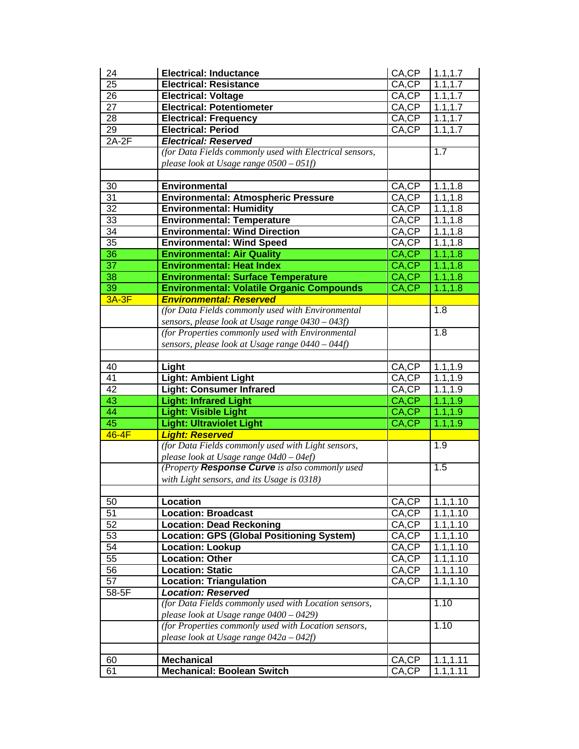| | | | |
|---|---|---|---|
| 24 | **Electrical: Inductance** | CA,CP | 1.1,1.7 |
| 25 | **Electrical: Resistance** | CA,CP | 1.1,1.7 |
| 26 | **Electrical: Voltage** | CA,CP | 1.1,1.7 |
| 27 | **Electrical: Potentiometer** | CA,CP | 1.1,1.7 |
| 28 | **Electrical: Frequency** | CA,CP | 1.1,1.7 |
| 29 | **Electrical: Period** | CA,CP | 1.1,1.7 |
| 2A-2F | ***Electrical: Reserved*** | | |
| | *(for Data Fields commonly used with Electrical sensors, please look at Usage range 0500 – 051f)* | | 1.7 |
| | | | |
| 30 | **Environmental** | CA,CP | 1.1,1.8 |
| 31 | **Environmental: Atmospheric Pressure** | CA,CP | 1.1,1.8 |
| 32 | **Environmental: Humidity** | CA,CP | 1.1,1.8 |
| 33 | **Environmental: Temperature** | CA,CP | 1.1,1.8 |
| 34 | **Environmental: Wind Direction** | CA,CP | 1.1,1.8 |
| 35 | **Environmental: Wind Speed** | CA,CP | 1.1,1.8 |
| 36 | **Environmental: Air Quality** | CA,CP | 1.1,1.8 |
| 37 | **Environmental: Heat Index** | CA,CP | 1.1,1.8 |
| 38 | **Environmental: Surface Temperature** | CA,CP | 1.1,1.8 |
| 39 | **Environmental: Volatile Organic Compounds** | CA,CP | 1.1,1.8 |
| 3A-3F | ***Environmental: Reserved*** | | |
| | *(for Data Fields commonly used with Environmental sensors, please look at Usage range 0430 – 043f)* | | 1.8 |
| | *(for Properties commonly used with Environmental sensors, please look at Usage range 0440 – 044f)* | | 1.8 |
| | | | |
| 40 | **Light** | CA,CP | 1.1,1.9 |
| 41 | **Light: Ambient Light** | CA,CP | 1.1,1.9 |
| 42 | **Light: Consumer Infrared** | CA,CP | 1.1,1.9 |
| 43 | **Light: Infrared Light** | CA,CP | 1.1,1.9 |
| 44 | **Light: Visible Light** | CA,CP | 1.1,1.9 |
| 45 | **Light: Ultraviolet Light** | CA,CP | 1.1,1.9 |
| 46-4F | ***Light: Reserved*** | | |
| | *(for Data Fields commonly used with Light sensors, please look at Usage range 04d0 – 04ef)* | | 1.9 |
| | *(Property **Response Curve** is also commonly used with Light sensors, and its Usage is 0318)* | | 1.5 |
| | | | |
| 50 | **Location** | CA,CP | 1.1,1.10 |
| 51 | **Location: Broadcast** | CA,CP | 1.1,1.10 |
| 52 | **Location: Dead Reckoning** | CA,CP | 1.1,1.10 |
| 53 | **Location: GPS (Global Positioning System)** | CA,CP | 1.1,1.10 |
| 54 | **Location: Lookup** | CA,CP | 1.1,1.10 |
| 55 | **Location: Other** | CA,CP | 1.1,1.10 |
| 56 | **Location: Static** | CA,CP | 1.1,1.10 |
| 57 | **Location: Triangulation** | CA,CP | 1.1,1.10 |
| 58-5F | ***Location: Reserved*** | | |
| | *(for Data Fields commonly used with Location sensors, please look at Usage range 0400 – 0429)* | | 1.10 |
| | *(for Properties commonly used with Location sensors, please look at Usage range 042a – 042f)* | | 1.10 |
| | | | |
| 60 | **Mechanical** | CA,CP | 1.1,1.11 |
| 61 | **Mechanical: Boolean Switch** | CA,CP | 1.1,1.11 |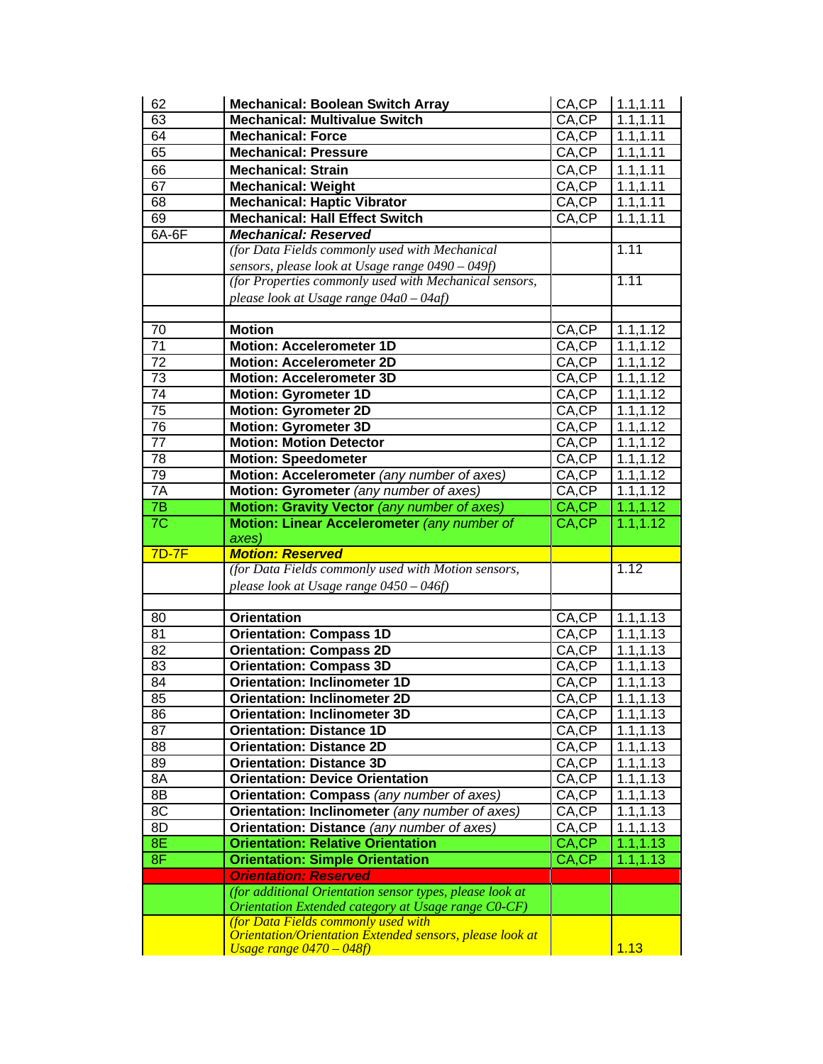| | | | |
|---|---|---|---|
| 62 | **Mechanical: Boolean Switch Array** | CA,CP | 1.1,1.11 |
| 63 | **Mechanical: Multivalue Switch** | CA,CP | 1.1,1.11 |
| 64 | **Mechanical: Force** | CA,CP | 1.1,1.11 |
| 65 | **Mechanical: Pressure** | CA,CP | 1.1,1.11 |
| 66 | **Mechanical: Strain** | CA,CP | 1.1,1.11 |
| 67 | **Mechanical: Weight** | CA,CP | 1.1,1.11 |
| 68 | **Mechanical: Haptic Vibrator** | CA,CP | 1.1,1.11 |
| 69 | **Mechanical: Hall Effect Switch** | CA,CP | 1.1,1.11 |
| 6A-6F | ***Mechanical: Reserved*** | | |
| | *(for Data Fields commonly used with Mechanical sensors, please look at Usage range 0490 – 049f)* | | 1.11 |
| | *(for Properties commonly used with Mechanical sensors, please look at Usage range 04a0 – 04af)* | | 1.11 |
| | | | |
| 70 | **Motion** | CA,CP | 1.1,1.12 |
| 71 | **Motion: Accelerometer 1D** | CA,CP | 1.1,1.12 |
| 72 | **Motion: Accelerometer 2D** | CA,CP | 1.1,1.12 |
| 73 | **Motion: Accelerometer 3D** | CA,CP | 1.1,1.12 |
| 74 | **Motion: Gyrometer 1D** | CA,CP | 1.1,1.12 |
| 75 | **Motion: Gyrometer 2D** | CA,CP | 1.1,1.12 |
| 76 | **Motion: Gyrometer 3D** | CA,CP | 1.1,1.12 |
| 77 | **Motion: Motion Detector** | CA,CP | 1.1,1.12 |
| 78 | **Motion: Speedometer** | CA,CP | 1.1,1.12 |
| 79 | **Motion: Accelerometer** *(any number of axes)* | CA,CP | 1.1,1.12 |
| 7A | **Motion: Gyrometer** *(any number of axes)* | CA,CP | 1.1,1.12 |
| 7B | **Motion: Gravity Vector** *(any number of axes)* | CA,CP | 1.1,1.12 |
| 7C | **Motion: Linear Accelerometer** *(any number of axes)* | CA,CP | 1.1,1.12 |
| 7D-7F | ***Motion: Reserved*** | | |
| | *(for Data Fields commonly used with Motion sensors, please look at Usage range 0450 – 046f)* | | 1.12 |
| | | | |
| 80 | **Orientation** | CA,CP | 1.1,1.13 |
| 81 | **Orientation: Compass 1D** | CA,CP | 1.1,1.13 |
| 82 | **Orientation: Compass 2D** | CA,CP | 1.1,1.13 |
| 83 | **Orientation: Compass 3D** | CA,CP | 1.1,1.13 |
| 84 | **Orientation: Inclinometer 1D** | CA,CP | 1.1,1.13 |
| 85 | **Orientation: Inclinometer 2D** | CA,CP | 1.1,1.13 |
| 86 | **Orientation: Inclinometer 3D** | CA,CP | 1.1,1.13 |
| 87 | **Orientation: Distance 1D** | CA,CP | 1.1,1.13 |
| 88 | **Orientation: Distance 2D** | CA,CP | 1.1,1.13 |
| 89 | **Orientation: Distance 3D** | CA,CP | 1.1,1.13 |
| 8A | **Orientation: Device Orientation** | CA,CP | 1.1,1.13 |
| 8B | **Orientation: Compass** *(any number of axes)* | CA,CP | 1.1,1.13 |
| 8C | **Orientation: Inclinometer** *(any number of axes)* | CA,CP | 1.1,1.13 |
| 8D | **Orientation: Distance** *(any number of axes)* | CA,CP | 1.1,1.13 |
| 8E | **Orientation: Relative Orientation** | CA,CP | 1.1,1.13 |
| 8F | **Orientation: Simple Orientation** | CA,CP | 1.1,1.13 |
| | ***Orientation: Reserved*** | | |
| | *(for additional Orientation sensor types, please look at Orientation Extended category at Usage range C0-CF)* | | |
| | *(for Data Fields commonly used with Orientation/Orientation Extended sensors, please look at Usage range 0470 – 048f)* | | 1.13 |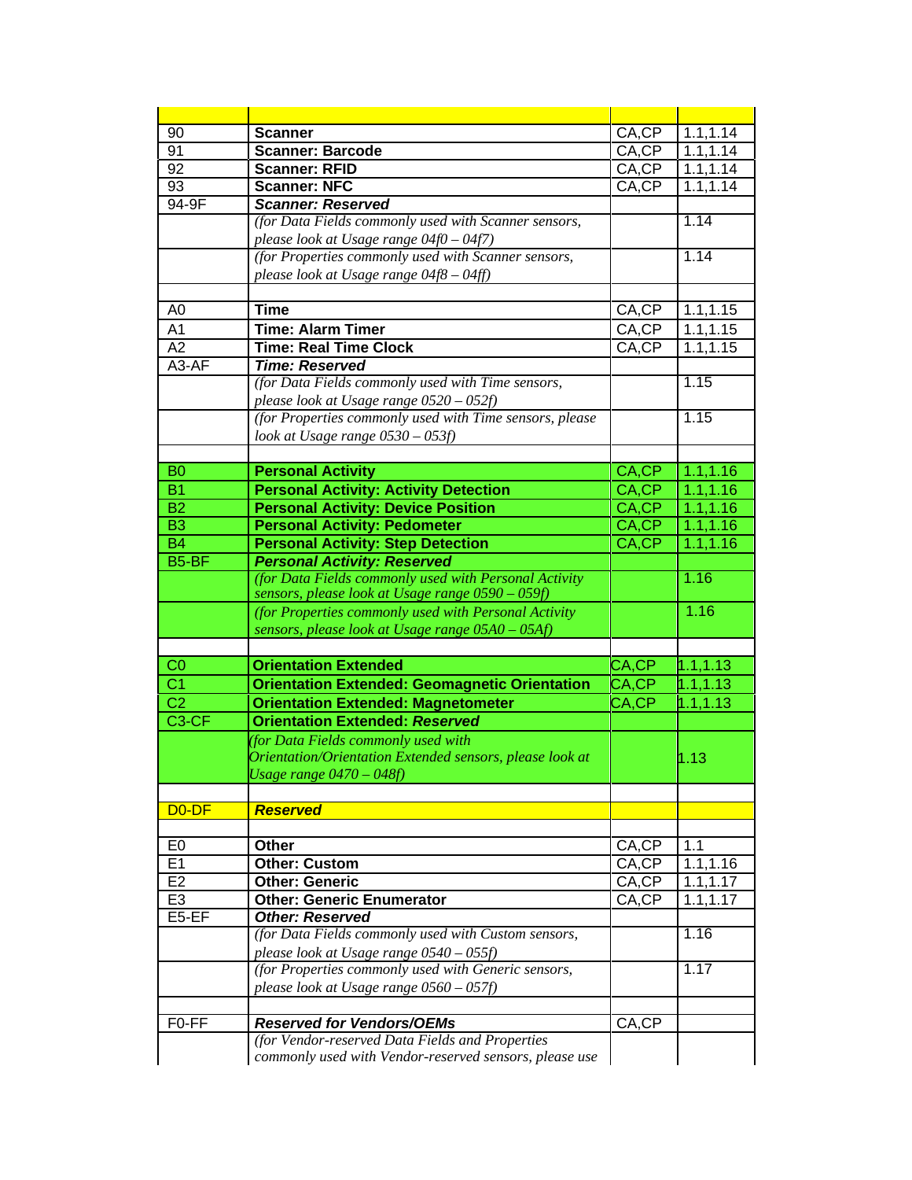| | | | |
|---|---|---|---|
| 90 | **Scanner** | CA,CP | 1.1,1.14 |
| 91 | **Scanner: Barcode** | CA,CP | 1.1,1.14 |
| 92 | **Scanner: RFID** | CA,CP | 1.1,1.14 |
| 93 | **Scanner: NFC** | CA,CP | 1.1,1.14 |
| 94-9F | ***Scanner: Reserved*** | | |
| | *(for Data Fields commonly used with Scanner sensors, please look at Usage range 04f0 – 04f7)* | | 1.14 |
| | *(for Properties commonly used with Scanner sensors, please look at Usage range 04f8 – 04ff)* | | 1.14 |
| | | | |
| A0 | **Time** | CA,CP | 1.1,1.15 |
| A1 | **Time: Alarm Timer** | CA,CP | 1.1,1.15 |
| A2 | **Time: Real Time Clock** | CA,CP | 1.1,1.15 |
| A3-AF | ***Time: Reserved*** | | |
| | *(for Data Fields commonly used with Time sensors, please look at Usage range 0520 – 052f)* | | 1.15 |
| | *(for Properties commonly used with Time sensors, please look at Usage range 0530 – 053f)* | | 1.15 |
| | | | |
| B0 | **Personal Activity** | CA,CP | 1.1,1.16 |
| B1 | **Personal Activity: Activity Detection** | CA,CP | 1.1,1.16 |
| B2 | **Personal Activity: Device Position** | CA,CP | 1.1,1.16 |
| B3 | **Personal Activity: Pedometer** | CA,CP | 1.1,1.16 |
| B4 | **Personal Activity: Step Detection** | CA,CP | 1.1,1.16 |
| B5-BF | ***Personal Activity: Reserved*** | | |
| | *(for Data Fields commonly used with Personal Activity sensors, please look at Usage range 0590 – 059f)* | | 1.16 |
| | *(for Properties commonly used with Personal Activity sensors, please look at Usage range 05A0 – 05Af)* | | 1.16 |
| | | | |
| C0 | **Orientation Extended** | CA,CP | 1.1,1.13 |
| C1 | **Orientation Extended: Geomagnetic Orientation** | CA,CP | 1.1,1.13 |
| C2 | **Orientation Extended: Magnetometer** | CA,CP | 1.1,1.13 |
| C3-CF | **Orientation Extended: *Reserved*** | | |
| | *(for Data Fields commonly used with Orientation/Orientation Extended sensors, please look at Usage range 0470 – 048f)* | | 1.13 |
| | | | |
| D0-DF | ***Reserved*** | | |
| | | | |
| E0 | **Other** | CA,CP | 1.1 |
| E1 | **Other: Custom** | CA,CP | 1.1,1.16 |
| E2 | **Other: Generic** | CA,CP | 1.1,1.17 |
| E3 | **Other: Generic Enumerator** | CA,CP | 1.1,1.17 |
| E5-EF | ***Other: Reserved*** | | |
| | *(for Data Fields commonly used with Custom sensors, please look at Usage range 0540 – 055f)* | | 1.16 |
| | *(for Properties commonly used with Generic sensors, please look at Usage range 0560 – 057f)* | | 1.17 |
| | | | |
| F0-FF | ***Reserved for Vendors/OEMs*** | CA,CP | |
| | *(for Vendor-reserved Data Fields and Properties commonly used with Vendor-reserved sensors, please use* | | |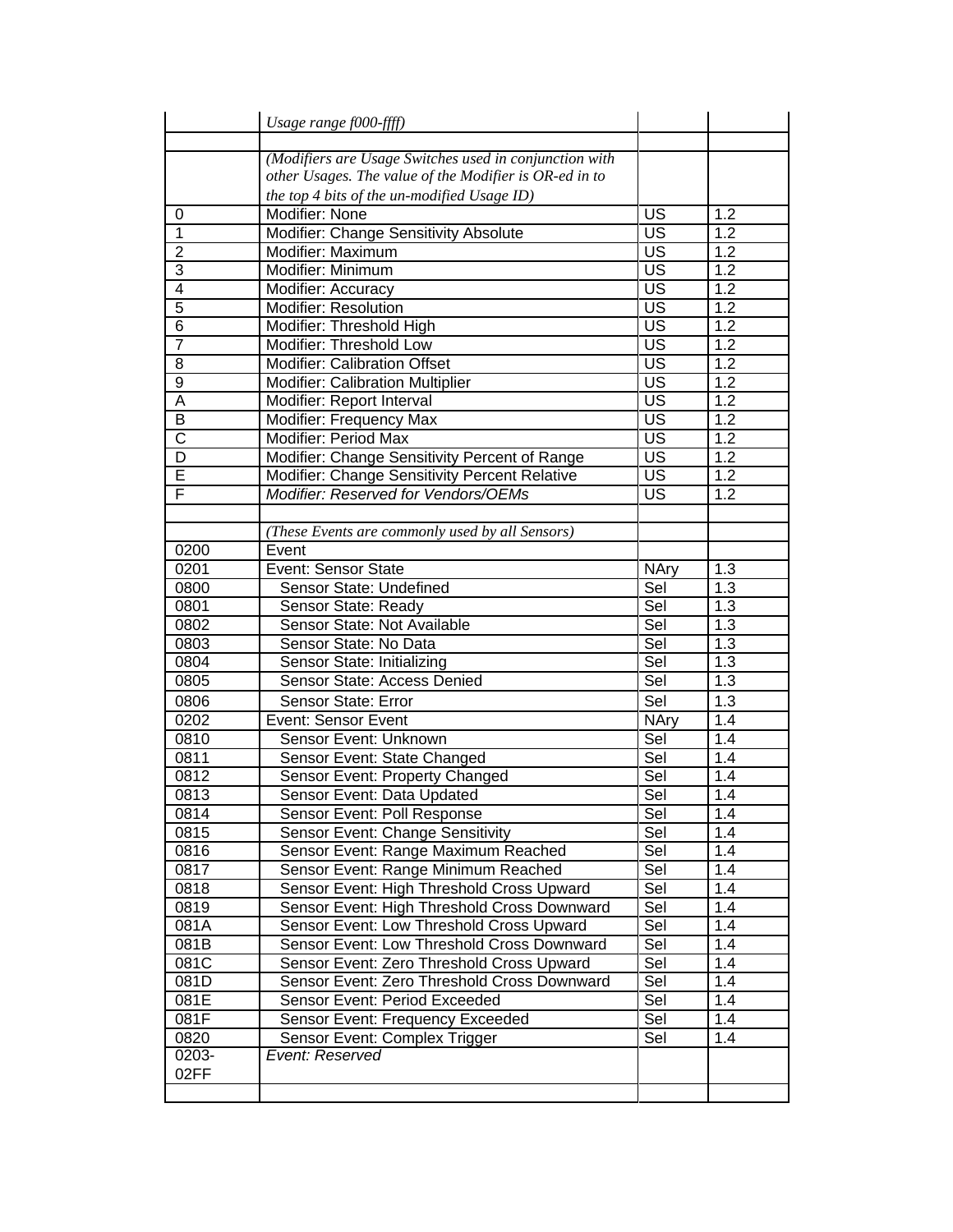| | | | |
|---|---|---|---|
| | *Usage range f000-ffff)* | | |
| | | | |
| | *(Modifiers are Usage Switches used in conjunction with other Usages. The value of the Modifier is OR-ed in to the top 4 bits of the un-modified Usage ID)* | | |
| 0 | Modifier: None | US | 1.2 |
| 1 | Modifier: Change Sensitivity Absolute | US | 1.2 |
| 2 | Modifier: Maximum | US | 1.2 |
| 3 | Modifier: Minimum | US | 1.2 |
| 4 | Modifier: Accuracy | US | 1.2 |
| 5 | Modifier: Resolution | US | 1.2 |
| 6 | Modifier: Threshold High | US | 1.2 |
| 7 | Modifier: Threshold Low | US | 1.2 |
| 8 | Modifier: Calibration Offset | US | 1.2 |
| 9 | Modifier: Calibration Multiplier | US | 1.2 |
| A | Modifier: Report Interval | US | 1.2 |
| B | Modifier: Frequency Max | US | 1.2 |
| C | Modifier: Period Max | US | 1.2 |
| D | Modifier: Change Sensitivity Percent of Range | US | 1.2 |
| E | Modifier: Change Sensitivity Percent Relative | US | 1.2 |
| F | *Modifier: Reserved for Vendors/OEMs* | US | 1.2 |
| | | | |
| | *(These Events are commonly used by all Sensors)* | | |
| 0200 | Event | | |
| 0201 | Event: Sensor State | NAry | 1.3 |
| 0800 | Sensor State: Undefined | Sel | 1.3 |
| 0801 | Sensor State: Ready | Sel | 1.3 |
| 0802 | Sensor State: Not Available | Sel | 1.3 |
| 0803 | Sensor State: No Data | Sel | 1.3 |
| 0804 | Sensor State: Initializing | Sel | 1.3 |
| 0805 | Sensor State: Access Denied | Sel | 1.3 |
| 0806 | Sensor State: Error | Sel | 1.3 |
| 0202 | Event: Sensor Event | NAry | 1.4 |
| 0810 | Sensor Event: Unknown | Sel | 1.4 |
| 0811 | Sensor Event: State Changed | Sel | 1.4 |
| 0812 | Sensor Event: Property Changed | Sel | 1.4 |
| 0813 | Sensor Event: Data Updated | Sel | 1.4 |
| 0814 | Sensor Event: Poll Response | Sel | 1.4 |
| 0815 | Sensor Event: Change Sensitivity | Sel | 1.4 |
| 0816 | Sensor Event: Range Maximum Reached | Sel | 1.4 |
| 0817 | Sensor Event: Range Minimum Reached | Sel | 1.4 |
| 0818 | Sensor Event: High Threshold Cross Upward | Sel | 1.4 |
| 0819 | Sensor Event: High Threshold Cross Downward | Sel | 1.4 |
| 081A | Sensor Event: Low Threshold Cross Upward | Sel | 1.4 |
| 081B | Sensor Event: Low Threshold Cross Downward | Sel | 1.4 |
| 081C | Sensor Event: Zero Threshold Cross Upward | Sel | 1.4 |
| 081D | Sensor Event: Zero Threshold Cross Downward | Sel | 1.4 |
| 081E | Sensor Event: Period Exceeded | Sel | 1.4 |
| 081F | Sensor Event: Frequency Exceeded | Sel | 1.4 |
| 0820 | Sensor Event: Complex Trigger | Sel | 1.4 |
| 0203-02FF | *Event: Reserved* | | |
| | | | |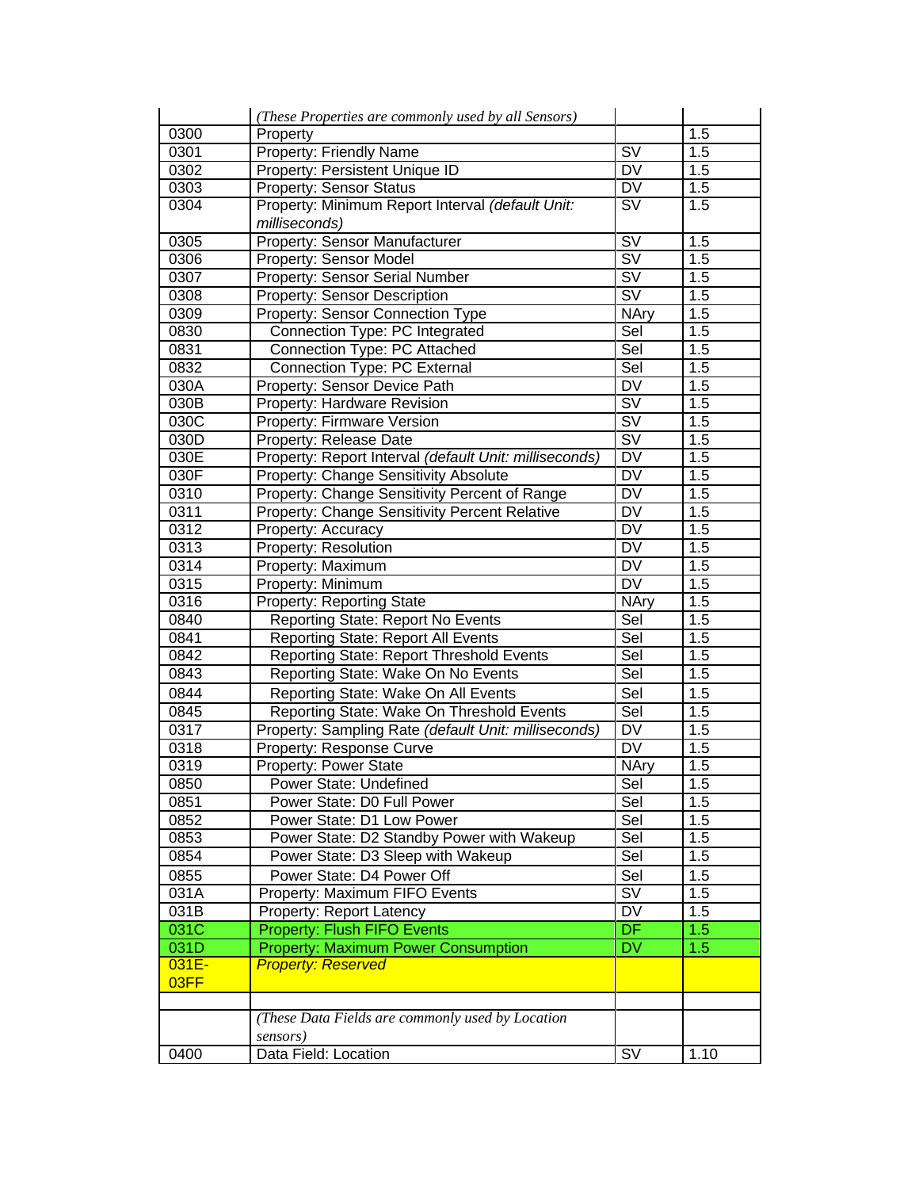| | *(These Properties are commonly used by all Sensors)* | | |
|---|---|---|---|
| 0300 | Property | | 1.5 |
| 0301 | Property: Friendly Name | SV | 1.5 |
| 0302 | Property: Persistent Unique ID | DV | 1.5 |
| 0303 | Property: Sensor Status | DV | 1.5 |
| 0304 | Property: Minimum Report Interval *(default Unit: milliseconds)* | SV | 1.5 |
| 0305 | Property: Sensor Manufacturer | SV | 1.5 |
| 0306 | Property: Sensor Model | SV | 1.5 |
| 0307 | Property: Sensor Serial Number | SV | 1.5 |
| 0308 | Property: Sensor Description | SV | 1.5 |
| 0309 | Property: Sensor Connection Type | NAry | 1.5 |
| 0830 | Connection Type: PC Integrated | Sel | 1.5 |
| 0831 | Connection Type: PC Attached | Sel | 1.5 |
| 0832 | Connection Type: PC External | Sel | 1.5 |
| 030A | Property: Sensor Device Path | DV | 1.5 |
| 030B | Property: Hardware Revision | SV | 1.5 |
| 030C | Property: Firmware Version | SV | 1.5 |
| 030D | Property: Release Date | SV | 1.5 |
| 030E | Property: Report Interval *(default Unit: milliseconds)* | DV | 1.5 |
| 030F | Property: Change Sensitivity Absolute | DV | 1.5 |
| 0310 | Property: Change Sensitivity Percent of Range | DV | 1.5 |
| 0311 | Property: Change Sensitivity Percent Relative | DV | 1.5 |
| 0312 | Property: Accuracy | DV | 1.5 |
| 0313 | Property: Resolution | DV | 1.5 |
| 0314 | Property: Maximum | DV | 1.5 |
| 0315 | Property: Minimum | DV | 1.5 |
| 0316 | Property: Reporting State | NAry | 1.5 |
| 0840 | Reporting State: Report No Events | Sel | 1.5 |
| 0841 | Reporting State: Report All Events | Sel | 1.5 |
| 0842 | Reporting State: Report Threshold Events | Sel | 1.5 |
| 0843 | Reporting State: Wake On No Events | Sel | 1.5 |
| 0844 | Reporting State: Wake On All Events | Sel | 1.5 |
| 0845 | Reporting State: Wake On Threshold Events | Sel | 1.5 |
| 0317 | Property: Sampling Rate *(default Unit: milliseconds)* | DV | 1.5 |
| 0318 | Property: Response Curve | DV | 1.5 |
| 0319 | Property: Power State | NAry | 1.5 |
| 0850 | Power State: Undefined | Sel | 1.5 |
| 0851 | Power State: D0 Full Power | Sel | 1.5 |
| 0852 | Power State: D1 Low Power | Sel | 1.5 |
| 0853 | Power State: D2 Standby Power with Wakeup | Sel | 1.5 |
| 0854 | Power State: D3 Sleep with Wakeup | Sel | 1.5 |
| 0855 | Power State: D4 Power Off | Sel | 1.5 |
| 031A | Property: Maximum FIFO Events | SV | 1.5 |
| 031B | Property: Report Latency | DV | 1.5 |
| 031C | Property: Flush FIFO Events | DF | 1.5 |
| 031D | Property: Maximum Power Consumption | DV | 1.5 |
| 031E-03FF | *Property: Reserved* | | |
| | | | |
| | *(These Data Fields are commonly used by Location sensors)* | | |
| 0400 | Data Field: Location | SV | 1.10 |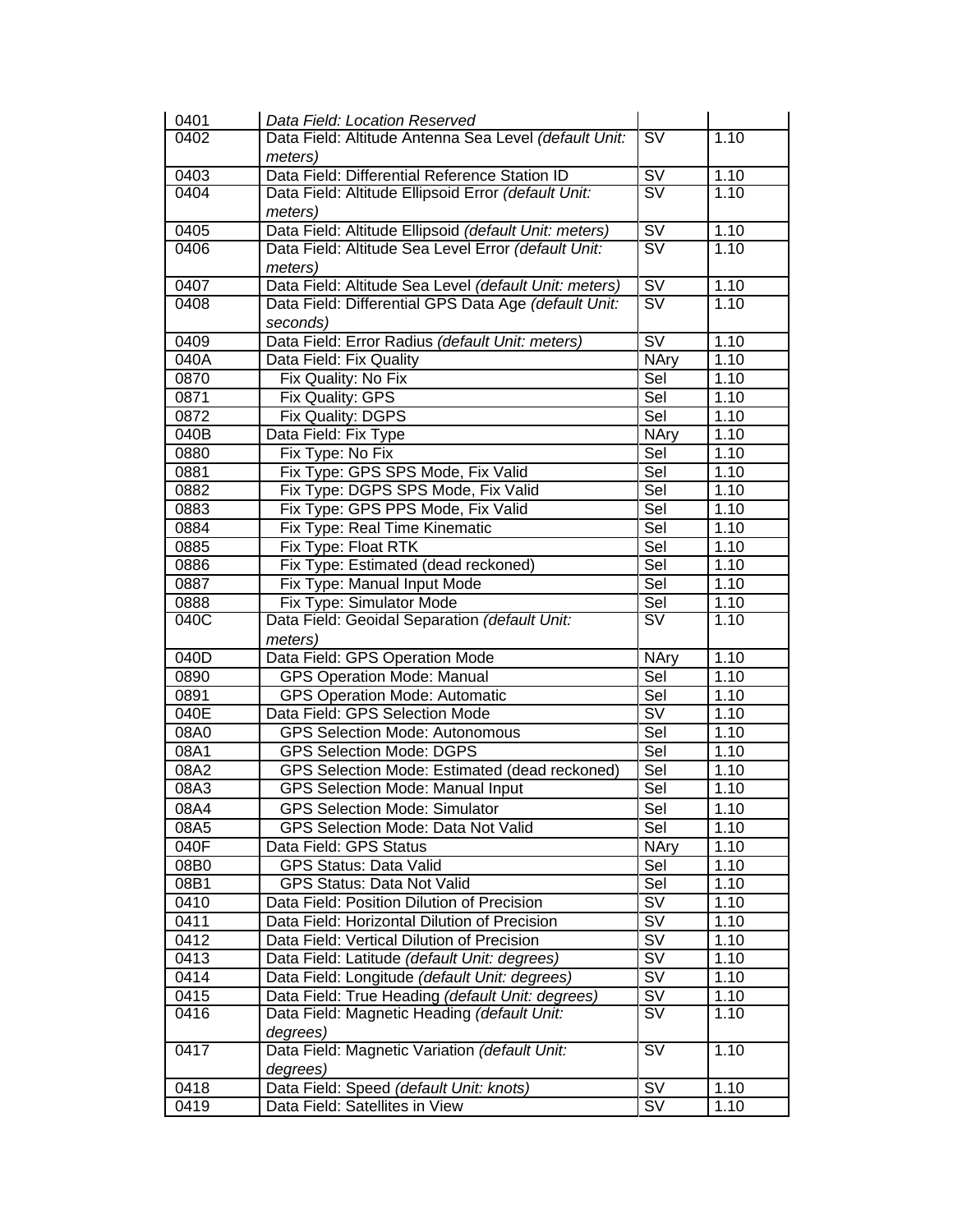| | | | |
|---|---|---|---|
| 0401 | *Data Field: Location Reserved* | | |
| 0402 | Data Field: Altitude Antenna Sea Level *(default Unit: meters)* | SV | 1.10 |
| 0403 | Data Field: Differential Reference Station ID | SV | 1.10 |
| 0404 | Data Field: Altitude Ellipsoid Error *(default Unit: meters)* | SV | 1.10 |
| 0405 | Data Field: Altitude Ellipsoid *(default Unit: meters)* | SV | 1.10 |
| 0406 | Data Field: Altitude Sea Level Error *(default Unit: meters)* | SV | 1.10 |
| 0407 | Data Field: Altitude Sea Level *(default Unit: meters)* | SV | 1.10 |
| 0408 | Data Field: Differential GPS Data Age *(default Unit: seconds)* | SV | 1.10 |
| 0409 | Data Field: Error Radius *(default Unit: meters)* | SV | 1.10 |
| 040A | Data Field: Fix Quality | NAry | 1.10 |
| 0870 | Fix Quality: No Fix | Sel | 1.10 |
| 0871 | Fix Quality: GPS | Sel | 1.10 |
| 0872 | Fix Quality: DGPS | Sel | 1.10 |
| 040B | Data Field: Fix Type | NAry | 1.10 |
| 0880 | Fix Type: No Fix | Sel | 1.10 |
| 0881 | Fix Type: GPS SPS Mode, Fix Valid | Sel | 1.10 |
| 0882 | Fix Type: DGPS SPS Mode, Fix Valid | Sel | 1.10 |
| 0883 | Fix Type: GPS PPS Mode, Fix Valid | Sel | 1.10 |
| 0884 | Fix Type: Real Time Kinematic | Sel | 1.10 |
| 0885 | Fix Type: Float RTK | Sel | 1.10 |
| 0886 | Fix Type: Estimated (dead reckoned) | Sel | 1.10 |
| 0887 | Fix Type: Manual Input Mode | Sel | 1.10 |
| 0888 | Fix Type: Simulator Mode | Sel | 1.10 |
| 040C | Data Field: Geoidal Separation *(default Unit: meters)* | SV | 1.10 |
| 040D | Data Field: GPS Operation Mode | NAry | 1.10 |
| 0890 | GPS Operation Mode: Manual | Sel | 1.10 |
| 0891 | GPS Operation Mode: Automatic | Sel | 1.10 |
| 040E | Data Field: GPS Selection Mode | SV | 1.10 |
| 08A0 | GPS Selection Mode: Autonomous | Sel | 1.10 |
| 08A1 | GPS Selection Mode: DGPS | Sel | 1.10 |
| 08A2 | GPS Selection Mode: Estimated (dead reckoned) | Sel | 1.10 |
| 08A3 | GPS Selection Mode: Manual Input | Sel | 1.10 |
| 08A4 | GPS Selection Mode: Simulator | Sel | 1.10 |
| 08A5 | GPS Selection Mode: Data Not Valid | Sel | 1.10 |
| 040F | Data Field: GPS Status | NAry | 1.10 |
| 08B0 | GPS Status: Data Valid | Sel | 1.10 |
| 08B1 | GPS Status: Data Not Valid | Sel | 1.10 |
| 0410 | Data Field: Position Dilution of Precision | SV | 1.10 |
| 0411 | Data Field: Horizontal Dilution of Precision | SV | 1.10 |
| 0412 | Data Field: Vertical Dilution of Precision | SV | 1.10 |
| 0413 | Data Field: Latitude *(default Unit: degrees)* | SV | 1.10 |
| 0414 | Data Field: Longitude *(default Unit: degrees)* | SV | 1.10 |
| 0415 | Data Field: True Heading *(default Unit: degrees)* | SV | 1.10 |
| 0416 | Data Field: Magnetic Heading *(default Unit: degrees)* | SV | 1.10 |
| 0417 | Data Field: Magnetic Variation *(default Unit: degrees)* | SV | 1.10 |
| 0418 | Data Field: Speed *(default Unit: knots)* | SV | 1.10 |
| 0419 | Data Field: Satellites in View | SV | 1.10 |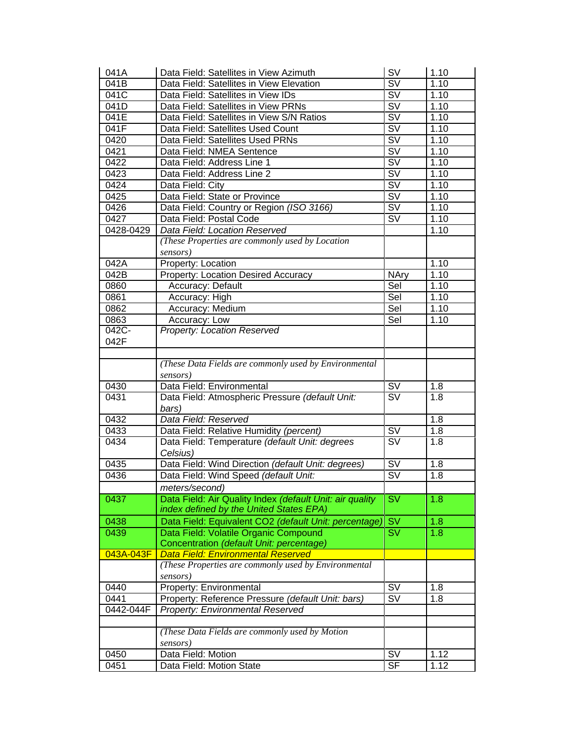| | | | |
|---|---|---|---|
| 041A | Data Field: Satellites in View Azimuth | SV | 1.10 |
| 041B | Data Field: Satellites in View Elevation | SV | 1.10 |
| 041C | Data Field: Satellites in View IDs | SV | 1.10 |
| 041D | Data Field: Satellites in View PRNs | SV | 1.10 |
| 041E | Data Field: Satellites in View S/N Ratios | SV | 1.10 |
| 041F | Data Field: Satellites Used Count | SV | 1.10 |
| 0420 | Data Field: Satellites Used PRNs | SV | 1.10 |
| 0421 | Data Field: NMEA Sentence | SV | 1.10 |
| 0422 | Data Field: Address Line 1 | SV | 1.10 |
| 0423 | Data Field: Address Line 2 | SV | 1.10 |
| 0424 | Data Field: City | SV | 1.10 |
| 0425 | Data Field: State or Province | SV | 1.10 |
| 0426 | Data Field: Country or Region *(ISO 3166)* | SV | 1.10 |
| 0427 | Data Field: Postal Code | SV | 1.10 |
| 0428-0429 | *Data Field: Location Reserved* | | 1.10 |
| | *(These Properties are commonly used by Location sensors)* | | |
| 042A | Property: Location | | 1.10 |
| 042B | Property: Location Desired Accuracy | NAry | 1.10 |
| 0860 | Accuracy: Default | Sel | 1.10 |
| 0861 | Accuracy: High | Sel | 1.10 |
| 0862 | Accuracy: Medium | Sel | 1.10 |
| 0863 | Accuracy: Low | Sel | 1.10 |
| 042C-042F | *Property: Location Reserved* | | |
| | | | |
| | *(These Data Fields are commonly used by Environmental sensors)* | | |
| 0430 | Data Field: Environmental | SV | 1.8 |
| 0431 | Data Field: Atmospheric Pressure *(default Unit: bars)* | SV | 1.8 |
| 0432 | *Data Field: Reserved* | | 1.8 |
| 0433 | Data Field: Relative Humidity *(percent)* | SV | 1.8 |
| 0434 | Data Field: Temperature *(default Unit: degrees Celsius)* | SV | 1.8 |
| 0435 | Data Field: Wind Direction *(default Unit: degrees)* | SV | 1.8 |
| 0436 | Data Field: Wind Speed *(default Unit: meters/second)* | SV | 1.8 |
| 0437 | Data Field: Air Quality Index *(default Unit: air quality index defined by the United States EPA)* | SV | 1.8 |
| 0438 | Data Field: Equivalent CO2 *(default Unit: percentage)* | SV | 1.8 |
| 0439 | Data Field: Volatile Organic Compound Concentration *(default Unit: percentage)* | SV | 1.8 |
| 043A-043F | *Data Field: Environmental Reserved* | | |
| | *(These Properties are commonly used by Environmental sensors)* | | |
| 0440 | Property: Environmental | SV | 1.8 |
| 0441 | Property: Reference Pressure *(default Unit: bars)* | SV | 1.8 |
| 0442-044F | *Property: Environmental Reserved* | | |
| | | | |
| | *(These Data Fields are commonly used by Motion sensors)* | | |
| 0450 | Data Field: Motion | SV | 1.12 |
| 0451 | Data Field: Motion State | SF | 1.12 |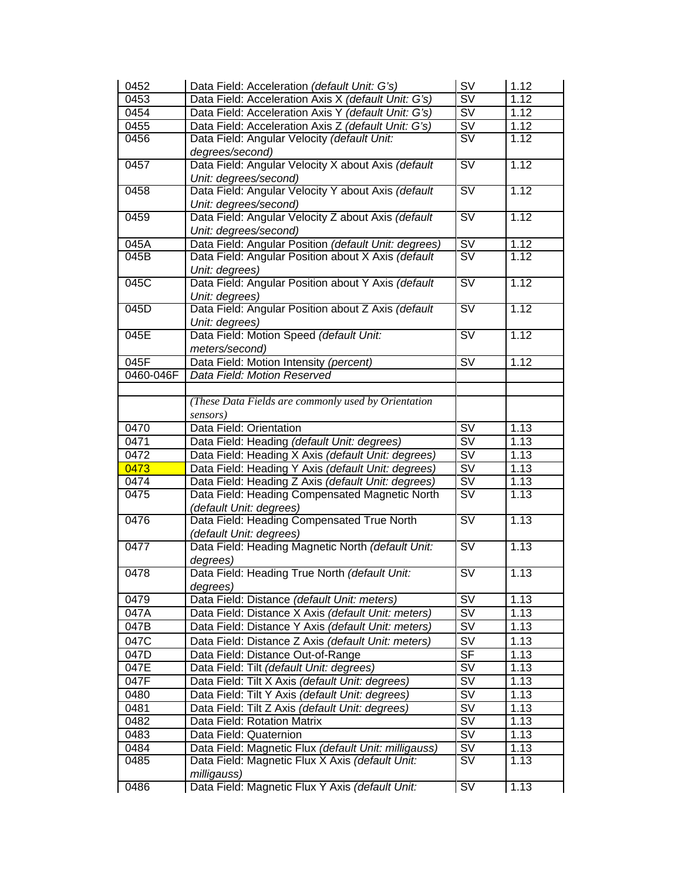| | | | |
|---|---|---|---|
| 0452 | Data Field: Acceleration *(default Unit: G's)* | SV | 1.12 |
| 0453 | Data Field: Acceleration Axis X *(default Unit: G's)* | SV | 1.12 |
| 0454 | Data Field: Acceleration Axis Y *(default Unit: G's)* | SV | 1.12 |
| 0455 | Data Field: Acceleration Axis Z *(default Unit: G's)* | SV | 1.12 |
| 0456 | Data Field: Angular Velocity *(default Unit: degrees/second)* | SV | 1.12 |
| 0457 | Data Field: Angular Velocity X about Axis *(default Unit: degrees/second)* | SV | 1.12 |
| 0458 | Data Field: Angular Velocity Y about Axis *(default Unit: degrees/second)* | SV | 1.12 |
| 0459 | Data Field: Angular Velocity Z about Axis *(default Unit: degrees/second)* | SV | 1.12 |
| 045A | Data Field: Angular Position *(default Unit: degrees)* | SV | 1.12 |
| 045B | Data Field: Angular Position about X Axis *(default Unit: degrees)* | SV | 1.12 |
| 045C | Data Field: Angular Position about Y Axis *(default Unit: degrees)* | SV | 1.12 |
| 045D | Data Field: Angular Position about Z Axis *(default Unit: degrees)* | SV | 1.12 |
| 045E | Data Field: Motion Speed *(default Unit: meters/second)* | SV | 1.12 |
| 045F | Data Field: Motion Intensity *(percent)* | SV | 1.12 |
| 0460-046F | *Data Field: Motion Reserved* | | |
| | | | |
| | *(These Data Fields are commonly used by Orientation sensors)* | | |
| 0470 | Data Field: Orientation | SV | 1.13 |
| 0471 | Data Field: Heading *(default Unit: degrees)* | SV | 1.13 |
| 0472 | Data Field: Heading X Axis *(default Unit: degrees)* | SV | 1.13 |
| 0473 | Data Field: Heading Y Axis *(default Unit: degrees)* | SV | 1.13 |
| 0474 | Data Field: Heading Z Axis *(default Unit: degrees)* | SV | 1.13 |
| 0475 | Data Field: Heading Compensated Magnetic North *(default Unit: degrees)* | SV | 1.13 |
| 0476 | Data Field: Heading Compensated True North *(default Unit: degrees)* | SV | 1.13 |
| 0477 | Data Field: Heading Magnetic North *(default Unit: degrees)* | SV | 1.13 |
| 0478 | Data Field: Heading True North *(default Unit: degrees)* | SV | 1.13 |
| 0479 | Data Field: Distance *(default Unit: meters)* | SV | 1.13 |
| 047A | Data Field: Distance X Axis *(default Unit: meters)* | SV | 1.13 |
| 047B | Data Field: Distance Y Axis *(default Unit: meters)* | SV | 1.13 |
| 047C | Data Field: Distance Z Axis *(default Unit: meters)* | SV | 1.13 |
| 047D | Data Field: Distance Out-of-Range | SF | 1.13 |
| 047E | Data Field: Tilt *(default Unit: degrees)* | SV | 1.13 |
| 047F | Data Field: Tilt X Axis *(default Unit: degrees)* | SV | 1.13 |
| 0480 | Data Field: Tilt Y Axis *(default Unit: degrees)* | SV | 1.13 |
| 0481 | Data Field: Tilt Z Axis *(default Unit: degrees)* | SV | 1.13 |
| 0482 | Data Field: Rotation Matrix | SV | 1.13 |
| 0483 | Data Field: Quaternion | SV | 1.13 |
| 0484 | Data Field: Magnetic Flux *(default Unit: milligauss)* | SV | 1.13 |
| 0485 | Data Field: Magnetic Flux X Axis *(default Unit: milligauss)* | SV | 1.13 |
| 0486 | Data Field: Magnetic Flux Y Axis *(default Unit:* | SV | 1.13 |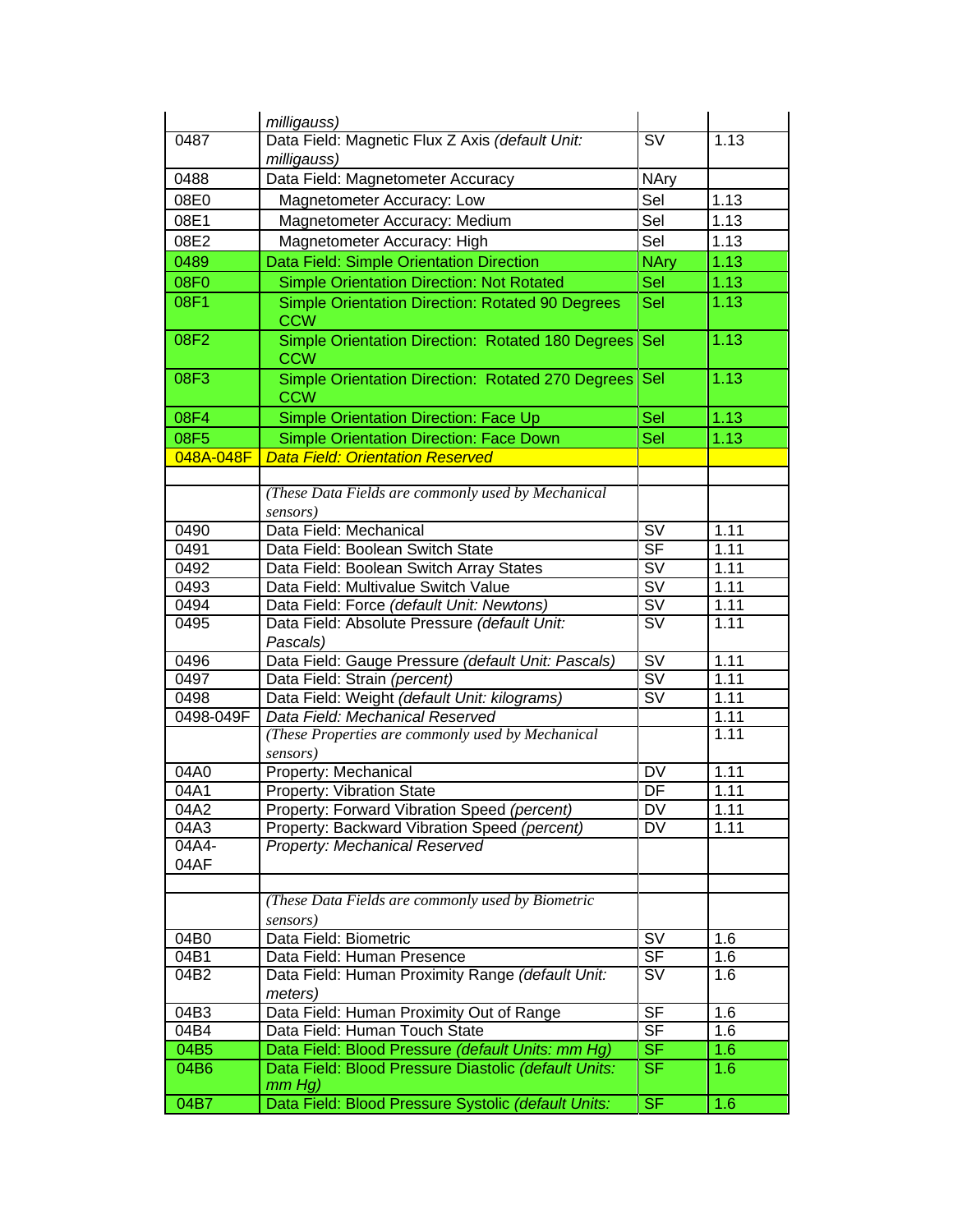| | | | |
|---|---|---|---|
| | *milligauss)* | | |
| 0487 | Data Field: Magnetic Flux Z Axis *(default Unit: milligauss)* | SV | 1.13 |
| 0488 | Data Field: Magnetometer Accuracy | NAry | |
| 08E0 | Magnetometer Accuracy: Low | Sel | 1.13 |
| 08E1 | Magnetometer Accuracy: Medium | Sel | 1.13 |
| 08E2 | Magnetometer Accuracy: High | Sel | 1.13 |
| 0489 | Data Field: Simple Orientation Direction | NAry | 1.13 |
| 08F0 | Simple Orientation Direction: Not Rotated | Sel | 1.13 |
| 08F1 | Simple Orientation Direction: Rotated 90 Degrees CCW | Sel | 1.13 |
| 08F2 | Simple Orientation Direction: Rotated 180 Degrees CCW | Sel | 1.13 |
| 08F3 | Simple Orientation Direction: Rotated 270 Degrees CCW | Sel | 1.13 |
| 08F4 | Simple Orientation Direction: Face Up | Sel | 1.13 |
| 08F5 | Simple Orientation Direction: Face Down | Sel | 1.13 |
| 048A-048F | *Data Field: Orientation Reserved* | | |
| | | | |
| | *(These Data Fields are commonly used by Mechanical sensors)* | | |
| 0490 | Data Field: Mechanical | SV | 1.11 |
| 0491 | Data Field: Boolean Switch State | SF | 1.11 |
| 0492 | Data Field: Boolean Switch Array States | SV | 1.11 |
| 0493 | Data Field: Multivalue Switch Value | SV | 1.11 |
| 0494 | Data Field: Force *(default Unit: Newtons)* | SV | 1.11 |
| 0495 | Data Field: Absolute Pressure *(default Unit: Pascals)* | SV | 1.11 |
| 0496 | Data Field: Gauge Pressure *(default Unit: Pascals)* | SV | 1.11 |
| 0497 | Data Field: Strain *(percent)* | SV | 1.11 |
| 0498 | Data Field: Weight *(default Unit: kilograms)* | SV | 1.11 |
| 0498-049F | *Data Field: Mechanical Reserved* | | 1.11 |
| | *(These Properties are commonly used by Mechanical sensors)* | | 1.11 |
| 04A0 | Property: Mechanical | DV | 1.11 |
| 04A1 | Property: Vibration State | DF | 1.11 |
| 04A2 | Property: Forward Vibration Speed *(percent)* | DV | 1.11 |
| 04A3 | Property: Backward Vibration Speed *(percent)* | DV | 1.11 |
| 04A4-04AF | *Property: Mechanical Reserved* | | |
| | | | |
| | *(These Data Fields are commonly used by Biometric sensors)* | | |
| 04B0 | Data Field: Biometric | SV | 1.6 |
| 04B1 | Data Field: Human Presence | SF | 1.6 |
| 04B2 | Data Field: Human Proximity Range *(default Unit: meters)* | SV | 1.6 |
| 04B3 | Data Field: Human Proximity Out of Range | SF | 1.6 |
| 04B4 | Data Field: Human Touch State | SF | 1.6 |
| 04B5 | Data Field: Blood Pressure *(default Units: mm Hg)* | SF | 1.6 |
| 04B6 | Data Field: Blood Pressure Diastolic *(default Units: mm Hg)* | SF | 1.6 |
| 04B7 | Data Field: Blood Pressure Systolic *(default Units:* | SF | 1.6 |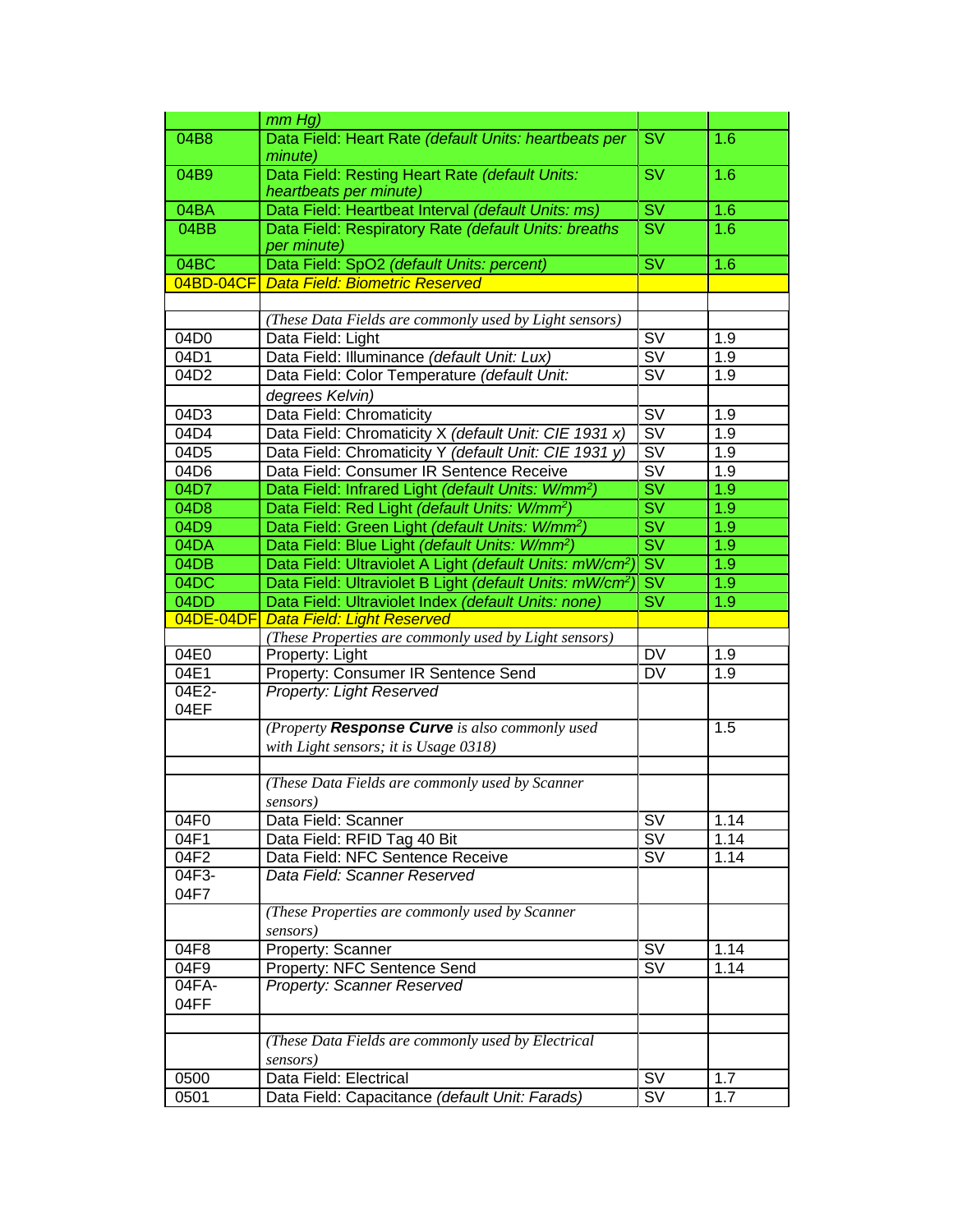| | | | |
|---|---|---|---|
| | *mm Hg)* | | |
| 04B8 | Data Field: Heart Rate *(default Units: heartbeats per minute)* | SV | 1.6 |
| 04B9 | Data Field: Resting Heart Rate *(default Units: heartbeats per minute)* | SV | 1.6 |
| 04BA | Data Field: Heartbeat Interval *(default Units: ms)* | SV | 1.6 |
| 04BB | Data Field: Respiratory Rate *(default Units: breaths per minute)* | SV | 1.6 |
| 04BC | Data Field: SpO2 *(default Units: percent)* | SV | 1.6 |
| 04BD-04CF | *Data Field: Biometric Reserved* | | |
| | | | |
| | *(These Data Fields are commonly used by Light sensors)* | | |
| 04D0 | Data Field: Light | SV | 1.9 |
| 04D1 | Data Field: Illuminance *(default Unit: Lux)* | SV | 1.9 |
| 04D2 | Data Field: Color Temperature *(default Unit:* | SV | 1.9 |
| | *degrees Kelvin)* | | |
| 04D3 | Data Field: Chromaticity | SV | 1.9 |
| 04D4 | Data Field: Chromaticity X *(default Unit: CIE 1931 x)* | SV | 1.9 |
| 04D5 | Data Field: Chromaticity Y *(default Unit: CIE 1931 y)* | SV | 1.9 |
| 04D6 | Data Field: Consumer IR Sentence Receive | SV | 1.9 |
| 04D7 | Data Field: Infrared Light *(default Units: $W/mm^2$)* | SV | 1.9 |
| 04D8 | Data Field: Red Light *(default Units: $W/mm^2$)* | SV | 1.9 |
| 04D9 | Data Field: Green Light *(default Units: $W/mm^2$)* | SV | 1.9 |
| 04DA | Data Field: Blue Light *(default Units: $W/mm^2$)* | SV | 1.9 |
| 04DB | Data Field: Ultraviolet A Light *(default Units: $mW/cm^2$)* | SV | 1.9 |
| 04DC | Data Field: Ultraviolet B Light *(default Units: $mW/cm^2$)* | SV | 1.9 |
| 04DD | Data Field: Ultraviolet Index *(default Units: none)* | SV | 1.9 |
| 04DE-04DF | *Data Field: Light Reserved* | | |
| | *(These Properties are commonly used by Light sensors)* | | |
| 04E0 | Property: Light | DV | 1.9 |
| 04E1 | Property: Consumer IR Sentence Send | DV | 1.9 |
| 04E2-04EF | *Property: Light Reserved* | | |
| | *(Property **Response Curve** is also commonly used with Light sensors; it is Usage 0318)* | | 1.5 |
| | | | |
| | *(These Data Fields are commonly used by Scanner sensors)* | | |
| 04F0 | Data Field: Scanner | SV | 1.14 |
| 04F1 | Data Field: RFID Tag 40 Bit | SV | 1.14 |
| 04F2 | Data Field: NFC Sentence Receive | SV | 1.14 |
| 04F3-04F7 | *Data Field: Scanner Reserved* | | |
| | *(These Properties are commonly used by Scanner sensors)* | | |
| 04F8 | Property: Scanner | SV | 1.14 |
| 04F9 | Property: NFC Sentence Send | SV | 1.14 |
| 04FA-04FF | *Property: Scanner Reserved* | | |
| | | | |
| | *(These Data Fields are commonly used by Electrical sensors)* | | |
| 0500 | Data Field: Electrical | SV | 1.7 |
| 0501 | Data Field: Capacitance *(default Unit: Farads)* | SV | 1.7 |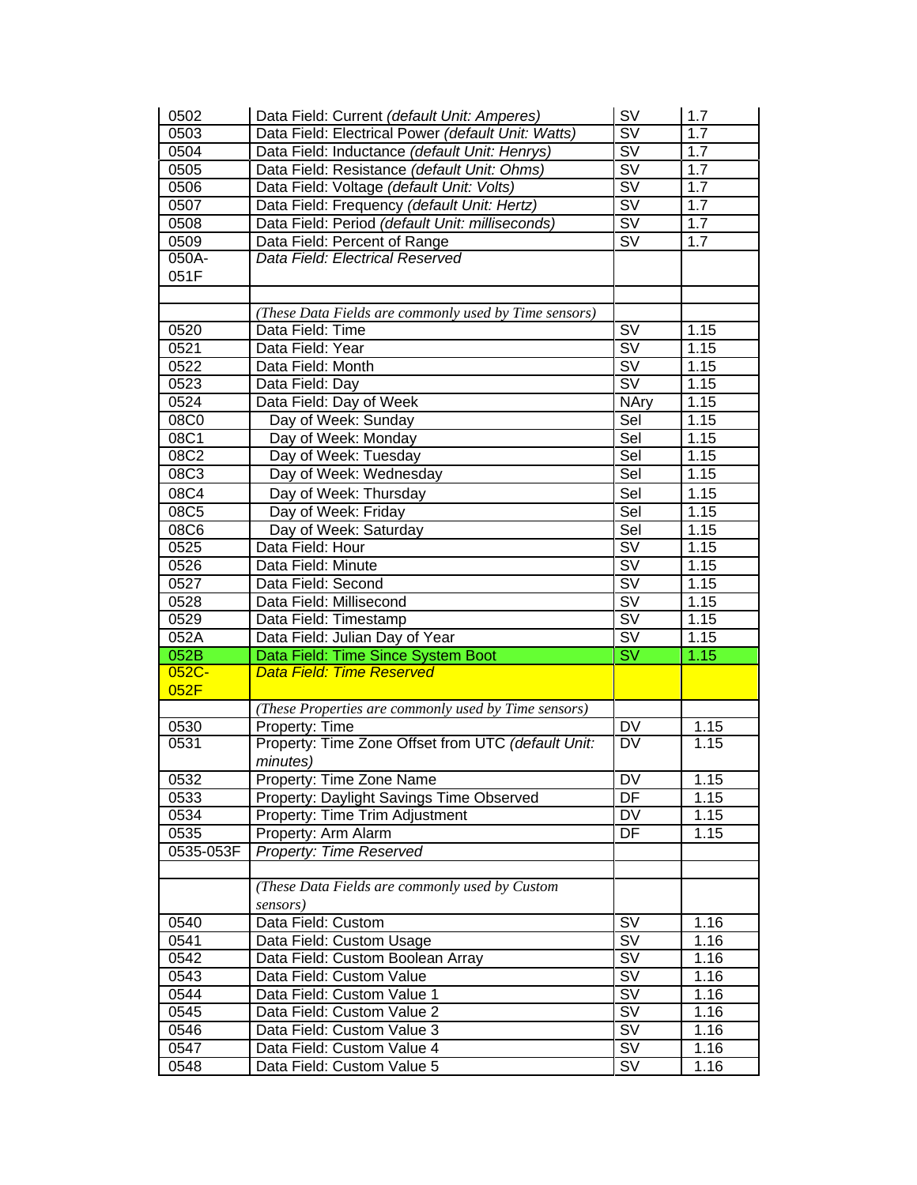| | | | |
|---|---|---|---|
| 0502 | Data Field: Current *(default Unit: Amperes)* | SV | 1.7 |
| 0503 | Data Field: Electrical Power *(default Unit: Watts)* | SV | 1.7 |
| 0504 | Data Field: Inductance *(default Unit: Henrys)* | SV | 1.7 |
| 0505 | Data Field: Resistance *(default Unit: Ohms)* | SV | 1.7 |
| 0506 | Data Field: Voltage *(default Unit: Volts)* | SV | 1.7 |
| 0507 | Data Field: Frequency *(default Unit: Hertz)* | SV | 1.7 |
| 0508 | Data Field: Period *(default Unit: milliseconds)* | SV | 1.7 |
| 0509 | Data Field: Percent of Range | SV | 1.7 |
| 050A-051F | *Data Field: Electrical Reserved* | | |
| | | | |
| | *(These Data Fields are commonly used by Time sensors)* | | |
| 0520 | Data Field: Time | SV | 1.15 |
| 0521 | Data Field: Year | SV | 1.15 |
| 0522 | Data Field: Month | SV | 1.15 |
| 0523 | Data Field: Day | SV | 1.15 |
| 0524 | Data Field: Day of Week | NAry | 1.15 |
| 08C0 | Day of Week: Sunday | Sel | 1.15 |
| 08C1 | Day of Week: Monday | Sel | 1.15 |
| 08C2 | Day of Week: Tuesday | Sel | 1.15 |
| 08C3 | Day of Week: Wednesday | Sel | 1.15 |
| 08C4 | Day of Week: Thursday | Sel | 1.15 |
| 08C5 | Day of Week: Friday | Sel | 1.15 |
| 08C6 | Day of Week: Saturday | Sel | 1.15 |
| 0525 | Data Field: Hour | SV | 1.15 |
| 0526 | Data Field: Minute | SV | 1.15 |
| 0527 | Data Field: Second | SV | 1.15 |
| 0528 | Data Field: Millisecond | SV | 1.15 |
| 0529 | Data Field: Timestamp | SV | 1.15 |
| 052A | Data Field: Julian Day of Year | SV | 1.15 |
| 052B | Data Field: Time Since System Boot | SV | 1.15 |
| 052C-052F | *Data Field: Time Reserved* | | |
| | *(These Properties are commonly used by Time sensors)* | | |
| 0530 | Property: Time | DV | 1.15 |
| 0531 | Property: Time Zone Offset from UTC *(default Unit: minutes)* | DV | 1.15 |
| 0532 | Property: Time Zone Name | DV | 1.15 |
| 0533 | Property: Daylight Savings Time Observed | DF | 1.15 |
| 0534 | Property: Time Trim Adjustment | DV | 1.15 |
| 0535 | Property: Arm Alarm | DF | 1.15 |
| 0535-053F | *Property: Time Reserved* | | |
| | | | |
| | *(These Data Fields are commonly used by Custom sensors)* | | |
| 0540 | Data Field: Custom | SV | 1.16 |
| 0541 | Data Field: Custom Usage | SV | 1.16 |
| 0542 | Data Field: Custom Boolean Array | SV | 1.16 |
| 0543 | Data Field: Custom Value | SV | 1.16 |
| 0544 | Data Field: Custom Value 1 | SV | 1.16 |
| 0545 | Data Field: Custom Value 2 | SV | 1.16 |
| 0546 | Data Field: Custom Value 3 | SV | 1.16 |
| 0547 | Data Field: Custom Value 4 | SV | 1.16 |
| 0548 | Data Field: Custom Value 5 | SV | 1.16 |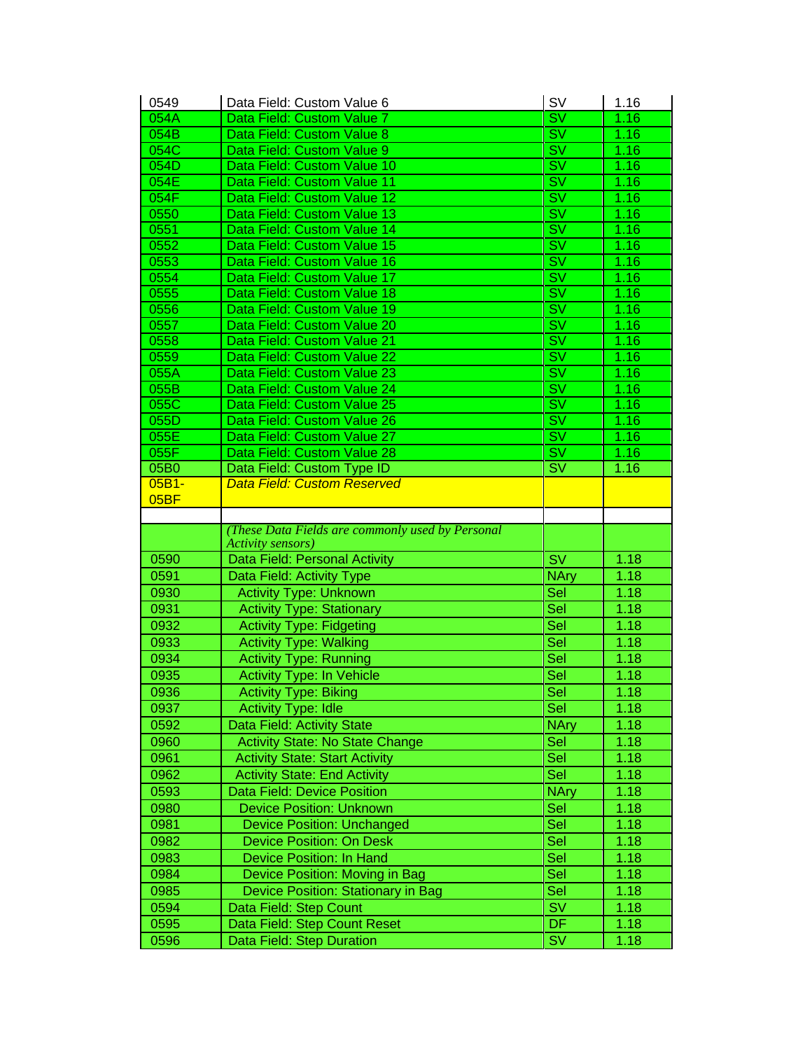| | | | |
|---|---|---|---|
| 0549 | Data Field: Custom Value 6 | SV | 1.16 |
| 054A | Data Field: Custom Value 7 | SV | 1.16 |
| 054B | Data Field: Custom Value 8 | SV | 1.16 |
| 054C | Data Field: Custom Value 9 | SV | 1.16 |
| 054D | Data Field: Custom Value 10 | SV | 1.16 |
| 054E | Data Field: Custom Value 11 | SV | 1.16 |
| 054F | Data Field: Custom Value 12 | SV | 1.16 |
| 0550 | Data Field: Custom Value 13 | SV | 1.16 |
| 0551 | Data Field: Custom Value 14 | SV | 1.16 |
| 0552 | Data Field: Custom Value 15 | SV | 1.16 |
| 0553 | Data Field: Custom Value 16 | SV | 1.16 |
| 0554 | Data Field: Custom Value 17 | SV | 1.16 |
| 0555 | Data Field: Custom Value 18 | SV | 1.16 |
| 0556 | Data Field: Custom Value 19 | SV | 1.16 |
| 0557 | Data Field: Custom Value 20 | SV | 1.16 |
| 0558 | Data Field: Custom Value 21 | SV | 1.16 |
| 0559 | Data Field: Custom Value 22 | SV | 1.16 |
| 055A | Data Field: Custom Value 23 | SV | 1.16 |
| 055B | Data Field: Custom Value 24 | SV | 1.16 |
| 055C | Data Field: Custom Value 25 | SV | 1.16 |
| 055D | Data Field: Custom Value 26 | SV | 1.16 |
| 055E | Data Field: Custom Value 27 | SV | 1.16 |
| 055F | Data Field: Custom Value 28 | SV | 1.16 |
| 05B0 | Data Field: Custom Type ID | SV | 1.16 |
| 05B1-05BF | *Data Field: Custom Reserved* | | |
| | | | |
| | *(These Data Fields are commonly used by Personal Activity sensors)* | | |
| 0590 | Data Field: Personal Activity | SV | 1.18 |
| 0591 | Data Field: Activity Type | NAry | 1.18 |
| 0930 | Activity Type: Unknown | Sel | 1.18 |
| 0931 | Activity Type: Stationary | Sel | 1.18 |
| 0932 | Activity Type: Fidgeting | Sel | 1.18 |
| 0933 | Activity Type: Walking | Sel | 1.18 |
| 0934 | Activity Type: Running | Sel | 1.18 |
| 0935 | Activity Type: In Vehicle | Sel | 1.18 |
| 0936 | Activity Type: Biking | Sel | 1.18 |
| 0937 | Activity Type: Idle | Sel | 1.18 |
| 0592 | Data Field: Activity State | NAry | 1.18 |
| 0960 | Activity State: No State Change | Sel | 1.18 |
| 0961 | Activity State: Start Activity | Sel | 1.18 |
| 0962 | Activity State: End Activity | Sel | 1.18 |
| 0593 | Data Field: Device Position | NAry | 1.18 |
| 0980 | Device Position: Unknown | Sel | 1.18 |
| 0981 | Device Position: Unchanged | Sel | 1.18 |
| 0982 | Device Position: On Desk | Sel | 1.18 |
| 0983 | Device Position: In Hand | Sel | 1.18 |
| 0984 | Device Position: Moving in Bag | Sel | 1.18 |
| 0985 | Device Position: Stationary in Bag | Sel | 1.18 |
| 0594 | Data Field: Step Count | SV | 1.18 |
| 0595 | Data Field: Step Count Reset | DF | 1.18 |
| 0596 | Data Field: Step Duration | SV | 1.18 |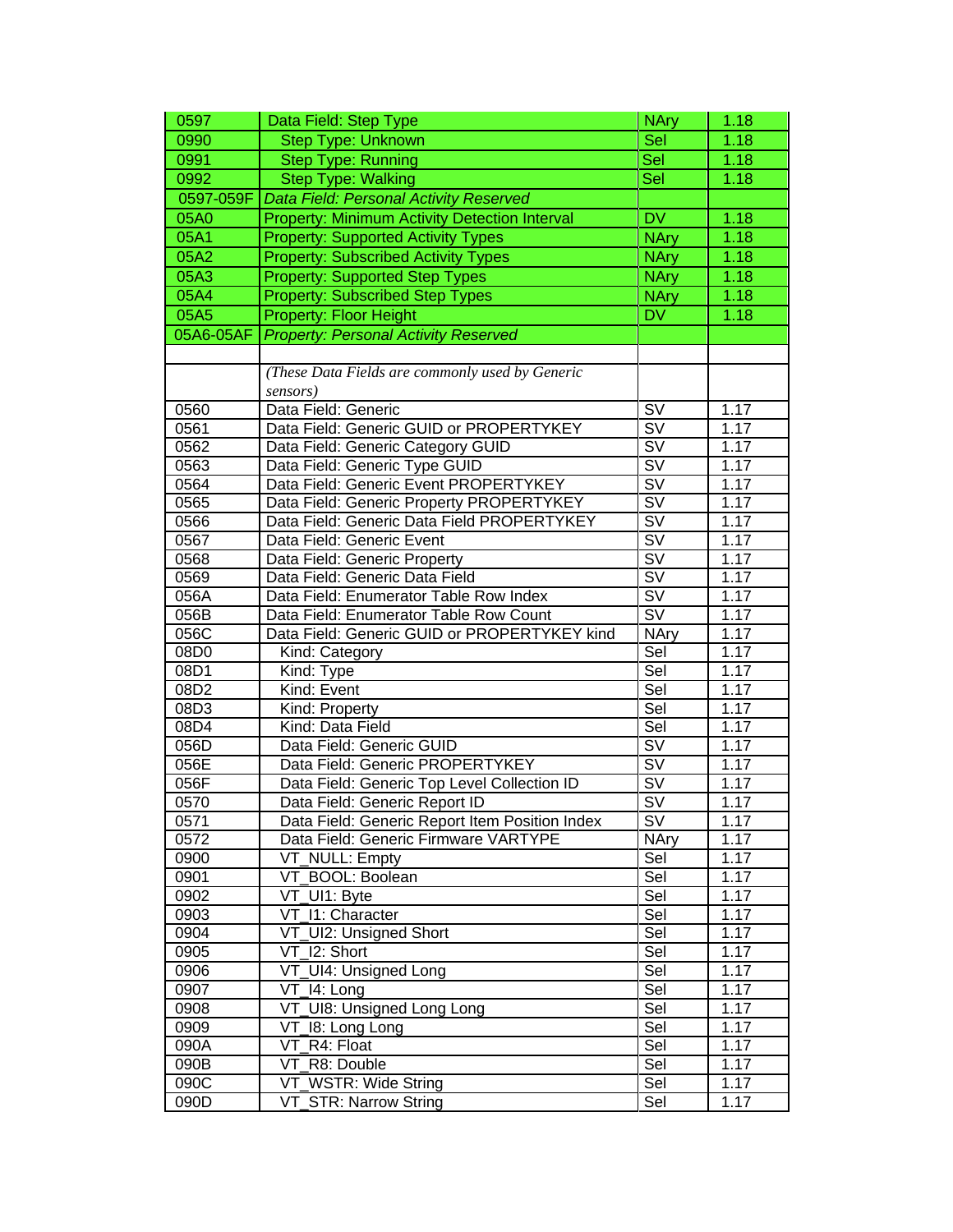| | | | |
|---|---|---|---|
| 0597 | Data Field: Step Type | NAry | 1.18 |
| 0990 | Step Type: Unknown | Sel | 1.18 |
| 0991 | Step Type: Running | Sel | 1.18 |
| 0992 | Step Type: Walking | Sel | 1.18 |
| 0597-059F | *Data Field: Personal Activity Reserved* | | |
| 05A0 | Property: Minimum Activity Detection Interval | DV | 1.18 |
| 05A1 | Property: Supported Activity Types | NAry | 1.18 |
| 05A2 | Property: Subscribed Activity Types | NAry | 1.18 |
| 05A3 | Property: Supported Step Types | NAry | 1.18 |
| 05A4 | Property: Subscribed Step Types | NAry | 1.18 |
| 05A5 | Property: Floor Height | DV | 1.18 |
| 05A6-05AF | *Property: Personal Activity Reserved* | | |
| | | | |
| | *(These Data Fields are commonly used by Generic sensors)* | | |
| 0560 | Data Field: Generic | SV | 1.17 |
| 0561 | Data Field: Generic GUID or PROPERTYKEY | SV | 1.17 |
| 0562 | Data Field: Generic Category GUID | SV | 1.17 |
| 0563 | Data Field: Generic Type GUID | SV | 1.17 |
| 0564 | Data Field: Generic Event PROPERTYKEY | SV | 1.17 |
| 0565 | Data Field: Generic Property PROPERTYKEY | SV | 1.17 |
| 0566 | Data Field: Generic Data Field PROPERTYKEY | SV | 1.17 |
| 0567 | Data Field: Generic Event | SV | 1.17 |
| 0568 | Data Field: Generic Property | SV | 1.17 |
| 0569 | Data Field: Generic Data Field | SV | 1.17 |
| 056A | Data Field: Enumerator Table Row Index | SV | 1.17 |
| 056B | Data Field: Enumerator Table Row Count | SV | 1.17 |
| 056C | Data Field: Generic GUID or PROPERTYKEY kind | NAry | 1.17 |
| 08D0 | Kind: Category | Sel | 1.17 |
| 08D1 | Kind: Type | Sel | 1.17 |
| 08D2 | Kind: Event | Sel | 1.17 |
| 08D3 | Kind: Property | Sel | 1.17 |
| 08D4 | Kind: Data Field | Sel | 1.17 |
| 056D | Data Field: Generic GUID | SV | 1.17 |
| 056E | Data Field: Generic PROPERTYKEY | SV | 1.17 |
| 056F | Data Field: Generic Top Level Collection ID | SV | 1.17 |
| 0570 | Data Field: Generic Report ID | SV | 1.17 |
| 0571 | Data Field: Generic Report Item Position Index | SV | 1.17 |
| 0572 | Data Field: Generic Firmware VARTYPE | NAry | 1.17 |
| 0900 | VT_NULL: Empty | Sel | 1.17 |
| 0901 | VT_BOOL: Boolean | Sel | 1.17 |
| 0902 | VT_UI1: Byte | Sel | 1.17 |
| 0903 | VT_I1: Character | Sel | 1.17 |
| 0904 | VT_UI2: Unsigned Short | Sel | 1.17 |
| 0905 | VT_I2: Short | Sel | 1.17 |
| 0906 | VT_UI4: Unsigned Long | Sel | 1.17 |
| 0907 | VT_I4: Long | Sel | 1.17 |
| 0908 | VT_UI8: Unsigned Long Long | Sel | 1.17 |
| 0909 | VT_I8: Long Long | Sel | 1.17 |
| 090A | VT_R4: Float | Sel | 1.17 |
| 090B | VT_R8: Double | Sel | 1.17 |
| 090C | VT_WSTR: Wide String | Sel | 1.17 |
| 090D | VT_STR: Narrow String | Sel | 1.17 |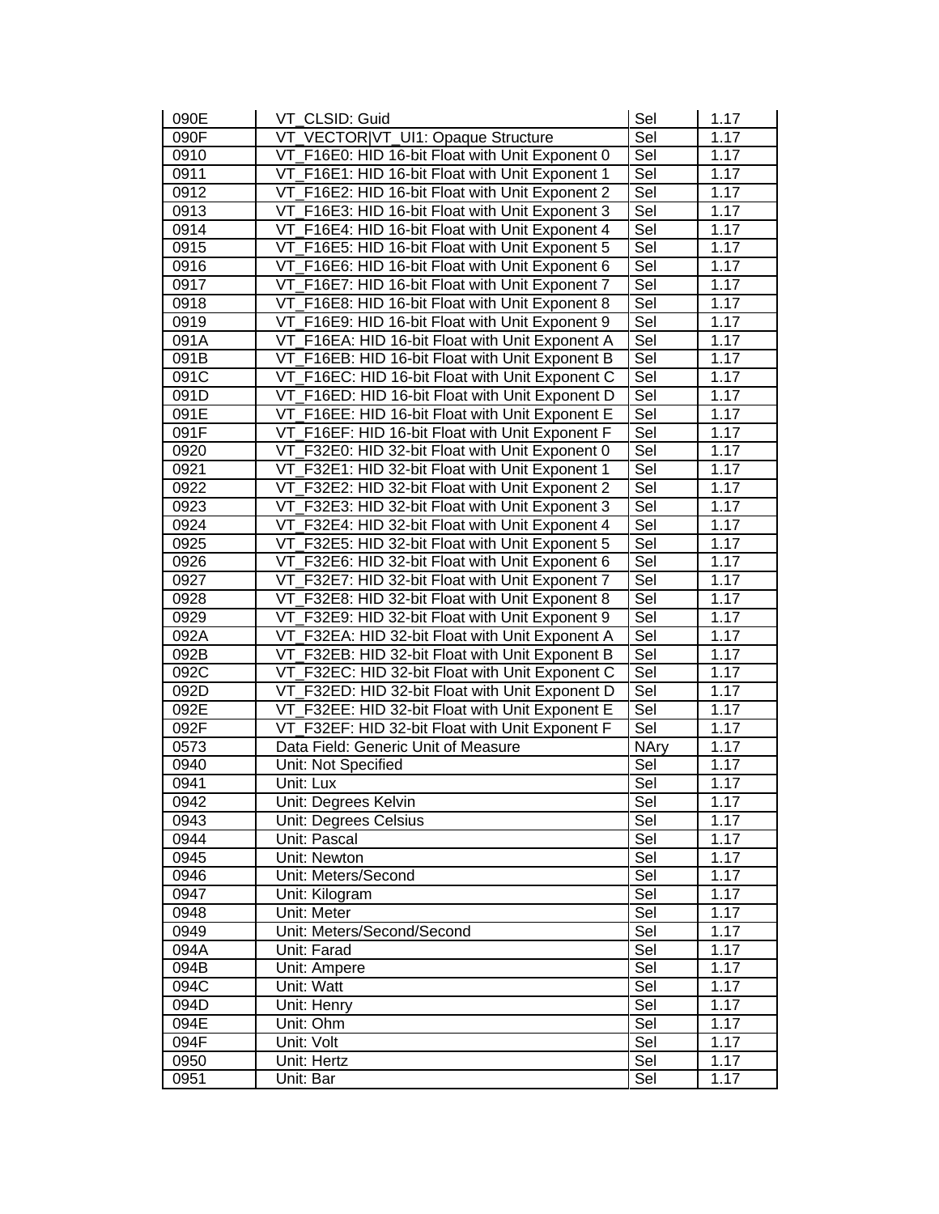| | | | |
|---|---|---|---|
| 090E | VT_CLSID: Guid | Sel | 1.17 |
| 090F | VT_VECTOR\|VT_UI1: Opaque Structure | Sel | 1.17 |
| 0910 | VT_F16E0: HID 16-bit Float with Unit Exponent 0 | Sel | 1.17 |
| 0911 | VT_F16E1: HID 16-bit Float with Unit Exponent 1 | Sel | 1.17 |
| 0912 | VT_F16E2: HID 16-bit Float with Unit Exponent 2 | Sel | 1.17 |
| 0913 | VT_F16E3: HID 16-bit Float with Unit Exponent 3 | Sel | 1.17 |
| 0914 | VT_F16E4: HID 16-bit Float with Unit Exponent 4 | Sel | 1.17 |
| 0915 | VT_F16E5: HID 16-bit Float with Unit Exponent 5 | Sel | 1.17 |
| 0916 | VT_F16E6: HID 16-bit Float with Unit Exponent 6 | Sel | 1.17 |
| 0917 | VT_F16E7: HID 16-bit Float with Unit Exponent 7 | Sel | 1.17 |
| 0918 | VT_F16E8: HID 16-bit Float with Unit Exponent 8 | Sel | 1.17 |
| 0919 | VT_F16E9: HID 16-bit Float with Unit Exponent 9 | Sel | 1.17 |
| 091A | VT_F16EA: HID 16-bit Float with Unit Exponent A | Sel | 1.17 |
| 091B | VT_F16EB: HID 16-bit Float with Unit Exponent B | Sel | 1.17 |
| 091C | VT_F16EC: HID 16-bit Float with Unit Exponent C | Sel | 1.17 |
| 091D | VT_F16ED: HID 16-bit Float with Unit Exponent D | Sel | 1.17 |
| 091E | VT_F16EE: HID 16-bit Float with Unit Exponent E | Sel | 1.17 |
| 091F | VT_F16EF: HID 16-bit Float with Unit Exponent F | Sel | 1.17 |
| 0920 | VT_F32E0: HID 32-bit Float with Unit Exponent 0 | Sel | 1.17 |
| 0921 | VT_F32E1: HID 32-bit Float with Unit Exponent 1 | Sel | 1.17 |
| 0922 | VT_F32E2: HID 32-bit Float with Unit Exponent 2 | Sel | 1.17 |
| 0923 | VT_F32E3: HID 32-bit Float with Unit Exponent 3 | Sel | 1.17 |
| 0924 | VT_F32E4: HID 32-bit Float with Unit Exponent 4 | Sel | 1.17 |
| 0925 | VT_F32E5: HID 32-bit Float with Unit Exponent 5 | Sel | 1.17 |
| 0926 | VT_F32E6: HID 32-bit Float with Unit Exponent 6 | Sel | 1.17 |
| 0927 | VT_F32E7: HID 32-bit Float with Unit Exponent 7 | Sel | 1.17 |
| 0928 | VT_F32E8: HID 32-bit Float with Unit Exponent 8 | Sel | 1.17 |
| 0929 | VT_F32E9: HID 32-bit Float with Unit Exponent 9 | Sel | 1.17 |
| 092A | VT_F32EA: HID 32-bit Float with Unit Exponent A | Sel | 1.17 |
| 092B | VT_F32EB: HID 32-bit Float with Unit Exponent B | Sel | 1.17 |
| 092C | VT_F32EC: HID 32-bit Float with Unit Exponent C | Sel | 1.17 |
| 092D | VT_F32ED: HID 32-bit Float with Unit Exponent D | Sel | 1.17 |
| 092E | VT_F32EE: HID 32-bit Float with Unit Exponent E | Sel | 1.17 |
| 092F | VT_F32EF: HID 32-bit Float with Unit Exponent F | Sel | 1.17 |
| 0573 | Data Field: Generic Unit of Measure | NAry | 1.17 |
| 0940 | Unit: Not Specified | Sel | 1.17 |
| 0941 | Unit: Lux | Sel | 1.17 |
| 0942 | Unit: Degrees Kelvin | Sel | 1.17 |
| 0943 | Unit: Degrees Celsius | Sel | 1.17 |
| 0944 | Unit: Pascal | Sel | 1.17 |
| 0945 | Unit: Newton | Sel | 1.17 |
| 0946 | Unit: Meters/Second | Sel | 1.17 |
| 0947 | Unit: Kilogram | Sel | 1.17 |
| 0948 | Unit: Meter | Sel | 1.17 |
| 0949 | Unit: Meters/Second/Second | Sel | 1.17 |
| 094A | Unit: Farad | Sel | 1.17 |
| 094B | Unit: Ampere | Sel | 1.17 |
| 094C | Unit: Watt | Sel | 1.17 |
| 094D | Unit: Henry | Sel | 1.17 |
| 094E | Unit: Ohm | Sel | 1.17 |
| 094F | Unit: Volt | Sel | 1.17 |
| 0950 | Unit: Hertz | Sel | 1.17 |
| 0951 | Unit: Bar | Sel | 1.17 |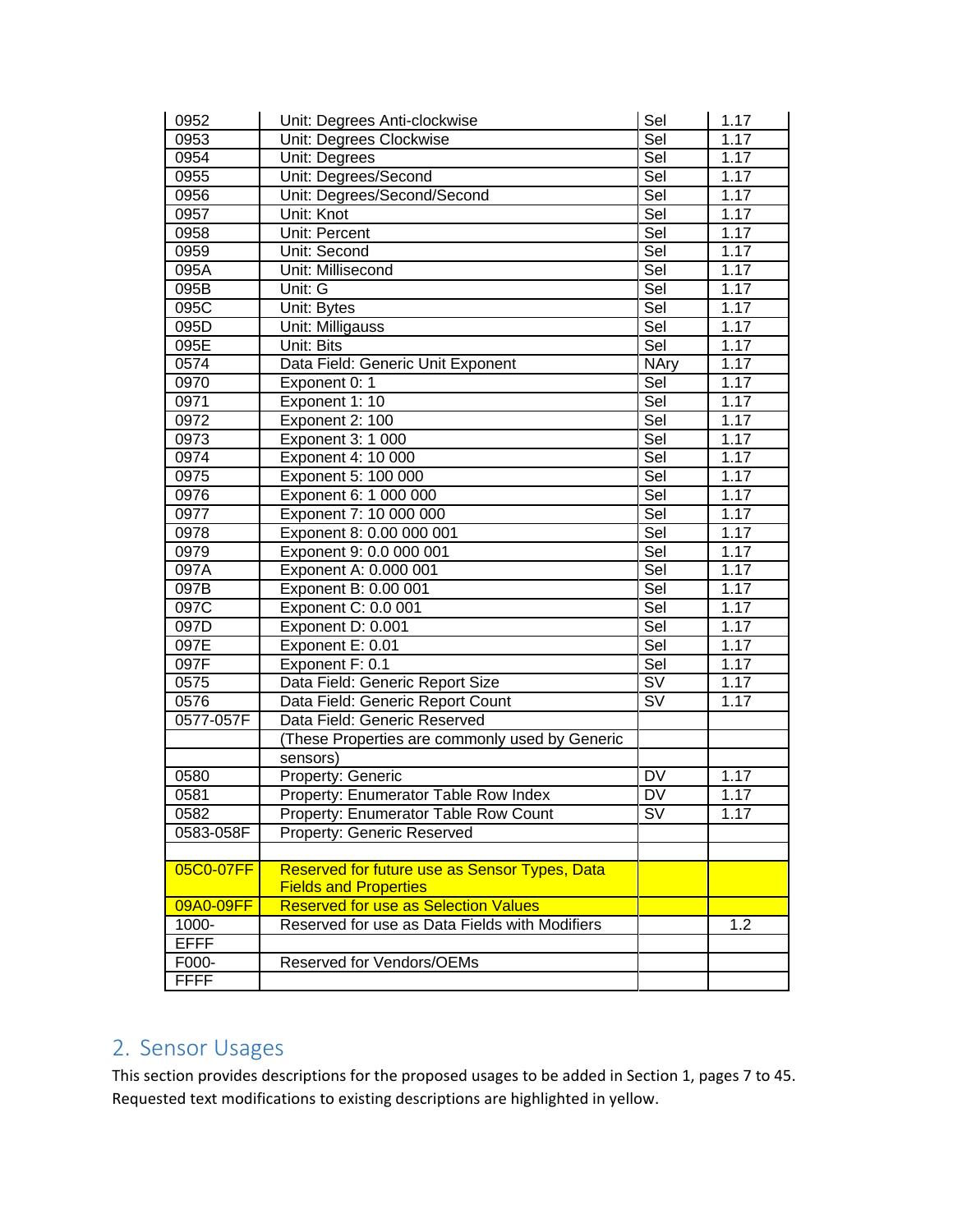| 0952 | Unit: Degrees Anti-clockwise | Sel | 1.17 |
|---|---|---|---|
| 0953 | Unit: Degrees Clockwise | Sel | 1.17 |
| 0954 | Unit: Degrees | Sel | 1.17 |
| 0955 | Unit: Degrees/Second | Sel | 1.17 |
| 0956 | Unit: Degrees/Second/Second | Sel | 1.17 |
| 0957 | Unit: Knot | Sel | 1.17 |
| 0958 | Unit: Percent | Sel | 1.17 |
| 0959 | Unit: Second | Sel | 1.17 |
| 095A | Unit: Millisecond | Sel | 1.17 |
| 095B | Unit: G | Sel | 1.17 |
| 095C | Unit: Bytes | Sel | 1.17 |
| 095D | Unit: Milligauss | Sel | 1.17 |
| 095E | Unit: Bits | Sel | 1.17 |
| 0574 | Data Field: Generic Unit Exponent | NAry | 1.17 |
| 0970 | Exponent 0: 1 | Sel | 1.17 |
| 0971 | Exponent 1: 10 | Sel | 1.17 |
| 0972 | Exponent 2: 100 | Sel | 1.17 |
| 0973 | Exponent 3: 1 000 | Sel | 1.17 |
| 0974 | Exponent 4: 10 000 | Sel | 1.17 |
| 0975 | Exponent 5: 100 000 | Sel | 1.17 |
| 0976 | Exponent 6: 1 000 000 | Sel | 1.17 |
| 0977 | Exponent 7: 10 000 000 | Sel | 1.17 |
| 0978 | Exponent 8: 0.00 000 001 | Sel | 1.17 |
| 0979 | Exponent 9: 0.0 000 001 | Sel | 1.17 |
| 097A | Exponent A: 0.000 001 | Sel | 1.17 |
| 097B | Exponent B: 0.00 001 | Sel | 1.17 |
| 097C | Exponent C: 0.0 001 | Sel | 1.17 |
| 097D | Exponent D: 0.001 | Sel | 1.17 |
| 097E | Exponent E: 0.01 | Sel | 1.17 |
| 097F | Exponent F: 0.1 | Sel | 1.17 |
| 0575 | Data Field: Generic Report Size | SV | 1.17 |
| 0576 | Data Field: Generic Report Count | SV | 1.17 |
| 0577-057F | Data Field: Generic Reserved | | |
| | (These Properties are commonly used by Generic sensors) | | |
| 0580 | Property: Generic | DV | 1.17 |
| 0581 | Property: Enumerator Table Row Index | DV | 1.17 |
| 0582 | Property: Enumerator Table Row Count | SV | 1.17 |
| 0583-058F | Property: Generic Reserved | | |
| | | | |
| 05C0-07FF | Reserved for future use as Sensor Types, Data Fields and Properties | | |
| 09A0-09FF | Reserved for use as Selection Values | | |
| 1000-EFFF | Reserved for use as Data Fields with Modifiers | | 1.2 |
| F000-FFFF | Reserved for Vendors/OEMs | | |

## 2. Sensor Usages

This section provides descriptions for the proposed usages to be added in Section 1, pages 7 to 45. Requested text modifications to existing descriptions are highlighted in yellow.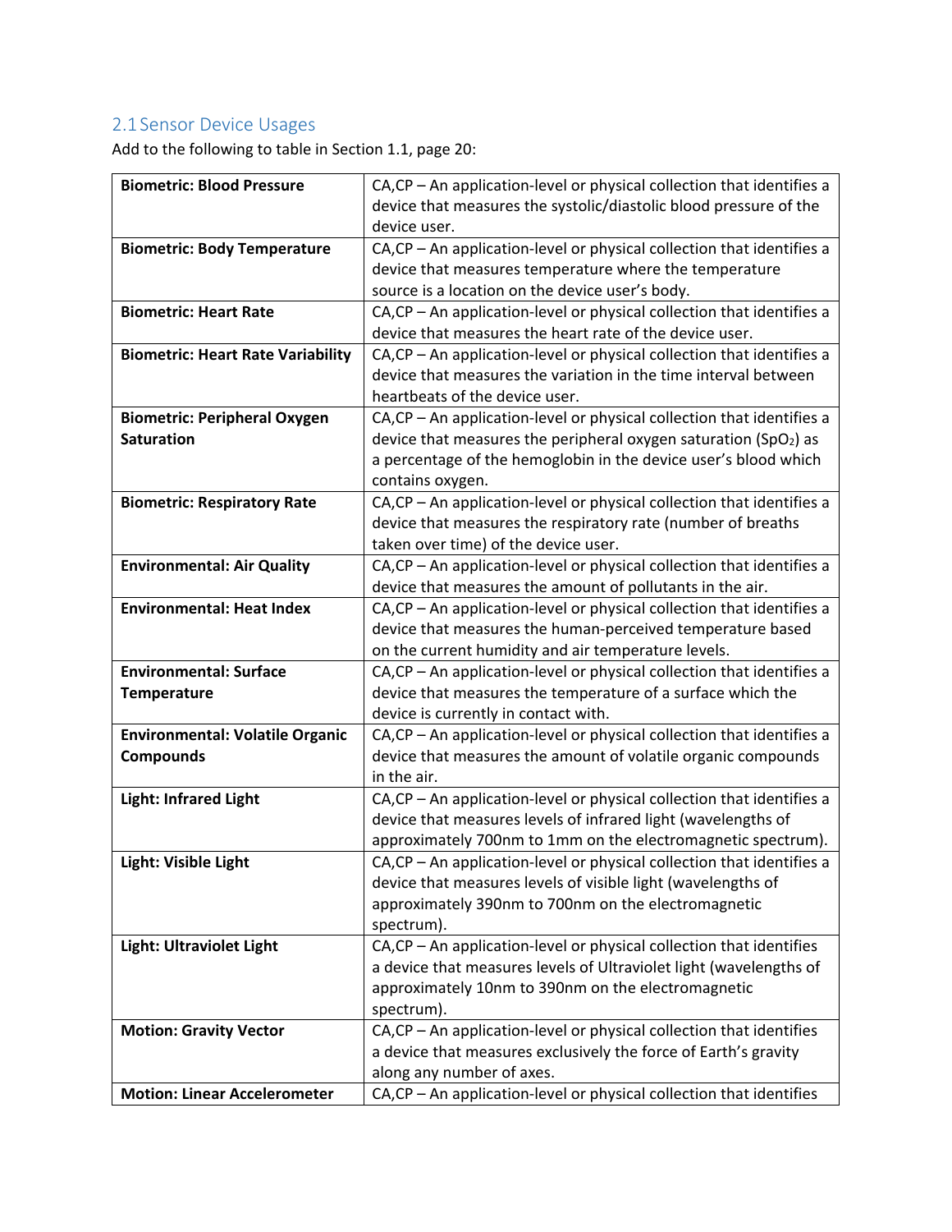## 2.1 Sensor Device Usages

Add to the following to table in Section 1.1, page 20:

| | |
|---|---|
| **Biometric: Blood Pressure** | CA,CP – An application-level or physical collection that identifies a device that measures the systolic/diastolic blood pressure of the device user. |
| **Biometric: Body Temperature** | CA,CP – An application-level or physical collection that identifies a device that measures temperature where the temperature source is a location on the device user's body. |
| **Biometric: Heart Rate** | CA,CP – An application-level or physical collection that identifies a device that measures the heart rate of the device user. |
| **Biometric: Heart Rate Variability** | CA,CP – An application-level or physical collection that identifies a device that measures the variation in the time interval between heartbeats of the device user. |
| **Biometric: Peripheral Oxygen Saturation** | CA,CP – An application-level or physical collection that identifies a device that measures the peripheral oxygen saturation ($SpO_2$) as a percentage of the hemoglobin in the device user's blood which contains oxygen. |
| **Biometric: Respiratory Rate** | CA,CP – An application-level or physical collection that identifies a device that measures the respiratory rate (number of breaths taken over time) of the device user. |
| **Environmental: Air Quality** | CA,CP – An application-level or physical collection that identifies a device that measures the amount of pollutants in the air. |
| **Environmental: Heat Index** | CA,CP – An application-level or physical collection that identifies a device that measures the human-perceived temperature based on the current humidity and air temperature levels. |
| **Environmental: Surface Temperature** | CA,CP – An application-level or physical collection that identifies a device that measures the temperature of a surface which the device is currently in contact with. |
| **Environmental: Volatile Organic Compounds** | CA,CP – An application-level or physical collection that identifies a device that measures the amount of volatile organic compounds in the air. |
| **Light: Infrared Light** | CA,CP – An application-level or physical collection that identifies a device that measures levels of infrared light (wavelengths of approximately 700nm to 1mm on the electromagnetic spectrum). |
| **Light: Visible Light** | CA,CP – An application-level or physical collection that identifies a device that measures levels of visible light (wavelengths of approximately 390nm to 700nm on the electromagnetic spectrum). |
| **Light: Ultraviolet Light** | CA,CP – An application-level or physical collection that identifies a device that measures levels of Ultraviolet light (wavelengths of approximately 10nm to 390nm on the electromagnetic spectrum). |
| **Motion: Gravity Vector** | CA,CP – An application-level or physical collection that identifies a device that measures exclusively the force of Earth's gravity along any number of axes. |
| **Motion: Linear Accelerometer** | CA,CP – An application-level or physical collection that identifies |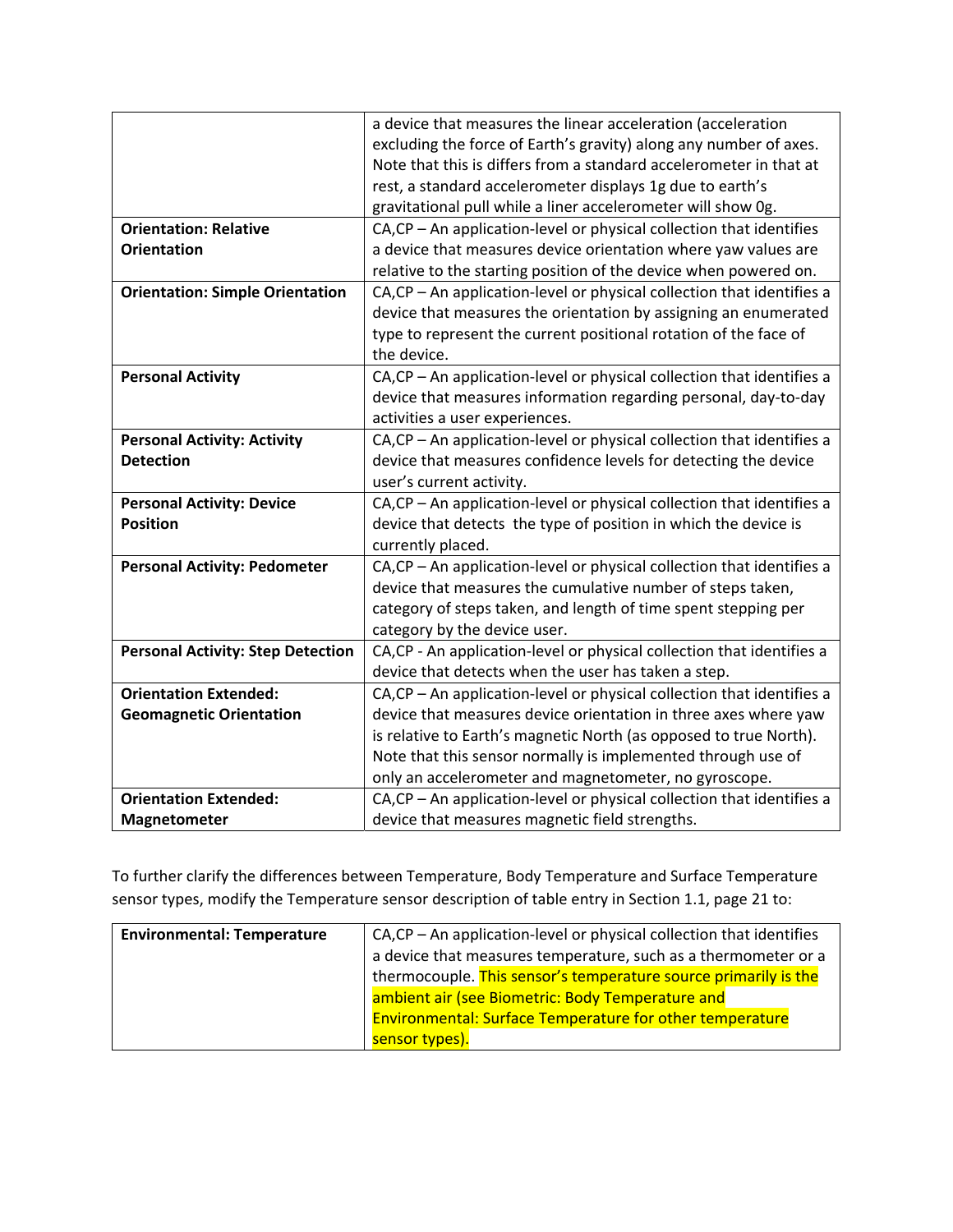| | |
|---|---|
| | a device that measures the linear acceleration (acceleration excluding the force of Earth's gravity) along any number of axes. Note that this is differs from a standard accelerometer in that at rest, a standard accelerometer displays 1g due to earth's gravitational pull while a liner accelerometer will show 0g. |
| **Orientation: Relative Orientation** | CA,CP – An application-level or physical collection that identifies a device that measures device orientation where yaw values are relative to the starting position of the device when powered on. |
| **Orientation: Simple Orientation** | CA,CP – An application-level or physical collection that identifies a device that measures the orientation by assigning an enumerated type to represent the current positional rotation of the face of the device. |
| **Personal Activity** | CA,CP – An application-level or physical collection that identifies a device that measures information regarding personal, day-to-day activities a user experiences. |
| **Personal Activity: Activity Detection** | CA,CP – An application-level or physical collection that identifies a device that measures confidence levels for detecting the device user's current activity. |
| **Personal Activity: Device Position** | CA,CP – An application-level or physical collection that identifies a device that detects the type of position in which the device is currently placed. |
| **Personal Activity: Pedometer** | CA,CP – An application-level or physical collection that identifies a device that measures the cumulative number of steps taken, category of steps taken, and length of time spent stepping per category by the device user. |
| **Personal Activity: Step Detection** | CA,CP - An application-level or physical collection that identifies a device that detects when the user has taken a step. |
| **Orientation Extended: Geomagnetic Orientation** | CA,CP – An application-level or physical collection that identifies a device that measures device orientation in three axes where yaw is relative to Earth's magnetic North (as opposed to true North). Note that this sensor normally is implemented through use of only an accelerometer and magnetometer, no gyroscope. |
| **Orientation Extended: Magnetometer** | CA,CP – An application-level or physical collection that identifies a device that measures magnetic field strengths. |

To further clarify the differences between Temperature, Body Temperature and Surface Temperature sensor types, modify the Temperature sensor description of table entry in Section 1.1, page 21 to:

| | |
|---|---|
| **Environmental: Temperature** | CA,CP – An application-level or physical collection that identifies a device that measures temperature, such as a thermometer or a thermocouple. This sensor's temperature source primarily is the ambient air (see Biometric: Body Temperature and Environmental: Surface Temperature for other temperature sensor types). |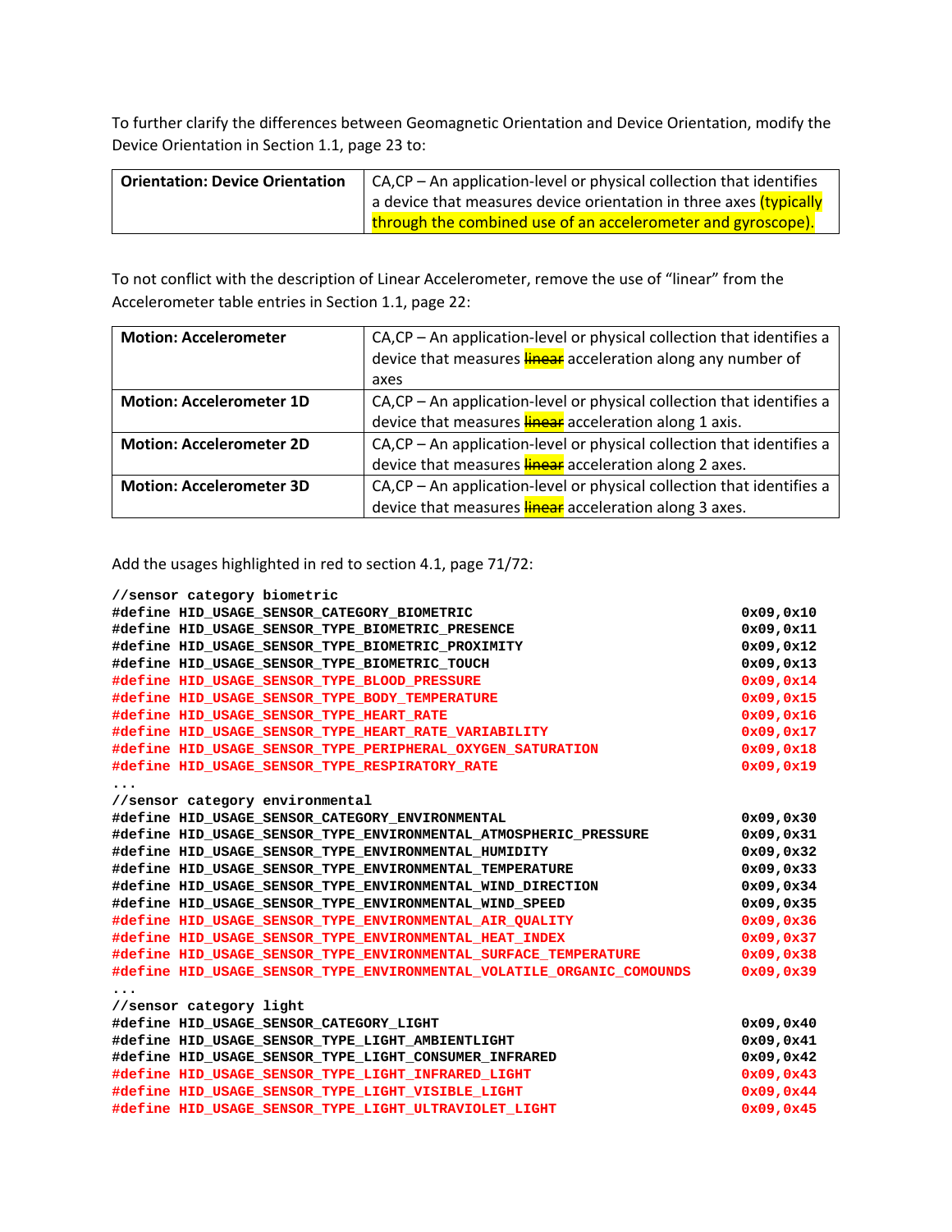To further clarify the differences between Geomagnetic Orientation and Device Orientation, modify the Device Orientation in Section 1.1, page 23 to:

| **Orientation: Device Orientation** | CA,CP – An application-level or physical collection that identifies a device that measures device orientation in three axes (typically through the combined use of an accelerometer and gyroscope). |
|---|---|

To not conflict with the description of Linear Accelerometer, remove the use of "linear" from the Accelerometer table entries in Section 1.1, page 22:

| **Motion: Accelerometer** | CA,CP – An application-level or physical collection that identifies a device that measures ~~linear~~ acceleration along any number of axes |
|---|---|
| **Motion: Accelerometer 1D** | CA,CP – An application-level or physical collection that identifies a device that measures ~~linear~~ acceleration along 1 axis. |
| **Motion: Accelerometer 2D** | CA,CP – An application-level or physical collection that identifies a device that measures ~~linear~~ acceleration along 2 axes. |
| **Motion: Accelerometer 3D** | CA,CP – An application-level or physical collection that identifies a device that measures ~~linear~~ acceleration along 3 axes. |

Add the usages highlighted in red to section 4.1, page 71/72:

```
//sensor category biometric
#define HID_USAGE_SENSOR_CATEGORY_BIOMETRIC                                   0x09,0x10
#define HID_USAGE_SENSOR_TYPE_BIOMETRIC_PRESENCE                              0x09,0x11
#define HID_USAGE_SENSOR_TYPE_BIOMETRIC_PROXIMITY                             0x09,0x12
#define HID_USAGE_SENSOR_TYPE_BIOMETRIC_TOUCH                                 0x09,0x13
#define HID_USAGE_SENSOR_TYPE_BLOOD_PRESSURE                                  0x09,0x14
#define HID_USAGE_SENSOR_TYPE_BODY_TEMPERATURE                                0x09,0x15
#define HID_USAGE_SENSOR_TYPE_HEART_RATE                                      0x09,0x16
#define HID_USAGE_SENSOR_TYPE_HEART_RATE_VARIABILITY                          0x09,0x17
#define HID_USAGE_SENSOR_TYPE_PERIPHERAL_OXYGEN_SATURATION                    0x09,0x18
#define HID_USAGE_SENSOR_TYPE_RESPIRATORY_RATE                                0x09,0x19
...
//sensor category environmental
#define HID_USAGE_SENSOR_CATEGORY_ENVIRONMENTAL                               0x09,0x30
#define HID_USAGE_SENSOR_TYPE_ENVIRONMENTAL_ATMOSPHERIC_PRESSURE              0x09,0x31
#define HID_USAGE_SENSOR_TYPE_ENVIRONMENTAL_HUMIDITY                          0x09,0x32
#define HID_USAGE_SENSOR_TYPE_ENVIRONMENTAL_TEMPERATURE                       0x09,0x33
#define HID_USAGE_SENSOR_TYPE_ENVIRONMENTAL_WIND_DIRECTION                    0x09,0x34
#define HID_USAGE_SENSOR_TYPE_ENVIRONMENTAL_WIND_SPEED                        0x09,0x35
#define HID_USAGE_SENSOR_TYPE_ENVIRONMENTAL_AIR_QUALITY                       0x09,0x36
#define HID_USAGE_SENSOR_TYPE_ENVIRONMENTAL_HEAT_INDEX                        0x09,0x37
#define HID_USAGE_SENSOR_TYPE_ENVIRONMENTAL_SURFACE_TEMPERATURE               0x09,0x38
#define HID_USAGE_SENSOR_TYPE_ENVIRONMENTAL_VOLATILE_ORGANIC_COMOUNDS         0x09,0x39
...
//sensor category light
#define HID_USAGE_SENSOR_CATEGORY_LIGHT                                       0x09,0x40
#define HID_USAGE_SENSOR_TYPE_LIGHT_AMBIENTLIGHT                              0x09,0x41
#define HID_USAGE_SENSOR_TYPE_LIGHT_CONSUMER_INFRARED                         0x09,0x42
#define HID_USAGE_SENSOR_TYPE_LIGHT_INFRARED_LIGHT                            0x09,0x43
#define HID_USAGE_SENSOR_TYPE_LIGHT_VISIBLE_LIGHT                             0x09,0x44
#define HID_USAGE_SENSOR_TYPE_LIGHT_ULTRAVIOLET_LIGHT                         0x09,0x45
```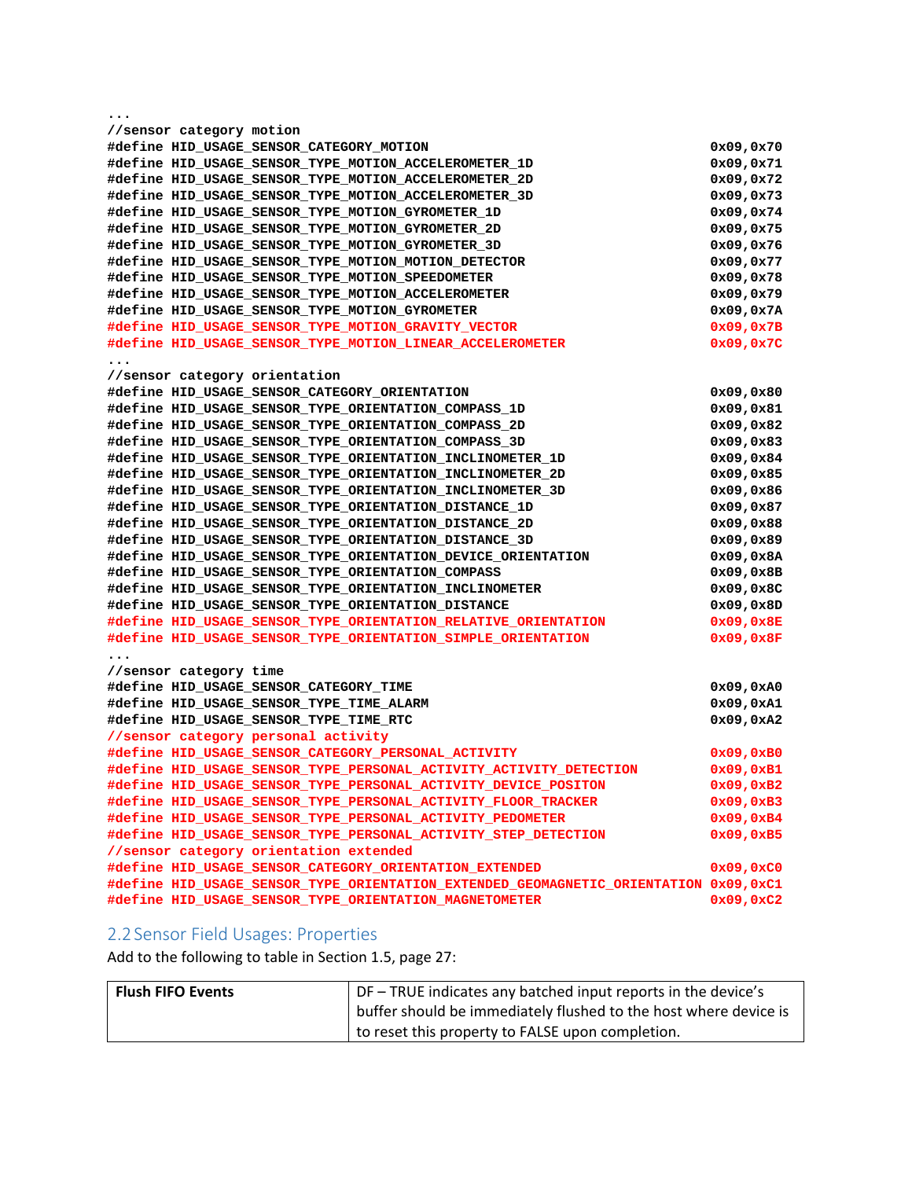```
...
//sensor category motion
#define HID_USAGE_SENSOR_CATEGORY_MOTION                                        0x09,0x70
#define HID_USAGE_SENSOR_TYPE_MOTION_ACCELEROMETER_1D                           0x09,0x71
#define HID_USAGE_SENSOR_TYPE_MOTION_ACCELEROMETER_2D                           0x09,0x72
#define HID_USAGE_SENSOR_TYPE_MOTION_ACCELEROMETER_3D                           0x09,0x73
#define HID_USAGE_SENSOR_TYPE_MOTION_GYROMETER_1D                               0x09,0x74
#define HID_USAGE_SENSOR_TYPE_MOTION_GYROMETER_2D                               0x09,0x75
#define HID_USAGE_SENSOR_TYPE_MOTION_GYROMETER_3D                               0x09,0x76
#define HID_USAGE_SENSOR_TYPE_MOTION_MOTION_DETECTOR                            0x09,0x77
#define HID_USAGE_SENSOR_TYPE_MOTION_SPEEDOMETER                                0x09,0x78
#define HID_USAGE_SENSOR_TYPE_MOTION_ACCELEROMETER                              0x09,0x79
#define HID_USAGE_SENSOR_TYPE_MOTION_GYROMETER                                  0x09,0x7A
#define HID_USAGE_SENSOR_TYPE_MOTION_GRAVITY_VECTOR                             0x09,0x7B
#define HID_USAGE_SENSOR_TYPE_MOTION_LINEAR_ACCELEROMETER                       0x09,0x7C
...
//sensor category orientation
#define HID_USAGE_SENSOR_CATEGORY_ORIENTATION                                   0x09,0x80
#define HID_USAGE_SENSOR_TYPE_ORIENTATION_COMPASS_1D                            0x09,0x81
#define HID_USAGE_SENSOR_TYPE_ORIENTATION_COMPASS_2D                            0x09,0x82
#define HID_USAGE_SENSOR_TYPE_ORIENTATION_COMPASS_3D                            0x09,0x83
#define HID_USAGE_SENSOR_TYPE_ORIENTATION_INCLINOMETER_1D                       0x09,0x84
#define HID_USAGE_SENSOR_TYPE_ORIENTATION_INCLINOMETER_2D                       0x09,0x85
#define HID_USAGE_SENSOR_TYPE_ORIENTATION_INCLINOMETER_3D                       0x09,0x86
#define HID_USAGE_SENSOR_TYPE_ORIENTATION_DISTANCE_1D                           0x09,0x87
#define HID_USAGE_SENSOR_TYPE_ORIENTATION_DISTANCE_2D                           0x09,0x88
#define HID_USAGE_SENSOR_TYPE_ORIENTATION_DISTANCE_3D                           0x09,0x89
#define HID_USAGE_SENSOR_TYPE_ORIENTATION_DEVICE_ORIENTATION                    0x09,0x8A
#define HID_USAGE_SENSOR_TYPE_ORIENTATION_COMPASS                               0x09,0x8B
#define HID_USAGE_SENSOR_TYPE_ORIENTATION_INCLINOMETER                          0x09,0x8C
#define HID_USAGE_SENSOR_TYPE_ORIENTATION_DISTANCE                              0x09,0x8D
#define HID_USAGE_SENSOR_TYPE_ORIENTATION_RELATIVE_ORIENTATION                  0x09,0x8E
#define HID_USAGE_SENSOR_TYPE_ORIENTATION_SIMPLE_ORIENTATION                    0x09,0x8F
...
//sensor category time
#define HID_USAGE_SENSOR_CATEGORY_TIME                                          0x09,0xA0
#define HID_USAGE_SENSOR_TYPE_TIME_ALARM                                        0x09,0xA1
#define HID_USAGE_SENSOR_TYPE_TIME_RTC                                          0x09,0xA2
//sensor category personal activity
#define HID_USAGE_SENSOR_CATEGORY_PERSONAL_ACTIVITY                             0x09,0xB0
#define HID_USAGE_SENSOR_TYPE_PERSONAL_ACTIVITY_ACTIVITY_DETECTION              0x09,0xB1
#define HID_USAGE_SENSOR_TYPE_PERSONAL_ACTIVITY_DEVICE_POSITON                  0x09,0xB2
#define HID_USAGE_SENSOR_TYPE_PERSONAL_ACTIVITY_FLOOR_TRACKER                   0x09,0xB3
#define HID_USAGE_SENSOR_TYPE_PERSONAL_ACTIVITY_PEDOMETER                       0x09,0xB4
#define HID_USAGE_SENSOR_TYPE_PERSONAL_ACTIVITY_STEP_DETECTION                  0x09,0xB5
//sensor category orientation extended
#define HID_USAGE_SENSOR_CATEGORY_ORIENTATION_EXTENDED                          0x09,0xC0
#define HID_USAGE_SENSOR_TYPE_ORIENTATION_EXTENDED_GEOMAGNETIC_ORIENTATION 0x09,0xC1
#define HID_USAGE_SENSOR_TYPE_ORIENTATION_MAGNETOMETER                          0x09,0xC2
```

## 2.2 Sensor Field Usages: Properties

Add to the following to table in Section 1.5, page 27:

| **Flush FIFO Events** | DF – TRUE indicates any batched input reports in the device's buffer should be immediately flushed to the host where device is to reset this property to FALSE upon completion. |
|---|---|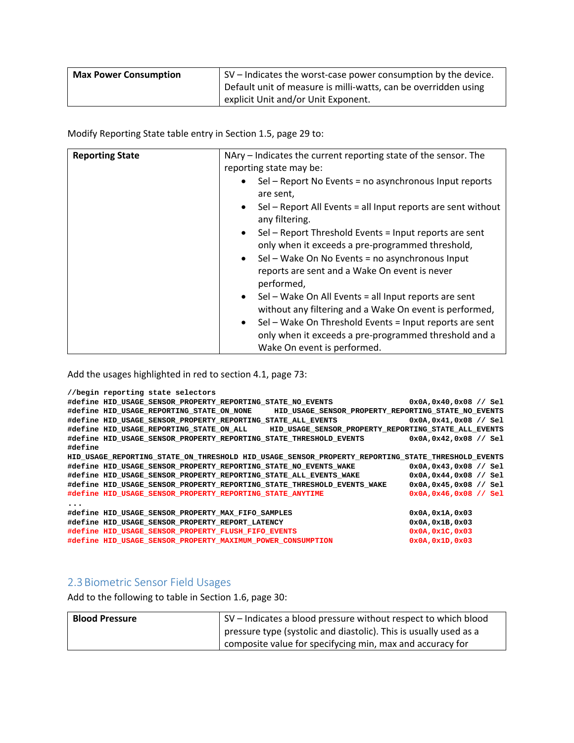| Max Power Consumption | SV – Indicates the worst-case power consumption by the device. Default unit of measure is milli-watts, can be overridden using explicit Unit and/or Unit Exponent. |
|---|---|

Modify Reporting State table entry in Section 1.5, page 29 to:

| Reporting State | NAry – Indicates the current reporting state of the sensor. The reporting state may be:<br>• Sel – Report No Events = no asynchronous Input reports are sent,<br>• Sel – Report All Events = all Input reports are sent without any filtering.<br>• Sel – Report Threshold Events = Input reports are sent only when it exceeds a pre-programmed threshold,<br>• Sel – Wake On No Events = no asynchronous Input reports are sent and a Wake On event is never performed,<br>• Sel – Wake On All Events = all Input reports are sent without any filtering and a Wake On event is performed,<br>• Sel – Wake On Threshold Events = Input reports are sent only when it exceeds a pre-programmed threshold and a Wake On event is performed. |
|---|---|

Add the usages highlighted in red to section 4.1, page 73:

```
//begin reporting state selectors
#define HID_USAGE_SENSOR_PROPERTY_REPORTING_STATE_NO_EVENTS                 0x0A,0x40,0x08 // Sel
#define HID_USAGE_REPORTING_STATE_ON_NONE      HID_USAGE_SENSOR_PROPERTY_REPORTING_STATE_NO_EVENTS
#define HID_USAGE_SENSOR_PROPERTY_REPORTING_STATE_ALL_EVENTS                0x0A,0x41,0x08 // Sel
#define HID_USAGE_REPORTING_STATE_ON_ALL      HID_USAGE_SENSOR_PROPERTY_REPORTING_STATE_ALL_EVENTS
#define HID_USAGE_SENSOR_PROPERTY_REPORTING_STATE_THRESHOLD_EVENTS          0x0A,0x42,0x08 // Sel
#define
HID_USAGE_REPORTING_STATE_ON_THRESHOLD HID_USAGE_SENSOR_PROPERTY_REPORTING_STATE_THRESHOLD_EVENTS
#define HID_USAGE_SENSOR_PROPERTY_REPORTING_STATE_NO_EVENTS_WAKE            0x0A,0x43,0x08 // Sel
#define HID_USAGE_SENSOR_PROPERTY_REPORTING_STATE_ALL_EVENTS_WAKE           0x0A,0x44,0x08 // Sel
#define HID_USAGE_SENSOR_PROPERTY_REPORTING_STATE_THRESHOLD_EVENTS_WAKE     0x0A,0x45,0x08 // Sel
#define HID_USAGE_SENSOR_PROPERTY_REPORTING_STATE_ANYTIME                   0x0A,0x46,0x08 // Sel
...
#define HID_USAGE_SENSOR_PROPERTY_MAX_FIFO_SAMPLES                          0x0A,0x1A,0x03
#define HID_USAGE_SENSOR_PROPERTY_REPORT_LATENCY                            0x0A,0x1B,0x03
#define HID_USAGE_SENSOR_PROPERTY_FLUSH_FIFO_EVENTS                         0x0A,0x1C,0x03
#define HID_USAGE_SENSOR_PROPERTY_MAXIMUM_POWER_CONSUMPTION                 0x0A,0x1D,0x03
```

## 2.3 Biometric Sensor Field Usages

Add to the following to table in Section 1.6, page 30:

| Blood Pressure | SV – Indicates a blood pressure without respect to which blood pressure type (systolic and diastolic). This is usually used as a composite value for specifycing min, max and accuracy for |
|---|---|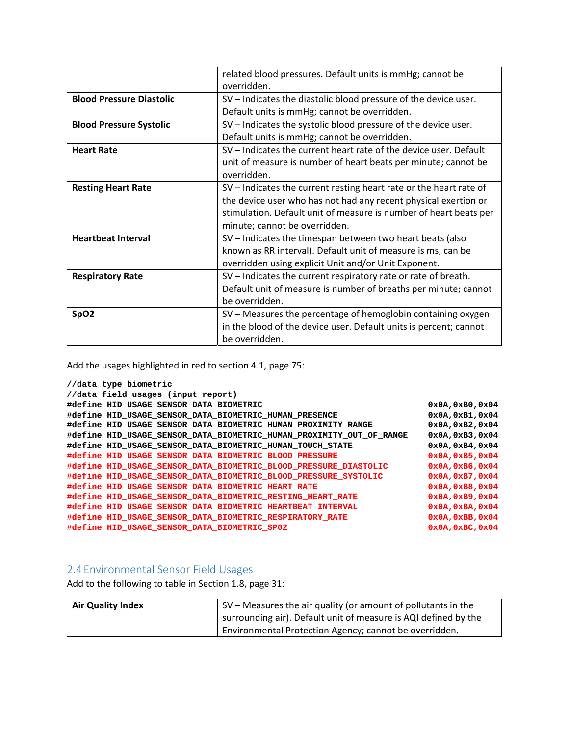| | |
|---|---|
| | related blood pressures. Default units is mmHg; cannot be overridden. |
| **Blood Pressure Diastolic** | SV – Indicates the diastolic blood pressure of the device user. Default units is mmHg; cannot be overridden. |
| **Blood Pressure Systolic** | SV – Indicates the systolic blood pressure of the device user. Default units is mmHg; cannot be overridden. |
| **Heart Rate** | SV – Indicates the current heart rate of the device user. Default unit of measure is number of heart beats per minute; cannot be overridden. |
| **Resting Heart Rate** | SV – Indicates the current resting heart rate or the heart rate of the device user who has not had any recent physical exertion or stimulation. Default unit of measure is number of heart beats per minute; cannot be overridden. |
| **Heartbeat Interval** | SV – Indicates the timespan between two heart beats (also known as RR interval). Default unit of measure is ms, can be overridden using explicit Unit and/or Unit Exponent. |
| **Respiratory Rate** | SV – Indicates the current respiratory rate or rate of breath. Default unit of measure is number of breaths per minute; cannot be overridden. |
| **SpO2** | SV – Measures the percentage of hemoglobin containing oxygen in the blood of the device user. Default units is percent; cannot be overridden. |

Add the usages highlighted in red to section 4.1, page 75:

```
//data type biometric
//data field usages (input report)
#define HID_USAGE_SENSOR_DATA_BIOMETRIC                                0x0A,0xB0,0x04
#define HID_USAGE_SENSOR_DATA_BIOMETRIC_HUMAN_PRESENCE                 0x0A,0xB1,0x04
#define HID_USAGE_SENSOR_DATA_BIOMETRIC_HUMAN_PROXIMITY_RANGE          0x0A,0xB2,0x04
#define HID_USAGE_SENSOR_DATA_BIOMETRIC_HUMAN_PROXIMITY_OUT_OF_RANGE   0x0A,0xB3,0x04
#define HID_USAGE_SENSOR_DATA_BIOMETRIC_HUMAN_TOUCH_STATE              0x0A,0xB4,0x04
#define HID_USAGE_SENSOR_DATA_BIOMETRIC_BLOOD_PRESSURE                 0x0A,0xB5,0x04
#define HID_USAGE_SENSOR_DATA_BIOMETRIC_BLOOD_PRESSURE_DIASTOLIC       0x0A,0xB6,0x04
#define HID_USAGE_SENSOR_DATA_BIOMETRIC_BLOOD_PRESSURE_SYSTOLIC        0x0A,0xB7,0x04
#define HID_USAGE_SENSOR_DATA_BIOMETRIC_HEART_RATE                     0x0A,0xB8,0x04
#define HID_USAGE_SENSOR_DATA_BIOMETRIC_RESTING_HEART_RATE             0x0A,0xB9,0x04
#define HID_USAGE_SENSOR_DATA_BIOMETRIC_HEARTBEAT_INTERVAL             0x0A,0xBA,0x04
#define HID_USAGE_SENSOR_DATA_BIOMETRIC_RESPIRATORY_RATE               0x0A,0xBB,0x04
#define HID_USAGE_SENSOR_DATA_BIOMETRIC_SP02                           0x0A,0xBC,0x04
```

## 2.4 Environmental Sensor Field Usages

Add to the following to table in Section 1.8, page 31:

| | |
|---|---|
| **Air Quality Index** | SV – Measures the air quality (or amount of pollutants in the surrounding air). Default unit of measure is AQI defined by the Environmental Protection Agency; cannot be overridden. |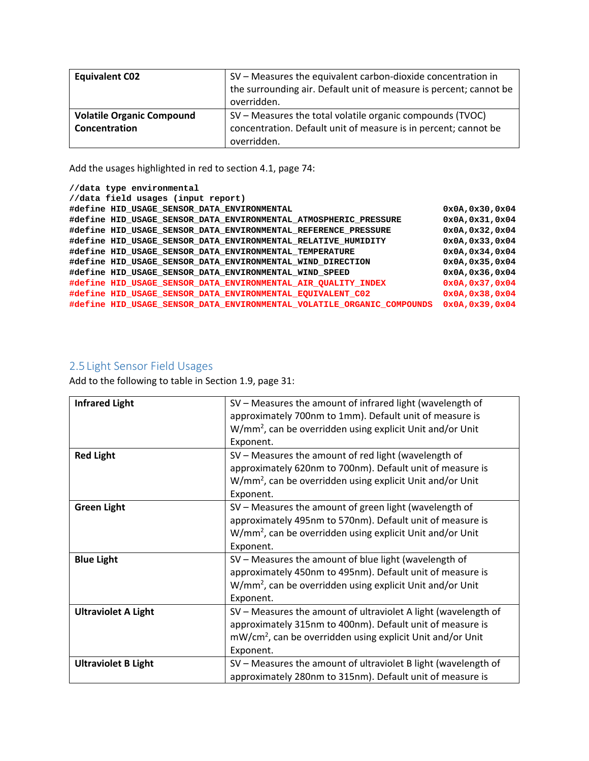| | |
|---|---|
| **Equivalent C02** | SV – Measures the equivalent carbon-dioxide concentration in the surrounding air. Default unit of measure is percent; cannot be overridden. |
| **Volatile Organic Compound Concentration** | SV – Measures the total volatile organic compounds (TVOC) concentration. Default unit of measure is in percent; cannot be overridden. |

Add the usages highlighted in red to section 4.1, page 74:

```
//data type environmental
//data field usages (input report)
#define HID_USAGE_SENSOR_DATA_ENVIRONMENTAL                          0x0A,0x30,0x04
#define HID_USAGE_SENSOR_DATA_ENVIRONMENTAL_ATMOSPHERIC_PRESSURE     0x0A,0x31,0x04
#define HID_USAGE_SENSOR_DATA_ENVIRONMENTAL_REFERENCE_PRESSURE       0x0A,0x32,0x04
#define HID_USAGE_SENSOR_DATA_ENVIRONMENTAL_RELATIVE_HUMIDITY        0x0A,0x33,0x04
#define HID_USAGE_SENSOR_DATA_ENVIRONMENTAL_TEMPERATURE              0x0A,0x34,0x04
#define HID_USAGE_SENSOR_DATA_ENVIRONMENTAL_WIND_DIRECTION           0x0A,0x35,0x04
#define HID_USAGE_SENSOR_DATA_ENVIRONMENTAL_WIND_SPEED               0x0A,0x36,0x04
#define HID_USAGE_SENSOR_DATA_ENVIRONMENTAL_AIR_QUALITY_INDEX        0x0A,0x37,0x04
#define HID_USAGE_SENSOR_DATA_ENVIRONMENTAL_EQUIVALENT_C02           0x0A,0x38,0x04
#define HID_USAGE_SENSOR_DATA_ENVIRONMENTAL_VOLATILE_ORGANIC_COMPOUNDS  0x0A,0x39,0x04
```

## 2.5 Light Sensor Field Usages

Add to the following to table in Section 1.9, page 31:

| | |
|---|---|
| **Infrared Light** | SV – Measures the amount of infrared light (wavelength of approximately 700nm to 1mm). Default unit of measure is W/mm$^2$, can be overridden using explicit Unit and/or Unit Exponent. |
| **Red Light** | SV – Measures the amount of red light (wavelength of approximately 620nm to 700nm). Default unit of measure is W/mm$^2$, can be overridden using explicit Unit and/or Unit Exponent. |
| **Green Light** | SV – Measures the amount of green light (wavelength of approximately 495nm to 570nm). Default unit of measure is W/mm$^2$, can be overridden using explicit Unit and/or Unit Exponent. |
| **Blue Light** | SV – Measures the amount of blue light (wavelength of approximately 450nm to 495nm). Default unit of measure is W/mm$^2$, can be overridden using explicit Unit and/or Unit Exponent. |
| **Ultraviolet A Light** | SV – Measures the amount of ultraviolet A light (wavelength of approximately 315nm to 400nm). Default unit of measure is mW/cm$^2$, can be overridden using explicit Unit and/or Unit Exponent. |
| **Ultraviolet B Light** | SV – Measures the amount of ultraviolet B light (wavelength of approximately 280nm to 315nm). Default unit of measure is |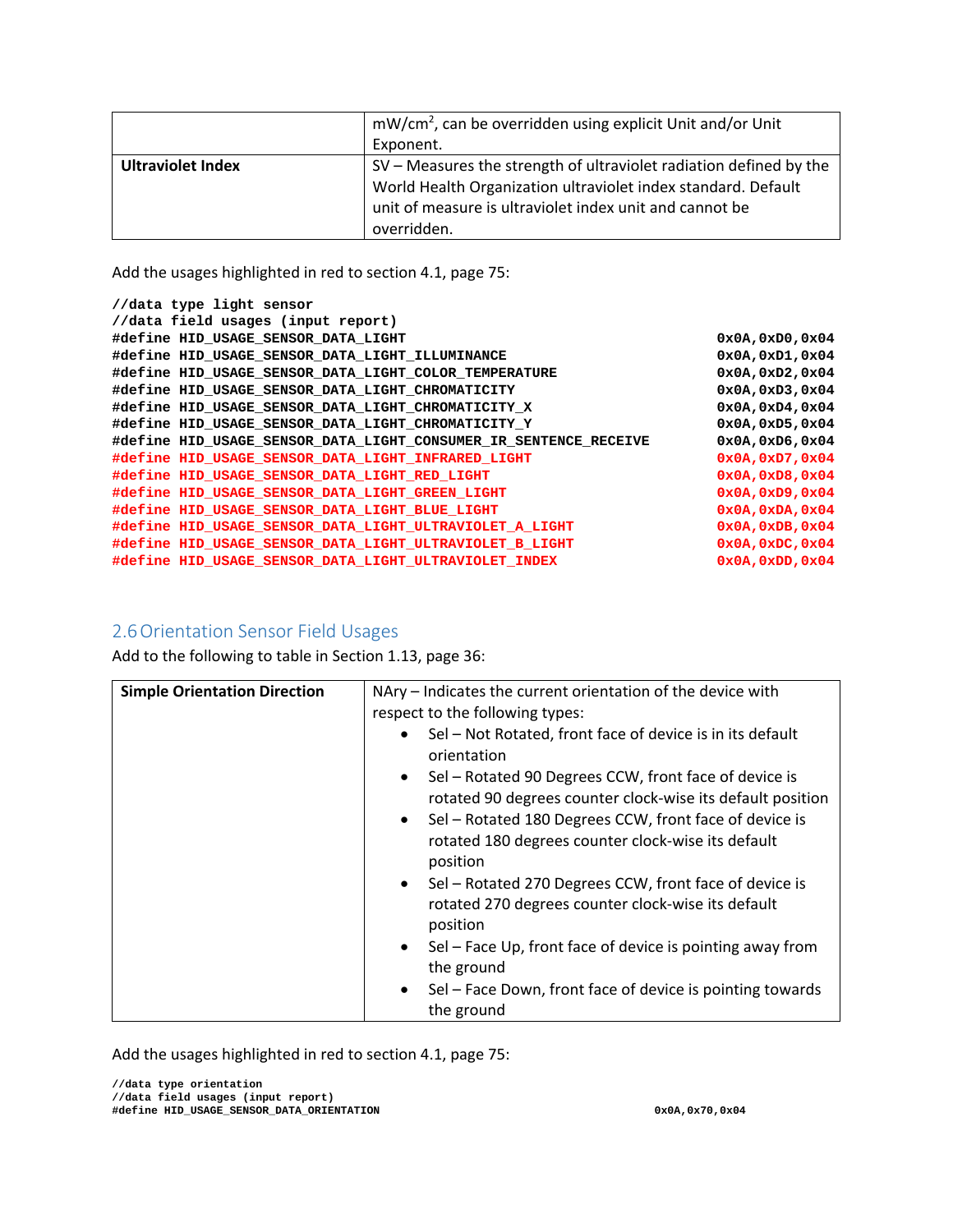| | |
|---|---|
| | mW/cm$^2$, can be overridden using explicit Unit and/or Unit Exponent. |
| **Ultraviolet Index** | SV – Measures the strength of ultraviolet radiation defined by the World Health Organization ultraviolet index standard. Default unit of measure is ultraviolet index unit and cannot be overridden. |

Add the usages highlighted in red to section 4.1, page 75:

```
//data type light sensor
//data field usages (input report)
#define HID_USAGE_SENSOR_DATA_LIGHT                                      0x0A,0xD0,0x04
#define HID_USAGE_SENSOR_DATA_LIGHT_ILLUMINANCE                          0x0A,0xD1,0x04
#define HID_USAGE_SENSOR_DATA_LIGHT_COLOR_TEMPERATURE                    0x0A,0xD2,0x04
#define HID_USAGE_SENSOR_DATA_LIGHT_CHROMATICITY                         0x0A,0xD3,0x04
#define HID_USAGE_SENSOR_DATA_LIGHT_CHROMATICITY_X                       0x0A,0xD4,0x04
#define HID_USAGE_SENSOR_DATA_LIGHT_CHROMATICITY_Y                       0x0A,0xD5,0x04
#define HID_USAGE_SENSOR_DATA_LIGHT_CONSUMER_IR_SENTENCE_RECEIVE         0x0A,0xD6,0x04
#define HID_USAGE_SENSOR_DATA_LIGHT_INFRARED_LIGHT                       0x0A,0xD7,0x04
#define HID_USAGE_SENSOR_DATA_LIGHT_RED_LIGHT                            0x0A,0xD8,0x04
#define HID_USAGE_SENSOR_DATA_LIGHT_GREEN_LIGHT                          0x0A,0xD9,0x04
#define HID_USAGE_SENSOR_DATA_LIGHT_BLUE_LIGHT                           0x0A,0xDA,0x04
#define HID_USAGE_SENSOR_DATA_LIGHT_ULTRAVIOLET_A_LIGHT                  0x0A,0xDB,0x04
#define HID_USAGE_SENSOR_DATA_LIGHT_ULTRAVIOLET_B_LIGHT                  0x0A,0xDC,0x04
#define HID_USAGE_SENSOR_DATA_LIGHT_ULTRAVIOLET_INDEX                    0x0A,0xDD,0x04
```

## 2.6 Orientation Sensor Field Usages

Add to the following to table in Section 1.13, page 36:

| | |
|---|---|
| **Simple Orientation Direction** | NAry – Indicates the current orientation of the device with respect to the following types:<br>• Sel – Not Rotated, front face of device is in its default orientation<br>• Sel – Rotated 90 Degrees CCW, front face of device is rotated 90 degrees counter clock-wise its default position<br>• Sel – Rotated 180 Degrees CCW, front face of device is rotated 180 degrees counter clock-wise its default position<br>• Sel – Rotated 270 Degrees CCW, front face of device is rotated 270 degrees counter clock-wise its default position<br>• Sel – Face Up, front face of device is pointing away from the ground<br>• Sel – Face Down, front face of device is pointing towards the ground |

Add the usages highlighted in red to section 4.1, page 75:

```
//data type orientation
//data field usages (input report)
#define HID_USAGE_SENSOR_DATA_ORIENTATION                                0x0A,0x70,0x04
```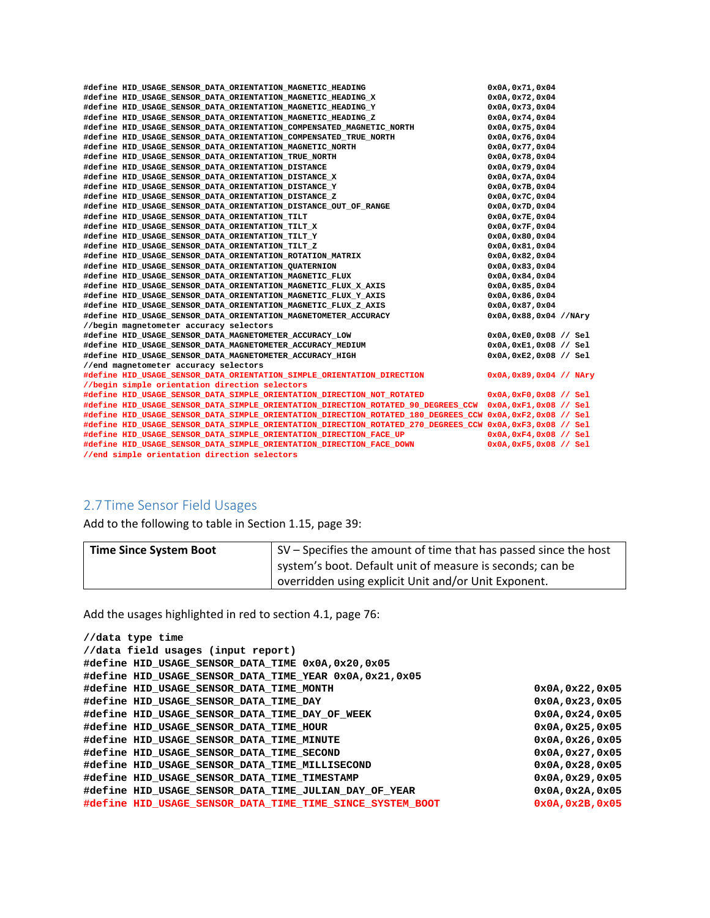```
#define HID_USAGE_SENSOR_DATA_ORIENTATION_MAGNETIC_HEADING                        0x0A,0x71,0x04
#define HID_USAGE_SENSOR_DATA_ORIENTATION_MAGNETIC_HEADING_X                      0x0A,0x72,0x04
#define HID_USAGE_SENSOR_DATA_ORIENTATION_MAGNETIC_HEADING_Y                      0x0A,0x73,0x04
#define HID_USAGE_SENSOR_DATA_ORIENTATION_MAGNETIC_HEADING_Z                      0x0A,0x74,0x04
#define HID_USAGE_SENSOR_DATA_ORIENTATION_COMPENSATED_MAGNETIC_NORTH              0x0A,0x75,0x04
#define HID_USAGE_SENSOR_DATA_ORIENTATION_COMPENSATED_TRUE_NORTH                  0x0A,0x76,0x04
#define HID_USAGE_SENSOR_DATA_ORIENTATION_MAGNETIC_NORTH                          0x0A,0x77,0x04
#define HID_USAGE_SENSOR_DATA_ORIENTATION_TRUE_NORTH                              0x0A,0x78,0x04
#define HID_USAGE_SENSOR_DATA_ORIENTATION_DISTANCE                                0x0A,0x79,0x04
#define HID_USAGE_SENSOR_DATA_ORIENTATION_DISTANCE_X                              0x0A,0x7A,0x04
#define HID_USAGE_SENSOR_DATA_ORIENTATION_DISTANCE_Y                              0x0A,0x7B,0x04
#define HID_USAGE_SENSOR_DATA_ORIENTATION_DISTANCE_Z                              0x0A,0x7C,0x04
#define HID_USAGE_SENSOR_DATA_ORIENTATION_DISTANCE_OUT_OF_RANGE                   0x0A,0x7D,0x04
#define HID_USAGE_SENSOR_DATA_ORIENTATION_TILT                                    0x0A,0x7E,0x04
#define HID_USAGE_SENSOR_DATA_ORIENTATION_TILT_X                                  0x0A,0x7F,0x04
#define HID_USAGE_SENSOR_DATA_ORIENTATION_TILT_Y                                  0x0A,0x80,0x04
#define HID_USAGE_SENSOR_DATA_ORIENTATION_TILT_Z                                  0x0A,0x81,0x04
#define HID_USAGE_SENSOR_DATA_ORIENTATION_ROTATION_MATRIX                         0x0A,0x82,0x04
#define HID_USAGE_SENSOR_DATA_ORIENTATION_QUATERNION                              0x0A,0x83,0x04
#define HID_USAGE_SENSOR_DATA_ORIENTATION_MAGNETIC_FLUX                           0x0A,0x84,0x04
#define HID_USAGE_SENSOR_DATA_ORIENTATION_MAGNETIC_FLUX_X_AXIS                    0x0A,0x85,0x04
#define HID_USAGE_SENSOR_DATA_ORIENTATION_MAGNETIC_FLUX_Y_AXIS                    0x0A,0x86,0x04
#define HID_USAGE_SENSOR_DATA_ORIENTATION_MAGNETIC_FLUX_Z_AXIS                    0x0A,0x87,0x04
#define HID_USAGE_SENSOR_DATA_ORIENTATION_MAGNETOMETER_ACCURACY                   0x0A,0x88,0x04 //NAry
//begin magnetometer accuracy selectors
#define HID_USAGE_SENSOR_DATA_MAGNETOMETER_ACCURACY_LOW                           0x0A,0xE0,0x08 // Sel
#define HID_USAGE_SENSOR_DATA_MAGNETOMETER_ACCURACY_MEDIUM                        0x0A,0xE1,0x08 // Sel
#define HID_USAGE_SENSOR_DATA_MAGNETOMETER_ACCURACY_HIGH                          0x0A,0xE2,0x08 // Sel
//end magnetometer accuracy selectors
#define HID_USAGE_SENSOR_DATA_ORIENTATION_SIMPLE_ORIENTATION_DIRECTION            0x0A,0x89,0x04 // NAry
//begin simple orientation direction selectors
#define HID_USAGE_SENSOR_DATA_SIMPLE_ORIENTATION_DIRECTION_NOT_ROTATED            0x0A,0xF0,0x08 // Sel
#define HID_USAGE_SENSOR_DATA_SIMPLE_ORIENTATION_DIRECTION_ROTATED_90_DEGREES_CCW  0x0A,0xF1,0x08 // Sel
#define HID_USAGE_SENSOR_DATA_SIMPLE_ORIENTATION_DIRECTION_ROTATED_180_DEGREES_CCW 0x0A,0xF2,0x08 // Sel
#define HID_USAGE_SENSOR_DATA_SIMPLE_ORIENTATION_DIRECTION_ROTATED_270_DEGREES_CCW 0x0A,0xF3,0x08 // Sel
#define HID_USAGE_SENSOR_DATA_SIMPLE_ORIENTATION_DIRECTION_FACE_UP                0x0A,0xF4,0x08 // Sel
#define HID_USAGE_SENSOR_DATA_SIMPLE_ORIENTATION_DIRECTION_FACE_DOWN              0x0A,0xF5,0x08 // Sel
//end simple orientation direction selectors
```

## 2.7 Time Sensor Field Usages

Add to the following to table in Section 1.15, page 39:

| Time Since System Boot | SV – Specifies the amount of time that has passed since the host system's boot. Default unit of measure is seconds; can be overridden using explicit Unit and/or Unit Exponent. |
|---|---|

Add the usages highlighted in red to section 4.1, page 76:

```
//data type time
//data field usages (input report)
#define HID_USAGE_SENSOR_DATA_TIME 0x0A,0x20,0x05
#define HID_USAGE_SENSOR_DATA_TIME_YEAR 0x0A,0x21,0x05
#define HID_USAGE_SENSOR_DATA_TIME_MONTH                        0x0A,0x22,0x05
#define HID_USAGE_SENSOR_DATA_TIME_DAY                          0x0A,0x23,0x05
#define HID_USAGE_SENSOR_DATA_TIME_DAY_OF_WEEK                  0x0A,0x24,0x05
#define HID_USAGE_SENSOR_DATA_TIME_HOUR                         0x0A,0x25,0x05
#define HID_USAGE_SENSOR_DATA_TIME_MINUTE                       0x0A,0x26,0x05
#define HID_USAGE_SENSOR_DATA_TIME_SECOND                       0x0A,0x27,0x05
#define HID_USAGE_SENSOR_DATA_TIME_MILLISECOND                  0x0A,0x28,0x05
#define HID_USAGE_SENSOR_DATA_TIME_TIMESTAMP                    0x0A,0x29,0x05
#define HID_USAGE_SENSOR_DATA_TIME_JULIAN_DAY_OF_YEAR           0x0A,0x2A,0x05
#define HID_USAGE_SENSOR_DATA_TIME_TIME_SINCE_SYSTEM_BOOT       0x0A,0x2B,0x05
```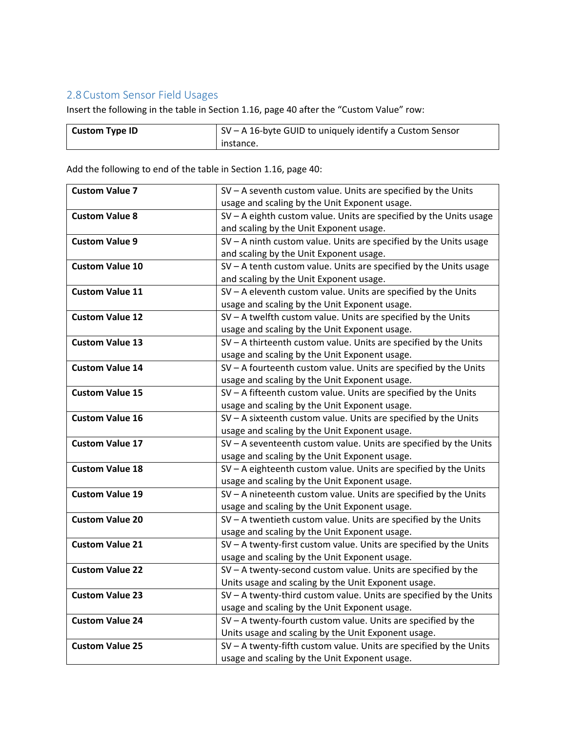## 2.8 Custom Sensor Field Usages

Insert the following in the table in Section 1.16, page 40 after the "Custom Value" row:

| | |
|---|---|
| **Custom Type ID** | SV – A 16-byte GUID to uniquely identify a Custom Sensor instance. |

Add the following to end of the table in Section 1.16, page 40:

| | |
|---|---|
| **Custom Value 7** | SV – A seventh custom value. Units are specified by the Units usage and scaling by the Unit Exponent usage. |
| **Custom Value 8** | SV – A eighth custom value. Units are specified by the Units usage and scaling by the Unit Exponent usage. |
| **Custom Value 9** | SV – A ninth custom value. Units are specified by the Units usage and scaling by the Unit Exponent usage. |
| **Custom Value 10** | SV – A tenth custom value. Units are specified by the Units usage and scaling by the Unit Exponent usage. |
| **Custom Value 11** | SV – A eleventh custom value. Units are specified by the Units usage and scaling by the Unit Exponent usage. |
| **Custom Value 12** | SV – A twelfth custom value. Units are specified by the Units usage and scaling by the Unit Exponent usage. |
| **Custom Value 13** | SV – A thirteenth custom value. Units are specified by the Units usage and scaling by the Unit Exponent usage. |
| **Custom Value 14** | SV – A fourteenth custom value. Units are specified by the Units usage and scaling by the Unit Exponent usage. |
| **Custom Value 15** | SV – A fifteenth custom value. Units are specified by the Units usage and scaling by the Unit Exponent usage. |
| **Custom Value 16** | SV – A sixteenth custom value. Units are specified by the Units usage and scaling by the Unit Exponent usage. |
| **Custom Value 17** | SV – A seventeenth custom value. Units are specified by the Units usage and scaling by the Unit Exponent usage. |
| **Custom Value 18** | SV – A eighteenth custom value. Units are specified by the Units usage and scaling by the Unit Exponent usage. |
| **Custom Value 19** | SV – A nineteenth custom value. Units are specified by the Units usage and scaling by the Unit Exponent usage. |
| **Custom Value 20** | SV – A twentieth custom value. Units are specified by the Units usage and scaling by the Unit Exponent usage. |
| **Custom Value 21** | SV – A twenty-first custom value. Units are specified by the Units usage and scaling by the Unit Exponent usage. |
| **Custom Value 22** | SV – A twenty-second custom value. Units are specified by the Units usage and scaling by the Unit Exponent usage. |
| **Custom Value 23** | SV – A twenty-third custom value. Units are specified by the Units usage and scaling by the Unit Exponent usage. |
| **Custom Value 24** | SV – A twenty-fourth custom value. Units are specified by the Units usage and scaling by the Unit Exponent usage. |
| **Custom Value 25** | SV – A twenty-fifth custom value. Units are specified by the Units usage and scaling by the Unit Exponent usage. |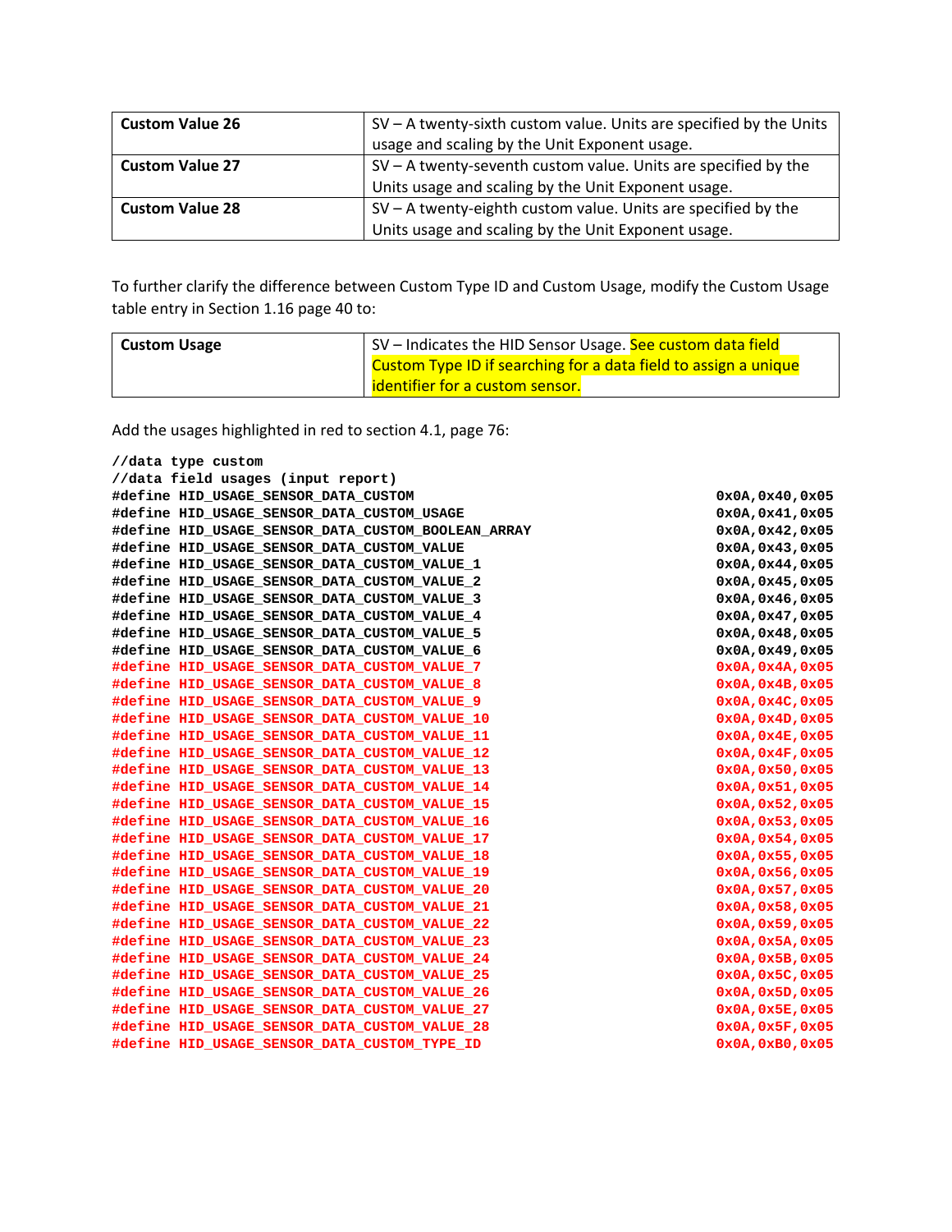| Custom Value 26 | SV – A twenty-sixth custom value. Units are specified by the Units usage and scaling by the Unit Exponent usage. |
|---|---|
| **Custom Value 27** | SV – A twenty-seventh custom value. Units are specified by the Units usage and scaling by the Unit Exponent usage. |
| **Custom Value 28** | SV – A twenty-eighth custom value. Units are specified by the Units usage and scaling by the Unit Exponent usage. |

To further clarify the difference between Custom Type ID and Custom Usage, modify the Custom Usage table entry in Section 1.16 page 40 to:

| Custom Usage | SV – Indicates the HID Sensor Usage. See custom data field Custom Type ID if searching for a data field to assign a unique identifier for a custom sensor. |
|---|---|

Add the usages highlighted in red to section 4.1, page 76:

```
//data type custom
//data field usages (input report)
#define HID_USAGE_SENSOR_DATA_CUSTOM                    0x0A,0x40,0x05
#define HID_USAGE_SENSOR_DATA_CUSTOM_USAGE              0x0A,0x41,0x05
#define HID_USAGE_SENSOR_DATA_CUSTOM_BOOLEAN_ARRAY      0x0A,0x42,0x05
#define HID_USAGE_SENSOR_DATA_CUSTOM_VALUE              0x0A,0x43,0x05
#define HID_USAGE_SENSOR_DATA_CUSTOM_VALUE_1            0x0A,0x44,0x05
#define HID_USAGE_SENSOR_DATA_CUSTOM_VALUE_2            0x0A,0x45,0x05
#define HID_USAGE_SENSOR_DATA_CUSTOM_VALUE_3            0x0A,0x46,0x05
#define HID_USAGE_SENSOR_DATA_CUSTOM_VALUE_4            0x0A,0x47,0x05
#define HID_USAGE_SENSOR_DATA_CUSTOM_VALUE_5            0x0A,0x48,0x05
#define HID_USAGE_SENSOR_DATA_CUSTOM_VALUE_6            0x0A,0x49,0x05
#define HID_USAGE_SENSOR_DATA_CUSTOM_VALUE_7            0x0A,0x4A,0x05
#define HID_USAGE_SENSOR_DATA_CUSTOM_VALUE_8            0x0A,0x4B,0x05
#define HID_USAGE_SENSOR_DATA_CUSTOM_VALUE_9            0x0A,0x4C,0x05
#define HID_USAGE_SENSOR_DATA_CUSTOM_VALUE_10           0x0A,0x4D,0x05
#define HID_USAGE_SENSOR_DATA_CUSTOM_VALUE_11           0x0A,0x4E,0x05
#define HID_USAGE_SENSOR_DATA_CUSTOM_VALUE_12           0x0A,0x4F,0x05
#define HID_USAGE_SENSOR_DATA_CUSTOM_VALUE_13           0x0A,0x50,0x05
#define HID_USAGE_SENSOR_DATA_CUSTOM_VALUE_14           0x0A,0x51,0x05
#define HID_USAGE_SENSOR_DATA_CUSTOM_VALUE_15           0x0A,0x52,0x05
#define HID_USAGE_SENSOR_DATA_CUSTOM_VALUE_16           0x0A,0x53,0x05
#define HID_USAGE_SENSOR_DATA_CUSTOM_VALUE_17           0x0A,0x54,0x05
#define HID_USAGE_SENSOR_DATA_CUSTOM_VALUE_18           0x0A,0x55,0x05
#define HID_USAGE_SENSOR_DATA_CUSTOM_VALUE_19           0x0A,0x56,0x05
#define HID_USAGE_SENSOR_DATA_CUSTOM_VALUE_20           0x0A,0x57,0x05
#define HID_USAGE_SENSOR_DATA_CUSTOM_VALUE_21           0x0A,0x58,0x05
#define HID_USAGE_SENSOR_DATA_CUSTOM_VALUE_22           0x0A,0x59,0x05
#define HID_USAGE_SENSOR_DATA_CUSTOM_VALUE_23           0x0A,0x5A,0x05
#define HID_USAGE_SENSOR_DATA_CUSTOM_VALUE_24           0x0A,0x5B,0x05
#define HID_USAGE_SENSOR_DATA_CUSTOM_VALUE_25           0x0A,0x5C,0x05
#define HID_USAGE_SENSOR_DATA_CUSTOM_VALUE_26           0x0A,0x5D,0x05
#define HID_USAGE_SENSOR_DATA_CUSTOM_VALUE_27           0x0A,0x5E,0x05
#define HID_USAGE_SENSOR_DATA_CUSTOM_VALUE_28           0x0A,0x5F,0x05
#define HID_USAGE_SENSOR_DATA_CUSTOM_TYPE_ID            0x0A,0xB0,0x05
```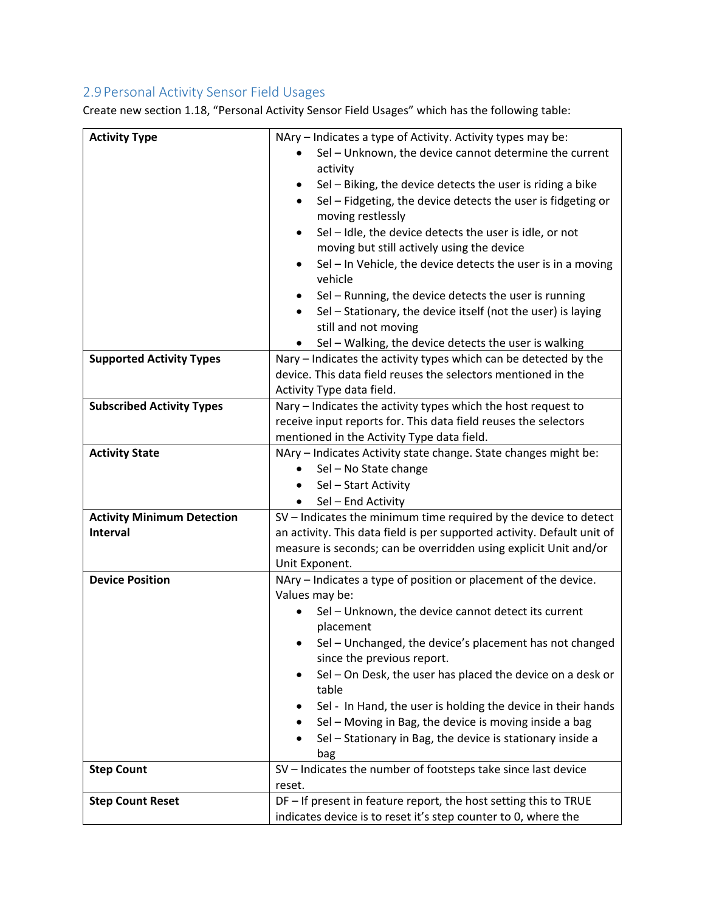## 2.9 Personal Activity Sensor Field Usages

Create new section 1.18, "Personal Activity Sensor Field Usages" which has the following table:

| | |
|---|---|
| **Activity Type** | NAry – Indicates a type of Activity. Activity types may be:<br>• Sel – Unknown, the device cannot determine the current activity<br>• Sel – Biking, the device detects the user is riding a bike<br>• Sel – Fidgeting, the device detects the user is fidgeting or moving restlessly<br>• Sel – Idle, the device detects the user is idle, or not moving but still actively using the device<br>• Sel – In Vehicle, the device detects the user is in a moving vehicle<br>• Sel – Running, the device detects the user is running<br>• Sel – Stationary, the device itself (not the user) is laying still and not moving<br>• Sel – Walking, the device detects the user is walking |
| **Supported Activity Types** | Nary – Indicates the activity types which can be detected by the device. This data field reuses the selectors mentioned in the Activity Type data field. |
| **Subscribed Activity Types** | Nary – Indicates the activity types which the host request to receive input reports for. This data field reuses the selectors mentioned in the Activity Type data field. |
| **Activity State** | NAry – Indicates Activity state change. State changes might be:<br>• Sel – No State change<br>• Sel – Start Activity<br>• Sel – End Activity |
| **Activity Minimum Detection Interval** | SV – Indicates the minimum time required by the device to detect an activity. This data field is per supported activity. Default unit of measure is seconds; can be overridden using explicit Unit and/or Unit Exponent. |
| **Device Position** | NAry – Indicates a type of position or placement of the device. Values may be:<br>• Sel – Unknown, the device cannot detect its current placement<br>• Sel – Unchanged, the device's placement has not changed since the previous report.<br>• Sel – On Desk, the user has placed the device on a desk or table<br>• Sel - In Hand, the user is holding the device in their hands<br>• Sel – Moving in Bag, the device is moving inside a bag<br>• Sel – Stationary in Bag, the device is stationary inside a bag |
| **Step Count** | SV – Indicates the number of footsteps take since last device reset. |
| **Step Count Reset** | DF – If present in feature report, the host setting this to TRUE indicates device is to reset it's step counter to 0, where the |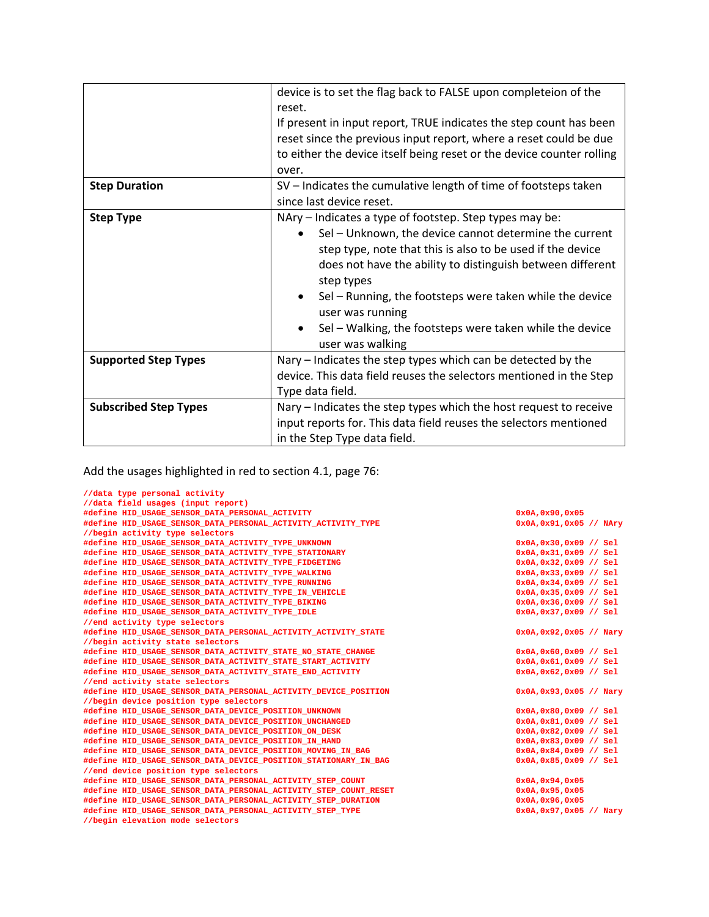|  |  |
|---|---|
|  | device is to set the flag back to FALSE upon completeion of the reset.<br>If present in input report, TRUE indicates the step count has been reset since the previous input report, where a reset could be due to either the device itself being reset or the device counter rolling over. |
| **Step Duration** | SV – Indicates the cumulative length of time of footsteps taken since last device reset. |
| **Step Type** | NAry – Indicates a type of footstep. Step types may be:<br>• Sel – Unknown, the device cannot determine the current step type, note that this is also to be used if the device does not have the ability to distinguish between different step types<br>• Sel – Running, the footsteps were taken while the device user was running<br>• Sel – Walking, the footsteps were taken while the device user was walking |
| **Supported Step Types** | Nary – Indicates the step types which can be detected by the device. This data field reuses the selectors mentioned in the Step Type data field. |
| **Subscribed Step Types** | Nary – Indicates the step types which the host request to receive input reports for. This data field reuses the selectors mentioned in the Step Type data field. |

Add the usages highlighted in red to section 4.1, page 76:

```
//data type personal activity
//data field usages (input report)
#define HID_USAGE_SENSOR_DATA_PERSONAL_ACTIVITY                           0x0A,0x90,0x05
#define HID_USAGE_SENSOR_DATA_PERSONAL_ACTIVITY_ACTIVITY_TYPE             0x0A,0x91,0x05 // NAry
//begin activity type selectors
#define HID_USAGE_SENSOR_DATA_ACTIVITY_TYPE_UNKNOWN                       0x0A,0x30,0x09 // Sel
#define HID_USAGE_SENSOR_DATA_ACTIVITY_TYPE_STATIONARY                    0x0A,0x31,0x09 // Sel
#define HID_USAGE_SENSOR_DATA_ACTIVITY_TYPE_FIDGETING                     0x0A,0x32,0x09 // Sel
#define HID_USAGE_SENSOR_DATA_ACTIVITY_TYPE_WALKING                       0x0A,0x33,0x09 // Sel
#define HID_USAGE_SENSOR_DATA_ACTIVITY_TYPE_RUNNING                       0x0A,0x34,0x09 // Sel
#define HID_USAGE_SENSOR_DATA_ACTIVITY_TYPE_IN_VEHICLE                    0x0A,0x35,0x09 // Sel
#define HID_USAGE_SENSOR_DATA_ACTIVITY_TYPE_BIKING                        0x0A,0x36,0x09 // Sel
#define HID_USAGE_SENSOR_DATA_ACTIVITY_TYPE_IDLE                          0x0A,0x37,0x09 // Sel
//end activity type selectors
#define HID_USAGE_SENSOR_DATA_PERSONAL_ACTIVITY_ACTIVITY_STATE            0x0A,0x92,0x05 // Nary
//begin activity state selectors
#define HID_USAGE_SENSOR_DATA_ACTIVITY_STATE_NO_STATE_CHANGE              0x0A,0x60,0x09 // Sel
#define HID_USAGE_SENSOR_DATA_ACTIVITY_STATE_START_ACTIVITY               0x0A,0x61,0x09 // Sel
#define HID_USAGE_SENSOR_DATA_ACTIVITY_STATE_END_ACTIVITY                 0x0A,0x62,0x09 // Sel
//end activity state selectors
#define HID_USAGE_SENSOR_DATA_PERSONAL_ACTIVITY_DEVICE_POSITION           0x0A,0x93,0x05 // Nary
//begin device position type selectors
#define HID_USAGE_SENSOR_DATA_DEVICE_POSITION_UNKNOWN                     0x0A,0x80,0x09 // Sel
#define HID_USAGE_SENSOR_DATA_DEVICE_POSITION_UNCHANGED                   0x0A,0x81,0x09 // Sel
#define HID_USAGE_SENSOR_DATA_DEVICE_POSITION_ON_DESK                     0x0A,0x82,0x09 // Sel
#define HID_USAGE_SENSOR_DATA_DEVICE_POSITION_IN_HAND                     0x0A,0x83,0x09 // Sel
#define HID_USAGE_SENSOR_DATA_DEVICE_POSITION_MOVING_IN_BAG               0x0A,0x84,0x09 // Sel
#define HID_USAGE_SENSOR_DATA_DEVICE_POSITION_STATIONARY_IN_BAG           0x0A,0x85,0x09 // Sel
//end device position type selectors
#define HID_USAGE_SENSOR_DATA_PERSONAL_ACTIVITY_STEP_COUNT                0x0A,0x94,0x05
#define HID_USAGE_SENSOR_DATA_PERSONAL_ACTIVITY_STEP_COUNT_RESET          0x0A,0x95,0x05
#define HID_USAGE_SENSOR_DATA_PERSONAL_ACTIVITY_STEP_DURATION             0x0A,0x96,0x05
#define HID_USAGE_SENSOR_DATA_PERSONAL_ACTIVITY_STEP_TYPE                 0x0A,0x97,0x05 // Nary
//begin elevation mode selectors
```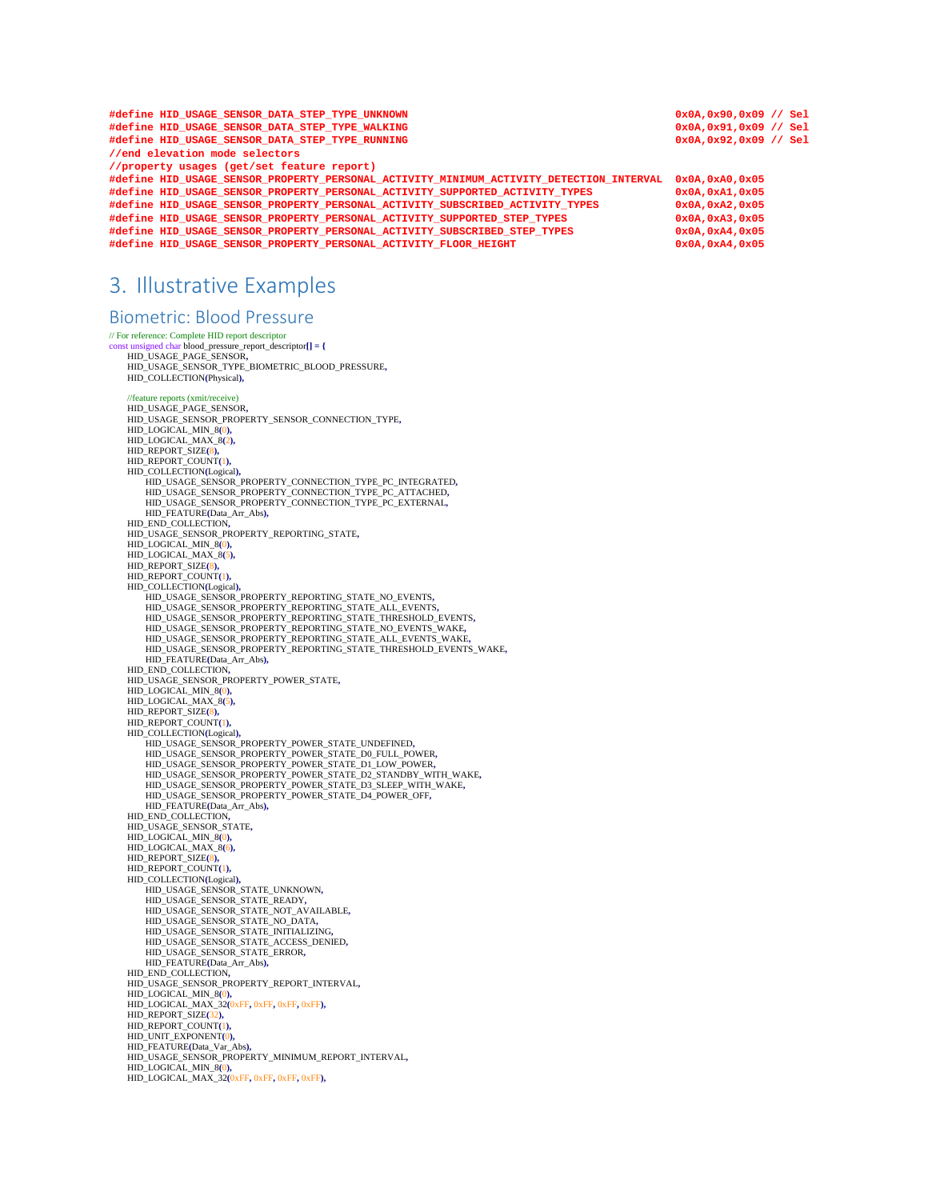```
#define HID_USAGE_SENSOR_DATA_STEP_TYPE_UNKNOWN                                              0x0A,0x90,0x09 // Sel
#define HID_USAGE_SENSOR_DATA_STEP_TYPE_WALKING                                              0x0A,0x91,0x09 // Sel
#define HID_USAGE_SENSOR_DATA_STEP_TYPE_RUNNING                                              0x0A,0x92,0x09 // Sel
//end elevation mode selectors
//property usages (get/set feature report)
#define HID_USAGE_SENSOR_PROPERTY_PERSONAL_ACTIVITY_MINIMUM_ACTIVITY_DETECTION_INTERVAL  0x0A,0xA0,0x05
#define HID_USAGE_SENSOR_PROPERTY_PERSONAL_ACTIVITY_SUPPORTED_ACTIVITY_TYPES             0x0A,0xA1,0x05
#define HID_USAGE_SENSOR_PROPERTY_PERSONAL_ACTIVITY_SUBSCRIBED_ACTIVITY_TYPES            0x0A,0xA2,0x05
#define HID_USAGE_SENSOR_PROPERTY_PERSONAL_ACTIVITY_SUPPORTED_STEP_TYPES                 0x0A,0xA3,0x05
#define HID_USAGE_SENSOR_PROPERTY_PERSONAL_ACTIVITY_SUBSCRIBED_STEP_TYPES                0x0A,0xA4,0x05
#define HID_USAGE_SENSOR_PROPERTY_PERSONAL_ACTIVITY_FLOOR_HEIGHT                         0x0A,0xA4,0x05
```

# 3. Illustrative Examples

## Biometric: Blood Pressure

```
// For reference: Complete HID report descriptor
const unsigned char blood_pressure_report_descriptor[] = {
    HID_USAGE_PAGE_SENSOR,
    HID_USAGE_SENSOR_TYPE_BIOMETRIC_BLOOD_PRESSURE,
    HID_COLLECTION(Physical),

    //feature reports (xmit/receive)
    HID_USAGE_PAGE_SENSOR,
    HID_USAGE_SENSOR_PROPERTY_SENSOR_CONNECTION_TYPE,
    HID_LOGICAL_MIN_8(0),
    HID_LOGICAL_MAX_8(2),
    HID_REPORT_SIZE(8),
    HID_REPORT_COUNT(1),
    HID_COLLECTION(Logical),
        HID_USAGE_SENSOR_PROPERTY_CONNECTION_TYPE_PC_INTEGRATED,
        HID_USAGE_SENSOR_PROPERTY_CONNECTION_TYPE_PC_ATTACHED,
        HID_USAGE_SENSOR_PROPERTY_CONNECTION_TYPE_PC_EXTERNAL,
        HID_FEATURE(Data_Arr_Abs),
    HID_END_COLLECTION,
    HID_USAGE_SENSOR_PROPERTY_REPORTING_STATE,
    HID_LOGICAL_MIN_8(0),
    HID_LOGICAL_MAX_8(5),
    HID_REPORT_SIZE(8),
    HID_REPORT_COUNT(1),
    HID_COLLECTION(Logical),
        HID_USAGE_SENSOR_PROPERTY_REPORTING_STATE_NO_EVENTS,
        HID_USAGE_SENSOR_PROPERTY_REPORTING_STATE_ALL_EVENTS,
        HID_USAGE_SENSOR_PROPERTY_REPORTING_STATE_THRESHOLD_EVENTS,
        HID_USAGE_SENSOR_PROPERTY_REPORTING_STATE_NO_EVENTS_WAKE,
        HID_USAGE_SENSOR_PROPERTY_REPORTING_STATE_ALL_EVENTS_WAKE,
        HID_USAGE_SENSOR_PROPERTY_REPORTING_STATE_THRESHOLD_EVENTS_WAKE,
        HID_FEATURE(Data_Arr_Abs),
    HID_END_COLLECTION,
    HID_USAGE_SENSOR_PROPERTY_POWER_STATE,
    HID_LOGICAL_MIN_8(0),
    HID_LOGICAL_MAX_8(5),
    HID_REPORT_SIZE(8),
    HID_REPORT_COUNT(1),
    HID_COLLECTION(Logical),
        HID_USAGE_SENSOR_PROPERTY_POWER_STATE_UNDEFINED,
        HID_USAGE_SENSOR_PROPERTY_POWER_STATE_D0_FULL_POWER,
        HID_USAGE_SENSOR_PROPERTY_POWER_STATE_D1_LOW_POWER,
        HID_USAGE_SENSOR_PROPERTY_POWER_STATE_D2_STANDBY_WITH_WAKE,
        HID_USAGE_SENSOR_PROPERTY_POWER_STATE_D3_SLEEP_WITH_WAKE,
        HID_USAGE_SENSOR_PROPERTY_POWER_STATE_D4_POWER_OFF,
        HID_FEATURE(Data_Arr_Abs),
    HID_END_COLLECTION,
    HID_USAGE_SENSOR_STATE,
    HID_LOGICAL_MIN_8(0),
    HID_LOGICAL_MAX_8(6),
    HID_REPORT_SIZE(8),
    HID_REPORT_COUNT(1),
    HID_COLLECTION(Logical),
        HID_USAGE_SENSOR_STATE_UNKNOWN,
        HID_USAGE_SENSOR_STATE_READY,
        HID_USAGE_SENSOR_STATE_NOT_AVAILABLE,
        HID_USAGE_SENSOR_STATE_NO_DATA,
        HID_USAGE_SENSOR_STATE_INITIALIZING,
        HID_USAGE_SENSOR_STATE_ACCESS_DENIED,
        HID_USAGE_SENSOR_STATE_ERROR,
        HID_FEATURE(Data_Arr_Abs),
    HID_END_COLLECTION,
    HID_USAGE_SENSOR_PROPERTY_REPORT_INTERVAL,
    HID_LOGICAL_MIN_8(0),
    HID_LOGICAL_MAX_32(0xFF, 0xFF, 0xFF, 0xFF),
    HID_REPORT_SIZE(32),
    HID_REPORT_COUNT(1),
    HID_UNIT_EXPONENT(0),
    HID_FEATURE(Data_Var_Abs),
    HID_USAGE_SENSOR_PROPERTY_MINIMUM_REPORT_INTERVAL,
    HID_LOGICAL_MIN_8(0),
    HID_LOGICAL_MAX_32(0xFF, 0xFF, 0xFF, 0xFF),
```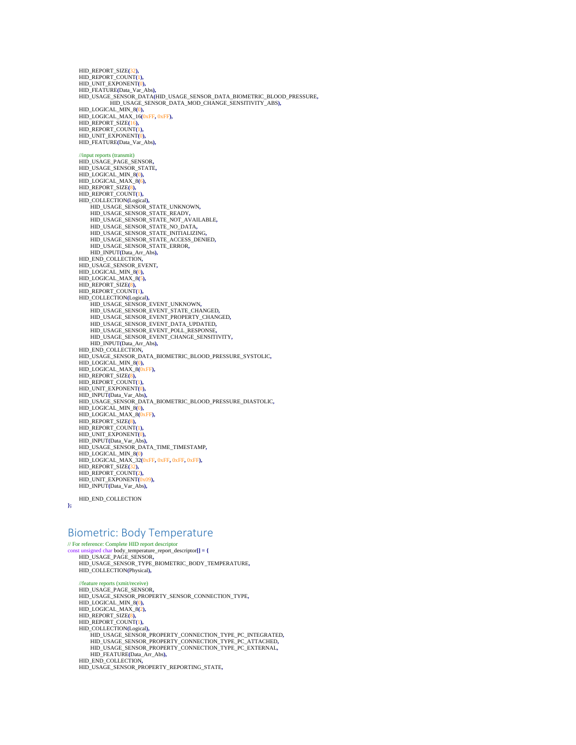```
    HID_REPORT_SIZE(32),
    HID_REPORT_COUNT(1),
    HID_UNIT_EXPONENT(0),
    HID_FEATURE(Data_Var_Abs),
    HID_USAGE_SENSOR_DATA(HID_USAGE_SENSOR_DATA_BIOMETRIC_BLOOD_PRESSURE,
                HID_USAGE_SENSOR_DATA_MOD_CHANGE_SENSITIVITY_ABS),
    HID_LOGICAL_MIN_8(0),
    HID_LOGICAL_MAX_16(0xFF, 0xFF),
    HID_REPORT_SIZE(16),
    HID_REPORT_COUNT(1),
    HID_UNIT_EXPONENT(0),
    HID_FEATURE(Data_Var_Abs),

    //input reports (transmit)
    HID_USAGE_PAGE_SENSOR,
    HID_USAGE_SENSOR_STATE,
    HID_LOGICAL_MIN_8(0),
    HID_LOGICAL_MAX_8(6),
    HID_REPORT_SIZE(8),
    HID_REPORT_COUNT(1),
    HID_COLLECTION(Logical),
        HID_USAGE_SENSOR_STATE_UNKNOWN,
        HID_USAGE_SENSOR_STATE_READY,
        HID_USAGE_SENSOR_STATE_NOT_AVAILABLE,
        HID_USAGE_SENSOR_STATE_NO_DATA,
        HID_USAGE_SENSOR_STATE_INITIALIZING,
        HID_USAGE_SENSOR_STATE_ACCESS_DENIED,
        HID_USAGE_SENSOR_STATE_ERROR,
        HID_INPUT(Data_Arr_Abs),
    HID_END_COLLECTION,
    HID_USAGE_SENSOR_EVENT,
    HID_LOGICAL_MIN_8(0),
    HID_LOGICAL_MAX_8(5),
    HID_REPORT_SIZE(8),
    HID_REPORT_COUNT(1),
    HID_COLLECTION(Logical),
        HID_USAGE_SENSOR_EVENT_UNKNOWN,
        HID_USAGE_SENSOR_EVENT_STATE_CHANGED,
        HID_USAGE_SENSOR_EVENT_PROPERTY_CHANGED,
        HID_USAGE_SENSOR_EVENT_DATA_UPDATED,
        HID_USAGE_SENSOR_EVENT_POLL_RESPONSE,
        HID_USAGE_SENSOR_EVENT_CHANGE_SENSITIVITY,
        HID_INPUT(Data_Arr_Abs),
    HID_END_COLLECTION,
    HID_USAGE_SENSOR_DATA_BIOMETRIC_BLOOD_PRESSURE_SYSTOLIC,
    HID_LOGICAL_MIN_8(0),
    HID_LOGICAL_MAX_8(0xFF),
    HID_REPORT_SIZE(8),
    HID_REPORT_COUNT(1),
    HID_UNIT_EXPONENT(0),
    HID_INPUT(Data_Var_Abs),
    HID_USAGE_SENSOR_DATA_BIOMETRIC_BLOOD_PRESSURE_DIASTOLIC,
    HID_LOGICAL_MIN_8(0),
    HID_LOGICAL_MAX_8(0xFF),
    HID_REPORT_SIZE(8),
    HID_REPORT_COUNT(1),
    HID_UNIT_EXPONENT(0),
    HID_INPUT(Data_Var_Abs),
    HID_USAGE_SENSOR_DATA_TIME_TIMESTAMP,
    HID_LOGICAL_MIN_8(0)
    HID_LOGICAL_MAX_32(0xFF, 0xFF, 0xFF, 0xFF),
    HID_REPORT_SIZE(32),
    HID_REPORT_COUNT(2),
    HID_UNIT_EXPONENT(0x09),
    HID_INPUT(Data_Var_Abs),

    HID_END_COLLECTION
};
```

## Biometric: Body Temperature

```
// For reference: Complete HID report descriptor
const unsigned char body_temperature_report_descriptor[] = {
    HID_USAGE_PAGE_SENSOR,
    HID_USAGE_SENSOR_TYPE_BIOMETRIC_BODY_TEMPERATURE,
    HID_COLLECTION(Physical),

    //feature reports (xmit/receive)
    HID_USAGE_PAGE_SENSOR,
    HID_USAGE_SENSOR_PROPERTY_SENSOR_CONNECTION_TYPE,
    HID_LOGICAL_MIN_8(0),
    HID_LOGICAL_MAX_8(2),
    HID_REPORT_SIZE(8),
    HID_REPORT_COUNT(1),
    HID_COLLECTION(Logical),
        HID_USAGE_SENSOR_PROPERTY_CONNECTION_TYPE_PC_INTEGRATED,
        HID_USAGE_SENSOR_PROPERTY_CONNECTION_TYPE_PC_ATTACHED,
        HID_USAGE_SENSOR_PROPERTY_CONNECTION_TYPE_PC_EXTERNAL,
        HID_FEATURE(Data_Arr_Abs),
    HID_END_COLLECTION,
    HID_USAGE_SENSOR_PROPERTY_REPORTING_STATE,
```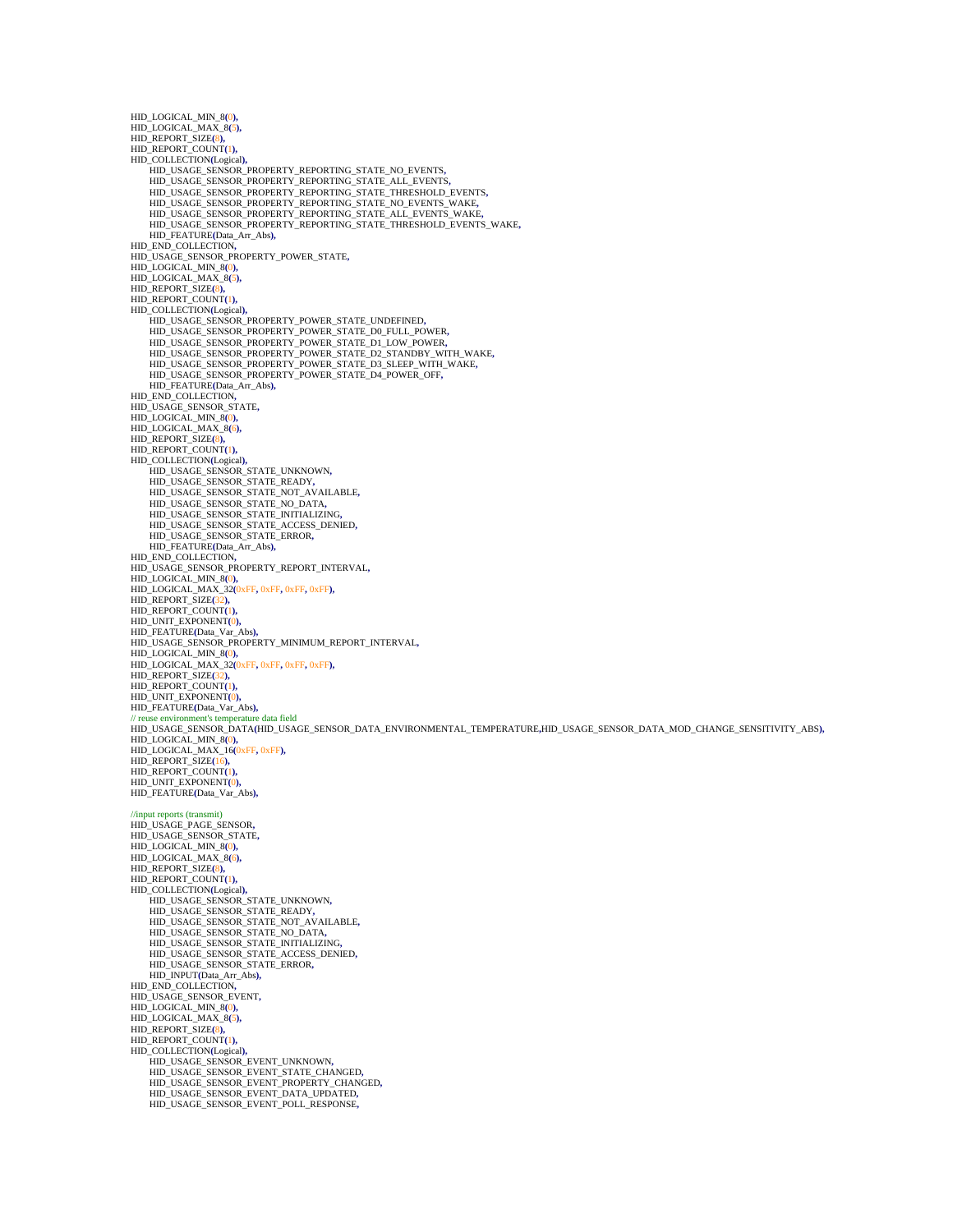```
HID_LOGICAL_MIN_8(0),
HID_LOGICAL_MAX_8(5),
HID_REPORT_SIZE(8),
HID_REPORT_COUNT(1),
HID_COLLECTION(Logical),
    HID_USAGE_SENSOR_PROPERTY_REPORTING_STATE_NO_EVENTS,
    HID_USAGE_SENSOR_PROPERTY_REPORTING_STATE_ALL_EVENTS,
    HID_USAGE_SENSOR_PROPERTY_REPORTING_STATE_THRESHOLD_EVENTS,
    HID_USAGE_SENSOR_PROPERTY_REPORTING_STATE_NO_EVENTS_WAKE,
    HID_USAGE_SENSOR_PROPERTY_REPORTING_STATE_ALL_EVENTS_WAKE,
    HID_USAGE_SENSOR_PROPERTY_REPORTING_STATE_THRESHOLD_EVENTS_WAKE,
    HID_FEATURE(Data_Arr_Abs),
HID_END_COLLECTION,
HID_USAGE_SENSOR_PROPERTY_POWER_STATE,
HID_LOGICAL_MIN_8(0),
HID_LOGICAL_MAX_8(5),
HID_REPORT_SIZE(8),
HID_REPORT_COUNT(1),
HID_COLLECTION(Logical),
    HID_USAGE_SENSOR_PROPERTY_POWER_STATE_UNDEFINED,
    HID_USAGE_SENSOR_PROPERTY_POWER_STATE_D0_FULL_POWER,
    HID_USAGE_SENSOR_PROPERTY_POWER_STATE_D1_LOW_POWER,
    HID_USAGE_SENSOR_PROPERTY_POWER_STATE_D2_STANDBY_WITH_WAKE,
    HID_USAGE_SENSOR_PROPERTY_POWER_STATE_D3_SLEEP_WITH_WAKE,
    HID_USAGE_SENSOR_PROPERTY_POWER_STATE_D4_POWER_OFF,
    HID_FEATURE(Data_Arr_Abs),
HID_END_COLLECTION,
HID_USAGE_SENSOR_STATE,
HID_LOGICAL_MIN_8(0),
HID_LOGICAL_MAX_8(6),
HID_REPORT_SIZE(8),
HID_REPORT_COUNT(1),
HID_COLLECTION(Logical),
    HID_USAGE_SENSOR_STATE_UNKNOWN,
    HID_USAGE_SENSOR_STATE_READY,
    HID_USAGE_SENSOR_STATE_NOT_AVAILABLE,
    HID_USAGE_SENSOR_STATE_NO_DATA,
    HID_USAGE_SENSOR_STATE_INITIALIZING,
    HID_USAGE_SENSOR_STATE_ACCESS_DENIED,
    HID_USAGE_SENSOR_STATE_ERROR,
    HID_FEATURE(Data_Arr_Abs),
HID_END_COLLECTION,
HID_USAGE_SENSOR_PROPERTY_REPORT_INTERVAL,
HID_LOGICAL_MIN_8(0),
HID_LOGICAL_MAX_32(0xFF, 0xFF, 0xFF, 0xFF),
HID_REPORT_SIZE(32),
HID_REPORT_COUNT(1),
HID_UNIT_EXPONENT(0),
HID_FEATURE(Data_Var_Abs),
HID_USAGE_SENSOR_PROPERTY_MINIMUM_REPORT_INTERVAL,
HID_LOGICAL_MIN_8(0),
HID_LOGICAL_MAX_32(0xFF, 0xFF, 0xFF, 0xFF),
HID_REPORT_SIZE(32),
HID_REPORT_COUNT(1),
HID_UNIT_EXPONENT(0),
HID_FEATURE(Data_Var_Abs),
// reuse environment's temperature data field
HID_USAGE_SENSOR_DATA(HID_USAGE_SENSOR_DATA_ENVIRONMENTAL_TEMPERATURE,HID_USAGE_SENSOR_DATA_MOD_CHANGE_SENSITIVITY_ABS),
HID_LOGICAL_MIN_8(0),
HID_LOGICAL_MAX_16(0xFF, 0xFF),
HID_REPORT_SIZE(16),
HID_REPORT_COUNT(1),
HID_UNIT_EXPONENT(0),
HID_FEATURE(Data_Var_Abs),

//input reports (transmit)
HID_USAGE_PAGE_SENSOR,
HID_USAGE_SENSOR_STATE,
HID_LOGICAL_MIN_8(0),
HID_LOGICAL_MAX_8(6),
HID_REPORT_SIZE(8),
HID_REPORT_COUNT(1),
HID_COLLECTION(Logical),
    HID_USAGE_SENSOR_STATE_UNKNOWN,
    HID_USAGE_SENSOR_STATE_READY,
    HID_USAGE_SENSOR_STATE_NOT_AVAILABLE,
    HID_USAGE_SENSOR_STATE_NO_DATA,
    HID_USAGE_SENSOR_STATE_INITIALIZING,
    HID_USAGE_SENSOR_STATE_ACCESS_DENIED,
    HID_USAGE_SENSOR_STATE_ERROR,
    HID_INPUT(Data_Arr_Abs),
HID_END_COLLECTION,
HID_USAGE_SENSOR_EVENT,
HID_LOGICAL_MIN_8(0),
HID_LOGICAL_MAX_8(5),
HID_REPORT_SIZE(8),
HID_REPORT_COUNT(1),
HID_COLLECTION(Logical),
    HID_USAGE_SENSOR_EVENT_UNKNOWN,
    HID_USAGE_SENSOR_EVENT_STATE_CHANGED,
    HID_USAGE_SENSOR_EVENT_PROPERTY_CHANGED,
    HID_USAGE_SENSOR_EVENT_DATA_UPDATED,
    HID_USAGE_SENSOR_EVENT_POLL_RESPONSE,
```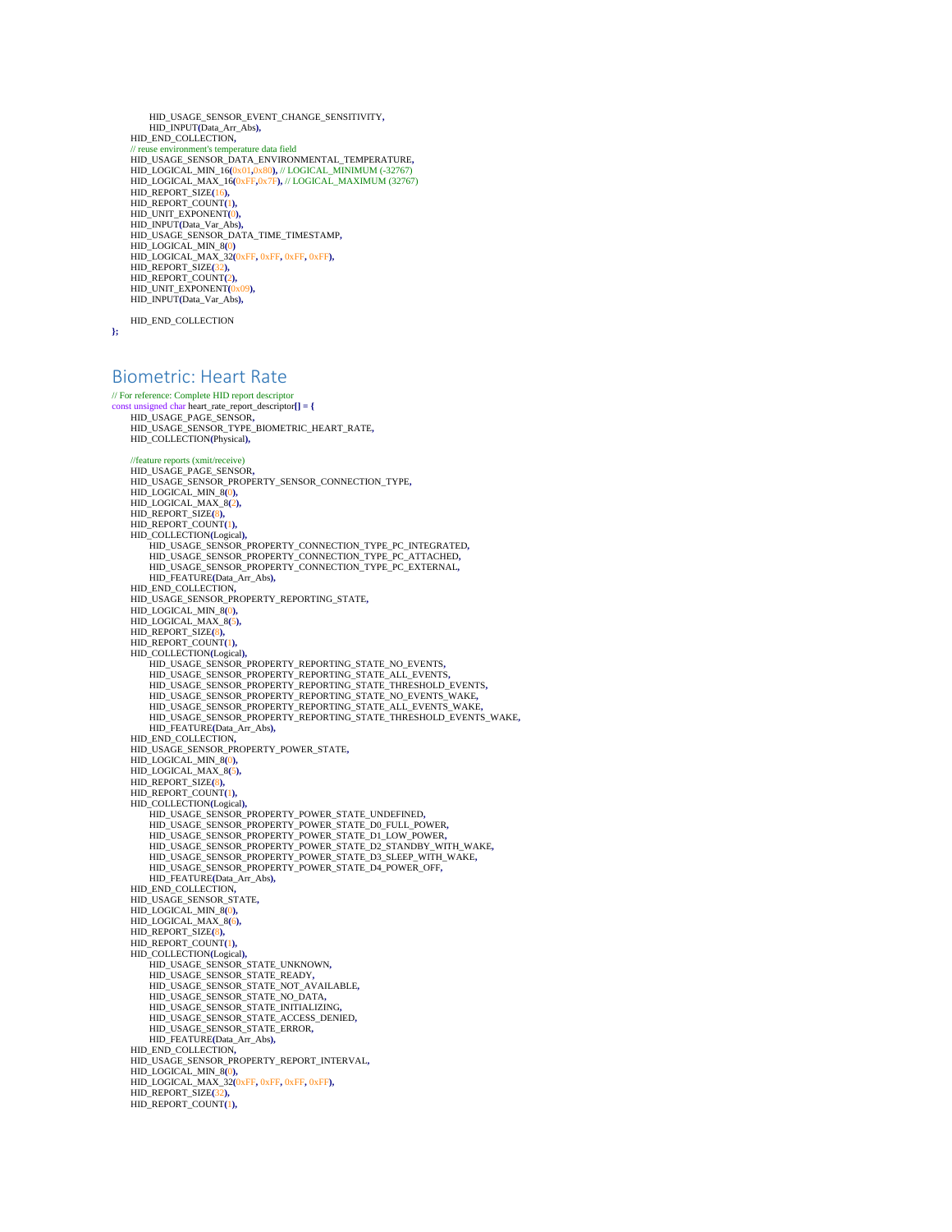```
            HID_USAGE_SENSOR_EVENT_CHANGE_SENSITIVITY,
            HID_INPUT(Data_Arr_Abs),
        HID_END_COLLECTION,
        // reuse environment's temperature data field
        HID_USAGE_SENSOR_DATA_ENVIRONMENTAL_TEMPERATURE,
        HID_LOGICAL_MIN_16(0x01,0x80), // LOGICAL_MINIMUM (-32767)
        HID_LOGICAL_MAX_16(0xFF,0x7F), // LOGICAL_MAXIMUM (32767)
        HID_REPORT_SIZE(16),
        HID_REPORT_COUNT(1),
        HID_UNIT_EXPONENT(0),
        HID_INPUT(Data_Var_Abs),
        HID_USAGE_SENSOR_DATA_TIME_TIMESTAMP,
        HID_LOGICAL_MIN_8(0)
        HID_LOGICAL_MAX_32(0xFF, 0xFF, 0xFF, 0xFF),
        HID_REPORT_SIZE(32),
        HID_REPORT_COUNT(2),
        HID_UNIT_EXPONENT(0x09),
        HID_INPUT(Data_Var_Abs),

        HID_END_COLLECTION
};
```

## Biometric: Heart Rate

```
// For reference: Complete HID report descriptor
const unsigned char heart_rate_report_descriptor[] = {
        HID_USAGE_PAGE_SENSOR,
        HID_USAGE_SENSOR_TYPE_BIOMETRIC_HEART_RATE,
        HID_COLLECTION(Physical),

        //feature reports (xmit/receive)
        HID_USAGE_PAGE_SENSOR,
        HID_USAGE_SENSOR_PROPERTY_SENSOR_CONNECTION_TYPE,
        HID_LOGICAL_MIN_8(0),
        HID_LOGICAL_MAX_8(2),
        HID_REPORT_SIZE(8),
        HID_REPORT_COUNT(1),
        HID_COLLECTION(Logical),
            HID_USAGE_SENSOR_PROPERTY_CONNECTION_TYPE_PC_INTEGRATED,
            HID_USAGE_SENSOR_PROPERTY_CONNECTION_TYPE_PC_ATTACHED,
            HID_USAGE_SENSOR_PROPERTY_CONNECTION_TYPE_PC_EXTERNAL,
            HID_FEATURE(Data_Arr_Abs),
        HID_END_COLLECTION,
        HID_USAGE_SENSOR_PROPERTY_REPORTING_STATE,
        HID_LOGICAL_MIN_8(0),
        HID_LOGICAL_MAX_8(5),
        HID_REPORT_SIZE(8),
        HID_REPORT_COUNT(1),
        HID_COLLECTION(Logical),
            HID_USAGE_SENSOR_PROPERTY_REPORTING_STATE_NO_EVENTS,
            HID_USAGE_SENSOR_PROPERTY_REPORTING_STATE_ALL_EVENTS,
            HID_USAGE_SENSOR_PROPERTY_REPORTING_STATE_THRESHOLD_EVENTS,
            HID_USAGE_SENSOR_PROPERTY_REPORTING_STATE_NO_EVENTS_WAKE,
            HID_USAGE_SENSOR_PROPERTY_REPORTING_STATE_ALL_EVENTS_WAKE,
            HID_USAGE_SENSOR_PROPERTY_REPORTING_STATE_THRESHOLD_EVENTS_WAKE,
            HID_FEATURE(Data_Arr_Abs),
        HID_END_COLLECTION,
        HID_USAGE_SENSOR_PROPERTY_POWER_STATE,
        HID_LOGICAL_MIN_8(0),
        HID_LOGICAL_MAX_8(5),
        HID_REPORT_SIZE(8),
        HID_REPORT_COUNT(1),
        HID_COLLECTION(Logical),
            HID_USAGE_SENSOR_PROPERTY_POWER_STATE_UNDEFINED,
            HID_USAGE_SENSOR_PROPERTY_POWER_STATE_D0_FULL_POWER,
            HID_USAGE_SENSOR_PROPERTY_POWER_STATE_D1_LOW_POWER,
            HID_USAGE_SENSOR_PROPERTY_POWER_STATE_D2_STANDBY_WITH_WAKE,
            HID_USAGE_SENSOR_PROPERTY_POWER_STATE_D3_SLEEP_WITH_WAKE,
            HID_USAGE_SENSOR_PROPERTY_POWER_STATE_D4_POWER_OFF,
            HID_FEATURE(Data_Arr_Abs),
        HID_END_COLLECTION,
        HID_USAGE_SENSOR_STATE,
        HID_LOGICAL_MIN_8(0),
        HID_LOGICAL_MAX_8(6),
        HID_REPORT_SIZE(8),
        HID_REPORT_COUNT(1),
        HID_COLLECTION(Logical),
            HID_USAGE_SENSOR_STATE_UNKNOWN,
            HID_USAGE_SENSOR_STATE_READY,
            HID_USAGE_SENSOR_STATE_NOT_AVAILABLE,
            HID_USAGE_SENSOR_STATE_NO_DATA,
            HID_USAGE_SENSOR_STATE_INITIALIZING,
            HID_USAGE_SENSOR_STATE_ACCESS_DENIED,
            HID_USAGE_SENSOR_STATE_ERROR,
            HID_FEATURE(Data_Arr_Abs),
        HID_END_COLLECTION,
        HID_USAGE_SENSOR_PROPERTY_REPORT_INTERVAL,
        HID_LOGICAL_MIN_8(0),
        HID_LOGICAL_MAX_32(0xFF, 0xFF, 0xFF, 0xFF),
        HID_REPORT_SIZE(32),
        HID_REPORT_COUNT(1),
```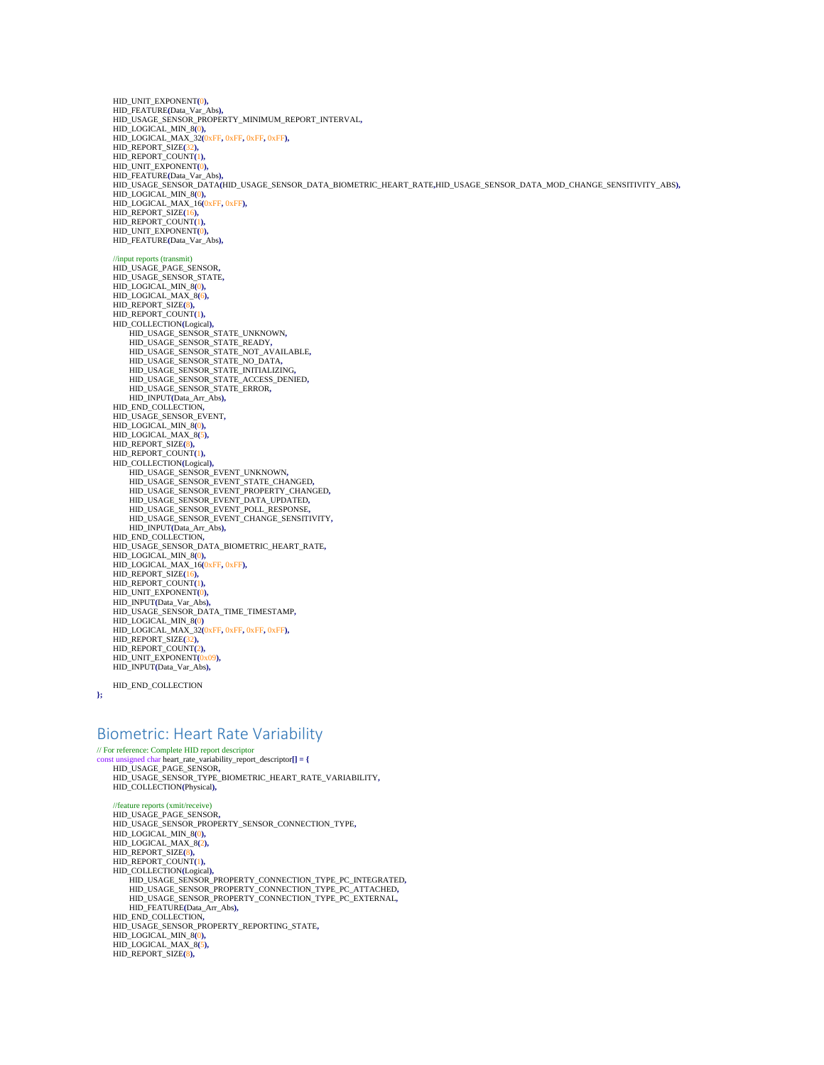```
    HID_UNIT_EXPONENT(0),
    HID_FEATURE(Data_Var_Abs),
    HID_USAGE_SENSOR_PROPERTY_MINIMUM_REPORT_INTERVAL,
    HID_LOGICAL_MIN_8(0),
    HID_LOGICAL_MAX_32(0xFF, 0xFF, 0xFF, 0xFF),
    HID_REPORT_SIZE(32),
    HID_REPORT_COUNT(1),
    HID_UNIT_EXPONENT(0),
    HID_FEATURE(Data_Var_Abs),
    HID_USAGE_SENSOR_DATA(HID_USAGE_SENSOR_DATA_BIOMETRIC_HEART_RATE,HID_USAGE_SENSOR_DATA_MOD_CHANGE_SENSITIVITY_ABS),
    HID_LOGICAL_MIN_8(0),
    HID_LOGICAL_MAX_16(0xFF, 0xFF),
    HID_REPORT_SIZE(16),
    HID_REPORT_COUNT(1),
    HID_UNIT_EXPONENT(0),
    HID_FEATURE(Data_Var_Abs),

    //input reports (transmit)
    HID_USAGE_PAGE_SENSOR,
    HID_USAGE_SENSOR_STATE,
    HID_LOGICAL_MIN_8(0),
    HID_LOGICAL_MAX_8(6),
    HID_REPORT_SIZE(8),
    HID_REPORT_COUNT(1),
    HID_COLLECTION(Logical),
        HID_USAGE_SENSOR_STATE_UNKNOWN,
        HID_USAGE_SENSOR_STATE_READY,
        HID_USAGE_SENSOR_STATE_NOT_AVAILABLE,
        HID_USAGE_SENSOR_STATE_NO_DATA,
        HID_USAGE_SENSOR_STATE_INITIALIZING,
        HID_USAGE_SENSOR_STATE_ACCESS_DENIED,
        HID_USAGE_SENSOR_STATE_ERROR,
        HID_INPUT(Data_Arr_Abs),
    HID_END_COLLECTION,
    HID_USAGE_SENSOR_EVENT,
    HID_LOGICAL_MIN_8(0),
    HID_LOGICAL_MAX_8(5),
    HID_REPORT_SIZE(8),
    HID_REPORT_COUNT(1),
    HID_COLLECTION(Logical),
        HID_USAGE_SENSOR_EVENT_UNKNOWN,
        HID_USAGE_SENSOR_EVENT_STATE_CHANGED,
        HID_USAGE_SENSOR_EVENT_PROPERTY_CHANGED,
        HID_USAGE_SENSOR_EVENT_DATA_UPDATED,
        HID_USAGE_SENSOR_EVENT_POLL_RESPONSE,
        HID_USAGE_SENSOR_EVENT_CHANGE_SENSITIVITY,
        HID_INPUT(Data_Arr_Abs),
    HID_END_COLLECTION,
    HID_USAGE_SENSOR_DATA_BIOMETRIC_HEART_RATE,
    HID_LOGICAL_MIN_8(0),
    HID_LOGICAL_MAX_16(0xFF, 0xFF),
    HID_REPORT_SIZE(16),
    HID_REPORT_COUNT(1),
    HID_UNIT_EXPONENT(0),
    HID_INPUT(Data_Var_Abs),
    HID_USAGE_SENSOR_DATA_TIME_TIMESTAMP,
    HID_LOGICAL_MIN_8(0)
    HID_LOGICAL_MAX_32(0xFF, 0xFF, 0xFF, 0xFF),
    HID_REPORT_SIZE(32),
    HID_REPORT_COUNT(2),
    HID_UNIT_EXPONENT(0x09),
    HID_INPUT(Data_Var_Abs),

    HID_END_COLLECTION
};
```

# Biometric: Heart Rate Variability

```
// For reference: Complete HID report descriptor
const unsigned char heart_rate_variability_report_descriptor[] = {
    HID_USAGE_PAGE_SENSOR,
    HID_USAGE_SENSOR_TYPE_BIOMETRIC_HEART_RATE_VARIABILITY,
    HID_COLLECTION(Physical),

    //feature reports (xmit/receive)
    HID_USAGE_PAGE_SENSOR,
    HID_USAGE_SENSOR_PROPERTY_SENSOR_CONNECTION_TYPE,
    HID_LOGICAL_MIN_8(0),
    HID_LOGICAL_MAX_8(2),
    HID_REPORT_SIZE(8),
    HID_REPORT_COUNT(1),
    HID_COLLECTION(Logical),
        HID_USAGE_SENSOR_PROPERTY_CONNECTION_TYPE_PC_INTEGRATED,
        HID_USAGE_SENSOR_PROPERTY_CONNECTION_TYPE_PC_ATTACHED,
        HID_USAGE_SENSOR_PROPERTY_CONNECTION_TYPE_PC_EXTERNAL,
        HID_FEATURE(Data_Arr_Abs),
    HID_END_COLLECTION,
    HID_USAGE_SENSOR_PROPERTY_REPORTING_STATE,
    HID_LOGICAL_MIN_8(0),
    HID_LOGICAL_MAX_8(5),
    HID_REPORT_SIZE(8),
```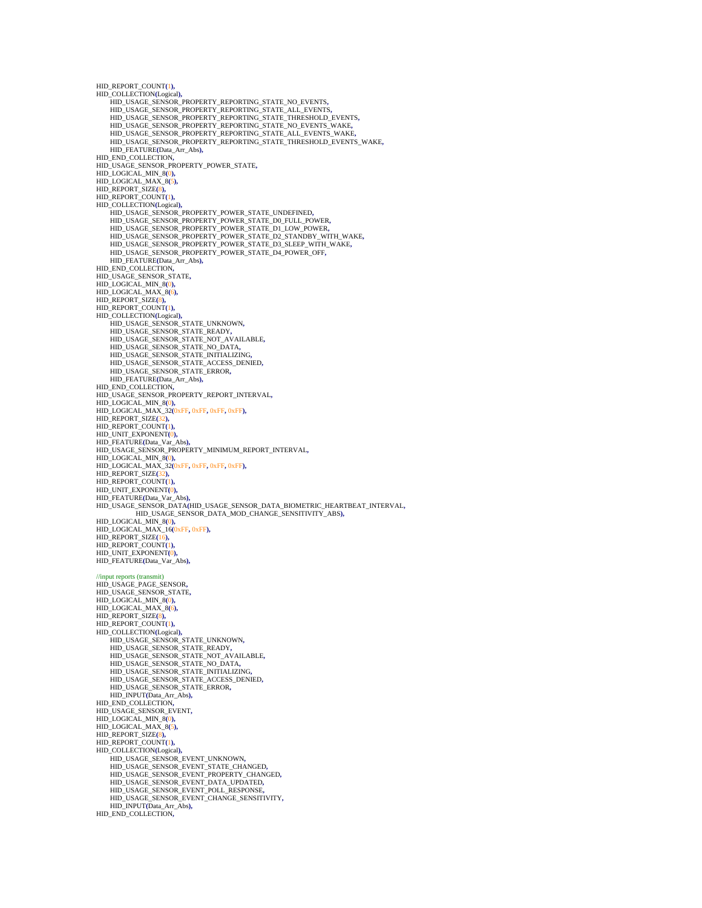```
HID_REPORT_COUNT(1),
HID_COLLECTION(Logical),
    HID_USAGE_SENSOR_PROPERTY_REPORTING_STATE_NO_EVENTS,
    HID_USAGE_SENSOR_PROPERTY_REPORTING_STATE_ALL_EVENTS,
    HID_USAGE_SENSOR_PROPERTY_REPORTING_STATE_THRESHOLD_EVENTS,
    HID_USAGE_SENSOR_PROPERTY_REPORTING_STATE_NO_EVENTS_WAKE,
    HID_USAGE_SENSOR_PROPERTY_REPORTING_STATE_ALL_EVENTS_WAKE,
    HID_USAGE_SENSOR_PROPERTY_REPORTING_STATE_THRESHOLD_EVENTS_WAKE,
    HID_FEATURE(Data_Arr_Abs),
HID_END_COLLECTION,
HID_USAGE_SENSOR_PROPERTY_POWER_STATE,
HID_LOGICAL_MIN_8(0),
HID_LOGICAL_MAX_8(5),
HID_REPORT_SIZE(8),
HID_REPORT_COUNT(1),
HID_COLLECTION(Logical),
    HID_USAGE_SENSOR_PROPERTY_POWER_STATE_UNDEFINED,
    HID_USAGE_SENSOR_PROPERTY_POWER_STATE_D0_FULL_POWER,
    HID_USAGE_SENSOR_PROPERTY_POWER_STATE_D1_LOW_POWER,
    HID_USAGE_SENSOR_PROPERTY_POWER_STATE_D2_STANDBY_WITH_WAKE,
    HID_USAGE_SENSOR_PROPERTY_POWER_STATE_D3_SLEEP_WITH_WAKE,
    HID_USAGE_SENSOR_PROPERTY_POWER_STATE_D4_POWER_OFF,
    HID_FEATURE(Data_Arr_Abs),
HID_END_COLLECTION,
HID_USAGE_SENSOR_STATE,
HID_LOGICAL_MIN_8(0),
HID_LOGICAL_MAX_8(6),
HID_REPORT_SIZE(8),
HID_REPORT_COUNT(1),
HID_COLLECTION(Logical),
    HID_USAGE_SENSOR_STATE_UNKNOWN,
    HID_USAGE_SENSOR_STATE_READY,
    HID_USAGE_SENSOR_STATE_NOT_AVAILABLE,
    HID_USAGE_SENSOR_STATE_NO_DATA,
    HID_USAGE_SENSOR_STATE_INITIALIZING,
    HID_USAGE_SENSOR_STATE_ACCESS_DENIED,
    HID_USAGE_SENSOR_STATE_ERROR,
    HID_FEATURE(Data_Arr_Abs),
HID_END_COLLECTION,
HID_USAGE_SENSOR_PROPERTY_REPORT_INTERVAL,
HID_LOGICAL_MIN_8(0),
HID_LOGICAL_MAX_32(0xFF, 0xFF, 0xFF, 0xFF),
HID_REPORT_SIZE(32),
HID_REPORT_COUNT(1),
HID_UNIT_EXPONENT(0),
HID_FEATURE(Data_Var_Abs),
HID_USAGE_SENSOR_PROPERTY_MINIMUM_REPORT_INTERVAL,
HID_LOGICAL_MIN_8(0),
HID_LOGICAL_MAX_32(0xFF, 0xFF, 0xFF, 0xFF),
HID_REPORT_SIZE(32),
HID_REPORT_COUNT(1),
HID_UNIT_EXPONENT(0),
HID_FEATURE(Data_Var_Abs),
HID_USAGE_SENSOR_DATA(HID_USAGE_SENSOR_DATA_BIOMETRIC_HEARTBEAT_INTERVAL,
            HID_USAGE_SENSOR_DATA_MOD_CHANGE_SENSITIVITY_ABS),
HID_LOGICAL_MIN_8(0),
HID_LOGICAL_MAX_16(0xFF, 0xFF),
HID_REPORT_SIZE(16),
HID_REPORT_COUNT(1),
HID_UNIT_EXPONENT(0),
HID_FEATURE(Data_Var_Abs),

//input reports (transmit)
HID_USAGE_PAGE_SENSOR,
HID_USAGE_SENSOR_STATE,
HID_LOGICAL_MIN_8(0),
HID_LOGICAL_MAX_8(6),
HID_REPORT_SIZE(8),
HID_REPORT_COUNT(1),
HID_COLLECTION(Logical),
    HID_USAGE_SENSOR_STATE_UNKNOWN,
    HID_USAGE_SENSOR_STATE_READY,
    HID_USAGE_SENSOR_STATE_NOT_AVAILABLE,
    HID_USAGE_SENSOR_STATE_NO_DATA,
    HID_USAGE_SENSOR_STATE_INITIALIZING,
    HID_USAGE_SENSOR_STATE_ACCESS_DENIED,
    HID_USAGE_SENSOR_STATE_ERROR,
    HID_INPUT(Data_Arr_Abs),
HID_END_COLLECTION,
HID_USAGE_SENSOR_EVENT,
HID_LOGICAL_MIN_8(0),
HID_LOGICAL_MAX_8(5),
HID_REPORT_SIZE(8),
HID_REPORT_COUNT(1),
HID_COLLECTION(Logical),
    HID_USAGE_SENSOR_EVENT_UNKNOWN,
    HID_USAGE_SENSOR_EVENT_STATE_CHANGED,
    HID_USAGE_SENSOR_EVENT_PROPERTY_CHANGED,
    HID_USAGE_SENSOR_EVENT_DATA_UPDATED,
    HID_USAGE_SENSOR_EVENT_POLL_RESPONSE,
    HID_USAGE_SENSOR_EVENT_CHANGE_SENSITIVITY,
    HID_INPUT(Data_Arr_Abs),
HID_END_COLLECTION,
```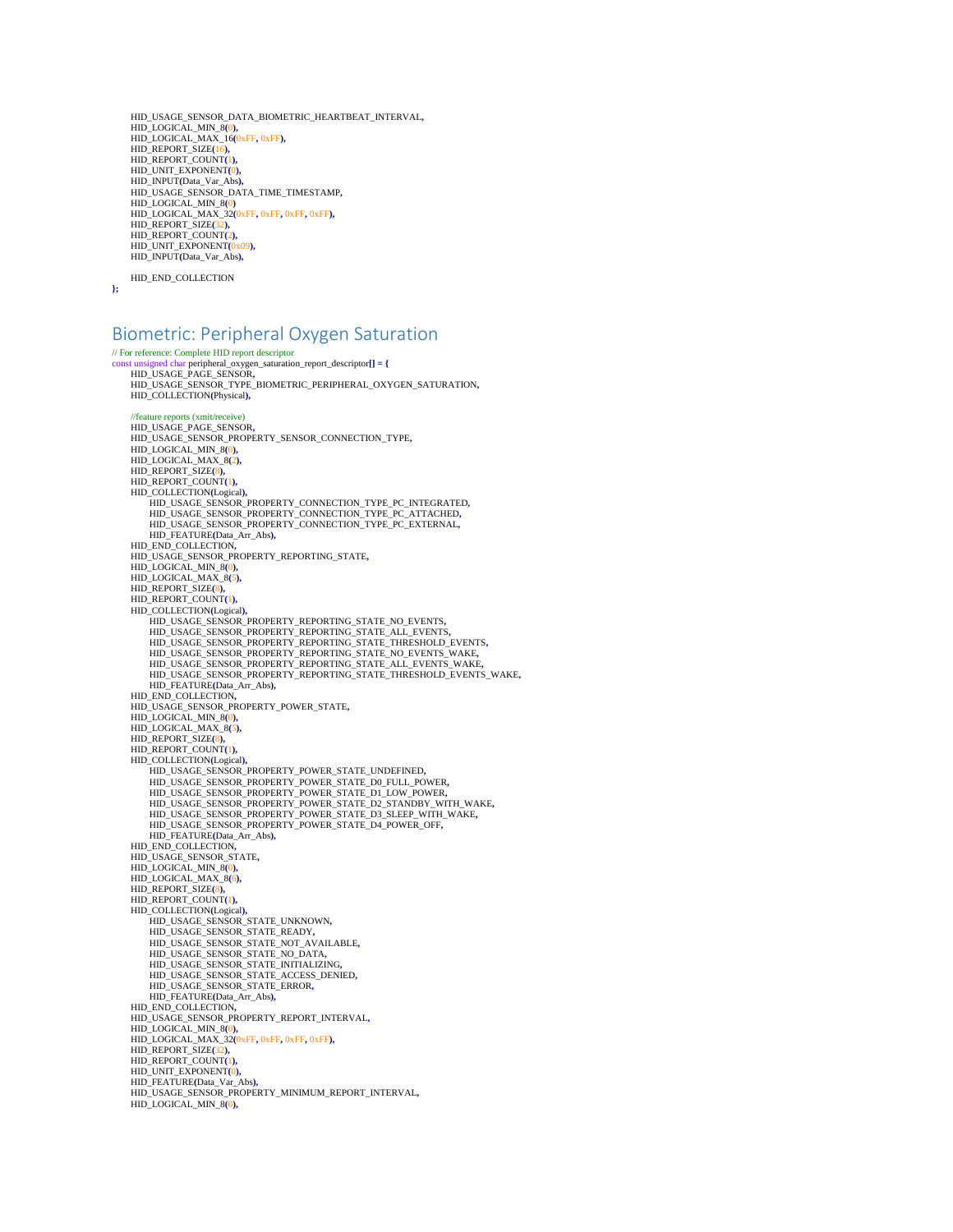```
    HID_USAGE_SENSOR_DATA_BIOMETRIC_HEARTBEAT_INTERVAL,
    HID_LOGICAL_MIN_8(0),
    HID_LOGICAL_MAX_16(0xFF, 0xFF),
    HID_REPORT_SIZE(16),
    HID_REPORT_COUNT(1),
    HID_UNIT_EXPONENT(0),
    HID_INPUT(Data_Var_Abs),
    HID_USAGE_SENSOR_DATA_TIME_TIMESTAMP,
    HID_LOGICAL_MIN_8(0)
    HID_LOGICAL_MAX_32(0xFF, 0xFF, 0xFF, 0xFF),
    HID_REPORT_SIZE(32),
    HID_REPORT_COUNT(2),
    HID_UNIT_EXPONENT(0x09),
    HID_INPUT(Data_Var_Abs),

    HID_END_COLLECTION
};
```

## Biometric: Peripheral Oxygen Saturation

```
// For reference: Complete HID report descriptor
const unsigned char peripheral_oxygen_saturation_report_descriptor[] = {
    HID_USAGE_PAGE_SENSOR,
    HID_USAGE_SENSOR_TYPE_BIOMETRIC_PERIPHERAL_OXYGEN_SATURATION,
    HID_COLLECTION(Physical),

    //feature reports (xmit/receive)
    HID_USAGE_PAGE_SENSOR,
    HID_USAGE_SENSOR_PROPERTY_SENSOR_CONNECTION_TYPE,
    HID_LOGICAL_MIN_8(0),
    HID_LOGICAL_MAX_8(2),
    HID_REPORT_SIZE(8),
    HID_REPORT_COUNT(1),
    HID_COLLECTION(Logical),
        HID_USAGE_SENSOR_PROPERTY_CONNECTION_TYPE_PC_INTEGRATED,
        HID_USAGE_SENSOR_PROPERTY_CONNECTION_TYPE_PC_ATTACHED,
        HID_USAGE_SENSOR_PROPERTY_CONNECTION_TYPE_PC_EXTERNAL,
        HID_FEATURE(Data_Arr_Abs),
    HID_END_COLLECTION,
    HID_USAGE_SENSOR_PROPERTY_REPORTING_STATE,
    HID_LOGICAL_MIN_8(0),
    HID_LOGICAL_MAX_8(5),
    HID_REPORT_SIZE(8),
    HID_REPORT_COUNT(1),
    HID_COLLECTION(Logical),
        HID_USAGE_SENSOR_PROPERTY_REPORTING_STATE_NO_EVENTS,
        HID_USAGE_SENSOR_PROPERTY_REPORTING_STATE_ALL_EVENTS,
        HID_USAGE_SENSOR_PROPERTY_REPORTING_STATE_THRESHOLD_EVENTS,
        HID_USAGE_SENSOR_PROPERTY_REPORTING_STATE_NO_EVENTS_WAKE,
        HID_USAGE_SENSOR_PROPERTY_REPORTING_STATE_ALL_EVENTS_WAKE,
        HID_USAGE_SENSOR_PROPERTY_REPORTING_STATE_THRESHOLD_EVENTS_WAKE,
        HID_FEATURE(Data_Arr_Abs),
    HID_END_COLLECTION,
    HID_USAGE_SENSOR_PROPERTY_POWER_STATE,
    HID_LOGICAL_MIN_8(0),
    HID_LOGICAL_MAX_8(5),
    HID_REPORT_SIZE(8),
    HID_REPORT_COUNT(1),
    HID_COLLECTION(Logical),
        HID_USAGE_SENSOR_PROPERTY_POWER_STATE_UNDEFINED,
        HID_USAGE_SENSOR_PROPERTY_POWER_STATE_D0_FULL_POWER,
        HID_USAGE_SENSOR_PROPERTY_POWER_STATE_D1_LOW_POWER,
        HID_USAGE_SENSOR_PROPERTY_POWER_STATE_D2_STANDBY_WITH_WAKE,
        HID_USAGE_SENSOR_PROPERTY_POWER_STATE_D3_SLEEP_WITH_WAKE,
        HID_USAGE_SENSOR_PROPERTY_POWER_STATE_D4_POWER_OFF,
        HID_FEATURE(Data_Arr_Abs),
    HID_END_COLLECTION,
    HID_USAGE_SENSOR_STATE,
    HID_LOGICAL_MIN_8(0),
    HID_LOGICAL_MAX_8(6),
    HID_REPORT_SIZE(8),
    HID_REPORT_COUNT(1),
    HID_COLLECTION(Logical),
        HID_USAGE_SENSOR_STATE_UNKNOWN,
        HID_USAGE_SENSOR_STATE_READY,
        HID_USAGE_SENSOR_STATE_NOT_AVAILABLE,
        HID_USAGE_SENSOR_STATE_NO_DATA,
        HID_USAGE_SENSOR_STATE_INITIALIZING,
        HID_USAGE_SENSOR_STATE_ACCESS_DENIED,
        HID_USAGE_SENSOR_STATE_ERROR,
        HID_FEATURE(Data_Arr_Abs),
    HID_END_COLLECTION,
    HID_USAGE_SENSOR_PROPERTY_REPORT_INTERVAL,
    HID_LOGICAL_MIN_8(0),
    HID_LOGICAL_MAX_32(0xFF, 0xFF, 0xFF, 0xFF),
    HID_REPORT_SIZE(32),
    HID_REPORT_COUNT(1),
    HID_UNIT_EXPONENT(0),
    HID_FEATURE(Data_Var_Abs),
    HID_USAGE_SENSOR_PROPERTY_MINIMUM_REPORT_INTERVAL,
    HID_LOGICAL_MIN_8(0),
```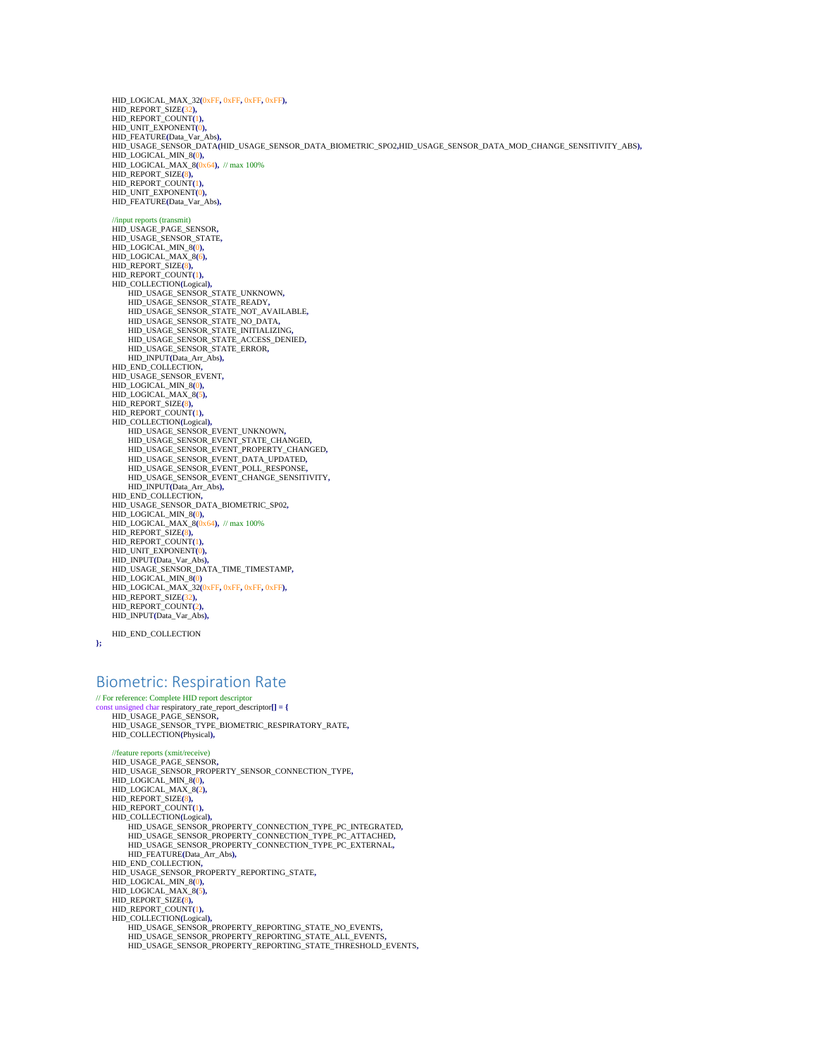```
    HID_LOGICAL_MAX_32(0xFF, 0xFF, 0xFF, 0xFF),
    HID_REPORT_SIZE(32),
    HID_REPORT_COUNT(1),
    HID_UNIT_EXPONENT(0),
    HID_FEATURE(Data_Var_Abs),
    HID_USAGE_SENSOR_DATA(HID_USAGE_SENSOR_DATA_BIOMETRIC_SPO2,HID_USAGE_SENSOR_DATA_MOD_CHANGE_SENSITIVITY_ABS),
    HID_LOGICAL_MIN_8(0),
    HID_LOGICAL_MAX_8(0x64),  // max 100%
    HID_REPORT_SIZE(8),
    HID_REPORT_COUNT(1),
    HID_UNIT_EXPONENT(0),
    HID_FEATURE(Data_Var_Abs),

    //input reports (transmit)
    HID_USAGE_PAGE_SENSOR,
    HID_USAGE_SENSOR_STATE,
    HID_LOGICAL_MIN_8(0),
    HID_LOGICAL_MAX_8(6),
    HID_REPORT_SIZE(8),
    HID_REPORT_COUNT(1),
    HID_COLLECTION(Logical),
        HID_USAGE_SENSOR_STATE_UNKNOWN,
        HID_USAGE_SENSOR_STATE_READY,
        HID_USAGE_SENSOR_STATE_NOT_AVAILABLE,
        HID_USAGE_SENSOR_STATE_NO_DATA,
        HID_USAGE_SENSOR_STATE_INITIALIZING,
        HID_USAGE_SENSOR_STATE_ACCESS_DENIED,
        HID_USAGE_SENSOR_STATE_ERROR,
        HID_INPUT(Data_Arr_Abs),
    HID_END_COLLECTION,
    HID_USAGE_SENSOR_EVENT,
    HID_LOGICAL_MIN_8(0),
    HID_LOGICAL_MAX_8(5),
    HID_REPORT_SIZE(8),
    HID_REPORT_COUNT(1),
    HID_COLLECTION(Logical),
        HID_USAGE_SENSOR_EVENT_UNKNOWN,
        HID_USAGE_SENSOR_EVENT_STATE_CHANGED,
        HID_USAGE_SENSOR_EVENT_PROPERTY_CHANGED,
        HID_USAGE_SENSOR_EVENT_DATA_UPDATED,
        HID_USAGE_SENSOR_EVENT_POLL_RESPONSE,
        HID_USAGE_SENSOR_EVENT_CHANGE_SENSITIVITY,
        HID_INPUT(Data_Arr_Abs),
    HID_END_COLLECTION,
    HID_USAGE_SENSOR_DATA_BIOMETRIC_SP02,
    HID_LOGICAL_MIN_8(0),
    HID_LOGICAL_MAX_8(0x64),  // max 100%
    HID_REPORT_SIZE(8),
    HID_REPORT_COUNT(1),
    HID_UNIT_EXPONENT(0),
    HID_INPUT(Data_Var_Abs),
    HID_USAGE_SENSOR_DATA_TIME_TIMESTAMP,
    HID_LOGICAL_MIN_8(0)
    HID_LOGICAL_MAX_32(0xFF, 0xFF, 0xFF, 0xFF),
    HID_REPORT_SIZE(32),
    HID_REPORT_COUNT(2),
    HID_INPUT(Data_Var_Abs),

    HID_END_COLLECTION
};
```

# Biometric: Respiration Rate

```
// For reference: Complete HID report descriptor
const unsigned char respiratory_rate_report_descriptor[] = {
    HID_USAGE_PAGE_SENSOR,
    HID_USAGE_SENSOR_TYPE_BIOMETRIC_RESPIRATORY_RATE,
    HID_COLLECTION(Physical),

    //feature reports (xmit/receive)
    HID_USAGE_PAGE_SENSOR,
    HID_USAGE_SENSOR_PROPERTY_SENSOR_CONNECTION_TYPE,
    HID_LOGICAL_MIN_8(0),
    HID_LOGICAL_MAX_8(2),
    HID_REPORT_SIZE(8),
    HID_REPORT_COUNT(1),
    HID_COLLECTION(Logical),
        HID_USAGE_SENSOR_PROPERTY_CONNECTION_TYPE_PC_INTEGRATED,
        HID_USAGE_SENSOR_PROPERTY_CONNECTION_TYPE_PC_ATTACHED,
        HID_USAGE_SENSOR_PROPERTY_CONNECTION_TYPE_PC_EXTERNAL,
        HID_FEATURE(Data_Arr_Abs),
    HID_END_COLLECTION,
    HID_USAGE_SENSOR_PROPERTY_REPORTING_STATE,
    HID_LOGICAL_MIN_8(0),
    HID_LOGICAL_MAX_8(5),
    HID_REPORT_SIZE(8),
    HID_REPORT_COUNT(1),
    HID_COLLECTION(Logical),
        HID_USAGE_SENSOR_PROPERTY_REPORTING_STATE_NO_EVENTS,
        HID_USAGE_SENSOR_PROPERTY_REPORTING_STATE_ALL_EVENTS,
        HID_USAGE_SENSOR_PROPERTY_REPORTING_STATE_THRESHOLD_EVENTS,
```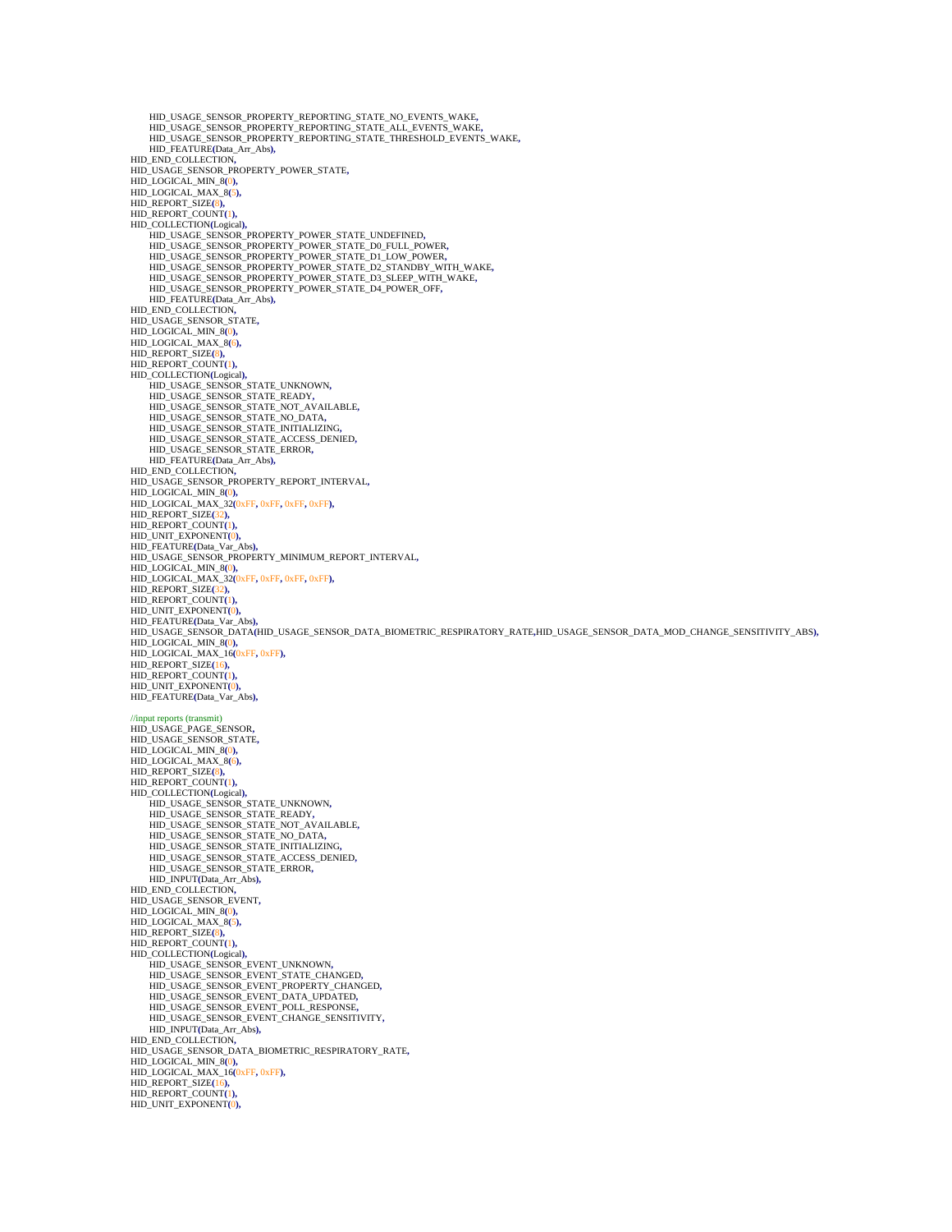```
        HID_USAGE_SENSOR_PROPERTY_REPORTING_STATE_NO_EVENTS_WAKE,
        HID_USAGE_SENSOR_PROPERTY_REPORTING_STATE_ALL_EVENTS_WAKE,
        HID_USAGE_SENSOR_PROPERTY_REPORTING_STATE_THRESHOLD_EVENTS_WAKE,
        HID_FEATURE(Data_Arr_Abs),
    HID_END_COLLECTION,
    HID_USAGE_SENSOR_PROPERTY_POWER_STATE,
    HID_LOGICAL_MIN_8(0),
    HID_LOGICAL_MAX_8(5),
    HID_REPORT_SIZE(8),
    HID_REPORT_COUNT(1),
    HID_COLLECTION(Logical),
        HID_USAGE_SENSOR_PROPERTY_POWER_STATE_UNDEFINED,
        HID_USAGE_SENSOR_PROPERTY_POWER_STATE_D0_FULL_POWER,
        HID_USAGE_SENSOR_PROPERTY_POWER_STATE_D1_LOW_POWER,
        HID_USAGE_SENSOR_PROPERTY_POWER_STATE_D2_STANDBY_WITH_WAKE,
        HID_USAGE_SENSOR_PROPERTY_POWER_STATE_D3_SLEEP_WITH_WAKE,
        HID_USAGE_SENSOR_PROPERTY_POWER_STATE_D4_POWER_OFF,
        HID_FEATURE(Data_Arr_Abs),
    HID_END_COLLECTION,
    HID_USAGE_SENSOR_STATE,
    HID_LOGICAL_MIN_8(0),
    HID_LOGICAL_MAX_8(6),
    HID_REPORT_SIZE(8),
    HID_REPORT_COUNT(1),
    HID_COLLECTION(Logical),
        HID_USAGE_SENSOR_STATE_UNKNOWN,
        HID_USAGE_SENSOR_STATE_READY,
        HID_USAGE_SENSOR_STATE_NOT_AVAILABLE,
        HID_USAGE_SENSOR_STATE_NO_DATA,
        HID_USAGE_SENSOR_STATE_INITIALIZING,
        HID_USAGE_SENSOR_STATE_ACCESS_DENIED,
        HID_USAGE_SENSOR_STATE_ERROR,
        HID_FEATURE(Data_Arr_Abs),
    HID_END_COLLECTION,
    HID_USAGE_SENSOR_PROPERTY_REPORT_INTERVAL,
    HID_LOGICAL_MIN_8(0),
    HID_LOGICAL_MAX_32(0xFF, 0xFF, 0xFF, 0xFF),
    HID_REPORT_SIZE(32),
    HID_REPORT_COUNT(1),
    HID_UNIT_EXPONENT(0),
    HID_FEATURE(Data_Var_Abs),
    HID_USAGE_SENSOR_PROPERTY_MINIMUM_REPORT_INTERVAL,
    HID_LOGICAL_MIN_8(0),
    HID_LOGICAL_MAX_32(0xFF, 0xFF, 0xFF, 0xFF),
    HID_REPORT_SIZE(32),
    HID_REPORT_COUNT(1),
    HID_UNIT_EXPONENT(0),
    HID_FEATURE(Data_Var_Abs),
    HID_USAGE_SENSOR_DATA(HID_USAGE_SENSOR_DATA_BIOMETRIC_RESPIRATORY_RATE,HID_USAGE_SENSOR_DATA_MOD_CHANGE_SENSITIVITY_ABS),
    HID_LOGICAL_MIN_8(0),
    HID_LOGICAL_MAX_16(0xFF, 0xFF),
    HID_REPORT_SIZE(16),
    HID_REPORT_COUNT(1),
    HID_UNIT_EXPONENT(0),
    HID_FEATURE(Data_Var_Abs),

    //input reports (transmit)
    HID_USAGE_PAGE_SENSOR,
    HID_USAGE_SENSOR_STATE,
    HID_LOGICAL_MIN_8(0),
    HID_LOGICAL_MAX_8(6),
    HID_REPORT_SIZE(8),
    HID_REPORT_COUNT(1),
    HID_COLLECTION(Logical),
        HID_USAGE_SENSOR_STATE_UNKNOWN,
        HID_USAGE_SENSOR_STATE_READY,
        HID_USAGE_SENSOR_STATE_NOT_AVAILABLE,
        HID_USAGE_SENSOR_STATE_NO_DATA,
        HID_USAGE_SENSOR_STATE_INITIALIZING,
        HID_USAGE_SENSOR_STATE_ACCESS_DENIED,
        HID_USAGE_SENSOR_STATE_ERROR,
        HID_INPUT(Data_Arr_Abs),
    HID_END_COLLECTION,
    HID_USAGE_SENSOR_EVENT,
    HID_LOGICAL_MIN_8(0),
    HID_LOGICAL_MAX_8(5),
    HID_REPORT_SIZE(8),
    HID_REPORT_COUNT(1),
    HID_COLLECTION(Logical),
        HID_USAGE_SENSOR_EVENT_UNKNOWN,
        HID_USAGE_SENSOR_EVENT_STATE_CHANGED,
        HID_USAGE_SENSOR_EVENT_PROPERTY_CHANGED,
        HID_USAGE_SENSOR_EVENT_DATA_UPDATED,
        HID_USAGE_SENSOR_EVENT_POLL_RESPONSE,
        HID_USAGE_SENSOR_EVENT_CHANGE_SENSITIVITY,
        HID_INPUT(Data_Arr_Abs),
    HID_END_COLLECTION,
    HID_USAGE_SENSOR_DATA_BIOMETRIC_RESPIRATORY_RATE,
    HID_LOGICAL_MIN_8(0),
    HID_LOGICAL_MAX_16(0xFF, 0xFF),
    HID_REPORT_SIZE(16),
    HID_REPORT_COUNT(1),
    HID_UNIT_EXPONENT(0),
```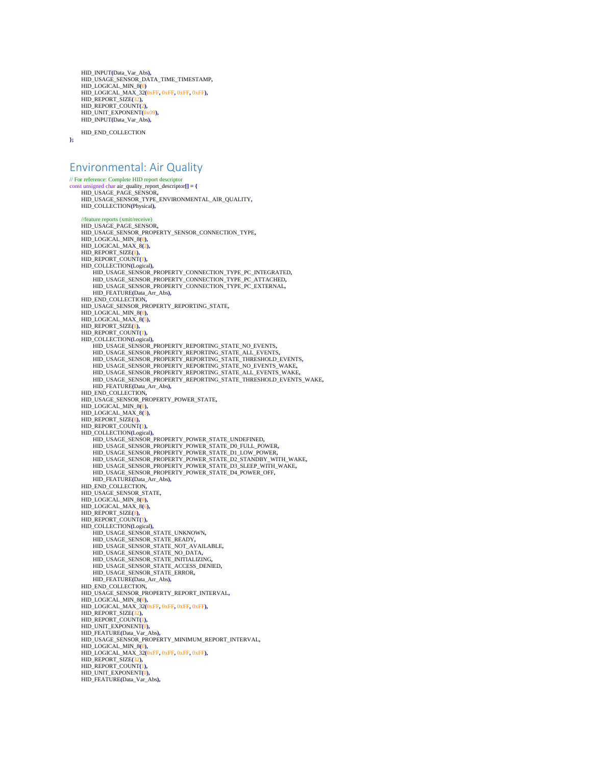```
    HID_INPUT(Data_Var_Abs),
    HID_USAGE_SENSOR_DATA_TIME_TIMESTAMP,
    HID_LOGICAL_MIN_8(0)
    HID_LOGICAL_MAX_32(0xFF, 0xFF, 0xFF, 0xFF),
    HID_REPORT_SIZE(32),
    HID_REPORT_COUNT(2),
    HID_UNIT_EXPONENT(0x09),
    HID_INPUT(Data_Var_Abs),

    HID_END_COLLECTION
};
```

# Environmental: Air Quality

```
// For reference: Complete HID report descriptor
const unsigned char air_quality_report_descriptor[] = {
    HID_USAGE_PAGE_SENSOR,
    HID_USAGE_SENSOR_TYPE_ENVIRONMENTAL_AIR_QUALITY,
    HID_COLLECTION(Physical),

    //feature reports (xmit/receive)
    HID_USAGE_PAGE_SENSOR,
    HID_USAGE_SENSOR_PROPERTY_SENSOR_CONNECTION_TYPE,
    HID_LOGICAL_MIN_8(0),
    HID_LOGICAL_MAX_8(2),
    HID_REPORT_SIZE(8),
    HID_REPORT_COUNT(1),
    HID_COLLECTION(Logical),
        HID_USAGE_SENSOR_PROPERTY_CONNECTION_TYPE_PC_INTEGRATED,
        HID_USAGE_SENSOR_PROPERTY_CONNECTION_TYPE_PC_ATTACHED,
        HID_USAGE_SENSOR_PROPERTY_CONNECTION_TYPE_PC_EXTERNAL,
        HID_FEATURE(Data_Arr_Abs),
    HID_END_COLLECTION,
    HID_USAGE_SENSOR_PROPERTY_REPORTING_STATE,
    HID_LOGICAL_MIN_8(0),
    HID_LOGICAL_MAX_8(5),
    HID_REPORT_SIZE(8),
    HID_REPORT_COUNT(1),
    HID_COLLECTION(Logical),
        HID_USAGE_SENSOR_PROPERTY_REPORTING_STATE_NO_EVENTS,
        HID_USAGE_SENSOR_PROPERTY_REPORTING_STATE_ALL_EVENTS,
        HID_USAGE_SENSOR_PROPERTY_REPORTING_STATE_THRESHOLD_EVENTS,
        HID_USAGE_SENSOR_PROPERTY_REPORTING_STATE_NO_EVENTS_WAKE,
        HID_USAGE_SENSOR_PROPERTY_REPORTING_STATE_ALL_EVENTS_WAKE,
        HID_USAGE_SENSOR_PROPERTY_REPORTING_STATE_THRESHOLD_EVENTS_WAKE,
        HID_FEATURE(Data_Arr_Abs),
    HID_END_COLLECTION,
    HID_USAGE_SENSOR_PROPERTY_POWER_STATE,
    HID_LOGICAL_MIN_8(0),
    HID_LOGICAL_MAX_8(5),
    HID_REPORT_SIZE(8),
    HID_REPORT_COUNT(1),
    HID_COLLECTION(Logical),
        HID_USAGE_SENSOR_PROPERTY_POWER_STATE_UNDEFINED,
        HID_USAGE_SENSOR_PROPERTY_POWER_STATE_D0_FULL_POWER,
        HID_USAGE_SENSOR_PROPERTY_POWER_STATE_D1_LOW_POWER,
        HID_USAGE_SENSOR_PROPERTY_POWER_STATE_D2_STANDBY_WITH_WAKE,
        HID_USAGE_SENSOR_PROPERTY_POWER_STATE_D3_SLEEP_WITH_WAKE,
        HID_USAGE_SENSOR_PROPERTY_POWER_STATE_D4_POWER_OFF,
        HID_FEATURE(Data_Arr_Abs),
    HID_END_COLLECTION,
    HID_USAGE_SENSOR_STATE,
    HID_LOGICAL_MIN_8(0),
    HID_LOGICAL_MAX_8(6),
    HID_REPORT_SIZE(8),
    HID_REPORT_COUNT(1),
    HID_COLLECTION(Logical),
        HID_USAGE_SENSOR_STATE_UNKNOWN,
        HID_USAGE_SENSOR_STATE_READY,
        HID_USAGE_SENSOR_STATE_NOT_AVAILABLE,
        HID_USAGE_SENSOR_STATE_NO_DATA,
        HID_USAGE_SENSOR_STATE_INITIALIZING,
        HID_USAGE_SENSOR_STATE_ACCESS_DENIED,
        HID_USAGE_SENSOR_STATE_ERROR,
        HID_FEATURE(Data_Arr_Abs),
    HID_END_COLLECTION,
    HID_USAGE_SENSOR_PROPERTY_REPORT_INTERVAL,
    HID_LOGICAL_MIN_8(0),
    HID_LOGICAL_MAX_32(0xFF, 0xFF, 0xFF, 0xFF),
    HID_REPORT_SIZE(32),
    HID_REPORT_COUNT(1),
    HID_UNIT_EXPONENT(0),
    HID_FEATURE(Data_Var_Abs),
    HID_USAGE_SENSOR_PROPERTY_MINIMUM_REPORT_INTERVAL,
    HID_LOGICAL_MIN_8(0),
    HID_LOGICAL_MAX_32(0xFF, 0xFF, 0xFF, 0xFF),
    HID_REPORT_SIZE(32),
    HID_REPORT_COUNT(1),
    HID_UNIT_EXPONENT(0),
    HID_FEATURE(Data_Var_Abs),
```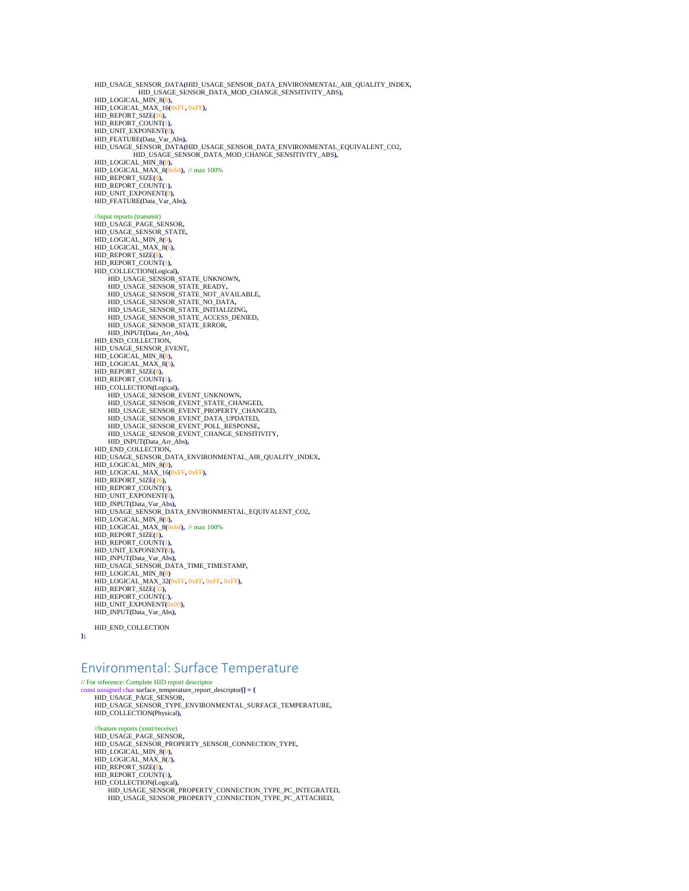```
    HID_USAGE_SENSOR_DATA(HID_USAGE_SENSOR_DATA_ENVIRONMENTAL_AIR_QUALITY_INDEX,
                        HID_USAGE_SENSOR_DATA_MOD_CHANGE_SENSITIVITY_ABS),
    HID_LOGICAL_MIN_8(0),
    HID_LOGICAL_MAX_16(0xFF, 0xFF),
    HID_REPORT_SIZE(16),
    HID_REPORT_COUNT(1),
    HID_UNIT_EXPONENT(0),
    HID_FEATURE(Data_Var_Abs),
    HID_USAGE_SENSOR_DATA(HID_USAGE_SENSOR_DATA_ENVIRONMENTAL_EQUIVALENT_CO2,
                        HID_USAGE_SENSOR_DATA_MOD_CHANGE_SENSITIVITY_ABS),
    HID_LOGICAL_MIN_8(0),
    HID_LOGICAL_MAX_8(0x64),  // max 100%
    HID_REPORT_SIZE(8),
    HID_REPORT_COUNT(1),
    HID_UNIT_EXPONENT(0),
    HID_FEATURE(Data_Var_Abs),

    //input reports (transmit)
    HID_USAGE_PAGE_SENSOR,
    HID_USAGE_SENSOR_STATE,
    HID_LOGICAL_MIN_8(0),
    HID_LOGICAL_MAX_8(6),
    HID_REPORT_SIZE(8),
    HID_REPORT_COUNT(1),
    HID_COLLECTION(Logical),
        HID_USAGE_SENSOR_STATE_UNKNOWN,
        HID_USAGE_SENSOR_STATE_READY,
        HID_USAGE_SENSOR_STATE_NOT_AVAILABLE,
        HID_USAGE_SENSOR_STATE_NO_DATA,
        HID_USAGE_SENSOR_STATE_INITIALIZING,
        HID_USAGE_SENSOR_STATE_ACCESS_DENIED,
        HID_USAGE_SENSOR_STATE_ERROR,
        HID_INPUT(Data_Arr_Abs),
    HID_END_COLLECTION,
    HID_USAGE_SENSOR_EVENT,
    HID_LOGICAL_MIN_8(0),
    HID_LOGICAL_MAX_8(5),
    HID_REPORT_SIZE(8),
    HID_REPORT_COUNT(1),
    HID_COLLECTION(Logical),
        HID_USAGE_SENSOR_EVENT_UNKNOWN,
        HID_USAGE_SENSOR_EVENT_STATE_CHANGED,
        HID_USAGE_SENSOR_EVENT_PROPERTY_CHANGED,
        HID_USAGE_SENSOR_EVENT_DATA_UPDATED,
        HID_USAGE_SENSOR_EVENT_POLL_RESPONSE,
        HID_USAGE_SENSOR_EVENT_CHANGE_SENSITIVITY,
        HID_INPUT(Data_Arr_Abs),
    HID_END_COLLECTION,
    HID_USAGE_SENSOR_DATA_ENVIRONMENTAL_AIR_QUALITY_INDEX,
    HID_LOGICAL_MIN_8(0),
    HID_LOGICAL_MAX_16(0xFF, 0xFF),
    HID_REPORT_SIZE(16),
    HID_REPORT_COUNT(1),
    HID_UNIT_EXPONENT(0),
    HID_INPUT(Data_Var_Abs),
    HID_USAGE_SENSOR_DATA_ENVIRONMENTAL_EQUIVALENT_CO2,
    HID_LOGICAL_MIN_8(0),
    HID_LOGICAL_MAX_8(0x64),  // max 100%
    HID_REPORT_SIZE(8),
    HID_REPORT_COUNT(1),
    HID_UNIT_EXPONENT(0),
    HID_INPUT(Data_Var_Abs),
    HID_USAGE_SENSOR_DATA_TIME_TIMESTAMP,
    HID_LOGICAL_MIN_8(0)
    HID_LOGICAL_MAX_32(0xFF, 0xFF, 0xFF, 0xFF),
    HID_REPORT_SIZE(32),
    HID_REPORT_COUNT(2),
    HID_UNIT_EXPONENT(0x09),
    HID_INPUT(Data_Var_Abs),

    HID_END_COLLECTION
};
```

# Environmental: Surface Temperature

```
// For reference: Complete HID report descriptor
const unsigned char surface_temperature_report_descriptor[] = {
    HID_USAGE_PAGE_SENSOR,
    HID_USAGE_SENSOR_TYPE_ENVIRONMENTAL_SURFACE_TEMPERATURE,
    HID_COLLECTION(Physical),

    //feature reports (xmit/receive)
    HID_USAGE_PAGE_SENSOR,
    HID_USAGE_SENSOR_PROPERTY_SENSOR_CONNECTION_TYPE,
    HID_LOGICAL_MIN_8(0),
    HID_LOGICAL_MAX_8(2),
    HID_REPORT_SIZE(8),
    HID_REPORT_COUNT(1),
    HID_COLLECTION(Logical),
        HID_USAGE_SENSOR_PROPERTY_CONNECTION_TYPE_PC_INTEGRATED,
        HID_USAGE_SENSOR_PROPERTY_CONNECTION_TYPE_PC_ATTACHED,
```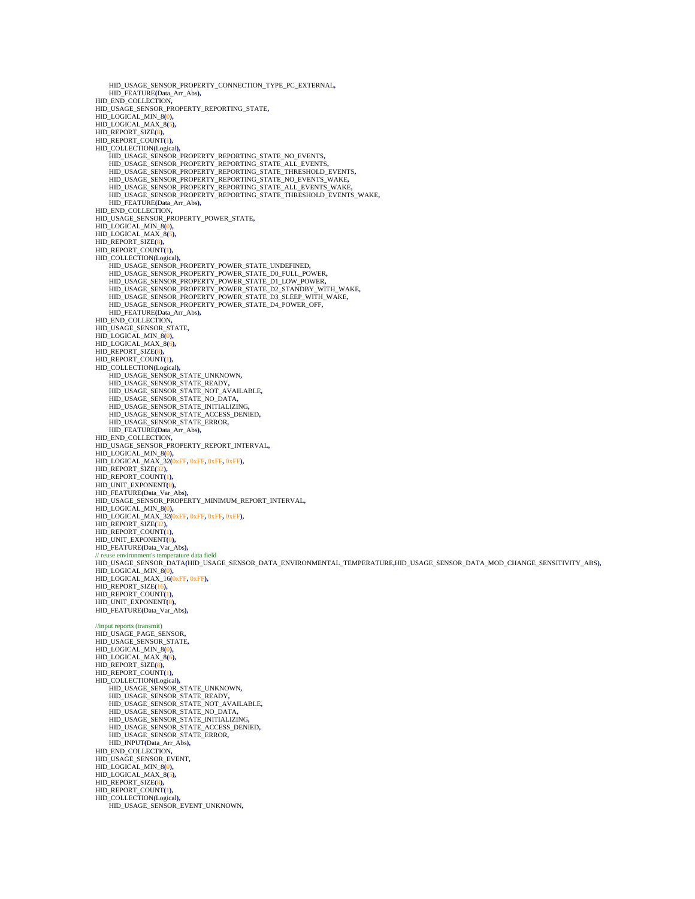```
        HID_USAGE_SENSOR_PROPERTY_CONNECTION_TYPE_PC_EXTERNAL,
        HID_FEATURE(Data_Arr_Abs),
    HID_END_COLLECTION,
    HID_USAGE_SENSOR_PROPERTY_REPORTING_STATE,
    HID_LOGICAL_MIN_8(0),
    HID_LOGICAL_MAX_8(5),
    HID_REPORT_SIZE(8),
    HID_REPORT_COUNT(1),
    HID_COLLECTION(Logical),
        HID_USAGE_SENSOR_PROPERTY_REPORTING_STATE_NO_EVENTS,
        HID_USAGE_SENSOR_PROPERTY_REPORTING_STATE_ALL_EVENTS,
        HID_USAGE_SENSOR_PROPERTY_REPORTING_STATE_THRESHOLD_EVENTS,
        HID_USAGE_SENSOR_PROPERTY_REPORTING_STATE_NO_EVENTS_WAKE,
        HID_USAGE_SENSOR_PROPERTY_REPORTING_STATE_ALL_EVENTS_WAKE,
        HID_USAGE_SENSOR_PROPERTY_REPORTING_STATE_THRESHOLD_EVENTS_WAKE,
        HID_FEATURE(Data_Arr_Abs),
    HID_END_COLLECTION,
    HID_USAGE_SENSOR_PROPERTY_POWER_STATE,
    HID_LOGICAL_MIN_8(0),
    HID_LOGICAL_MAX_8(5),
    HID_REPORT_SIZE(8),
    HID_REPORT_COUNT(1),
    HID_COLLECTION(Logical),
        HID_USAGE_SENSOR_PROPERTY_POWER_STATE_UNDEFINED,
        HID_USAGE_SENSOR_PROPERTY_POWER_STATE_D0_FULL_POWER,
        HID_USAGE_SENSOR_PROPERTY_POWER_STATE_D1_LOW_POWER,
        HID_USAGE_SENSOR_PROPERTY_POWER_STATE_D2_STANDBY_WITH_WAKE,
        HID_USAGE_SENSOR_PROPERTY_POWER_STATE_D3_SLEEP_WITH_WAKE,
        HID_USAGE_SENSOR_PROPERTY_POWER_STATE_D4_POWER_OFF,
        HID_FEATURE(Data_Arr_Abs),
    HID_END_COLLECTION,
    HID_USAGE_SENSOR_STATE,
    HID_LOGICAL_MIN_8(0),
    HID_LOGICAL_MAX_8(6),
    HID_REPORT_SIZE(8),
    HID_REPORT_COUNT(1),
    HID_COLLECTION(Logical),
        HID_USAGE_SENSOR_STATE_UNKNOWN,
        HID_USAGE_SENSOR_STATE_READY,
        HID_USAGE_SENSOR_STATE_NOT_AVAILABLE,
        HID_USAGE_SENSOR_STATE_NO_DATA,
        HID_USAGE_SENSOR_STATE_INITIALIZING,
        HID_USAGE_SENSOR_STATE_ACCESS_DENIED,
        HID_USAGE_SENSOR_STATE_ERROR,
        HID_FEATURE(Data_Arr_Abs),
    HID_END_COLLECTION,
    HID_USAGE_SENSOR_PROPERTY_REPORT_INTERVAL,
    HID_LOGICAL_MIN_8(0),
    HID_LOGICAL_MAX_32(0xFF, 0xFF, 0xFF, 0xFF),
    HID_REPORT_SIZE(32),
    HID_REPORT_COUNT(1),
    HID_UNIT_EXPONENT(0),
    HID_FEATURE(Data_Var_Abs),
    HID_USAGE_SENSOR_PROPERTY_MINIMUM_REPORT_INTERVAL,
    HID_LOGICAL_MIN_8(0),
    HID_LOGICAL_MAX_32(0xFF, 0xFF, 0xFF, 0xFF),
    HID_REPORT_SIZE(32),
    HID_REPORT_COUNT(1),
    HID_UNIT_EXPONENT(0),
    HID_FEATURE(Data_Var_Abs),
    // reuse environment's temperature data field
    HID_USAGE_SENSOR_DATA(HID_USAGE_SENSOR_DATA_ENVIRONMENTAL_TEMPERATURE,HID_USAGE_SENSOR_DATA_MOD_CHANGE_SENSITIVITY_ABS),
    HID_LOGICAL_MIN_8(0),
    HID_LOGICAL_MAX_16(0xFF, 0xFF),
    HID_REPORT_SIZE(16),
    HID_REPORT_COUNT(1),
    HID_UNIT_EXPONENT(0),
    HID_FEATURE(Data_Var_Abs),

    //input reports (transmit)
    HID_USAGE_PAGE_SENSOR,
    HID_USAGE_SENSOR_STATE,
    HID_LOGICAL_MIN_8(0),
    HID_LOGICAL_MAX_8(6),
    HID_REPORT_SIZE(8),
    HID_REPORT_COUNT(1),
    HID_COLLECTION(Logical),
        HID_USAGE_SENSOR_STATE_UNKNOWN,
        HID_USAGE_SENSOR_STATE_READY,
        HID_USAGE_SENSOR_STATE_NOT_AVAILABLE,
        HID_USAGE_SENSOR_STATE_NO_DATA,
        HID_USAGE_SENSOR_STATE_INITIALIZING,
        HID_USAGE_SENSOR_STATE_ACCESS_DENIED,
        HID_USAGE_SENSOR_STATE_ERROR,
        HID_INPUT(Data_Arr_Abs),
    HID_END_COLLECTION,
    HID_USAGE_SENSOR_EVENT,
    HID_LOGICAL_MIN_8(0),
    HID_LOGICAL_MAX_8(5),
    HID_REPORT_SIZE(8),
    HID_REPORT_COUNT(1),
    HID_COLLECTION(Logical),
        HID_USAGE_SENSOR_EVENT_UNKNOWN,
```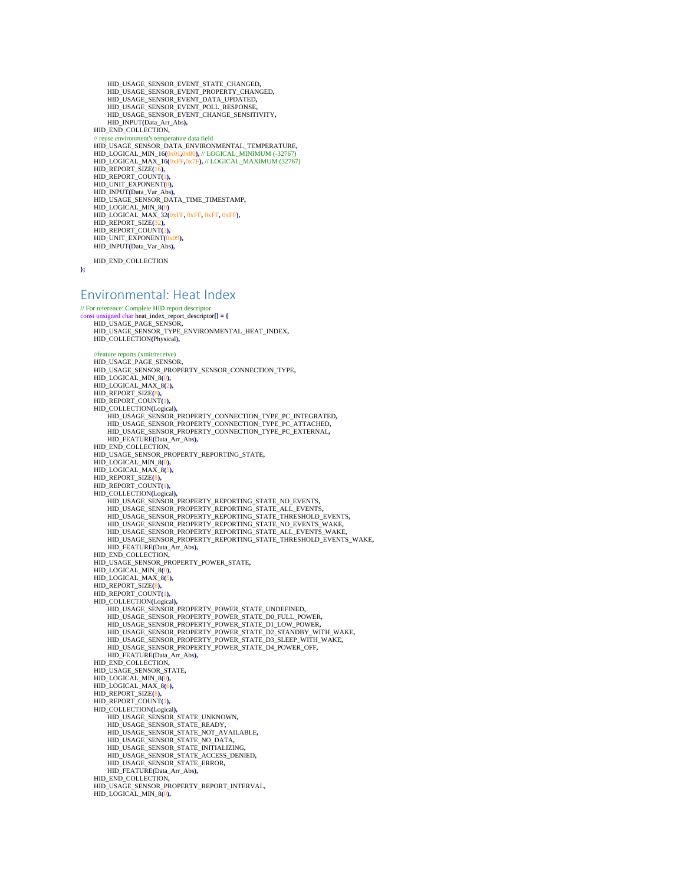```
            HID_USAGE_SENSOR_EVENT_STATE_CHANGED,
            HID_USAGE_SENSOR_EVENT_PROPERTY_CHANGED,
            HID_USAGE_SENSOR_EVENT_DATA_UPDATED,
            HID_USAGE_SENSOR_EVENT_POLL_RESPONSE,
            HID_USAGE_SENSOR_EVENT_CHANGE_SENSITIVITY,
            HID_INPUT(Data_Arr_Abs),
        HID_END_COLLECTION,
        // reuse environment's temperature data field
        HID_USAGE_SENSOR_DATA_ENVIRONMENTAL_TEMPERATURE,
        HID_LOGICAL_MIN_16(0x01,0x80), // LOGICAL_MINIMUM (-32767)
        HID_LOGICAL_MAX_16(0xFF,0x7F), // LOGICAL_MAXIMUM (32767)
        HID_REPORT_SIZE(16),
        HID_REPORT_COUNT(1),
        HID_UNIT_EXPONENT(0),
        HID_INPUT(Data_Var_Abs),
        HID_USAGE_SENSOR_DATA_TIME_TIMESTAMP,
        HID_LOGICAL_MIN_8(0)
        HID_LOGICAL_MAX_32(0xFF, 0xFF, 0xFF, 0xFF),
        HID_REPORT_SIZE(32),
        HID_REPORT_COUNT(2),
        HID_UNIT_EXPONENT(0x09),
        HID_INPUT(Data_Var_Abs),

        HID_END_COLLECTION
};
```

## Environmental: Heat Index

```
// For reference: Complete HID report descriptor
const unsigned char heat_index_report_descriptor[] = {
        HID_USAGE_PAGE_SENSOR,
        HID_USAGE_SENSOR_TYPE_ENVIRONMENTAL_HEAT_INDEX,
        HID_COLLECTION(Physical),

        //feature reports (xmit/receive)
        HID_USAGE_PAGE_SENSOR,
        HID_USAGE_SENSOR_PROPERTY_SENSOR_CONNECTION_TYPE,
        HID_LOGICAL_MIN_8(0),
        HID_LOGICAL_MAX_8(2),
        HID_REPORT_SIZE(8),
        HID_REPORT_COUNT(1),
        HID_COLLECTION(Logical),
            HID_USAGE_SENSOR_PROPERTY_CONNECTION_TYPE_PC_INTEGRATED,
            HID_USAGE_SENSOR_PROPERTY_CONNECTION_TYPE_PC_ATTACHED,
            HID_USAGE_SENSOR_PROPERTY_CONNECTION_TYPE_PC_EXTERNAL,
            HID_FEATURE(Data_Arr_Abs),
        HID_END_COLLECTION,
        HID_USAGE_SENSOR_PROPERTY_REPORTING_STATE,
        HID_LOGICAL_MIN_8(0),
        HID_LOGICAL_MAX_8(5),
        HID_REPORT_SIZE(8),
        HID_REPORT_COUNT(1),
        HID_COLLECTION(Logical),
            HID_USAGE_SENSOR_PROPERTY_REPORTING_STATE_NO_EVENTS,
            HID_USAGE_SENSOR_PROPERTY_REPORTING_STATE_ALL_EVENTS,
            HID_USAGE_SENSOR_PROPERTY_REPORTING_STATE_THRESHOLD_EVENTS,
            HID_USAGE_SENSOR_PROPERTY_REPORTING_STATE_NO_EVENTS_WAKE,
            HID_USAGE_SENSOR_PROPERTY_REPORTING_STATE_ALL_EVENTS_WAKE,
            HID_USAGE_SENSOR_PROPERTY_REPORTING_STATE_THRESHOLD_EVENTS_WAKE,
            HID_FEATURE(Data_Arr_Abs),
        HID_END_COLLECTION,
        HID_USAGE_SENSOR_PROPERTY_POWER_STATE,
        HID_LOGICAL_MIN_8(0),
        HID_LOGICAL_MAX_8(5),
        HID_REPORT_SIZE(8),
        HID_REPORT_COUNT(1),
        HID_COLLECTION(Logical),
            HID_USAGE_SENSOR_PROPERTY_POWER_STATE_UNDEFINED,
            HID_USAGE_SENSOR_PROPERTY_POWER_STATE_D0_FULL_POWER,
            HID_USAGE_SENSOR_PROPERTY_POWER_STATE_D1_LOW_POWER,
            HID_USAGE_SENSOR_PROPERTY_POWER_STATE_D2_STANDBY_WITH_WAKE,
            HID_USAGE_SENSOR_PROPERTY_POWER_STATE_D3_SLEEP_WITH_WAKE,
            HID_USAGE_SENSOR_PROPERTY_POWER_STATE_D4_POWER_OFF,
            HID_FEATURE(Data_Arr_Abs),
        HID_END_COLLECTION,
        HID_USAGE_SENSOR_STATE,
        HID_LOGICAL_MIN_8(0),
        HID_LOGICAL_MAX_8(6),
        HID_REPORT_SIZE(8),
        HID_REPORT_COUNT(1),
        HID_COLLECTION(Logical),
            HID_USAGE_SENSOR_STATE_UNKNOWN,
            HID_USAGE_SENSOR_STATE_READY,
            HID_USAGE_SENSOR_STATE_NOT_AVAILABLE,
            HID_USAGE_SENSOR_STATE_NO_DATA,
            HID_USAGE_SENSOR_STATE_INITIALIZING,
            HID_USAGE_SENSOR_STATE_ACCESS_DENIED,
            HID_USAGE_SENSOR_STATE_ERROR,
            HID_FEATURE(Data_Arr_Abs),
        HID_END_COLLECTION,
        HID_USAGE_SENSOR_PROPERTY_REPORT_INTERVAL,
        HID_LOGICAL_MIN_8(0),
```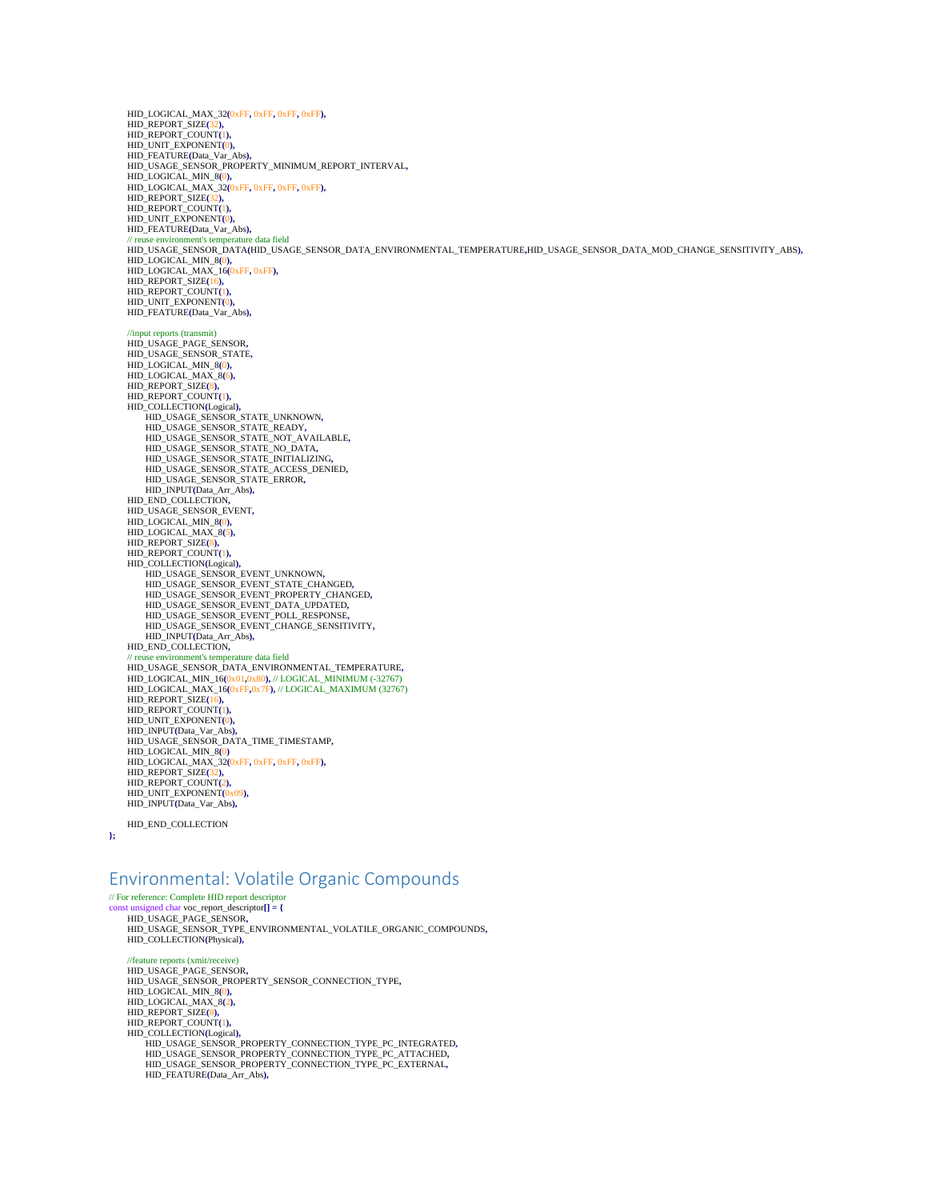```
    HID_LOGICAL_MAX_32(0xFF, 0xFF, 0xFF, 0xFF),
    HID_REPORT_SIZE(32),
    HID_REPORT_COUNT(1),
    HID_UNIT_EXPONENT(0),
    HID_FEATURE(Data_Var_Abs),
    HID_USAGE_SENSOR_PROPERTY_MINIMUM_REPORT_INTERVAL,
    HID_LOGICAL_MIN_8(0),
    HID_LOGICAL_MAX_32(0xFF, 0xFF, 0xFF, 0xFF),
    HID_REPORT_SIZE(32),
    HID_REPORT_COUNT(1),
    HID_UNIT_EXPONENT(0),
    HID_FEATURE(Data_Var_Abs),
    // reuse environment's temperature data field
    HID_USAGE_SENSOR_DATA(HID_USAGE_SENSOR_DATA_ENVIRONMENTAL_TEMPERATURE,HID_USAGE_SENSOR_DATA_MOD_CHANGE_SENSITIVITY_ABS),
    HID_LOGICAL_MIN_8(0),
    HID_LOGICAL_MAX_16(0xFF, 0xFF),
    HID_REPORT_SIZE(16),
    HID_REPORT_COUNT(1),
    HID_UNIT_EXPONENT(0),
    HID_FEATURE(Data_Var_Abs),

    //input reports (transmit)
    HID_USAGE_PAGE_SENSOR,
    HID_USAGE_SENSOR_STATE,
    HID_LOGICAL_MIN_8(0),
    HID_LOGICAL_MAX_8(6),
    HID_REPORT_SIZE(8),
    HID_REPORT_COUNT(1),
    HID_COLLECTION(Logical),
        HID_USAGE_SENSOR_STATE_UNKNOWN,
        HID_USAGE_SENSOR_STATE_READY,
        HID_USAGE_SENSOR_STATE_NOT_AVAILABLE,
        HID_USAGE_SENSOR_STATE_NO_DATA,
        HID_USAGE_SENSOR_STATE_INITIALIZING,
        HID_USAGE_SENSOR_STATE_ACCESS_DENIED,
        HID_USAGE_SENSOR_STATE_ERROR,
        HID_INPUT(Data_Arr_Abs),
    HID_END_COLLECTION,
    HID_USAGE_SENSOR_EVENT,
    HID_LOGICAL_MIN_8(0),
    HID_LOGICAL_MAX_8(5),
    HID_REPORT_SIZE(8),
    HID_REPORT_COUNT(1),
    HID_COLLECTION(Logical),
        HID_USAGE_SENSOR_EVENT_UNKNOWN,
        HID_USAGE_SENSOR_EVENT_STATE_CHANGED,
        HID_USAGE_SENSOR_EVENT_PROPERTY_CHANGED,
        HID_USAGE_SENSOR_EVENT_DATA_UPDATED,
        HID_USAGE_SENSOR_EVENT_POLL_RESPONSE,
        HID_USAGE_SENSOR_EVENT_CHANGE_SENSITIVITY,
        HID_INPUT(Data_Arr_Abs),
    HID_END_COLLECTION,
    // reuse environment's temperature data field
    HID_USAGE_SENSOR_DATA_ENVIRONMENTAL_TEMPERATURE,
    HID_LOGICAL_MIN_16(0x01,0x80), // LOGICAL_MINIMUM (-32767)
    HID_LOGICAL_MAX_16(0xFF,0x7F), // LOGICAL_MAXIMUM (32767)
    HID_REPORT_SIZE(16),
    HID_REPORT_COUNT(1),
    HID_UNIT_EXPONENT(0),
    HID_INPUT(Data_Var_Abs),
    HID_USAGE_SENSOR_DATA_TIME_TIMESTAMP,
    HID_LOGICAL_MIN_8(0)
    HID_LOGICAL_MAX_32(0xFF, 0xFF, 0xFF, 0xFF),
    HID_REPORT_SIZE(32),
    HID_REPORT_COUNT(2),
    HID_UNIT_EXPONENT(0x09),
    HID_INPUT(Data_Var_Abs),

    HID_END_COLLECTION
};
```

## Environmental: Volatile Organic Compounds

```
// For reference: Complete HID report descriptor
const unsigned char voc_report_descriptor[] = {
    HID_USAGE_PAGE_SENSOR,
    HID_USAGE_SENSOR_TYPE_ENVIRONMENTAL_VOLATILE_ORGANIC_COMPOUNDS,
    HID_COLLECTION(Physical),

    //feature reports (xmit/receive)
    HID_USAGE_PAGE_SENSOR,
    HID_USAGE_SENSOR_PROPERTY_SENSOR_CONNECTION_TYPE,
    HID_LOGICAL_MIN_8(0),
    HID_LOGICAL_MAX_8(2),
    HID_REPORT_SIZE(8),
    HID_REPORT_COUNT(1),
    HID_COLLECTION(Logical),
        HID_USAGE_SENSOR_PROPERTY_CONNECTION_TYPE_PC_INTEGRATED,
        HID_USAGE_SENSOR_PROPERTY_CONNECTION_TYPE_PC_ATTACHED,
        HID_USAGE_SENSOR_PROPERTY_CONNECTION_TYPE_PC_EXTERNAL,
        HID_FEATURE(Data_Arr_Abs),
```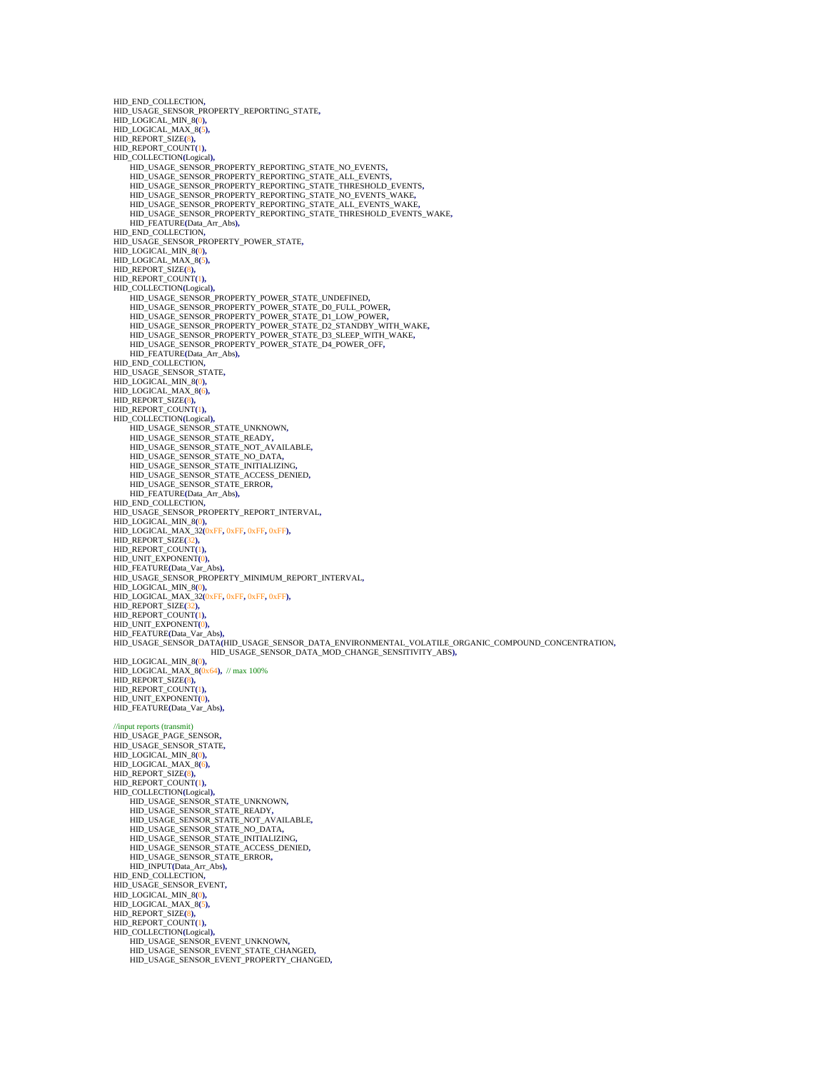```
HID_END_COLLECTION,
HID_USAGE_SENSOR_PROPERTY_REPORTING_STATE,
HID_LOGICAL_MIN_8(0),
HID_LOGICAL_MAX_8(5),
HID_REPORT_SIZE(8),
HID_REPORT_COUNT(1),
HID_COLLECTION(Logical),
    HID_USAGE_SENSOR_PROPERTY_REPORTING_STATE_NO_EVENTS,
    HID_USAGE_SENSOR_PROPERTY_REPORTING_STATE_ALL_EVENTS,
    HID_USAGE_SENSOR_PROPERTY_REPORTING_STATE_THRESHOLD_EVENTS,
    HID_USAGE_SENSOR_PROPERTY_REPORTING_STATE_NO_EVENTS_WAKE,
    HID_USAGE_SENSOR_PROPERTY_REPORTING_STATE_ALL_EVENTS_WAKE,
    HID_USAGE_SENSOR_PROPERTY_REPORTING_STATE_THRESHOLD_EVENTS_WAKE,
    HID_FEATURE(Data_Arr_Abs),
HID_END_COLLECTION,
HID_USAGE_SENSOR_PROPERTY_POWER_STATE,
HID_LOGICAL_MIN_8(0),
HID_LOGICAL_MAX_8(5),
HID_REPORT_SIZE(8),
HID_REPORT_COUNT(1),
HID_COLLECTION(Logical),
    HID_USAGE_SENSOR_PROPERTY_POWER_STATE_UNDEFINED,
    HID_USAGE_SENSOR_PROPERTY_POWER_STATE_D0_FULL_POWER,
    HID_USAGE_SENSOR_PROPERTY_POWER_STATE_D1_LOW_POWER,
    HID_USAGE_SENSOR_PROPERTY_POWER_STATE_D2_STANDBY_WITH_WAKE,
    HID_USAGE_SENSOR_PROPERTY_POWER_STATE_D3_SLEEP_WITH_WAKE,
    HID_USAGE_SENSOR_PROPERTY_POWER_STATE_D4_POWER_OFF,
    HID_FEATURE(Data_Arr_Abs),
HID_END_COLLECTION,
HID_USAGE_SENSOR_STATE,
HID_LOGICAL_MIN_8(0),
HID_LOGICAL_MAX_8(6),
HID_REPORT_SIZE(8),
HID_REPORT_COUNT(1),
HID_COLLECTION(Logical),
    HID_USAGE_SENSOR_STATE_UNKNOWN,
    HID_USAGE_SENSOR_STATE_READY,
    HID_USAGE_SENSOR_STATE_NOT_AVAILABLE,
    HID_USAGE_SENSOR_STATE_NO_DATA,
    HID_USAGE_SENSOR_STATE_INITIALIZING,
    HID_USAGE_SENSOR_STATE_ACCESS_DENIED,
    HID_USAGE_SENSOR_STATE_ERROR,
    HID_FEATURE(Data_Arr_Abs),
HID_END_COLLECTION,
HID_USAGE_SENSOR_PROPERTY_REPORT_INTERVAL,
HID_LOGICAL_MIN_8(0),
HID_LOGICAL_MAX_32(0xFF, 0xFF, 0xFF, 0xFF),
HID_REPORT_SIZE(32),
HID_REPORT_COUNT(1),
HID_UNIT_EXPONENT(0),
HID_FEATURE(Data_Var_Abs),
HID_USAGE_SENSOR_PROPERTY_MINIMUM_REPORT_INTERVAL,
HID_LOGICAL_MIN_8(0),
HID_LOGICAL_MAX_32(0xFF, 0xFF, 0xFF, 0xFF),
HID_REPORT_SIZE(32),
HID_REPORT_COUNT(1),
HID_UNIT_EXPONENT(0),
HID_FEATURE(Data_Var_Abs),
HID_USAGE_SENSOR_DATA(HID_USAGE_SENSOR_DATA_ENVIRONMENTAL_VOLATILE_ORGANIC_COMPOUND_CONCENTRATION,
                      HID_USAGE_SENSOR_DATA_MOD_CHANGE_SENSITIVITY_ABS),
HID_LOGICAL_MIN_8(0),
HID_LOGICAL_MAX_8(0x64), // max 100%
HID_REPORT_SIZE(8),
HID_REPORT_COUNT(1),
HID_UNIT_EXPONENT(0),
HID_FEATURE(Data_Var_Abs),

//input reports (transmit)
HID_USAGE_PAGE_SENSOR,
HID_USAGE_SENSOR_STATE,
HID_LOGICAL_MIN_8(0),
HID_LOGICAL_MAX_8(6),
HID_REPORT_SIZE(8),
HID_REPORT_COUNT(1),
HID_COLLECTION(Logical),
    HID_USAGE_SENSOR_STATE_UNKNOWN,
    HID_USAGE_SENSOR_STATE_READY,
    HID_USAGE_SENSOR_STATE_NOT_AVAILABLE,
    HID_USAGE_SENSOR_STATE_NO_DATA,
    HID_USAGE_SENSOR_STATE_INITIALIZING,
    HID_USAGE_SENSOR_STATE_ACCESS_DENIED,
    HID_USAGE_SENSOR_STATE_ERROR,
    HID_INPUT(Data_Arr_Abs),
HID_END_COLLECTION,
HID_USAGE_SENSOR_EVENT,
HID_LOGICAL_MIN_8(0),
HID_LOGICAL_MAX_8(5),
HID_REPORT_SIZE(8),
HID_REPORT_COUNT(1),
HID_COLLECTION(Logical),
    HID_USAGE_SENSOR_EVENT_UNKNOWN,
    HID_USAGE_SENSOR_EVENT_STATE_CHANGED,
    HID_USAGE_SENSOR_EVENT_PROPERTY_CHANGED,
```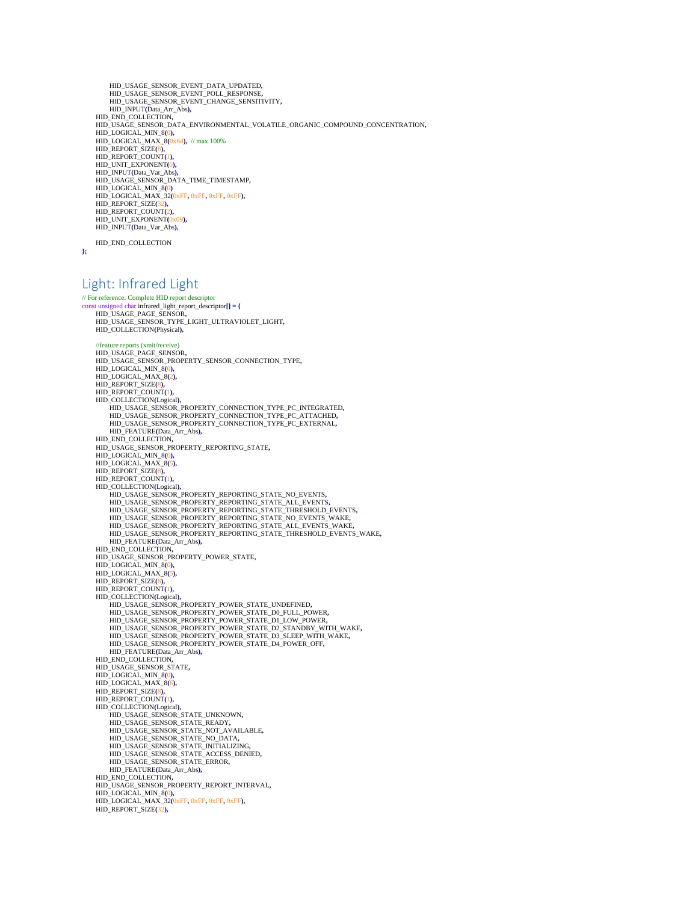```
            HID_USAGE_SENSOR_EVENT_DATA_UPDATED,
            HID_USAGE_SENSOR_EVENT_POLL_RESPONSE,
            HID_USAGE_SENSOR_EVENT_CHANGE_SENSITIVITY,
            HID_INPUT(Data_Arr_Abs),
        HID_END_COLLECTION,
        HID_USAGE_SENSOR_DATA_ENVIRONMENTAL_VOLATILE_ORGANIC_COMPOUND_CONCENTRATION,
        HID_LOGICAL_MIN_8(0),
        HID_LOGICAL_MAX_8(0x64),  // max 100%
        HID_REPORT_SIZE(8),
        HID_REPORT_COUNT(1),
        HID_UNIT_EXPONENT(0),
        HID_INPUT(Data_Var_Abs),
        HID_USAGE_SENSOR_DATA_TIME_TIMESTAMP,
        HID_LOGICAL_MIN_8(0)
        HID_LOGICAL_MAX_32(0xFF, 0xFF, 0xFF, 0xFF),
        HID_REPORT_SIZE(32),
        HID_REPORT_COUNT(2),
        HID_UNIT_EXPONENT(0x09),
        HID_INPUT(Data_Var_Abs),

        HID_END_COLLECTION
};
```

## Light: Infrared Light

```
// For reference: Complete HID report descriptor
const unsigned char infrared_light_report_descriptor[] = {
        HID_USAGE_PAGE_SENSOR,
        HID_USAGE_SENSOR_TYPE_LIGHT_ULTRAVIOLET_LIGHT,
        HID_COLLECTION(Physical),

        //feature reports (xmit/receive)
        HID_USAGE_PAGE_SENSOR,
        HID_USAGE_SENSOR_PROPERTY_SENSOR_CONNECTION_TYPE,
        HID_LOGICAL_MIN_8(0),
        HID_LOGICAL_MAX_8(2),
        HID_REPORT_SIZE(8),
        HID_REPORT_COUNT(1),
        HID_COLLECTION(Logical),
            HID_USAGE_SENSOR_PROPERTY_CONNECTION_TYPE_PC_INTEGRATED,
            HID_USAGE_SENSOR_PROPERTY_CONNECTION_TYPE_PC_ATTACHED,
            HID_USAGE_SENSOR_PROPERTY_CONNECTION_TYPE_PC_EXTERNAL,
            HID_FEATURE(Data_Arr_Abs),
        HID_END_COLLECTION,
        HID_USAGE_SENSOR_PROPERTY_REPORTING_STATE,
        HID_LOGICAL_MIN_8(0),
        HID_LOGICAL_MAX_8(5),
        HID_REPORT_SIZE(8),
        HID_REPORT_COUNT(1),
        HID_COLLECTION(Logical),
            HID_USAGE_SENSOR_PROPERTY_REPORTING_STATE_NO_EVENTS,
            HID_USAGE_SENSOR_PROPERTY_REPORTING_STATE_ALL_EVENTS,
            HID_USAGE_SENSOR_PROPERTY_REPORTING_STATE_THRESHOLD_EVENTS,
            HID_USAGE_SENSOR_PROPERTY_REPORTING_STATE_NO_EVENTS_WAKE,
            HID_USAGE_SENSOR_PROPERTY_REPORTING_STATE_ALL_EVENTS_WAKE,
            HID_USAGE_SENSOR_PROPERTY_REPORTING_STATE_THRESHOLD_EVENTS_WAKE,
            HID_FEATURE(Data_Arr_Abs),
        HID_END_COLLECTION,
        HID_USAGE_SENSOR_PROPERTY_POWER_STATE,
        HID_LOGICAL_MIN_8(0),
        HID_LOGICAL_MAX_8(5),
        HID_REPORT_SIZE(8),
        HID_REPORT_COUNT(1),
        HID_COLLECTION(Logical),
            HID_USAGE_SENSOR_PROPERTY_POWER_STATE_UNDEFINED,
            HID_USAGE_SENSOR_PROPERTY_POWER_STATE_D0_FULL_POWER,
            HID_USAGE_SENSOR_PROPERTY_POWER_STATE_D1_LOW_POWER,
            HID_USAGE_SENSOR_PROPERTY_POWER_STATE_D2_STANDBY_WITH_WAKE,
            HID_USAGE_SENSOR_PROPERTY_POWER_STATE_D3_SLEEP_WITH_WAKE,
            HID_USAGE_SENSOR_PROPERTY_POWER_STATE_D4_POWER_OFF,
            HID_FEATURE(Data_Arr_Abs),
        HID_END_COLLECTION,
        HID_USAGE_SENSOR_STATE,
        HID_LOGICAL_MIN_8(0),
        HID_LOGICAL_MAX_8(6),
        HID_REPORT_SIZE(8),
        HID_REPORT_COUNT(1),
        HID_COLLECTION(Logical),
            HID_USAGE_SENSOR_STATE_UNKNOWN,
            HID_USAGE_SENSOR_STATE_READY,
            HID_USAGE_SENSOR_STATE_NOT_AVAILABLE,
            HID_USAGE_SENSOR_STATE_NO_DATA,
            HID_USAGE_SENSOR_STATE_INITIALIZING,
            HID_USAGE_SENSOR_STATE_ACCESS_DENIED,
            HID_USAGE_SENSOR_STATE_ERROR,
            HID_FEATURE(Data_Arr_Abs),
        HID_END_COLLECTION,
        HID_USAGE_SENSOR_PROPERTY_REPORT_INTERVAL,
        HID_LOGICAL_MIN_8(0),
        HID_LOGICAL_MAX_32(0xFF, 0xFF, 0xFF, 0xFF),
        HID_REPORT_SIZE(32),
```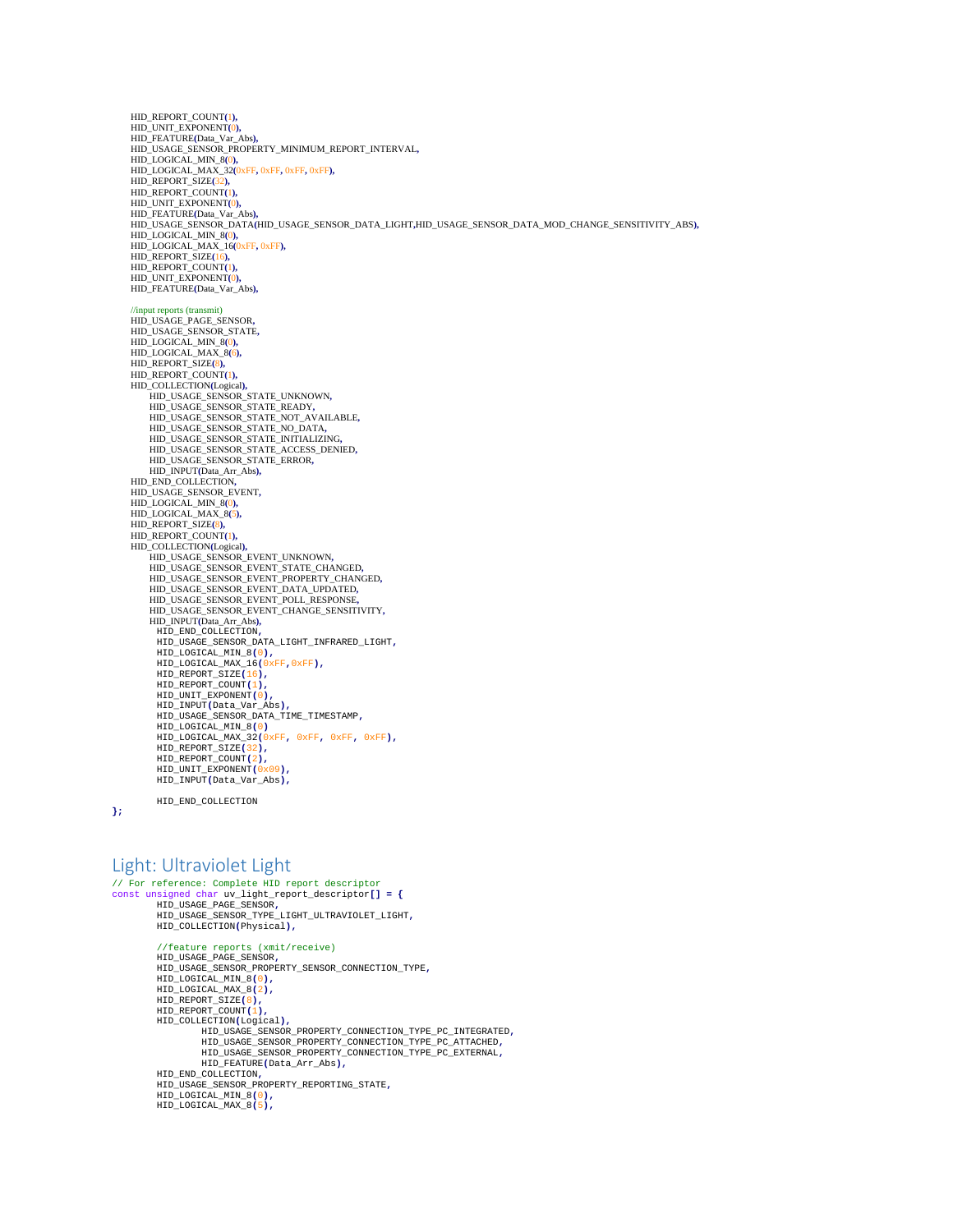```
        HID_REPORT_COUNT(1),
        HID_UNIT_EXPONENT(0),
        HID_FEATURE(Data_Var_Abs),
        HID_USAGE_SENSOR_PROPERTY_MINIMUM_REPORT_INTERVAL,
        HID_LOGICAL_MIN_8(0),
        HID_LOGICAL_MAX_32(0xFF, 0xFF, 0xFF, 0xFF),
        HID_REPORT_SIZE(32),
        HID_REPORT_COUNT(1),
        HID_UNIT_EXPONENT(0),
        HID_FEATURE(Data_Var_Abs),
        HID_USAGE_SENSOR_DATA(HID_USAGE_SENSOR_DATA_LIGHT,HID_USAGE_SENSOR_DATA_MOD_CHANGE_SENSITIVITY_ABS),
        HID_LOGICAL_MIN_8(0),
        HID_LOGICAL_MAX_16(0xFF, 0xFF),
        HID_REPORT_SIZE(16),
        HID_REPORT_COUNT(1),
        HID_UNIT_EXPONENT(0),
        HID_FEATURE(Data_Var_Abs),

        //input reports (transmit)
        HID_USAGE_PAGE_SENSOR,
        HID_USAGE_SENSOR_STATE,
        HID_LOGICAL_MIN_8(0),
        HID_LOGICAL_MAX_8(6),
        HID_REPORT_SIZE(8),
        HID_REPORT_COUNT(1),
        HID_COLLECTION(Logical),
            HID_USAGE_SENSOR_STATE_UNKNOWN,
            HID_USAGE_SENSOR_STATE_READY,
            HID_USAGE_SENSOR_STATE_NOT_AVAILABLE,
            HID_USAGE_SENSOR_STATE_NO_DATA,
            HID_USAGE_SENSOR_STATE_INITIALIZING,
            HID_USAGE_SENSOR_STATE_ACCESS_DENIED,
            HID_USAGE_SENSOR_STATE_ERROR,
            HID_INPUT(Data_Arr_Abs),
        HID_END_COLLECTION,
        HID_USAGE_SENSOR_EVENT,
        HID_LOGICAL_MIN_8(0),
        HID_LOGICAL_MAX_8(5),
        HID_REPORT_SIZE(8),
        HID_REPORT_COUNT(1),
        HID_COLLECTION(Logical),
            HID_USAGE_SENSOR_EVENT_UNKNOWN,
            HID_USAGE_SENSOR_EVENT_STATE_CHANGED,
            HID_USAGE_SENSOR_EVENT_PROPERTY_CHANGED,
            HID_USAGE_SENSOR_EVENT_DATA_UPDATED,
            HID_USAGE_SENSOR_EVENT_POLL_RESPONSE,
            HID_USAGE_SENSOR_EVENT_CHANGE_SENSITIVITY,
            HID_INPUT(Data_Arr_Abs),
        HID_END_COLLECTION,
        HID_USAGE_SENSOR_DATA_LIGHT_INFRARED_LIGHT,
        HID_LOGICAL_MIN_8(0),
        HID_LOGICAL_MAX_16(0xFF,0xFF),
        HID_REPORT_SIZE(16),
        HID_REPORT_COUNT(1),
        HID_UNIT_EXPONENT(0),
        HID_INPUT(Data_Var_Abs),
        HID_USAGE_SENSOR_DATA_TIME_TIMESTAMP,
        HID_LOGICAL_MIN_8(0)
        HID_LOGICAL_MAX_32(0xFF, 0xFF, 0xFF, 0xFF),
        HID_REPORT_SIZE(32),
        HID_REPORT_COUNT(2),
        HID_UNIT_EXPONENT(0x09),
        HID_INPUT(Data_Var_Abs),

        HID_END_COLLECTION
};
```

## Light: Ultraviolet Light

```
// For reference: Complete HID report descriptor
const unsigned char uv_light_report_descriptor[] = {
        HID_USAGE_PAGE_SENSOR,
        HID_USAGE_SENSOR_TYPE_LIGHT_ULTRAVIOLET_LIGHT,
        HID_COLLECTION(Physical),

        //feature reports (xmit/receive)
        HID_USAGE_PAGE_SENSOR,
        HID_USAGE_SENSOR_PROPERTY_SENSOR_CONNECTION_TYPE,
        HID_LOGICAL_MIN_8(0),
        HID_LOGICAL_MAX_8(2),
        HID_REPORT_SIZE(8),
        HID_REPORT_COUNT(1),
        HID_COLLECTION(Logical),
                HID_USAGE_SENSOR_PROPERTY_CONNECTION_TYPE_PC_INTEGRATED,
                HID_USAGE_SENSOR_PROPERTY_CONNECTION_TYPE_PC_ATTACHED,
                HID_USAGE_SENSOR_PROPERTY_CONNECTION_TYPE_PC_EXTERNAL,
                HID_FEATURE(Data_Arr_Abs),
        HID_END_COLLECTION,
        HID_USAGE_SENSOR_PROPERTY_REPORTING_STATE,
        HID_LOGICAL_MIN_8(0),
        HID_LOGICAL_MAX_8(5),
```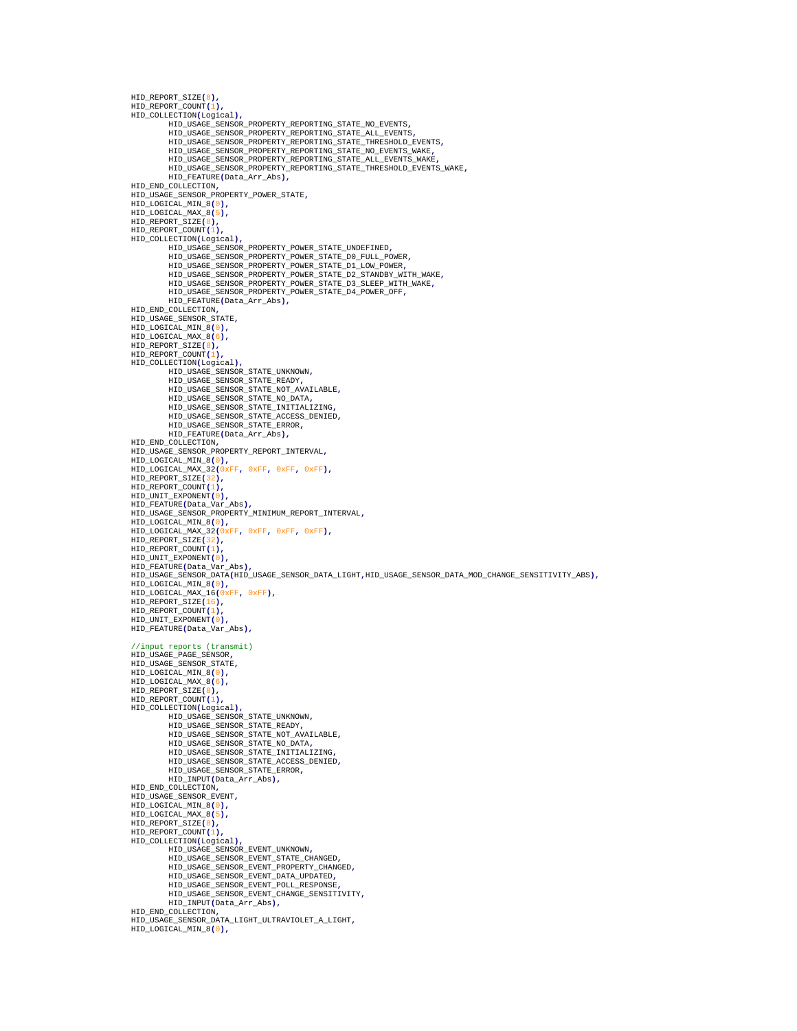```
HID_REPORT_SIZE(8),
HID_REPORT_COUNT(1),
HID_COLLECTION(Logical),
        HID_USAGE_SENSOR_PROPERTY_REPORTING_STATE_NO_EVENTS,
        HID_USAGE_SENSOR_PROPERTY_REPORTING_STATE_ALL_EVENTS,
        HID_USAGE_SENSOR_PROPERTY_REPORTING_STATE_THRESHOLD_EVENTS,
        HID_USAGE_SENSOR_PROPERTY_REPORTING_STATE_NO_EVENTS_WAKE,
        HID_USAGE_SENSOR_PROPERTY_REPORTING_STATE_ALL_EVENTS_WAKE,
        HID_USAGE_SENSOR_PROPERTY_REPORTING_STATE_THRESHOLD_EVENTS_WAKE,
        HID_FEATURE(Data_Arr_Abs),
HID_END_COLLECTION,
HID_USAGE_SENSOR_PROPERTY_POWER_STATE,
HID_LOGICAL_MIN_8(0),
HID_LOGICAL_MAX_8(5),
HID_REPORT_SIZE(8),
HID_REPORT_COUNT(1),
HID_COLLECTION(Logical),
        HID_USAGE_SENSOR_PROPERTY_POWER_STATE_UNDEFINED,
        HID_USAGE_SENSOR_PROPERTY_POWER_STATE_D0_FULL_POWER,
        HID_USAGE_SENSOR_PROPERTY_POWER_STATE_D1_LOW_POWER,
        HID_USAGE_SENSOR_PROPERTY_POWER_STATE_D2_STANDBY_WITH_WAKE,
        HID_USAGE_SENSOR_PROPERTY_POWER_STATE_D3_SLEEP_WITH_WAKE,
        HID_USAGE_SENSOR_PROPERTY_POWER_STATE_D4_POWER_OFF,
        HID_FEATURE(Data_Arr_Abs),
HID_END_COLLECTION,
HID_USAGE_SENSOR_STATE,
HID_LOGICAL_MIN_8(0),
HID_LOGICAL_MAX_8(6),
HID_REPORT_SIZE(8),
HID_REPORT_COUNT(1),
HID_COLLECTION(Logical),
        HID_USAGE_SENSOR_STATE_UNKNOWN,
        HID_USAGE_SENSOR_STATE_READY,
        HID_USAGE_SENSOR_STATE_NOT_AVAILABLE,
        HID_USAGE_SENSOR_STATE_NO_DATA,
        HID_USAGE_SENSOR_STATE_INITIALIZING,
        HID_USAGE_SENSOR_STATE_ACCESS_DENIED,
        HID_USAGE_SENSOR_STATE_ERROR,
        HID_FEATURE(Data_Arr_Abs),
HID_END_COLLECTION,
HID_USAGE_SENSOR_PROPERTY_REPORT_INTERVAL,
HID_LOGICAL_MIN_8(0),
HID_LOGICAL_MAX_32(0xFF, 0xFF, 0xFF, 0xFF),
HID_REPORT_SIZE(32),
HID_REPORT_COUNT(1),
HID_UNIT_EXPONENT(0),
HID_FEATURE(Data_Var_Abs),
HID_USAGE_SENSOR_PROPERTY_MINIMUM_REPORT_INTERVAL,
HID_LOGICAL_MIN_8(0),
HID_LOGICAL_MAX_32(0xFF, 0xFF, 0xFF, 0xFF),
HID_REPORT_SIZE(32),
HID_REPORT_COUNT(1),
HID_UNIT_EXPONENT(0),
HID_FEATURE(Data_Var_Abs),
HID_USAGE_SENSOR_DATA(HID_USAGE_SENSOR_DATA_LIGHT,HID_USAGE_SENSOR_DATA_MOD_CHANGE_SENSITIVITY_ABS),
HID_LOGICAL_MIN_8(0),
HID_LOGICAL_MAX_16(0xFF, 0xFF),
HID_REPORT_SIZE(16),
HID_REPORT_COUNT(1),
HID_UNIT_EXPONENT(0),
HID_FEATURE(Data_Var_Abs),

//input reports (transmit)
HID_USAGE_PAGE_SENSOR,
HID_USAGE_SENSOR_STATE,
HID_LOGICAL_MIN_8(0),
HID_LOGICAL_MAX_8(6),
HID_REPORT_SIZE(8),
HID_REPORT_COUNT(1),
HID_COLLECTION(Logical),
        HID_USAGE_SENSOR_STATE_UNKNOWN,
        HID_USAGE_SENSOR_STATE_READY,
        HID_USAGE_SENSOR_STATE_NOT_AVAILABLE,
        HID_USAGE_SENSOR_STATE_NO_DATA,
        HID_USAGE_SENSOR_STATE_INITIALIZING,
        HID_USAGE_SENSOR_STATE_ACCESS_DENIED,
        HID_USAGE_SENSOR_STATE_ERROR,
        HID_INPUT(Data_Arr_Abs),
HID_END_COLLECTION,
HID_USAGE_SENSOR_EVENT,
HID_LOGICAL_MIN_8(0),
HID_LOGICAL_MAX_8(5),
HID_REPORT_SIZE(8),
HID_REPORT_COUNT(1),
HID_COLLECTION(Logical),
        HID_USAGE_SENSOR_EVENT_UNKNOWN,
        HID_USAGE_SENSOR_EVENT_STATE_CHANGED,
        HID_USAGE_SENSOR_EVENT_PROPERTY_CHANGED,
        HID_USAGE_SENSOR_EVENT_DATA_UPDATED,
        HID_USAGE_SENSOR_EVENT_POLL_RESPONSE,
        HID_USAGE_SENSOR_EVENT_CHANGE_SENSITIVITY,
        HID_INPUT(Data_Arr_Abs),
HID_END_COLLECTION,
HID_USAGE_SENSOR_DATA_LIGHT_ULTRAVIOLET_A_LIGHT,
HID_LOGICAL_MIN_8(0),
```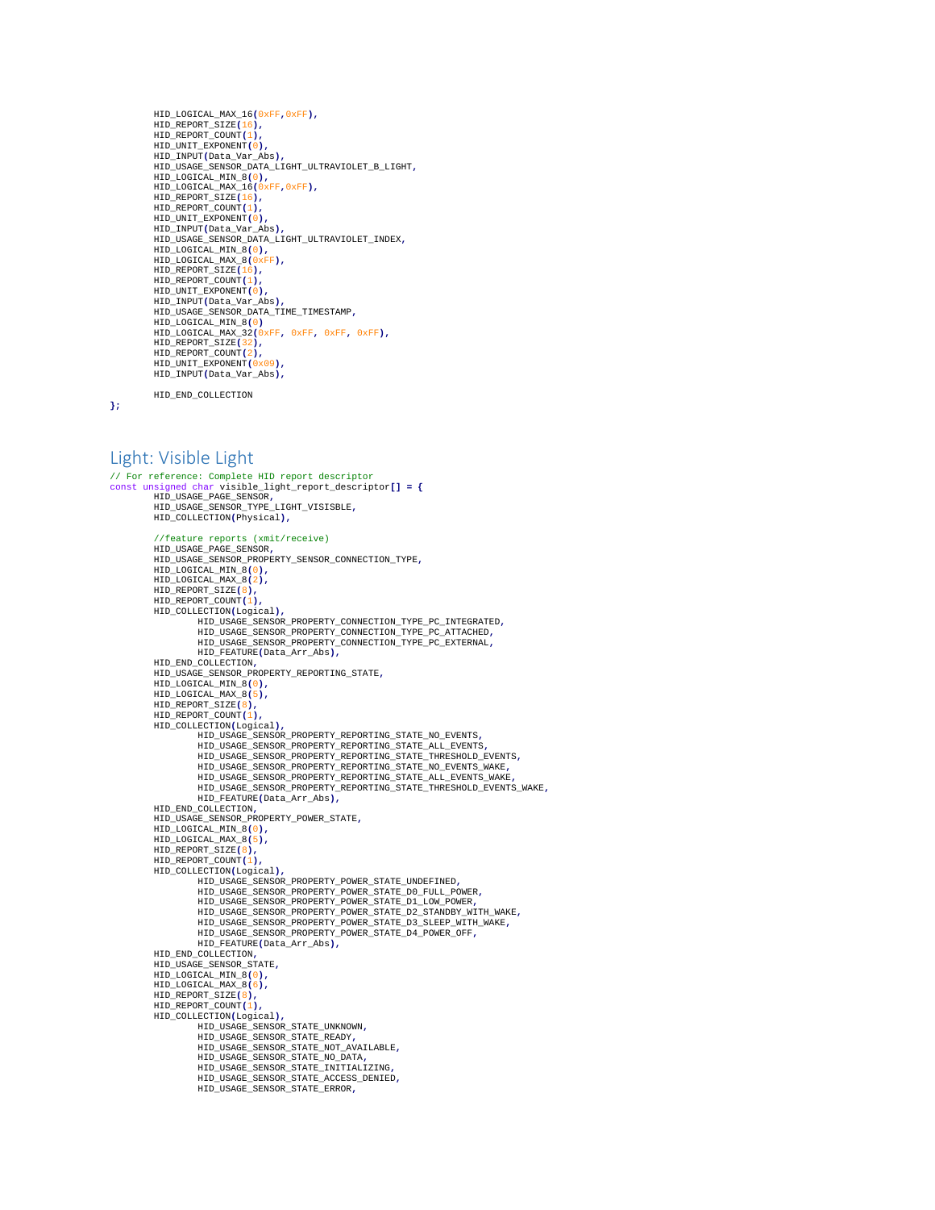```
        HID_LOGICAL_MAX_16(0xFF,0xFF),
        HID_REPORT_SIZE(16),
        HID_REPORT_COUNT(1),
        HID_UNIT_EXPONENT(0),
        HID_INPUT(Data_Var_Abs),
        HID_USAGE_SENSOR_DATA_LIGHT_ULTRAVIOLET_B_LIGHT,
        HID_LOGICAL_MIN_8(0),
        HID_LOGICAL_MAX_16(0xFF,0xFF),
        HID_REPORT_SIZE(16),
        HID_REPORT_COUNT(1),
        HID_UNIT_EXPONENT(0),
        HID_INPUT(Data_Var_Abs),
        HID_USAGE_SENSOR_DATA_LIGHT_ULTRAVIOLET_INDEX,
        HID_LOGICAL_MIN_8(0),
        HID_LOGICAL_MAX_8(0xFF),
        HID_REPORT_SIZE(16),
        HID_REPORT_COUNT(1),
        HID_UNIT_EXPONENT(0),
        HID_INPUT(Data_Var_Abs),
        HID_USAGE_SENSOR_DATA_TIME_TIMESTAMP,
        HID_LOGICAL_MIN_8(0)
        HID_LOGICAL_MAX_32(0xFF, 0xFF, 0xFF, 0xFF),
        HID_REPORT_SIZE(32),
        HID_REPORT_COUNT(2),
        HID_UNIT_EXPONENT(0x09),
        HID_INPUT(Data_Var_Abs),

        HID_END_COLLECTION
};
```

## Light: Visible Light

```
// For reference: Complete HID report descriptor
const unsigned char visible_light_report_descriptor[] = {
        HID_USAGE_PAGE_SENSOR,
        HID_USAGE_SENSOR_TYPE_LIGHT_VISISBLE,
        HID_COLLECTION(Physical),

        //feature reports (xmit/receive)
        HID_USAGE_PAGE_SENSOR,
        HID_USAGE_SENSOR_PROPERTY_SENSOR_CONNECTION_TYPE,
        HID_LOGICAL_MIN_8(0),
        HID_LOGICAL_MAX_8(2),
        HID_REPORT_SIZE(8),
        HID_REPORT_COUNT(1),
        HID_COLLECTION(Logical),
                HID_USAGE_SENSOR_PROPERTY_CONNECTION_TYPE_PC_INTEGRATED,
                HID_USAGE_SENSOR_PROPERTY_CONNECTION_TYPE_PC_ATTACHED,
                HID_USAGE_SENSOR_PROPERTY_CONNECTION_TYPE_PC_EXTERNAL,
                HID_FEATURE(Data_Arr_Abs),
        HID_END_COLLECTION,
        HID_USAGE_SENSOR_PROPERTY_REPORTING_STATE,
        HID_LOGICAL_MIN_8(0),
        HID_LOGICAL_MAX_8(5),
        HID_REPORT_SIZE(8),
        HID_REPORT_COUNT(1),
        HID_COLLECTION(Logical),
                HID_USAGE_SENSOR_PROPERTY_REPORTING_STATE_NO_EVENTS,
                HID_USAGE_SENSOR_PROPERTY_REPORTING_STATE_ALL_EVENTS,
                HID_USAGE_SENSOR_PROPERTY_REPORTING_STATE_THRESHOLD_EVENTS,
                HID_USAGE_SENSOR_PROPERTY_REPORTING_STATE_NO_EVENTS_WAKE,
                HID_USAGE_SENSOR_PROPERTY_REPORTING_STATE_ALL_EVENTS_WAKE,
                HID_USAGE_SENSOR_PROPERTY_REPORTING_STATE_THRESHOLD_EVENTS_WAKE,
                HID_FEATURE(Data_Arr_Abs),
        HID_END_COLLECTION,
        HID_USAGE_SENSOR_PROPERTY_POWER_STATE,
        HID_LOGICAL_MIN_8(0),
        HID_LOGICAL_MAX_8(5),
        HID_REPORT_SIZE(8),
        HID_REPORT_COUNT(1),
        HID_COLLECTION(Logical),
                HID_USAGE_SENSOR_PROPERTY_POWER_STATE_UNDEFINED,
                HID_USAGE_SENSOR_PROPERTY_POWER_STATE_D0_FULL_POWER,
                HID_USAGE_SENSOR_PROPERTY_POWER_STATE_D1_LOW_POWER,
                HID_USAGE_SENSOR_PROPERTY_POWER_STATE_D2_STANDBY_WITH_WAKE,
                HID_USAGE_SENSOR_PROPERTY_POWER_STATE_D3_SLEEP_WITH_WAKE,
                HID_USAGE_SENSOR_PROPERTY_POWER_STATE_D4_POWER_OFF,
                HID_FEATURE(Data_Arr_Abs),
        HID_END_COLLECTION,
        HID_USAGE_SENSOR_STATE,
        HID_LOGICAL_MIN_8(0),
        HID_LOGICAL_MAX_8(6),
        HID_REPORT_SIZE(8),
        HID_REPORT_COUNT(1),
        HID_COLLECTION(Logical),
                HID_USAGE_SENSOR_STATE_UNKNOWN,
                HID_USAGE_SENSOR_STATE_READY,
                HID_USAGE_SENSOR_STATE_NOT_AVAILABLE,
                HID_USAGE_SENSOR_STATE_NO_DATA,
                HID_USAGE_SENSOR_STATE_INITIALIZING,
                HID_USAGE_SENSOR_STATE_ACCESS_DENIED,
                HID_USAGE_SENSOR_STATE_ERROR,
```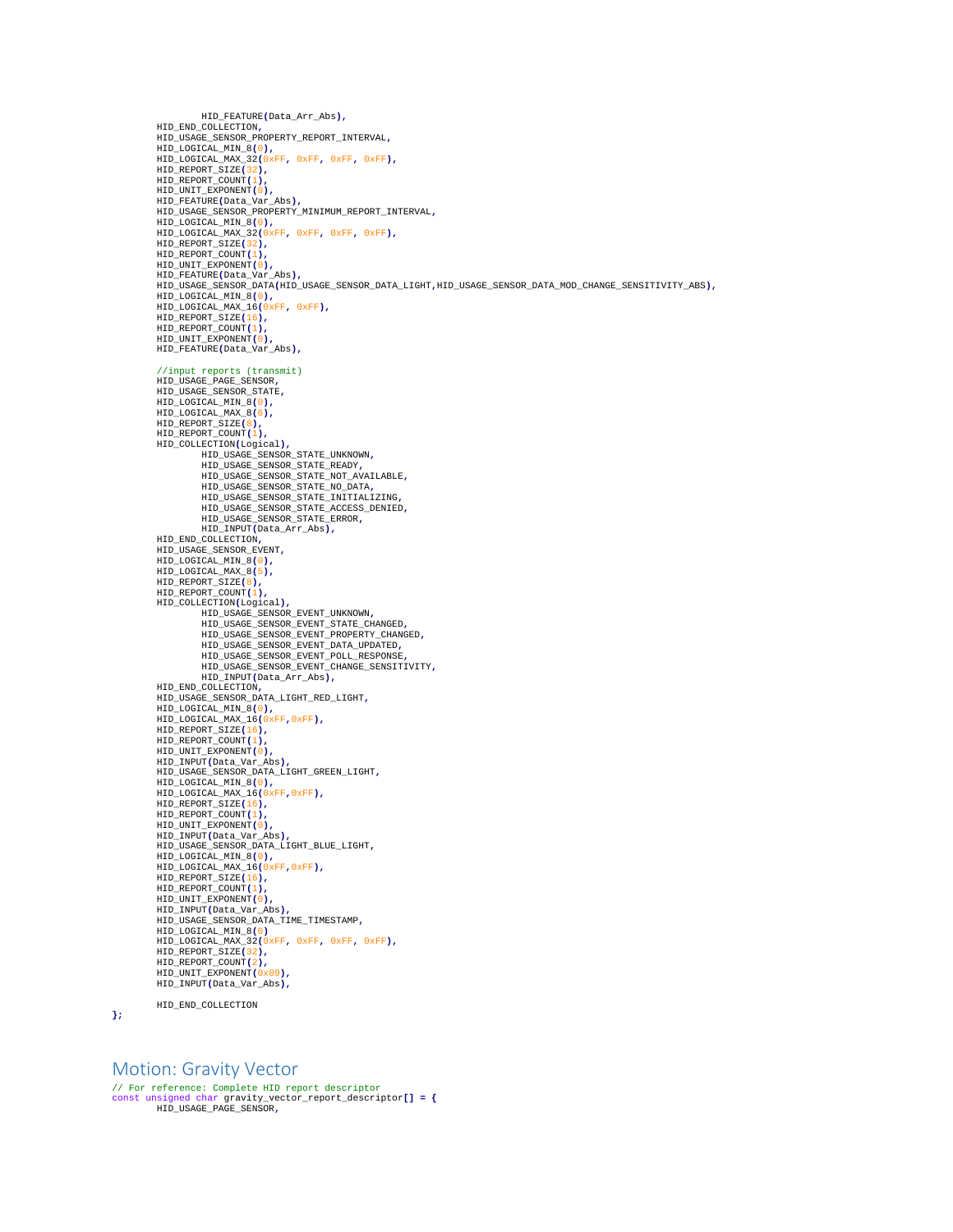```
                HID_FEATURE(Data_Arr_Abs),
        HID_END_COLLECTION,
        HID_USAGE_SENSOR_PROPERTY_REPORT_INTERVAL,
        HID_LOGICAL_MIN_8(0),
        HID_LOGICAL_MAX_32(0xFF, 0xFF, 0xFF, 0xFF),
        HID_REPORT_SIZE(32),
        HID_REPORT_COUNT(1),
        HID_UNIT_EXPONENT(0),
        HID_FEATURE(Data_Var_Abs),
        HID_USAGE_SENSOR_PROPERTY_MINIMUM_REPORT_INTERVAL,
        HID_LOGICAL_MIN_8(0),
        HID_LOGICAL_MAX_32(0xFF, 0xFF, 0xFF, 0xFF),
        HID_REPORT_SIZE(32),
        HID_REPORT_COUNT(1),
        HID_UNIT_EXPONENT(0),
        HID_FEATURE(Data_Var_Abs),
        HID_USAGE_SENSOR_DATA(HID_USAGE_SENSOR_DATA_LIGHT,HID_USAGE_SENSOR_DATA_MOD_CHANGE_SENSITIVITY_ABS),
        HID_LOGICAL_MIN_8(0),
        HID_LOGICAL_MAX_16(0xFF, 0xFF),
        HID_REPORT_SIZE(16),
        HID_REPORT_COUNT(1),
        HID_UNIT_EXPONENT(0),
        HID_FEATURE(Data_Var_Abs),

        //input reports (transmit)
        HID_USAGE_PAGE_SENSOR,
        HID_USAGE_SENSOR_STATE,
        HID_LOGICAL_MIN_8(0),
        HID_LOGICAL_MAX_8(6),
        HID_REPORT_SIZE(8),
        HID_REPORT_COUNT(1),
        HID_COLLECTION(Logical),
                HID_USAGE_SENSOR_STATE_UNKNOWN,
                HID_USAGE_SENSOR_STATE_READY,
                HID_USAGE_SENSOR_STATE_NOT_AVAILABLE,
                HID_USAGE_SENSOR_STATE_NO_DATA,
                HID_USAGE_SENSOR_STATE_INITIALIZING,
                HID_USAGE_SENSOR_STATE_ACCESS_DENIED,
                HID_USAGE_SENSOR_STATE_ERROR,
                HID_INPUT(Data_Arr_Abs),
        HID_END_COLLECTION,
        HID_USAGE_SENSOR_EVENT,
        HID_LOGICAL_MIN_8(0),
        HID_LOGICAL_MAX_8(5),
        HID_REPORT_SIZE(8),
        HID_REPORT_COUNT(1),
        HID_COLLECTION(Logical),
                HID_USAGE_SENSOR_EVENT_UNKNOWN,
                HID_USAGE_SENSOR_EVENT_STATE_CHANGED,
                HID_USAGE_SENSOR_EVENT_PROPERTY_CHANGED,
                HID_USAGE_SENSOR_EVENT_DATA_UPDATED,
                HID_USAGE_SENSOR_EVENT_POLL_RESPONSE,
                HID_USAGE_SENSOR_EVENT_CHANGE_SENSITIVITY,
                HID_INPUT(Data_Arr_Abs),
        HID_END_COLLECTION,
        HID_USAGE_SENSOR_DATA_LIGHT_RED_LIGHT,
        HID_LOGICAL_MIN_8(0),
        HID_LOGICAL_MAX_16(0xFF,0xFF),
        HID_REPORT_SIZE(16),
        HID_REPORT_COUNT(1),
        HID_UNIT_EXPONENT(0),
        HID_INPUT(Data_Var_Abs),
        HID_USAGE_SENSOR_DATA_LIGHT_GREEN_LIGHT,
        HID_LOGICAL_MIN_8(0),
        HID_LOGICAL_MAX_16(0xFF,0xFF),
        HID_REPORT_SIZE(16),
        HID_REPORT_COUNT(1),
        HID_UNIT_EXPONENT(0),
        HID_INPUT(Data_Var_Abs),
        HID_USAGE_SENSOR_DATA_LIGHT_BLUE_LIGHT,
        HID_LOGICAL_MIN_8(0),
        HID_LOGICAL_MAX_16(0xFF,0xFF),
        HID_REPORT_SIZE(16),
        HID_REPORT_COUNT(1),
        HID_UNIT_EXPONENT(0),
        HID_INPUT(Data_Var_Abs),
        HID_USAGE_SENSOR_DATA_TIME_TIMESTAMP,
        HID_LOGICAL_MIN_8(0)
        HID_LOGICAL_MAX_32(0xFF, 0xFF, 0xFF, 0xFF),
        HID_REPORT_SIZE(32),
        HID_REPORT_COUNT(2),
        HID_UNIT_EXPONENT(0x09),
        HID_INPUT(Data_Var_Abs),

        HID_END_COLLECTION
};
```

## Motion: Gravity Vector

```
// For reference: Complete HID report descriptor
const unsigned char gravity_vector_report_descriptor[] = {
        HID_USAGE_PAGE_SENSOR,
```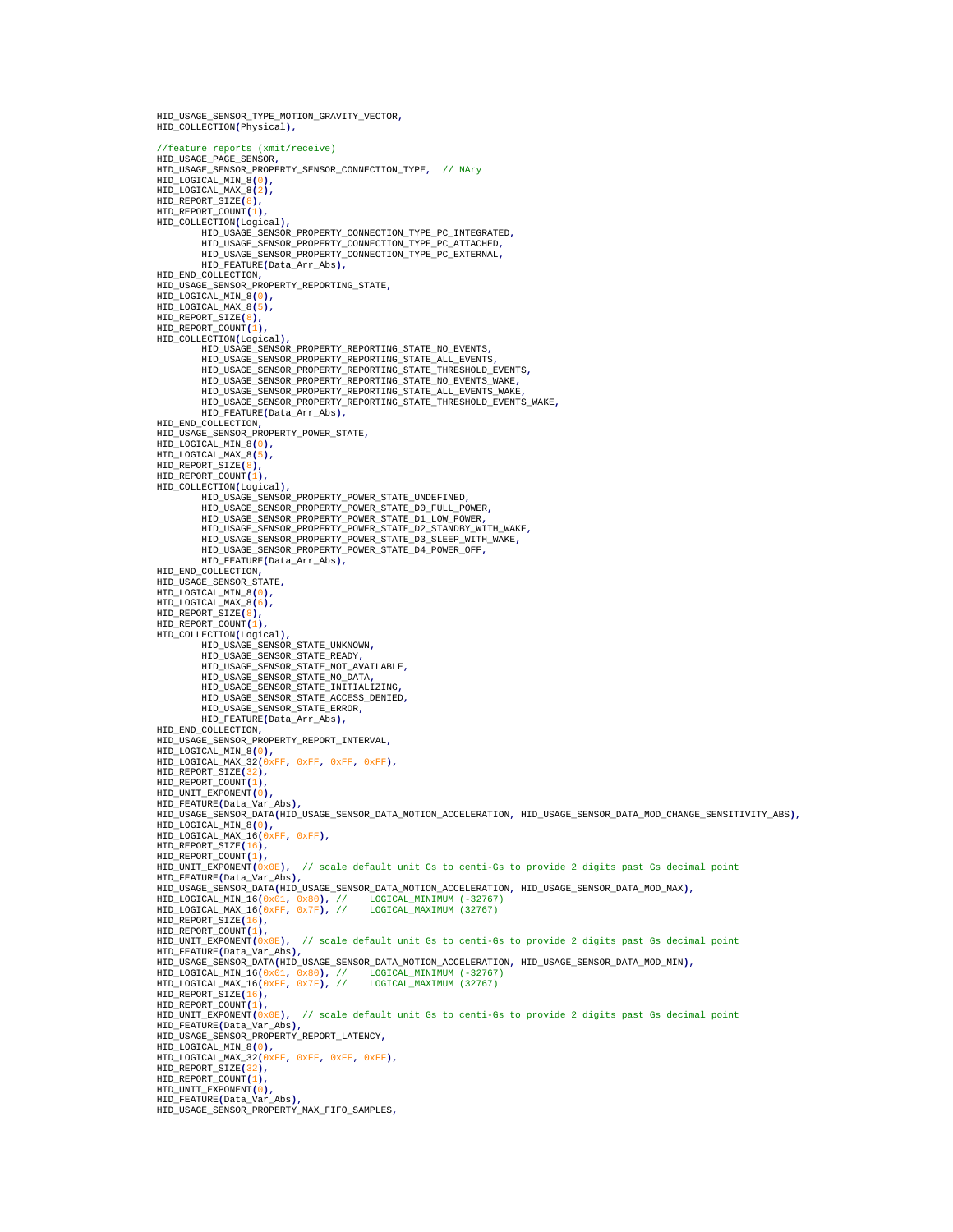```
HID_USAGE_SENSOR_TYPE_MOTION_GRAVITY_VECTOR,
HID_COLLECTION(Physical),

//feature reports (xmit/receive)
HID_USAGE_PAGE_SENSOR,
HID_USAGE_SENSOR_PROPERTY_SENSOR_CONNECTION_TYPE,  // NAry
HID_LOGICAL_MIN_8(0),
HID_LOGICAL_MAX_8(2),
HID_REPORT_SIZE(8),
HID_REPORT_COUNT(1),
HID_COLLECTION(Logical),
        HID_USAGE_SENSOR_PROPERTY_CONNECTION_TYPE_PC_INTEGRATED,
        HID_USAGE_SENSOR_PROPERTY_CONNECTION_TYPE_PC_ATTACHED,
        HID_USAGE_SENSOR_PROPERTY_CONNECTION_TYPE_PC_EXTERNAL,
        HID_FEATURE(Data_Arr_Abs),
HID_END_COLLECTION,
HID_USAGE_SENSOR_PROPERTY_REPORTING_STATE,
HID_LOGICAL_MIN_8(0),
HID_LOGICAL_MAX_8(5),
HID_REPORT_SIZE(8),
HID_REPORT_COUNT(1),
HID_COLLECTION(Logical),
        HID_USAGE_SENSOR_PROPERTY_REPORTING_STATE_NO_EVENTS,
        HID_USAGE_SENSOR_PROPERTY_REPORTING_STATE_ALL_EVENTS,
        HID_USAGE_SENSOR_PROPERTY_REPORTING_STATE_THRESHOLD_EVENTS,
        HID_USAGE_SENSOR_PROPERTY_REPORTING_STATE_NO_EVENTS_WAKE,
        HID_USAGE_SENSOR_PROPERTY_REPORTING_STATE_ALL_EVENTS_WAKE,
        HID_USAGE_SENSOR_PROPERTY_REPORTING_STATE_THRESHOLD_EVENTS_WAKE,
        HID_FEATURE(Data_Arr_Abs),
HID_END_COLLECTION,
HID_USAGE_SENSOR_PROPERTY_POWER_STATE,
HID_LOGICAL_MIN_8(0),
HID_LOGICAL_MAX_8(5),
HID_REPORT_SIZE(8),
HID_REPORT_COUNT(1),
HID_COLLECTION(Logical),
        HID_USAGE_SENSOR_PROPERTY_POWER_STATE_UNDEFINED,
        HID_USAGE_SENSOR_PROPERTY_POWER_STATE_D0_FULL_POWER,
        HID_USAGE_SENSOR_PROPERTY_POWER_STATE_D1_LOW_POWER,
        HID_USAGE_SENSOR_PROPERTY_POWER_STATE_D2_STANDBY_WITH_WAKE,
        HID_USAGE_SENSOR_PROPERTY_POWER_STATE_D3_SLEEP_WITH_WAKE,
        HID_USAGE_SENSOR_PROPERTY_POWER_STATE_D4_POWER_OFF,
        HID_FEATURE(Data_Arr_Abs),
HID_END_COLLECTION,
HID_USAGE_SENSOR_STATE,
HID_LOGICAL_MIN_8(0),
HID_LOGICAL_MAX_8(6),
HID_REPORT_SIZE(8),
HID_REPORT_COUNT(1),
HID_COLLECTION(Logical),
        HID_USAGE_SENSOR_STATE_UNKNOWN,
        HID_USAGE_SENSOR_STATE_READY,
        HID_USAGE_SENSOR_STATE_NOT_AVAILABLE,
        HID_USAGE_SENSOR_STATE_NO_DATA,
        HID_USAGE_SENSOR_STATE_INITIALIZING,
        HID_USAGE_SENSOR_STATE_ACCESS_DENIED,
        HID_USAGE_SENSOR_STATE_ERROR,
        HID_FEATURE(Data_Arr_Abs),
HID_END_COLLECTION,
HID_USAGE_SENSOR_PROPERTY_REPORT_INTERVAL,
HID_LOGICAL_MIN_8(0),
HID_LOGICAL_MAX_32(0xFF, 0xFF, 0xFF, 0xFF),
HID_REPORT_SIZE(32),
HID_REPORT_COUNT(1),
HID_UNIT_EXPONENT(0),
HID_FEATURE(Data_Var_Abs),
HID_USAGE_SENSOR_DATA(HID_USAGE_SENSOR_DATA_MOTION_ACCELERATION, HID_USAGE_SENSOR_DATA_MOD_CHANGE_SENSITIVITY_ABS),
HID_LOGICAL_MIN_8(0),
HID_LOGICAL_MAX_16(0xFF, 0xFF),
HID_REPORT_SIZE(16),
HID_REPORT_COUNT(1),
HID_UNIT_EXPONENT(0x0E),  // scale default unit Gs to centi-Gs to provide 2 digits past Gs decimal point
HID_FEATURE(Data_Var_Abs),
HID_USAGE_SENSOR_DATA(HID_USAGE_SENSOR_DATA_MOTION_ACCELERATION, HID_USAGE_SENSOR_DATA_MOD_MAX),
HID_LOGICAL_MIN_16(0x01, 0x80), //    LOGICAL_MINIMUM (-32767)
HID_LOGICAL_MAX_16(0xFF, 0x7F), //    LOGICAL_MAXIMUM (32767)
HID_REPORT_SIZE(16),
HID_REPORT_COUNT(1),
HID_UNIT_EXPONENT(0x0E),  // scale default unit Gs to centi-Gs to provide 2 digits past Gs decimal point
HID_FEATURE(Data_Var_Abs),
HID_USAGE_SENSOR_DATA(HID_USAGE_SENSOR_DATA_MOTION_ACCELERATION, HID_USAGE_SENSOR_DATA_MOD_MIN),
HID_LOGICAL_MIN_16(0x01, 0x80), //    LOGICAL_MINIMUM (-32767)
HID_LOGICAL_MAX_16(0xFF, 0x7F), //    LOGICAL_MAXIMUM (32767)
HID_REPORT_SIZE(16),
HID_REPORT_COUNT(1),
HID_UNIT_EXPONENT(0x0E),  // scale default unit Gs to centi-Gs to provide 2 digits past Gs decimal point
HID_FEATURE(Data_Var_Abs),
HID_USAGE_SENSOR_PROPERTY_REPORT_LATENCY,
HID_LOGICAL_MIN_8(0),
HID_LOGICAL_MAX_32(0xFF, 0xFF, 0xFF, 0xFF),
HID_REPORT_SIZE(32),
HID_REPORT_COUNT(1),
HID_UNIT_EXPONENT(0),
HID_FEATURE(Data_Var_Abs),
HID_USAGE_SENSOR_PROPERTY_MAX_FIFO_SAMPLES,
```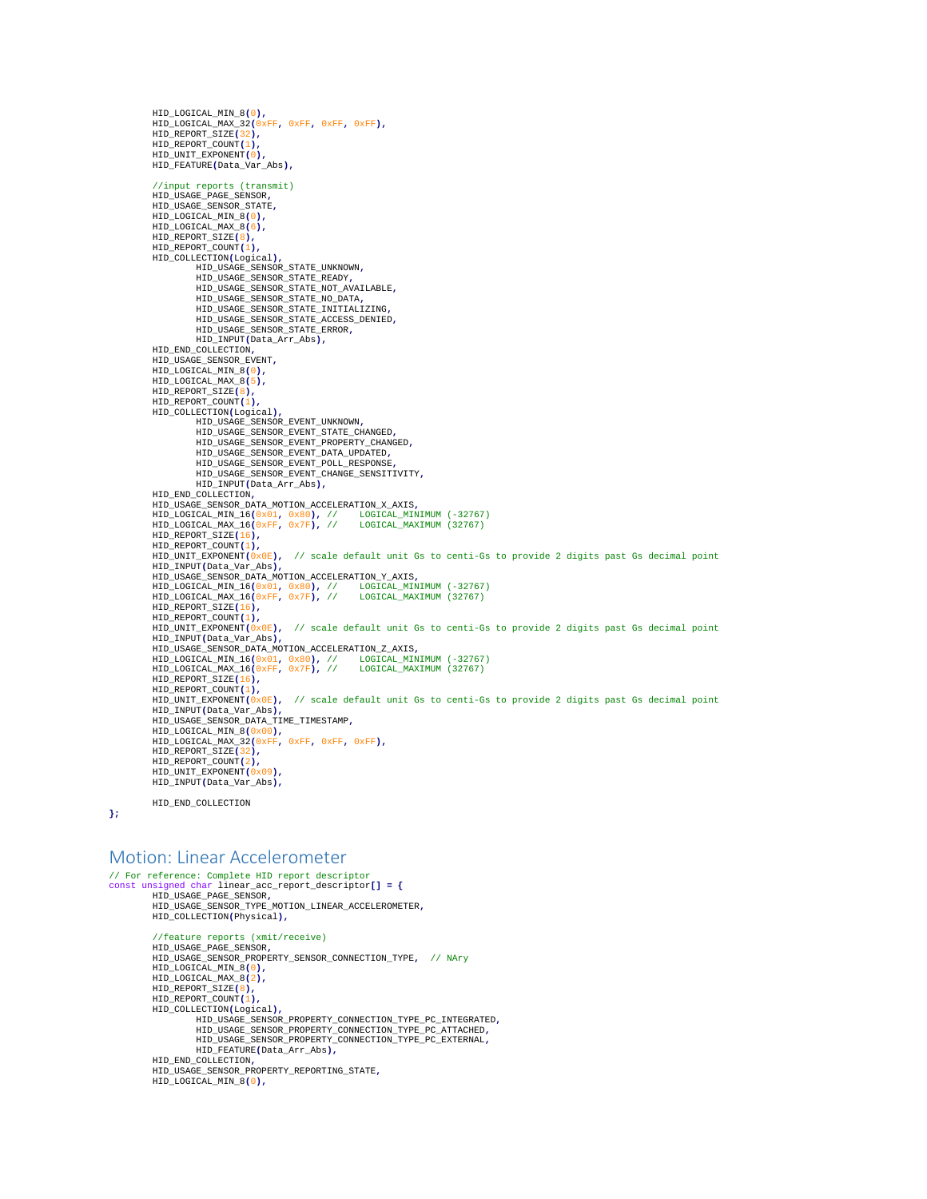```
        HID_LOGICAL_MIN_8(0),
        HID_LOGICAL_MAX_32(0xFF, 0xFF, 0xFF, 0xFF),
        HID_REPORT_SIZE(32),
        HID_REPORT_COUNT(1),
        HID_UNIT_EXPONENT(0),
        HID_FEATURE(Data_Var_Abs),

        //input reports (transmit)
        HID_USAGE_PAGE_SENSOR,
        HID_USAGE_SENSOR_STATE,
        HID_LOGICAL_MIN_8(0),
        HID_LOGICAL_MAX_8(6),
        HID_REPORT_SIZE(8),
        HID_REPORT_COUNT(1),
        HID_COLLECTION(Logical),
                HID_USAGE_SENSOR_STATE_UNKNOWN,
                HID_USAGE_SENSOR_STATE_READY,
                HID_USAGE_SENSOR_STATE_NOT_AVAILABLE,
                HID_USAGE_SENSOR_STATE_NO_DATA,
                HID_USAGE_SENSOR_STATE_INITIALIZING,
                HID_USAGE_SENSOR_STATE_ACCESS_DENIED,
                HID_USAGE_SENSOR_STATE_ERROR,
                HID_INPUT(Data_Arr_Abs),
        HID_END_COLLECTION,
        HID_USAGE_SENSOR_EVENT,
        HID_LOGICAL_MIN_8(0),
        HID_LOGICAL_MAX_8(5),
        HID_REPORT_SIZE(8),
        HID_REPORT_COUNT(1),
        HID_COLLECTION(Logical),
                HID_USAGE_SENSOR_EVENT_UNKNOWN,
                HID_USAGE_SENSOR_EVENT_STATE_CHANGED,
                HID_USAGE_SENSOR_EVENT_PROPERTY_CHANGED,
                HID_USAGE_SENSOR_EVENT_DATA_UPDATED,
                HID_USAGE_SENSOR_EVENT_POLL_RESPONSE,
                HID_USAGE_SENSOR_EVENT_CHANGE_SENSITIVITY,
                HID_INPUT(Data_Arr_Abs),
        HID_END_COLLECTION,
        HID_USAGE_SENSOR_DATA_MOTION_ACCELERATION_X_AXIS,
        HID_LOGICAL_MIN_16(0x01, 0x80), //    LOGICAL_MINIMUM (-32767)
        HID_LOGICAL_MAX_16(0xFF, 0x7F), //    LOGICAL_MAXIMUM (32767)
        HID_REPORT_SIZE(16),
        HID_REPORT_COUNT(1),
        HID_UNIT_EXPONENT(0x0E),  // scale default unit Gs to centi-Gs to provide 2 digits past Gs decimal point
        HID_INPUT(Data_Var_Abs),
        HID_USAGE_SENSOR_DATA_MOTION_ACCELERATION_Y_AXIS,
        HID_LOGICAL_MIN_16(0x01, 0x80), //    LOGICAL_MINIMUM (-32767)
        HID_LOGICAL_MAX_16(0xFF, 0x7F), //    LOGICAL_MAXIMUM (32767)
        HID_REPORT_SIZE(16),
        HID_REPORT_COUNT(1),
        HID_UNIT_EXPONENT(0x0E),  // scale default unit Gs to centi-Gs to provide 2 digits past Gs decimal point
        HID_INPUT(Data_Var_Abs),
        HID_USAGE_SENSOR_DATA_MOTION_ACCELERATION_Z_AXIS,
        HID_LOGICAL_MIN_16(0x01, 0x80), //    LOGICAL_MINIMUM (-32767)
        HID_LOGICAL_MAX_16(0xFF, 0x7F), //    LOGICAL_MAXIMUM (32767)
        HID_REPORT_SIZE(16),
        HID_REPORT_COUNT(1),
        HID_UNIT_EXPONENT(0x0E),  // scale default unit Gs to centi-Gs to provide 2 digits past Gs decimal point
        HID_INPUT(Data_Var_Abs),
        HID_USAGE_SENSOR_DATA_TIME_TIMESTAMP,
        HID_LOGICAL_MIN_8(0x00),
        HID_LOGICAL_MAX_32(0xFF, 0xFF, 0xFF, 0xFF),
        HID_REPORT_SIZE(32),
        HID_REPORT_COUNT(2),
        HID_UNIT_EXPONENT(0x09),
        HID_INPUT(Data_Var_Abs),

        HID_END_COLLECTION
};
```

## Motion: Linear Accelerometer

```
// For reference: Complete HID report descriptor
const unsigned char linear_acc_report_descriptor[] = {
        HID_USAGE_PAGE_SENSOR,
        HID_USAGE_SENSOR_TYPE_MOTION_LINEAR_ACCELEROMETER,
        HID_COLLECTION(Physical),

        //feature reports (xmit/receive)
        HID_USAGE_PAGE_SENSOR,
        HID_USAGE_SENSOR_PROPERTY_SENSOR_CONNECTION_TYPE,  // NAry
        HID_LOGICAL_MIN_8(0),
        HID_LOGICAL_MAX_8(2),
        HID_REPORT_SIZE(8),
        HID_REPORT_COUNT(1),
        HID_COLLECTION(Logical),
                HID_USAGE_SENSOR_PROPERTY_CONNECTION_TYPE_PC_INTEGRATED,
                HID_USAGE_SENSOR_PROPERTY_CONNECTION_TYPE_PC_ATTACHED,
                HID_USAGE_SENSOR_PROPERTY_CONNECTION_TYPE_PC_EXTERNAL,
                HID_FEATURE(Data_Arr_Abs),
        HID_END_COLLECTION,
        HID_USAGE_SENSOR_PROPERTY_REPORTING_STATE,
        HID_LOGICAL_MIN_8(0),
```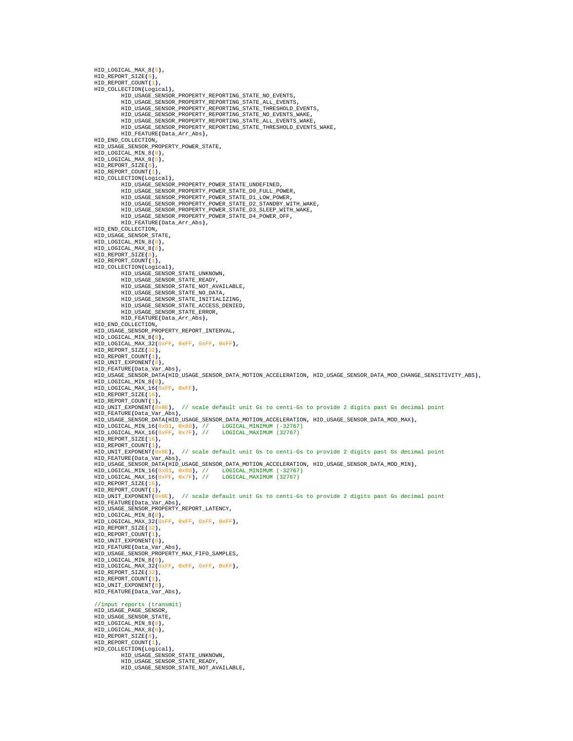```
HID_LOGICAL_MAX_8(5),
HID_REPORT_SIZE(8),
HID_REPORT_COUNT(1),
HID_COLLECTION(Logical),
        HID_USAGE_SENSOR_PROPERTY_REPORTING_STATE_NO_EVENTS,
        HID_USAGE_SENSOR_PROPERTY_REPORTING_STATE_ALL_EVENTS,
        HID_USAGE_SENSOR_PROPERTY_REPORTING_STATE_THRESHOLD_EVENTS,
        HID_USAGE_SENSOR_PROPERTY_REPORTING_STATE_NO_EVENTS_WAKE,
        HID_USAGE_SENSOR_PROPERTY_REPORTING_STATE_ALL_EVENTS_WAKE,
        HID_USAGE_SENSOR_PROPERTY_REPORTING_STATE_THRESHOLD_EVENTS_WAKE,
        HID_FEATURE(Data_Arr_Abs),
HID_END_COLLECTION,
HID_USAGE_SENSOR_PROPERTY_POWER_STATE,
HID_LOGICAL_MIN_8(0),
HID_LOGICAL_MAX_8(5),
HID_REPORT_SIZE(8),
HID_REPORT_COUNT(1),
HID_COLLECTION(Logical),
        HID_USAGE_SENSOR_PROPERTY_POWER_STATE_UNDEFINED,
        HID_USAGE_SENSOR_PROPERTY_POWER_STATE_D0_FULL_POWER,
        HID_USAGE_SENSOR_PROPERTY_POWER_STATE_D1_LOW_POWER,
        HID_USAGE_SENSOR_PROPERTY_POWER_STATE_D2_STANDBY_WITH_WAKE,
        HID_USAGE_SENSOR_PROPERTY_POWER_STATE_D3_SLEEP_WITH_WAKE,
        HID_USAGE_SENSOR_PROPERTY_POWER_STATE_D4_POWER_OFF,
        HID_FEATURE(Data_Arr_Abs),
HID_END_COLLECTION,
HID_USAGE_SENSOR_STATE,
HID_LOGICAL_MIN_8(0),
HID_LOGICAL_MAX_8(6),
HID_REPORT_SIZE(8),
HID_REPORT_COUNT(1),
HID_COLLECTION(Logical),
        HID_USAGE_SENSOR_STATE_UNKNOWN,
        HID_USAGE_SENSOR_STATE_READY,
        HID_USAGE_SENSOR_STATE_NOT_AVAILABLE,
        HID_USAGE_SENSOR_STATE_NO_DATA,
        HID_USAGE_SENSOR_STATE_INITIALIZING,
        HID_USAGE_SENSOR_STATE_ACCESS_DENIED,
        HID_USAGE_SENSOR_STATE_ERROR,
        HID_FEATURE(Data_Arr_Abs),
HID_END_COLLECTION,
HID_USAGE_SENSOR_PROPERTY_REPORT_INTERVAL,
HID_LOGICAL_MIN_8(0),
HID_LOGICAL_MAX_32(0xFF, 0xFF, 0xFF, 0xFF),
HID_REPORT_SIZE(32),
HID_REPORT_COUNT(1),
HID_UNIT_EXPONENT(0),
HID_FEATURE(Data_Var_Abs),
HID_USAGE_SENSOR_DATA(HID_USAGE_SENSOR_DATA_MOTION_ACCELERATION, HID_USAGE_SENSOR_DATA_MOD_CHANGE_SENSITIVITY_ABS),
HID_LOGICAL_MIN_8(0),
HID_LOGICAL_MAX_16(0xFF, 0xFF),
HID_REPORT_SIZE(16),
HID_REPORT_COUNT(1),
HID_UNIT_EXPONENT(0x0E),  // scale default unit Gs to centi-Gs to provide 2 digits past Gs decimal point
HID_FEATURE(Data_Var_Abs),
HID_USAGE_SENSOR_DATA(HID_USAGE_SENSOR_DATA_MOTION_ACCELERATION, HID_USAGE_SENSOR_DATA_MOD_MAX),
HID_LOGICAL_MIN_16(0x01, 0x80), //    LOGICAL_MINIMUM (-32767)
HID_LOGICAL_MAX_16(0xFF, 0x7F), //    LOGICAL_MAXIMUM (32767)
HID_REPORT_SIZE(16),
HID_REPORT_COUNT(1),
HID_UNIT_EXPONENT(0x0E),  // scale default unit Gs to centi-Gs to provide 2 digits past Gs decimal point
HID_FEATURE(Data_Var_Abs),
HID_USAGE_SENSOR_DATA(HID_USAGE_SENSOR_DATA_MOTION_ACCELERATION, HID_USAGE_SENSOR_DATA_MOD_MIN),
HID_LOGICAL_MIN_16(0x01, 0x80), //    LOGICAL_MINIMUM (-32767)
HID_LOGICAL_MAX_16(0xFF, 0x7F), //    LOGICAL_MAXIMUM (32767)
HID_REPORT_SIZE(16),
HID_REPORT_COUNT(1),
HID_UNIT_EXPONENT(0x0E),  // scale default unit Gs to centi-Gs to provide 2 digits past Gs decimal point
HID_FEATURE(Data_Var_Abs),
HID_USAGE_SENSOR_PROPERTY_REPORT_LATENCY,
HID_LOGICAL_MIN_8(0),
HID_LOGICAL_MAX_32(0xFF, 0xFF, 0xFF, 0xFF),
HID_REPORT_SIZE(32),
HID_REPORT_COUNT(1),
HID_UNIT_EXPONENT(0),
HID_FEATURE(Data_Var_Abs),
HID_USAGE_SENSOR_PROPERTY_MAX_FIFO_SAMPLES,
HID_LOGICAL_MIN_8(0),
HID_LOGICAL_MAX_32(0xFF, 0xFF, 0xFF, 0xFF),
HID_REPORT_SIZE(32),
HID_REPORT_COUNT(1),
HID_UNIT_EXPONENT(0),
HID_FEATURE(Data_Var_Abs),

//input reports (transmit)
HID_USAGE_PAGE_SENSOR,
HID_USAGE_SENSOR_STATE,
HID_LOGICAL_MIN_8(0),
HID_LOGICAL_MAX_8(6),
HID_REPORT_SIZE(8),
HID_REPORT_COUNT(1),
HID_COLLECTION(Logical),
        HID_USAGE_SENSOR_STATE_UNKNOWN,
        HID_USAGE_SENSOR_STATE_READY,
        HID_USAGE_SENSOR_STATE_NOT_AVAILABLE,
```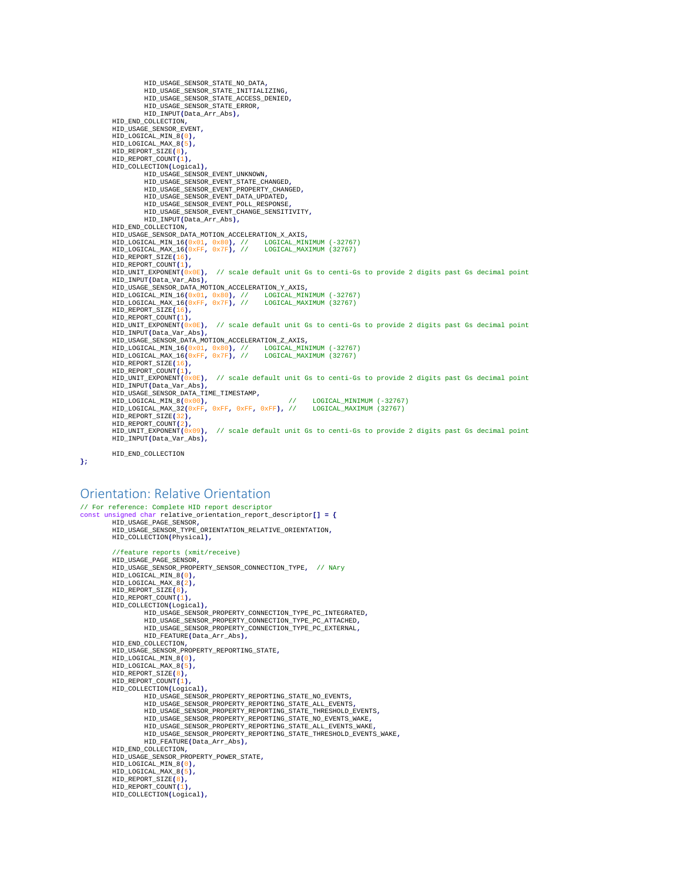```
                HID_USAGE_SENSOR_STATE_NO_DATA,
                HID_USAGE_SENSOR_STATE_INITIALIZING,
                HID_USAGE_SENSOR_STATE_ACCESS_DENIED,
                HID_USAGE_SENSOR_STATE_ERROR,
                HID_INPUT(Data_Arr_Abs),
        HID_END_COLLECTION,
        HID_USAGE_SENSOR_EVENT,
        HID_LOGICAL_MIN_8(0),
        HID_LOGICAL_MAX_8(5),
        HID_REPORT_SIZE(8),
        HID_REPORT_COUNT(1),
        HID_COLLECTION(Logical),
                HID_USAGE_SENSOR_EVENT_UNKNOWN,
                HID_USAGE_SENSOR_EVENT_STATE_CHANGED,
                HID_USAGE_SENSOR_EVENT_PROPERTY_CHANGED,
                HID_USAGE_SENSOR_EVENT_DATA_UPDATED,
                HID_USAGE_SENSOR_EVENT_POLL_RESPONSE,
                HID_USAGE_SENSOR_EVENT_CHANGE_SENSITIVITY,
                HID_INPUT(Data_Arr_Abs),
        HID_END_COLLECTION,
        HID_USAGE_SENSOR_DATA_MOTION_ACCELERATION_X_AXIS,
        HID_LOGICAL_MIN_16(0x01, 0x80), //    LOGICAL_MINIMUM (-32767)
        HID_LOGICAL_MAX_16(0xFF, 0x7F), //    LOGICAL_MAXIMUM (32767)
        HID_REPORT_SIZE(16),
        HID_REPORT_COUNT(1),
        HID_UNIT_EXPONENT(0x0E),  // scale default unit Gs to centi-Gs to provide 2 digits past Gs decimal point
        HID_INPUT(Data_Var_Abs),
        HID_USAGE_SENSOR_DATA_MOTION_ACCELERATION_Y_AXIS,
        HID_LOGICAL_MIN_16(0x01, 0x80), //    LOGICAL_MINIMUM (-32767)
        HID_LOGICAL_MAX_16(0xFF, 0x7F), //    LOGICAL_MAXIMUM (32767)
        HID_REPORT_SIZE(16),
        HID_REPORT_COUNT(1),
        HID_UNIT_EXPONENT(0x0E),  // scale default unit Gs to centi-Gs to provide 2 digits past Gs decimal point
        HID_INPUT(Data_Var_Abs),
        HID_USAGE_SENSOR_DATA_MOTION_ACCELERATION_Z_AXIS,
        HID_LOGICAL_MIN_16(0x01, 0x80), //    LOGICAL_MINIMUM (-32767)
        HID_LOGICAL_MAX_16(0xFF, 0x7F), //    LOGICAL_MAXIMUM (32767)
        HID_REPORT_SIZE(16),
        HID_REPORT_COUNT(1),
        HID_UNIT_EXPONENT(0x0E),  // scale default unit Gs to centi-Gs to provide 2 digits past Gs decimal point
        HID_INPUT(Data_Var_Abs),
        HID_USAGE_SENSOR_DATA_TIME_TIMESTAMP,
        HID_LOGICAL_MIN_8(0x00),                    //    LOGICAL_MINIMUM (-32767)
        HID_LOGICAL_MAX_32(0xFF, 0xFF, 0xFF, 0xFF), //    LOGICAL_MAXIMUM (32767)
        HID_REPORT_SIZE(32),
        HID_REPORT_COUNT(2),
        HID_UNIT_EXPONENT(0x09),  // scale default unit Gs to centi-Gs to provide 2 digits past Gs decimal point
        HID_INPUT(Data_Var_Abs),

        HID_END_COLLECTION
};
```

## Orientation: Relative Orientation

```
// For reference: Complete HID report descriptor
const unsigned char relative_orientation_report_descriptor[] = {
        HID_USAGE_PAGE_SENSOR,
        HID_USAGE_SENSOR_TYPE_ORIENTATION_RELATIVE_ORIENTATION,
        HID_COLLECTION(Physical),

        //feature reports (xmit/receive)
        HID_USAGE_PAGE_SENSOR,
        HID_USAGE_SENSOR_PROPERTY_SENSOR_CONNECTION_TYPE,  // NAry
        HID_LOGICAL_MIN_8(0),
        HID_LOGICAL_MAX_8(2),
        HID_REPORT_SIZE(8),
        HID_REPORT_COUNT(1),
        HID_COLLECTION(Logical),
                HID_USAGE_SENSOR_PROPERTY_CONNECTION_TYPE_PC_INTEGRATED,
                HID_USAGE_SENSOR_PROPERTY_CONNECTION_TYPE_PC_ATTACHED,
                HID_USAGE_SENSOR_PROPERTY_CONNECTION_TYPE_PC_EXTERNAL,
                HID_FEATURE(Data_Arr_Abs),
        HID_END_COLLECTION,
        HID_USAGE_SENSOR_PROPERTY_REPORTING_STATE,
        HID_LOGICAL_MIN_8(0),
        HID_LOGICAL_MAX_8(5),
        HID_REPORT_SIZE(8),
        HID_REPORT_COUNT(1),
        HID_COLLECTION(Logical),
                HID_USAGE_SENSOR_PROPERTY_REPORTING_STATE_NO_EVENTS,
                HID_USAGE_SENSOR_PROPERTY_REPORTING_STATE_ALL_EVENTS,
                HID_USAGE_SENSOR_PROPERTY_REPORTING_STATE_THRESHOLD_EVENTS,
                HID_USAGE_SENSOR_PROPERTY_REPORTING_STATE_NO_EVENTS_WAKE,
                HID_USAGE_SENSOR_PROPERTY_REPORTING_STATE_ALL_EVENTS_WAKE,
                HID_USAGE_SENSOR_PROPERTY_REPORTING_STATE_THRESHOLD_EVENTS_WAKE,
                HID_FEATURE(Data_Arr_Abs),
        HID_END_COLLECTION,
        HID_USAGE_SENSOR_PROPERTY_POWER_STATE,
        HID_LOGICAL_MIN_8(0),
        HID_LOGICAL_MAX_8(5),
        HID_REPORT_SIZE(8),
        HID_REPORT_COUNT(1),
        HID_COLLECTION(Logical),
```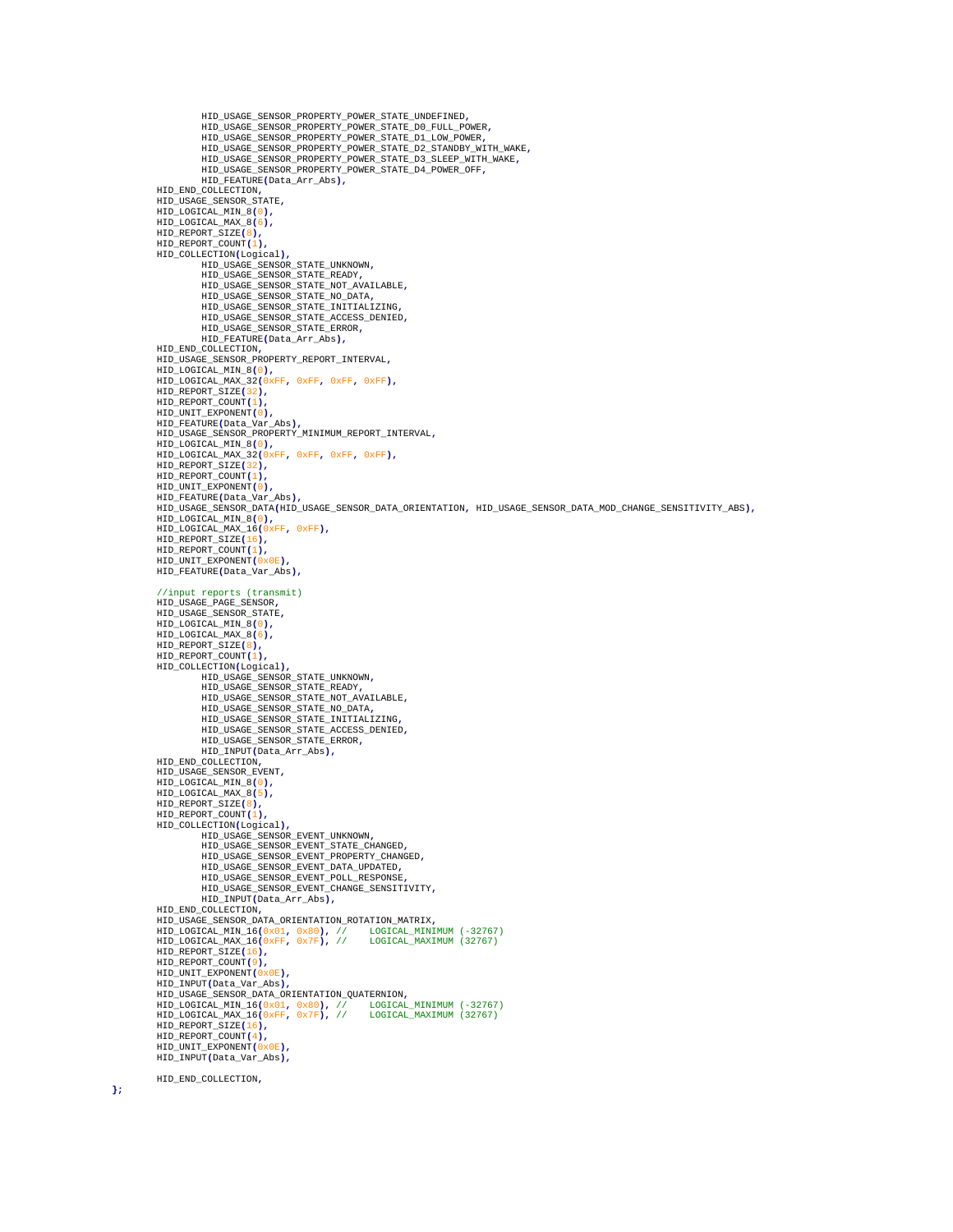```
                HID_USAGE_SENSOR_PROPERTY_POWER_STATE_UNDEFINED,
                HID_USAGE_SENSOR_PROPERTY_POWER_STATE_D0_FULL_POWER,
                HID_USAGE_SENSOR_PROPERTY_POWER_STATE_D1_LOW_POWER,
                HID_USAGE_SENSOR_PROPERTY_POWER_STATE_D2_STANDBY_WITH_WAKE,
                HID_USAGE_SENSOR_PROPERTY_POWER_STATE_D3_SLEEP_WITH_WAKE,
                HID_USAGE_SENSOR_PROPERTY_POWER_STATE_D4_POWER_OFF,
                HID_FEATURE(Data_Arr_Abs),
        HID_END_COLLECTION,
        HID_USAGE_SENSOR_STATE,
        HID_LOGICAL_MIN_8(0),
        HID_LOGICAL_MAX_8(6),
        HID_REPORT_SIZE(8),
        HID_REPORT_COUNT(1),
        HID_COLLECTION(Logical),
                HID_USAGE_SENSOR_STATE_UNKNOWN,
                HID_USAGE_SENSOR_STATE_READY,
                HID_USAGE_SENSOR_STATE_NOT_AVAILABLE,
                HID_USAGE_SENSOR_STATE_NO_DATA,
                HID_USAGE_SENSOR_STATE_INITIALIZING,
                HID_USAGE_SENSOR_STATE_ACCESS_DENIED,
                HID_USAGE_SENSOR_STATE_ERROR,
                HID_FEATURE(Data_Arr_Abs),
        HID_END_COLLECTION,
        HID_USAGE_SENSOR_PROPERTY_REPORT_INTERVAL,
        HID_LOGICAL_MIN_8(0),
        HID_LOGICAL_MAX_32(0xFF, 0xFF, 0xFF, 0xFF),
        HID_REPORT_SIZE(32),
        HID_REPORT_COUNT(1),
        HID_UNIT_EXPONENT(0),
        HID_FEATURE(Data_Var_Abs),
        HID_USAGE_SENSOR_PROPERTY_MINIMUM_REPORT_INTERVAL,
        HID_LOGICAL_MIN_8(0),
        HID_LOGICAL_MAX_32(0xFF, 0xFF, 0xFF, 0xFF),
        HID_REPORT_SIZE(32),
        HID_REPORT_COUNT(1),
        HID_UNIT_EXPONENT(0),
        HID_FEATURE(Data_Var_Abs),
        HID_USAGE_SENSOR_DATA(HID_USAGE_SENSOR_DATA_ORIENTATION, HID_USAGE_SENSOR_DATA_MOD_CHANGE_SENSITIVITY_ABS),
        HID_LOGICAL_MIN_8(0),
        HID_LOGICAL_MAX_16(0xFF, 0xFF),
        HID_REPORT_SIZE(16),
        HID_REPORT_COUNT(1),
        HID_UNIT_EXPONENT(0x0E),
        HID_FEATURE(Data_Var_Abs),

        //input reports (transmit)
        HID_USAGE_PAGE_SENSOR,
        HID_USAGE_SENSOR_STATE,
        HID_LOGICAL_MIN_8(0),
        HID_LOGICAL_MAX_8(6),
        HID_REPORT_SIZE(8),
        HID_REPORT_COUNT(1),
        HID_COLLECTION(Logical),
                HID_USAGE_SENSOR_STATE_UNKNOWN,
                HID_USAGE_SENSOR_STATE_READY,
                HID_USAGE_SENSOR_STATE_NOT_AVAILABLE,
                HID_USAGE_SENSOR_STATE_NO_DATA,
                HID_USAGE_SENSOR_STATE_INITIALIZING,
                HID_USAGE_SENSOR_STATE_ACCESS_DENIED,
                HID_USAGE_SENSOR_STATE_ERROR,
                HID_INPUT(Data_Arr_Abs),
        HID_END_COLLECTION,
        HID_USAGE_SENSOR_EVENT,
        HID_LOGICAL_MIN_8(0),
        HID_LOGICAL_MAX_8(5),
        HID_REPORT_SIZE(8),
        HID_REPORT_COUNT(1),
        HID_COLLECTION(Logical),
                HID_USAGE_SENSOR_EVENT_UNKNOWN,
                HID_USAGE_SENSOR_EVENT_STATE_CHANGED,
                HID_USAGE_SENSOR_EVENT_PROPERTY_CHANGED,
                HID_USAGE_SENSOR_EVENT_DATA_UPDATED,
                HID_USAGE_SENSOR_EVENT_POLL_RESPONSE,
                HID_USAGE_SENSOR_EVENT_CHANGE_SENSITIVITY,
                HID_INPUT(Data_Arr_Abs),
        HID_END_COLLECTION,
        HID_USAGE_SENSOR_DATA_ORIENTATION_ROTATION_MATRIX,
        HID_LOGICAL_MIN_16(0x01, 0x80), //    LOGICAL_MINIMUM (-32767)
        HID_LOGICAL_MAX_16(0xFF, 0x7F), //    LOGICAL_MAXIMUM (32767)
        HID_REPORT_SIZE(16),
        HID_REPORT_COUNT(9),
        HID_UNIT_EXPONENT(0x0E),
        HID_INPUT(Data_Var_Abs),
        HID_USAGE_SENSOR_DATA_ORIENTATION_QUATERNION,
        HID_LOGICAL_MIN_16(0x01, 0x80), //    LOGICAL_MINIMUM (-32767)
        HID_LOGICAL_MAX_16(0xFF, 0x7F), //    LOGICAL_MAXIMUM (32767)
        HID_REPORT_SIZE(16),
        HID_REPORT_COUNT(4),
        HID_UNIT_EXPONENT(0x0E),
        HID_INPUT(Data_Var_Abs),

        HID_END_COLLECTION,
};
```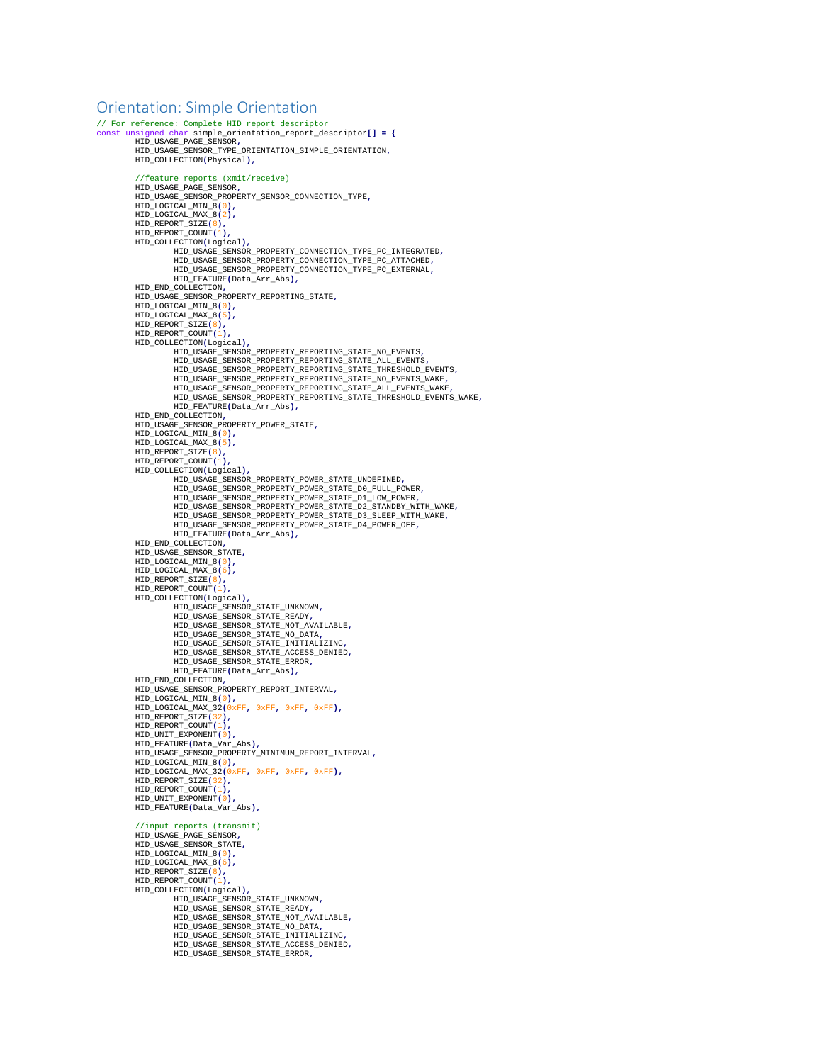## Orientation: Simple Orientation

```
// For reference: Complete HID report descriptor
const unsigned char simple_orientation_report_descriptor[] = {
        HID_USAGE_PAGE_SENSOR,
        HID_USAGE_SENSOR_TYPE_ORIENTATION_SIMPLE_ORIENTATION,
        HID_COLLECTION(Physical),

        //feature reports (xmit/receive)
        HID_USAGE_PAGE_SENSOR,
        HID_USAGE_SENSOR_PROPERTY_SENSOR_CONNECTION_TYPE,
        HID_LOGICAL_MIN_8(0),
        HID_LOGICAL_MAX_8(2),
        HID_REPORT_SIZE(8),
        HID_REPORT_COUNT(1),
        HID_COLLECTION(Logical),
                HID_USAGE_SENSOR_PROPERTY_CONNECTION_TYPE_PC_INTEGRATED,
                HID_USAGE_SENSOR_PROPERTY_CONNECTION_TYPE_PC_ATTACHED,
                HID_USAGE_SENSOR_PROPERTY_CONNECTION_TYPE_PC_EXTERNAL,
                HID_FEATURE(Data_Arr_Abs),
        HID_END_COLLECTION,
        HID_USAGE_SENSOR_PROPERTY_REPORTING_STATE,
        HID_LOGICAL_MIN_8(0),
        HID_LOGICAL_MAX_8(5),
        HID_REPORT_SIZE(8),
        HID_REPORT_COUNT(1),
        HID_COLLECTION(Logical),
                HID_USAGE_SENSOR_PROPERTY_REPORTING_STATE_NO_EVENTS,
                HID_USAGE_SENSOR_PROPERTY_REPORTING_STATE_ALL_EVENTS,
                HID_USAGE_SENSOR_PROPERTY_REPORTING_STATE_THRESHOLD_EVENTS,
                HID_USAGE_SENSOR_PROPERTY_REPORTING_STATE_NO_EVENTS_WAKE,
                HID_USAGE_SENSOR_PROPERTY_REPORTING_STATE_ALL_EVENTS_WAKE,
                HID_USAGE_SENSOR_PROPERTY_REPORTING_STATE_THRESHOLD_EVENTS_WAKE,
                HID_FEATURE(Data_Arr_Abs),
        HID_END_COLLECTION,
        HID_USAGE_SENSOR_PROPERTY_POWER_STATE,
        HID_LOGICAL_MIN_8(0),
        HID_LOGICAL_MAX_8(5),
        HID_REPORT_SIZE(8),
        HID_REPORT_COUNT(1),
        HID_COLLECTION(Logical),
                HID_USAGE_SENSOR_PROPERTY_POWER_STATE_UNDEFINED,
                HID_USAGE_SENSOR_PROPERTY_POWER_STATE_D0_FULL_POWER,
                HID_USAGE_SENSOR_PROPERTY_POWER_STATE_D1_LOW_POWER,
                HID_USAGE_SENSOR_PROPERTY_POWER_STATE_D2_STANDBY_WITH_WAKE,
                HID_USAGE_SENSOR_PROPERTY_POWER_STATE_D3_SLEEP_WITH_WAKE,
                HID_USAGE_SENSOR_PROPERTY_POWER_STATE_D4_POWER_OFF,
                HID_FEATURE(Data_Arr_Abs),
        HID_END_COLLECTION,
        HID_USAGE_SENSOR_STATE,
        HID_LOGICAL_MIN_8(0),
        HID_LOGICAL_MAX_8(6),
        HID_REPORT_SIZE(8),
        HID_REPORT_COUNT(1),
        HID_COLLECTION(Logical),
                HID_USAGE_SENSOR_STATE_UNKNOWN,
                HID_USAGE_SENSOR_STATE_READY,
                HID_USAGE_SENSOR_STATE_NOT_AVAILABLE,
                HID_USAGE_SENSOR_STATE_NO_DATA,
                HID_USAGE_SENSOR_STATE_INITIALIZING,
                HID_USAGE_SENSOR_STATE_ACCESS_DENIED,
                HID_USAGE_SENSOR_STATE_ERROR,
                HID_FEATURE(Data_Arr_Abs),
        HID_END_COLLECTION,
        HID_USAGE_SENSOR_PROPERTY_REPORT_INTERVAL,
        HID_LOGICAL_MIN_8(0),
        HID_LOGICAL_MAX_32(0xFF, 0xFF, 0xFF, 0xFF),
        HID_REPORT_SIZE(32),
        HID_REPORT_COUNT(1),
        HID_UNIT_EXPONENT(0),
        HID_FEATURE(Data_Var_Abs),
        HID_USAGE_SENSOR_PROPERTY_MINIMUM_REPORT_INTERVAL,
        HID_LOGICAL_MIN_8(0),
        HID_LOGICAL_MAX_32(0xFF, 0xFF, 0xFF, 0xFF),
        HID_REPORT_SIZE(32),
        HID_REPORT_COUNT(1),
        HID_UNIT_EXPONENT(0),
        HID_FEATURE(Data_Var_Abs),

        //input reports (transmit)
        HID_USAGE_PAGE_SENSOR,
        HID_USAGE_SENSOR_STATE,
        HID_LOGICAL_MIN_8(0),
        HID_LOGICAL_MAX_8(6),
        HID_REPORT_SIZE(8),
        HID_REPORT_COUNT(1),
        HID_COLLECTION(Logical),
                HID_USAGE_SENSOR_STATE_UNKNOWN,
                HID_USAGE_SENSOR_STATE_READY,
                HID_USAGE_SENSOR_STATE_NOT_AVAILABLE,
                HID_USAGE_SENSOR_STATE_NO_DATA,
                HID_USAGE_SENSOR_STATE_INITIALIZING,
                HID_USAGE_SENSOR_STATE_ACCESS_DENIED,
                HID_USAGE_SENSOR_STATE_ERROR,
```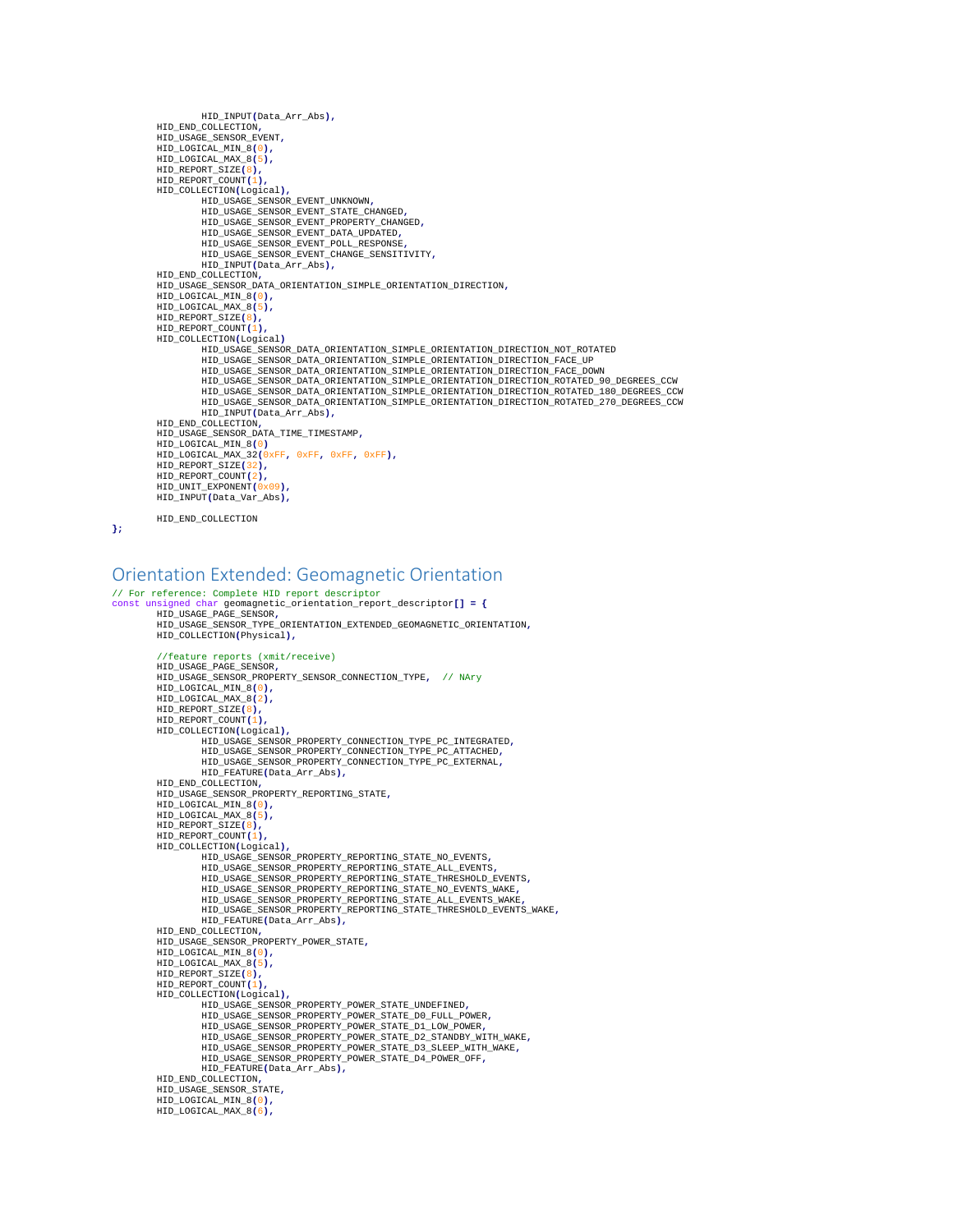```
            HID_INPUT(Data_Arr_Abs),
        HID_END_COLLECTION,
        HID_USAGE_SENSOR_EVENT,
        HID_LOGICAL_MIN_8(0),
        HID_LOGICAL_MAX_8(5),
        HID_REPORT_SIZE(8),
        HID_REPORT_COUNT(1),
        HID_COLLECTION(Logical),
            HID_USAGE_SENSOR_EVENT_UNKNOWN,
            HID_USAGE_SENSOR_EVENT_STATE_CHANGED,
            HID_USAGE_SENSOR_EVENT_PROPERTY_CHANGED,
            HID_USAGE_SENSOR_EVENT_DATA_UPDATED,
            HID_USAGE_SENSOR_EVENT_POLL_RESPONSE,
            HID_USAGE_SENSOR_EVENT_CHANGE_SENSITIVITY,
            HID_INPUT(Data_Arr_Abs),
        HID_END_COLLECTION,
        HID_USAGE_SENSOR_DATA_ORIENTATION_SIMPLE_ORIENTATION_DIRECTION,
        HID_LOGICAL_MIN_8(0),
        HID_LOGICAL_MAX_8(5),
        HID_REPORT_SIZE(8),
        HID_REPORT_COUNT(1),
        HID_COLLECTION(Logical)
            HID_USAGE_SENSOR_DATA_ORIENTATION_SIMPLE_ORIENTATION_DIRECTION_NOT_ROTATED
            HID_USAGE_SENSOR_DATA_ORIENTATION_SIMPLE_ORIENTATION_DIRECTION_FACE_UP
            HID_USAGE_SENSOR_DATA_ORIENTATION_SIMPLE_ORIENTATION_DIRECTION_FACE_DOWN
            HID_USAGE_SENSOR_DATA_ORIENTATION_SIMPLE_ORIENTATION_DIRECTION_ROTATED_90_DEGREES_CCW
            HID_USAGE_SENSOR_DATA_ORIENTATION_SIMPLE_ORIENTATION_DIRECTION_ROTATED_180_DEGREES_CCW
            HID_USAGE_SENSOR_DATA_ORIENTATION_SIMPLE_ORIENTATION_DIRECTION_ROTATED_270_DEGREES_CCW
            HID_INPUT(Data_Arr_Abs),
        HID_END_COLLECTION,
        HID_USAGE_SENSOR_DATA_TIME_TIMESTAMP,
        HID_LOGICAL_MIN_8(0)
        HID_LOGICAL_MAX_32(0xFF, 0xFF, 0xFF, 0xFF),
        HID_REPORT_SIZE(32),
        HID_REPORT_COUNT(2),
        HID_UNIT_EXPONENT(0x09),
        HID_INPUT(Data_Var_Abs),

        HID_END_COLLECTION
};
```

## Orientation Extended: Geomagnetic Orientation

```
// For reference: Complete HID report descriptor
const unsigned char geomagnetic_orientation_report_descriptor[] = {
        HID_USAGE_PAGE_SENSOR,
        HID_USAGE_SENSOR_TYPE_ORIENTATION_EXTENDED_GEOMAGNETIC_ORIENTATION,
        HID_COLLECTION(Physical),

        //feature reports (xmit/receive)
        HID_USAGE_PAGE_SENSOR,
        HID_USAGE_SENSOR_PROPERTY_SENSOR_CONNECTION_TYPE,  // NAry
        HID_LOGICAL_MIN_8(0),
        HID_LOGICAL_MAX_8(2),
        HID_REPORT_SIZE(8),
        HID_REPORT_COUNT(1),
        HID_COLLECTION(Logical),
            HID_USAGE_SENSOR_PROPERTY_CONNECTION_TYPE_PC_INTEGRATED,
            HID_USAGE_SENSOR_PROPERTY_CONNECTION_TYPE_PC_ATTACHED,
            HID_USAGE_SENSOR_PROPERTY_CONNECTION_TYPE_PC_EXTERNAL,
            HID_FEATURE(Data_Arr_Abs),
        HID_END_COLLECTION,
        HID_USAGE_SENSOR_PROPERTY_REPORTING_STATE,
        HID_LOGICAL_MIN_8(0),
        HID_LOGICAL_MAX_8(5),
        HID_REPORT_SIZE(8),
        HID_REPORT_COUNT(1),
        HID_COLLECTION(Logical),
            HID_USAGE_SENSOR_PROPERTY_REPORTING_STATE_NO_EVENTS,
            HID_USAGE_SENSOR_PROPERTY_REPORTING_STATE_ALL_EVENTS,
            HID_USAGE_SENSOR_PROPERTY_REPORTING_STATE_THRESHOLD_EVENTS,
            HID_USAGE_SENSOR_PROPERTY_REPORTING_STATE_NO_EVENTS_WAKE,
            HID_USAGE_SENSOR_PROPERTY_REPORTING_STATE_ALL_EVENTS_WAKE,
            HID_USAGE_SENSOR_PROPERTY_REPORTING_STATE_THRESHOLD_EVENTS_WAKE,
            HID_FEATURE(Data_Arr_Abs),
        HID_END_COLLECTION,
        HID_USAGE_SENSOR_PROPERTY_POWER_STATE,
        HID_LOGICAL_MIN_8(0),
        HID_LOGICAL_MAX_8(5),
        HID_REPORT_SIZE(8),
        HID_REPORT_COUNT(1),
        HID_COLLECTION(Logical),
            HID_USAGE_SENSOR_PROPERTY_POWER_STATE_UNDEFINED,
            HID_USAGE_SENSOR_PROPERTY_POWER_STATE_D0_FULL_POWER,
            HID_USAGE_SENSOR_PROPERTY_POWER_STATE_D1_LOW_POWER,
            HID_USAGE_SENSOR_PROPERTY_POWER_STATE_D2_STANDBY_WITH_WAKE,
            HID_USAGE_SENSOR_PROPERTY_POWER_STATE_D3_SLEEP_WITH_WAKE,
            HID_USAGE_SENSOR_PROPERTY_POWER_STATE_D4_POWER_OFF,
            HID_FEATURE(Data_Arr_Abs),
        HID_END_COLLECTION,
        HID_USAGE_SENSOR_STATE,
        HID_LOGICAL_MIN_8(0),
        HID_LOGICAL_MAX_8(6),
```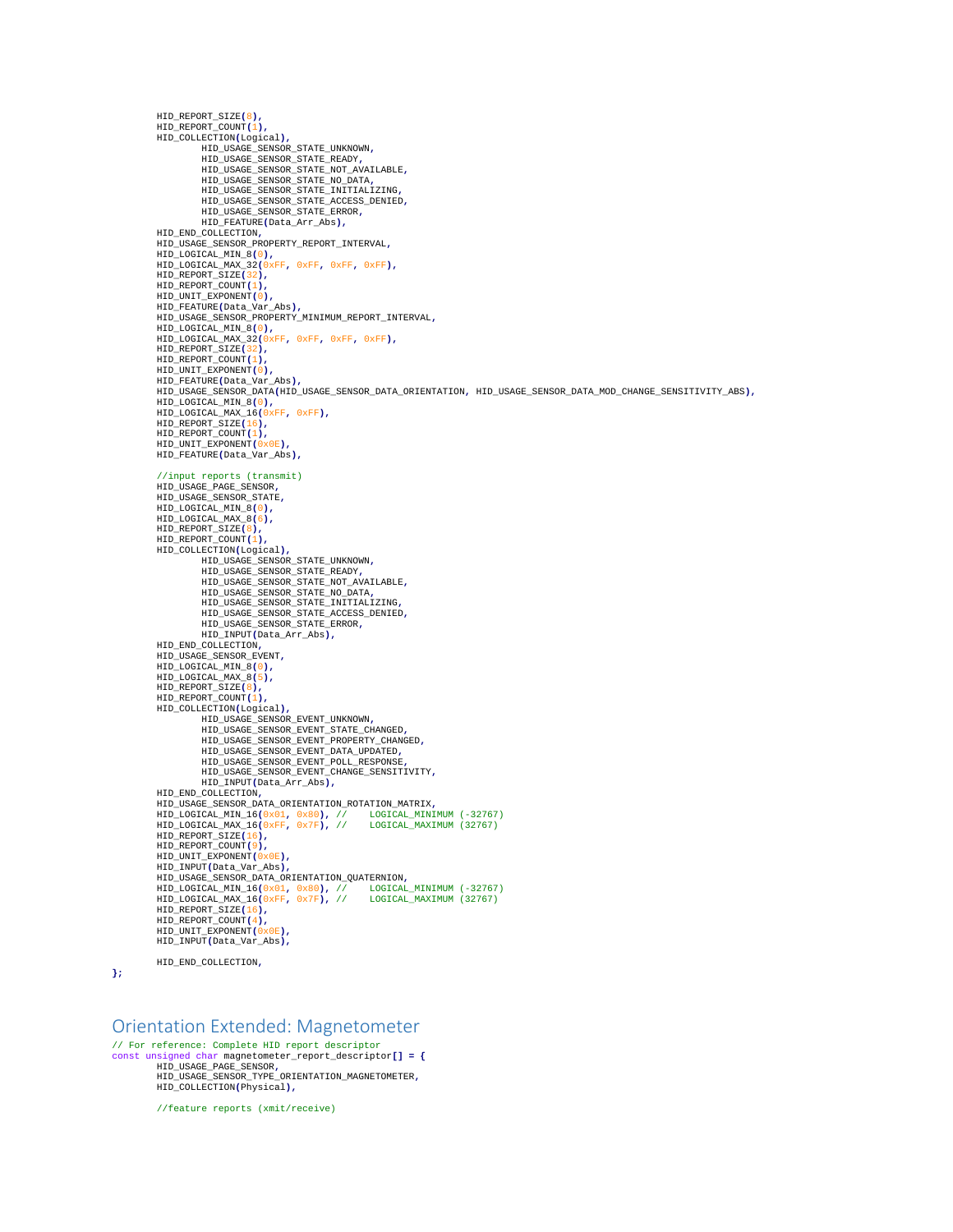```
        HID_REPORT_SIZE(8),
        HID_REPORT_COUNT(1),
        HID_COLLECTION(Logical),
                HID_USAGE_SENSOR_STATE_UNKNOWN,
                HID_USAGE_SENSOR_STATE_READY,
                HID_USAGE_SENSOR_STATE_NOT_AVAILABLE,
                HID_USAGE_SENSOR_STATE_NO_DATA,
                HID_USAGE_SENSOR_STATE_INITIALIZING,
                HID_USAGE_SENSOR_STATE_ACCESS_DENIED,
                HID_USAGE_SENSOR_STATE_ERROR,
                HID_FEATURE(Data_Arr_Abs),
        HID_END_COLLECTION,
        HID_USAGE_SENSOR_PROPERTY_REPORT_INTERVAL,
        HID_LOGICAL_MIN_8(0),
        HID_LOGICAL_MAX_32(0xFF, 0xFF, 0xFF, 0xFF),
        HID_REPORT_SIZE(32),
        HID_REPORT_COUNT(1),
        HID_UNIT_EXPONENT(0),
        HID_FEATURE(Data_Var_Abs),
        HID_USAGE_SENSOR_PROPERTY_MINIMUM_REPORT_INTERVAL,
        HID_LOGICAL_MIN_8(0),
        HID_LOGICAL_MAX_32(0xFF, 0xFF, 0xFF, 0xFF),
        HID_REPORT_SIZE(32),
        HID_REPORT_COUNT(1),
        HID_UNIT_EXPONENT(0),
        HID_FEATURE(Data_Var_Abs),
        HID_USAGE_SENSOR_DATA(HID_USAGE_SENSOR_DATA_ORIENTATION, HID_USAGE_SENSOR_DATA_MOD_CHANGE_SENSITIVITY_ABS),
        HID_LOGICAL_MIN_8(0),
        HID_LOGICAL_MAX_16(0xFF, 0xFF),
        HID_REPORT_SIZE(16),
        HID_REPORT_COUNT(1),
        HID_UNIT_EXPONENT(0x0E),
        HID_FEATURE(Data_Var_Abs),

        //input reports (transmit)
        HID_USAGE_PAGE_SENSOR,
        HID_USAGE_SENSOR_STATE,
        HID_LOGICAL_MIN_8(0),
        HID_LOGICAL_MAX_8(6),
        HID_REPORT_SIZE(8),
        HID_REPORT_COUNT(1),
        HID_COLLECTION(Logical),
                HID_USAGE_SENSOR_STATE_UNKNOWN,
                HID_USAGE_SENSOR_STATE_READY,
                HID_USAGE_SENSOR_STATE_NOT_AVAILABLE,
                HID_USAGE_SENSOR_STATE_NO_DATA,
                HID_USAGE_SENSOR_STATE_INITIALIZING,
                HID_USAGE_SENSOR_STATE_ACCESS_DENIED,
                HID_USAGE_SENSOR_STATE_ERROR,
                HID_INPUT(Data_Arr_Abs),
        HID_END_COLLECTION,
        HID_USAGE_SENSOR_EVENT,
        HID_LOGICAL_MIN_8(0),
        HID_LOGICAL_MAX_8(5),
        HID_REPORT_SIZE(8),
        HID_REPORT_COUNT(1),
        HID_COLLECTION(Logical),
                HID_USAGE_SENSOR_EVENT_UNKNOWN,
                HID_USAGE_SENSOR_EVENT_STATE_CHANGED,
                HID_USAGE_SENSOR_EVENT_PROPERTY_CHANGED,
                HID_USAGE_SENSOR_EVENT_DATA_UPDATED,
                HID_USAGE_SENSOR_EVENT_POLL_RESPONSE,
                HID_USAGE_SENSOR_EVENT_CHANGE_SENSITIVITY,
                HID_INPUT(Data_Arr_Abs),
        HID_END_COLLECTION,
        HID_USAGE_SENSOR_DATA_ORIENTATION_ROTATION_MATRIX,
        HID_LOGICAL_MIN_16(0x01, 0x80), //    LOGICAL_MINIMUM (-32767)
        HID_LOGICAL_MAX_16(0xFF, 0x7F), //    LOGICAL_MAXIMUM (32767)
        HID_REPORT_SIZE(16),
        HID_REPORT_COUNT(9),
        HID_UNIT_EXPONENT(0x0E),
        HID_INPUT(Data_Var_Abs),
        HID_USAGE_SENSOR_DATA_ORIENTATION_QUATERNION,
        HID_LOGICAL_MIN_16(0x01, 0x80), //    LOGICAL_MINIMUM (-32767)
        HID_LOGICAL_MAX_16(0xFF, 0x7F), //    LOGICAL_MAXIMUM (32767)
        HID_REPORT_SIZE(16),
        HID_REPORT_COUNT(4),
        HID_UNIT_EXPONENT(0x0E),
        HID_INPUT(Data_Var_Abs),

        HID_END_COLLECTION,
};
```

## Orientation Extended: Magnetometer

```
// For reference: Complete HID report descriptor
const unsigned char magnetometer_report_descriptor[] = {
        HID_USAGE_PAGE_SENSOR,
        HID_USAGE_SENSOR_TYPE_ORIENTATION_MAGNETOMETER,
        HID_COLLECTION(Physical),

        //feature reports (xmit/receive)
```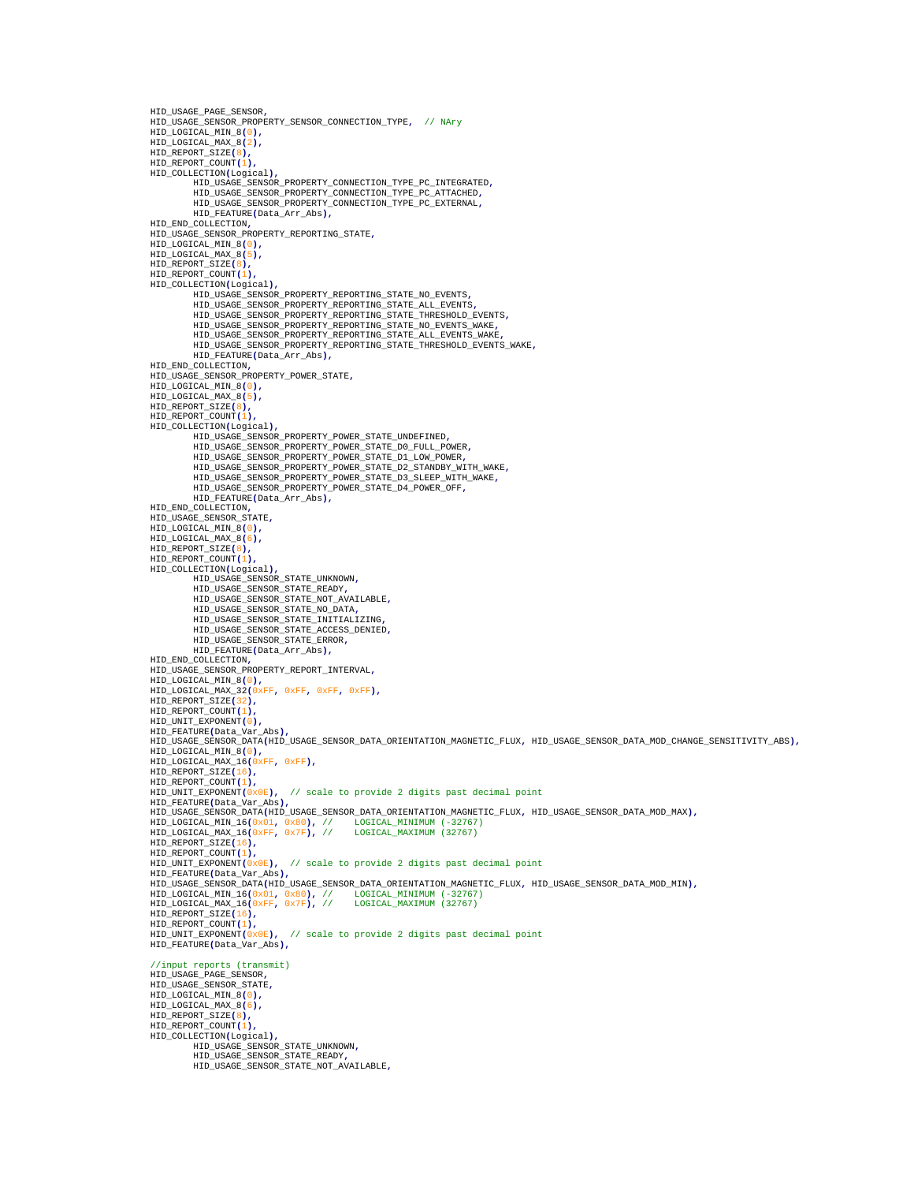```
HID_USAGE_PAGE_SENSOR,
HID_USAGE_SENSOR_PROPERTY_SENSOR_CONNECTION_TYPE,  // NAry
HID_LOGICAL_MIN_8(0),
HID_LOGICAL_MAX_8(2),
HID_REPORT_SIZE(8),
HID_REPORT_COUNT(1),
HID_COLLECTION(Logical),
        HID_USAGE_SENSOR_PROPERTY_CONNECTION_TYPE_PC_INTEGRATED,
        HID_USAGE_SENSOR_PROPERTY_CONNECTION_TYPE_PC_ATTACHED,
        HID_USAGE_SENSOR_PROPERTY_CONNECTION_TYPE_PC_EXTERNAL,
        HID_FEATURE(Data_Arr_Abs),
HID_END_COLLECTION,
HID_USAGE_SENSOR_PROPERTY_REPORTING_STATE,
HID_LOGICAL_MIN_8(0),
HID_LOGICAL_MAX_8(5),
HID_REPORT_SIZE(8),
HID_REPORT_COUNT(1),
HID_COLLECTION(Logical),
        HID_USAGE_SENSOR_PROPERTY_REPORTING_STATE_NO_EVENTS,
        HID_USAGE_SENSOR_PROPERTY_REPORTING_STATE_ALL_EVENTS,
        HID_USAGE_SENSOR_PROPERTY_REPORTING_STATE_THRESHOLD_EVENTS,
        HID_USAGE_SENSOR_PROPERTY_REPORTING_STATE_NO_EVENTS_WAKE,
        HID_USAGE_SENSOR_PROPERTY_REPORTING_STATE_ALL_EVENTS_WAKE,
        HID_USAGE_SENSOR_PROPERTY_REPORTING_STATE_THRESHOLD_EVENTS_WAKE,
        HID_FEATURE(Data_Arr_Abs),
HID_END_COLLECTION,
HID_USAGE_SENSOR_PROPERTY_POWER_STATE,
HID_LOGICAL_MIN_8(0),
HID_LOGICAL_MAX_8(5),
HID_REPORT_SIZE(8),
HID_REPORT_COUNT(1),
HID_COLLECTION(Logical),
        HID_USAGE_SENSOR_PROPERTY_POWER_STATE_UNDEFINED,
        HID_USAGE_SENSOR_PROPERTY_POWER_STATE_D0_FULL_POWER,
        HID_USAGE_SENSOR_PROPERTY_POWER_STATE_D1_LOW_POWER,
        HID_USAGE_SENSOR_PROPERTY_POWER_STATE_D2_STANDBY_WITH_WAKE,
        HID_USAGE_SENSOR_PROPERTY_POWER_STATE_D3_SLEEP_WITH_WAKE,
        HID_USAGE_SENSOR_PROPERTY_POWER_STATE_D4_POWER_OFF,
        HID_FEATURE(Data_Arr_Abs),
HID_END_COLLECTION,
HID_USAGE_SENSOR_STATE,
HID_LOGICAL_MIN_8(0),
HID_LOGICAL_MAX_8(6),
HID_REPORT_SIZE(8),
HID_REPORT_COUNT(1),
HID_COLLECTION(Logical),
        HID_USAGE_SENSOR_STATE_UNKNOWN,
        HID_USAGE_SENSOR_STATE_READY,
        HID_USAGE_SENSOR_STATE_NOT_AVAILABLE,
        HID_USAGE_SENSOR_STATE_NO_DATA,
        HID_USAGE_SENSOR_STATE_INITIALIZING,
        HID_USAGE_SENSOR_STATE_ACCESS_DENIED,
        HID_USAGE_SENSOR_STATE_ERROR,
        HID_FEATURE(Data_Arr_Abs),
HID_END_COLLECTION,
HID_USAGE_SENSOR_PROPERTY_REPORT_INTERVAL,
HID_LOGICAL_MIN_8(0),
HID_LOGICAL_MAX_32(0xFF, 0xFF, 0xFF, 0xFF),
HID_REPORT_SIZE(32),
HID_REPORT_COUNT(1),
HID_UNIT_EXPONENT(0),
HID_FEATURE(Data_Var_Abs),
HID_USAGE_SENSOR_DATA(HID_USAGE_SENSOR_DATA_ORIENTATION_MAGNETIC_FLUX, HID_USAGE_SENSOR_DATA_MOD_CHANGE_SENSITIVITY_ABS),
HID_LOGICAL_MIN_8(0),
HID_LOGICAL_MAX_16(0xFF, 0xFF),
HID_REPORT_SIZE(16),
HID_REPORT_COUNT(1),
HID_UNIT_EXPONENT(0x0E),  // scale to provide 2 digits past decimal point
HID_FEATURE(Data_Var_Abs),
HID_USAGE_SENSOR_DATA(HID_USAGE_SENSOR_DATA_ORIENTATION_MAGNETIC_FLUX, HID_USAGE_SENSOR_DATA_MOD_MAX),
HID_LOGICAL_MIN_16(0x01, 0x80), //    LOGICAL_MINIMUM (-32767)
HID_LOGICAL_MAX_16(0xFF, 0x7F), //    LOGICAL_MAXIMUM (32767)
HID_REPORT_SIZE(16),
HID_REPORT_COUNT(1),
HID_UNIT_EXPONENT(0x0E),  // scale to provide 2 digits past decimal point
HID_FEATURE(Data_Var_Abs),
HID_USAGE_SENSOR_DATA(HID_USAGE_SENSOR_DATA_ORIENTATION_MAGNETIC_FLUX, HID_USAGE_SENSOR_DATA_MOD_MIN),
HID_LOGICAL_MIN_16(0x01, 0x80), //    LOGICAL_MINIMUM (-32767)
HID_LOGICAL_MAX_16(0xFF, 0x7F), //    LOGICAL_MAXIMUM (32767)
HID_REPORT_SIZE(16),
HID_REPORT_COUNT(1),
HID_UNIT_EXPONENT(0x0E),  // scale to provide 2 digits past decimal point
HID_FEATURE(Data_Var_Abs),

//input reports (transmit)
HID_USAGE_PAGE_SENSOR,
HID_USAGE_SENSOR_STATE,
HID_LOGICAL_MIN_8(0),
HID_LOGICAL_MAX_8(6),
HID_REPORT_SIZE(8),
HID_REPORT_COUNT(1),
HID_COLLECTION(Logical),
        HID_USAGE_SENSOR_STATE_UNKNOWN,
        HID_USAGE_SENSOR_STATE_READY,
        HID_USAGE_SENSOR_STATE_NOT_AVAILABLE,
```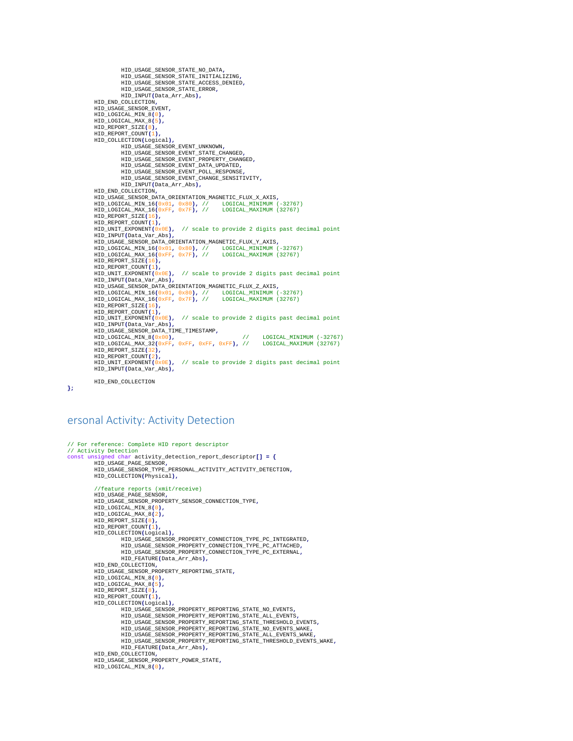```
                HID_USAGE_SENSOR_STATE_NO_DATA,
                HID_USAGE_SENSOR_STATE_INITIALIZING,
                HID_USAGE_SENSOR_STATE_ACCESS_DENIED,
                HID_USAGE_SENSOR_STATE_ERROR,
                HID_INPUT(Data_Arr_Abs),
        HID_END_COLLECTION,
        HID_USAGE_SENSOR_EVENT,
        HID_LOGICAL_MIN_8(0),
        HID_LOGICAL_MAX_8(5),
        HID_REPORT_SIZE(8),
        HID_REPORT_COUNT(1),
        HID_COLLECTION(Logical),
                HID_USAGE_SENSOR_EVENT_UNKNOWN,
                HID_USAGE_SENSOR_EVENT_STATE_CHANGED,
                HID_USAGE_SENSOR_EVENT_PROPERTY_CHANGED,
                HID_USAGE_SENSOR_EVENT_DATA_UPDATED,
                HID_USAGE_SENSOR_EVENT_POLL_RESPONSE,
                HID_USAGE_SENSOR_EVENT_CHANGE_SENSITIVITY,
                HID_INPUT(Data_Arr_Abs),
        HID_END_COLLECTION,
        HID_USAGE_SENSOR_DATA_ORIENTATION_MAGNETIC_FLUX_X_AXIS,
        HID_LOGICAL_MIN_16(0x01, 0x80), //    LOGICAL_MINIMUM (-32767)
        HID_LOGICAL_MAX_16(0xFF, 0x7F), //    LOGICAL_MAXIMUM (32767)
        HID_REPORT_SIZE(16),
        HID_REPORT_COUNT(1),
        HID_UNIT_EXPONENT(0x0E),  // scale to provide 2 digits past decimal point
        HID_INPUT(Data_Var_Abs),
        HID_USAGE_SENSOR_DATA_ORIENTATION_MAGNETIC_FLUX_Y_AXIS,
        HID_LOGICAL_MIN_16(0x01, 0x80), //    LOGICAL_MINIMUM (-32767)
        HID_LOGICAL_MAX_16(0xFF, 0x7F), //    LOGICAL_MAXIMUM (32767)
        HID_REPORT_SIZE(16),
        HID_REPORT_COUNT(1),
        HID_UNIT_EXPONENT(0x0E),  // scale to provide 2 digits past decimal point
        HID_INPUT(Data_Var_Abs),
        HID_USAGE_SENSOR_DATA_ORIENTATION_MAGNETIC_FLUX_Z_AXIS,
        HID_LOGICAL_MIN_16(0x01, 0x80), //    LOGICAL_MINIMUM (-32767)
        HID_LOGICAL_MAX_16(0xFF, 0x7F), //    LOGICAL_MAXIMUM (32767)
        HID_REPORT_SIZE(16),
        HID_REPORT_COUNT(1),
        HID_UNIT_EXPONENT(0x0E),  // scale to provide 2 digits past decimal point
        HID_INPUT(Data_Var_Abs),
        HID_USAGE_SENSOR_DATA_TIME_TIMESTAMP,
        HID_LOGICAL_MIN_8(0x00),                    //    LOGICAL_MINIMUM (-32767)
        HID_LOGICAL_MAX_32(0xFF, 0xFF, 0xFF, 0xFF), //    LOGICAL_MAXIMUM (32767)
        HID_REPORT_SIZE(32),
        HID_REPORT_COUNT(2),
        HID_UNIT_EXPONENT(0x0E),  // scale to provide 2 digits past decimal point
        HID_INPUT(Data_Var_Abs),

        HID_END_COLLECTION
};
```

## ersonal Activity: Activity Detection

```
// For reference: Complete HID report descriptor
// Activity Detection
const unsigned char activity_detection_report_descriptor[] = {
        HID_USAGE_PAGE_SENSOR,
        HID_USAGE_SENSOR_TYPE_PERSONAL_ACTIVITY_ACTIVITY_DETECTION,
        HID_COLLECTION(Physical),

        //feature reports (xmit/receive)
        HID_USAGE_PAGE_SENSOR,
        HID_USAGE_SENSOR_PROPERTY_SENSOR_CONNECTION_TYPE,
        HID_LOGICAL_MIN_8(0),
        HID_LOGICAL_MAX_8(2),
        HID_REPORT_SIZE(8),
        HID_REPORT_COUNT(1),
        HID_COLLECTION(Logical),
                HID_USAGE_SENSOR_PROPERTY_CONNECTION_TYPE_PC_INTEGRATED,
                HID_USAGE_SENSOR_PROPERTY_CONNECTION_TYPE_PC_ATTACHED,
                HID_USAGE_SENSOR_PROPERTY_CONNECTION_TYPE_PC_EXTERNAL,
                HID_FEATURE(Data_Arr_Abs),
        HID_END_COLLECTION,
        HID_USAGE_SENSOR_PROPERTY_REPORTING_STATE,
        HID_LOGICAL_MIN_8(0),
        HID_LOGICAL_MAX_8(5),
        HID_REPORT_SIZE(8),
        HID_REPORT_COUNT(1),
        HID_COLLECTION(Logical),
                HID_USAGE_SENSOR_PROPERTY_REPORTING_STATE_NO_EVENTS,
                HID_USAGE_SENSOR_PROPERTY_REPORTING_STATE_ALL_EVENTS,
                HID_USAGE_SENSOR_PROPERTY_REPORTING_STATE_THRESHOLD_EVENTS,
                HID_USAGE_SENSOR_PROPERTY_REPORTING_STATE_NO_EVENTS_WAKE,
                HID_USAGE_SENSOR_PROPERTY_REPORTING_STATE_ALL_EVENTS_WAKE,
                HID_USAGE_SENSOR_PROPERTY_REPORTING_STATE_THRESHOLD_EVENTS_WAKE,
                HID_FEATURE(Data_Arr_Abs),
        HID_END_COLLECTION,
        HID_USAGE_SENSOR_PROPERTY_POWER_STATE,
        HID_LOGICAL_MIN_8(0),
```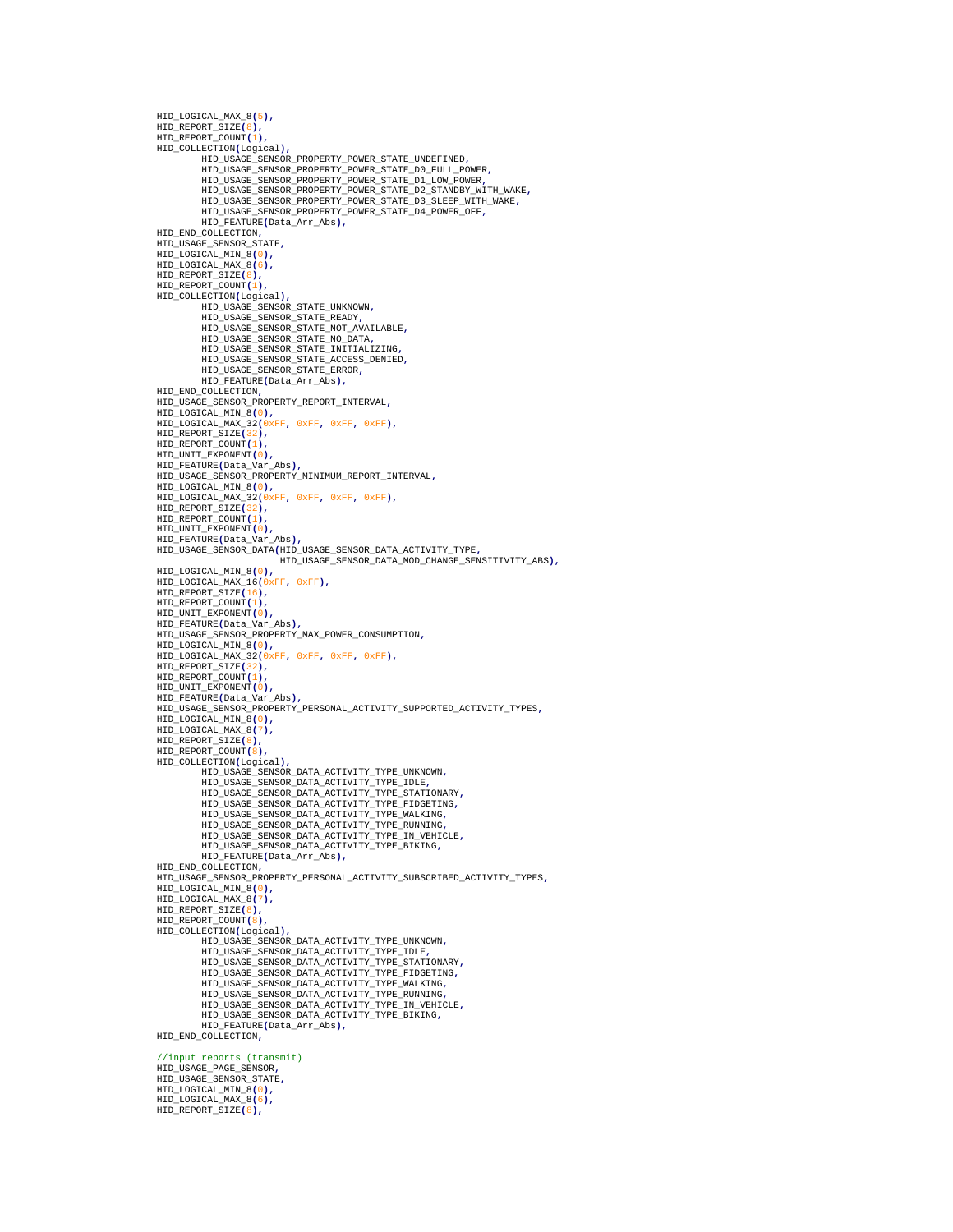```
HID_LOGICAL_MAX_8(5),
HID_REPORT_SIZE(8),
HID_REPORT_COUNT(1),
HID_COLLECTION(Logical),
        HID_USAGE_SENSOR_PROPERTY_POWER_STATE_UNDEFINED,
        HID_USAGE_SENSOR_PROPERTY_POWER_STATE_D0_FULL_POWER,
        HID_USAGE_SENSOR_PROPERTY_POWER_STATE_D1_LOW_POWER,
        HID_USAGE_SENSOR_PROPERTY_POWER_STATE_D2_STANDBY_WITH_WAKE,
        HID_USAGE_SENSOR_PROPERTY_POWER_STATE_D3_SLEEP_WITH_WAKE,
        HID_USAGE_SENSOR_PROPERTY_POWER_STATE_D4_POWER_OFF,
        HID_FEATURE(Data_Arr_Abs),
HID_END_COLLECTION,
HID_USAGE_SENSOR_STATE,
HID_LOGICAL_MIN_8(0),
HID_LOGICAL_MAX_8(6),
HID_REPORT_SIZE(8),
HID_REPORT_COUNT(1),
HID_COLLECTION(Logical),
        HID_USAGE_SENSOR_STATE_UNKNOWN,
        HID_USAGE_SENSOR_STATE_READY,
        HID_USAGE_SENSOR_STATE_NOT_AVAILABLE,
        HID_USAGE_SENSOR_STATE_NO_DATA,
        HID_USAGE_SENSOR_STATE_INITIALIZING,
        HID_USAGE_SENSOR_STATE_ACCESS_DENIED,
        HID_USAGE_SENSOR_STATE_ERROR,
        HID_FEATURE(Data_Arr_Abs),
HID_END_COLLECTION,
HID_USAGE_SENSOR_PROPERTY_REPORT_INTERVAL,
HID_LOGICAL_MIN_8(0),
HID_LOGICAL_MAX_32(0xFF, 0xFF, 0xFF, 0xFF),
HID_REPORT_SIZE(32),
HID_REPORT_COUNT(1),
HID_UNIT_EXPONENT(0),
HID_FEATURE(Data_Var_Abs),
HID_USAGE_SENSOR_PROPERTY_MINIMUM_REPORT_INTERVAL,
HID_LOGICAL_MIN_8(0),
HID_LOGICAL_MAX_32(0xFF, 0xFF, 0xFF, 0xFF),
HID_REPORT_SIZE(32),
HID_REPORT_COUNT(1),
HID_UNIT_EXPONENT(0),
HID_FEATURE(Data_Var_Abs),
HID_USAGE_SENSOR_DATA(HID_USAGE_SENSOR_DATA_ACTIVITY_TYPE,
                      HID_USAGE_SENSOR_DATA_MOD_CHANGE_SENSITIVITY_ABS),
HID_LOGICAL_MIN_8(0),
HID_LOGICAL_MAX_16(0xFF, 0xFF),
HID_REPORT_SIZE(16),
HID_REPORT_COUNT(1),
HID_UNIT_EXPONENT(0),
HID_FEATURE(Data_Var_Abs),
HID_USAGE_SENSOR_PROPERTY_MAX_POWER_CONSUMPTION,
HID_LOGICAL_MIN_8(0),
HID_LOGICAL_MAX_32(0xFF, 0xFF, 0xFF, 0xFF),
HID_REPORT_SIZE(32),
HID_REPORT_COUNT(1),
HID_UNIT_EXPONENT(0),
HID_FEATURE(Data_Var_Abs),
HID_USAGE_SENSOR_PROPERTY_PERSONAL_ACTIVITY_SUPPORTED_ACTIVITY_TYPES,
HID_LOGICAL_MIN_8(0),
HID_LOGICAL_MAX_8(7),
HID_REPORT_SIZE(8),
HID_REPORT_COUNT(8),
HID_COLLECTION(Logical),
        HID_USAGE_SENSOR_DATA_ACTIVITY_TYPE_UNKNOWN,
        HID_USAGE_SENSOR_DATA_ACTIVITY_TYPE_IDLE,
        HID_USAGE_SENSOR_DATA_ACTIVITY_TYPE_STATIONARY,
        HID_USAGE_SENSOR_DATA_ACTIVITY_TYPE_FIDGETING,
        HID_USAGE_SENSOR_DATA_ACTIVITY_TYPE_WALKING,
        HID_USAGE_SENSOR_DATA_ACTIVITY_TYPE_RUNNING,
        HID_USAGE_SENSOR_DATA_ACTIVITY_TYPE_IN_VEHICLE,
        HID_USAGE_SENSOR_DATA_ACTIVITY_TYPE_BIKING,
        HID_FEATURE(Data_Arr_Abs),
HID_END_COLLECTION,
HID_USAGE_SENSOR_PROPERTY_PERSONAL_ACTIVITY_SUBSCRIBED_ACTIVITY_TYPES,
HID_LOGICAL_MIN_8(0),
HID_LOGICAL_MAX_8(7),
HID_REPORT_SIZE(8),
HID_REPORT_COUNT(8),
HID_COLLECTION(Logical),
        HID_USAGE_SENSOR_DATA_ACTIVITY_TYPE_UNKNOWN,
        HID_USAGE_SENSOR_DATA_ACTIVITY_TYPE_IDLE,
        HID_USAGE_SENSOR_DATA_ACTIVITY_TYPE_STATIONARY,
        HID_USAGE_SENSOR_DATA_ACTIVITY_TYPE_FIDGETING,
        HID_USAGE_SENSOR_DATA_ACTIVITY_TYPE_WALKING,
        HID_USAGE_SENSOR_DATA_ACTIVITY_TYPE_RUNNING,
        HID_USAGE_SENSOR_DATA_ACTIVITY_TYPE_IN_VEHICLE,
        HID_USAGE_SENSOR_DATA_ACTIVITY_TYPE_BIKING,
        HID_FEATURE(Data_Arr_Abs),
HID_END_COLLECTION,

//input reports (transmit)
HID_USAGE_PAGE_SENSOR,
HID_USAGE_SENSOR_STATE,
HID_LOGICAL_MIN_8(0),
HID_LOGICAL_MAX_8(6),
HID_REPORT_SIZE(8),
```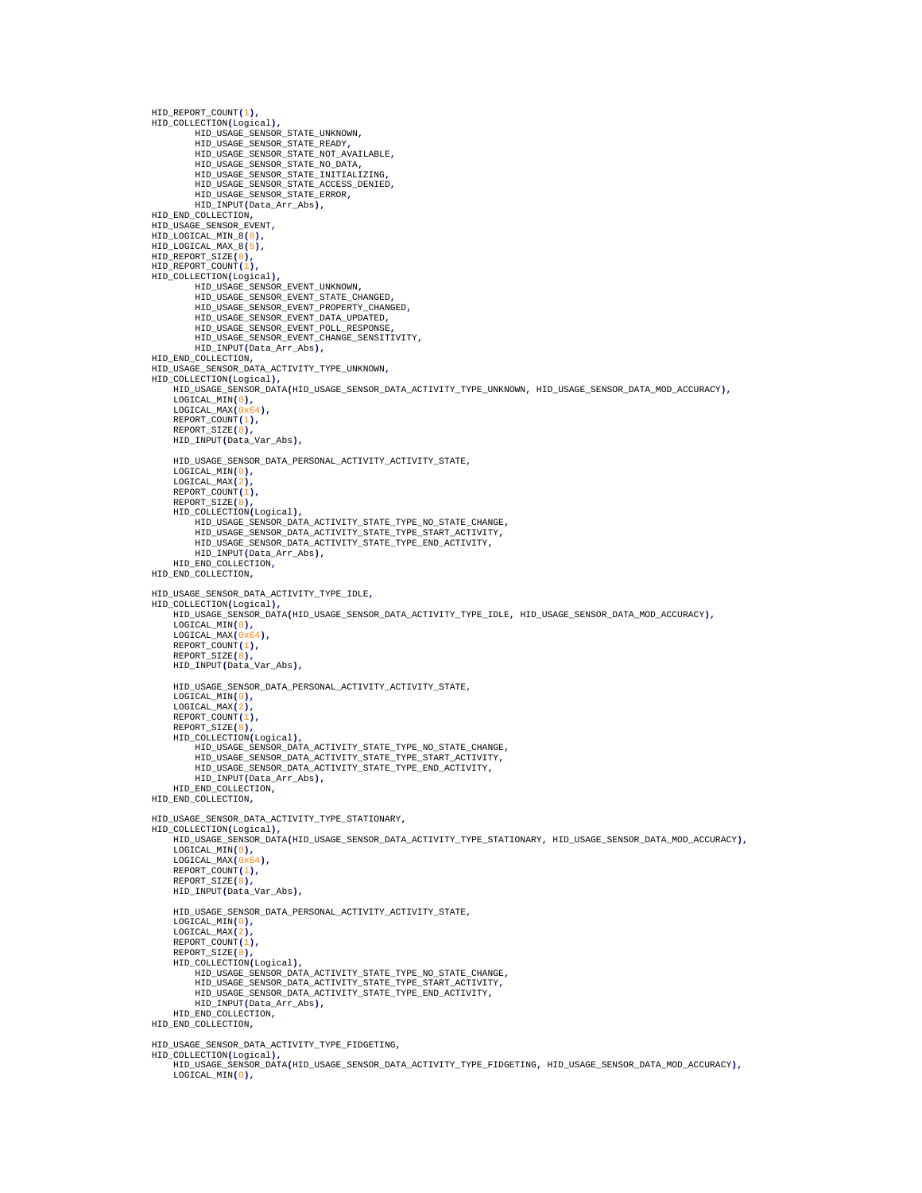```
HID_REPORT_COUNT(1),
HID_COLLECTION(Logical),
        HID_USAGE_SENSOR_STATE_UNKNOWN,
        HID_USAGE_SENSOR_STATE_READY,
        HID_USAGE_SENSOR_STATE_NOT_AVAILABLE,
        HID_USAGE_SENSOR_STATE_NO_DATA,
        HID_USAGE_SENSOR_STATE_INITIALIZING,
        HID_USAGE_SENSOR_STATE_ACCESS_DENIED,
        HID_USAGE_SENSOR_STATE_ERROR,
        HID_INPUT(Data_Arr_Abs),
HID_END_COLLECTION,
HID_USAGE_SENSOR_EVENT,
HID_LOGICAL_MIN_8(0),
HID_LOGICAL_MAX_8(5),
HID_REPORT_SIZE(8),
HID_REPORT_COUNT(1),
HID_COLLECTION(Logical),
        HID_USAGE_SENSOR_EVENT_UNKNOWN,
        HID_USAGE_SENSOR_EVENT_STATE_CHANGED,
        HID_USAGE_SENSOR_EVENT_PROPERTY_CHANGED,
        HID_USAGE_SENSOR_EVENT_DATA_UPDATED,
        HID_USAGE_SENSOR_EVENT_POLL_RESPONSE,
        HID_USAGE_SENSOR_EVENT_CHANGE_SENSITIVITY,
        HID_INPUT(Data_Arr_Abs),
HID_END_COLLECTION,
HID_USAGE_SENSOR_DATA_ACTIVITY_TYPE_UNKNOWN,
HID_COLLECTION(Logical),
    HID_USAGE_SENSOR_DATA(HID_USAGE_SENSOR_DATA_ACTIVITY_TYPE_UNKNOWN, HID_USAGE_SENSOR_DATA_MOD_ACCURACY),
    LOGICAL_MIN(0),
    LOGICAL_MAX(0x64),
    REPORT_COUNT(1),
    REPORT_SIZE(8),
    HID_INPUT(Data_Var_Abs),

    HID_USAGE_SENSOR_DATA_PERSONAL_ACTIVITY_ACTIVITY_STATE,
    LOGICAL_MIN(0),
    LOGICAL_MAX(2),
    REPORT_COUNT(1),
    REPORT_SIZE(8),
    HID_COLLECTION(Logical),
        HID_USAGE_SENSOR_DATA_ACTIVITY_STATE_TYPE_NO_STATE_CHANGE,
        HID_USAGE_SENSOR_DATA_ACTIVITY_STATE_TYPE_START_ACTIVITY,
        HID_USAGE_SENSOR_DATA_ACTIVITY_STATE_TYPE_END_ACTIVITY,
        HID_INPUT(Data_Arr_Abs),
    HID_END_COLLECTION,
HID_END_COLLECTION,

HID_USAGE_SENSOR_DATA_ACTIVITY_TYPE_IDLE,
HID_COLLECTION(Logical),
    HID_USAGE_SENSOR_DATA(HID_USAGE_SENSOR_DATA_ACTIVITY_TYPE_IDLE, HID_USAGE_SENSOR_DATA_MOD_ACCURACY),
    LOGICAL_MIN(0),
    LOGICAL_MAX(0x64),
    REPORT_COUNT(1),
    REPORT_SIZE(8),
    HID_INPUT(Data_Var_Abs),

    HID_USAGE_SENSOR_DATA_PERSONAL_ACTIVITY_ACTIVITY_STATE,
    LOGICAL_MIN(0),
    LOGICAL_MAX(2),
    REPORT_COUNT(1),
    REPORT_SIZE(8),
    HID_COLLECTION(Logical),
        HID_USAGE_SENSOR_DATA_ACTIVITY_STATE_TYPE_NO_STATE_CHANGE,
        HID_USAGE_SENSOR_DATA_ACTIVITY_STATE_TYPE_START_ACTIVITY,
        HID_USAGE_SENSOR_DATA_ACTIVITY_STATE_TYPE_END_ACTIVITY,
        HID_INPUT(Data_Arr_Abs),
    HID_END_COLLECTION,
HID_END_COLLECTION,

HID_USAGE_SENSOR_DATA_ACTIVITY_TYPE_STATIONARY,
HID_COLLECTION(Logical),
    HID_USAGE_SENSOR_DATA(HID_USAGE_SENSOR_DATA_ACTIVITY_TYPE_STATIONARY, HID_USAGE_SENSOR_DATA_MOD_ACCURACY),
    LOGICAL_MIN(0),
    LOGICAL_MAX(0x64),
    REPORT_COUNT(1),
    REPORT_SIZE(8),
    HID_INPUT(Data_Var_Abs),

    HID_USAGE_SENSOR_DATA_PERSONAL_ACTIVITY_ACTIVITY_STATE,
    LOGICAL_MIN(0),
    LOGICAL_MAX(2),
    REPORT_COUNT(1),
    REPORT_SIZE(8),
    HID_COLLECTION(Logical),
        HID_USAGE_SENSOR_DATA_ACTIVITY_STATE_TYPE_NO_STATE_CHANGE,
        HID_USAGE_SENSOR_DATA_ACTIVITY_STATE_TYPE_START_ACTIVITY,
        HID_USAGE_SENSOR_DATA_ACTIVITY_STATE_TYPE_END_ACTIVITY,
        HID_INPUT(Data_Arr_Abs),
    HID_END_COLLECTION,
HID_END_COLLECTION,

HID_USAGE_SENSOR_DATA_ACTIVITY_TYPE_FIDGETING,
HID_COLLECTION(Logical),
    HID_USAGE_SENSOR_DATA(HID_USAGE_SENSOR_DATA_ACTIVITY_TYPE_FIDGETING, HID_USAGE_SENSOR_DATA_MOD_ACCURACY),
    LOGICAL_MIN(0),
```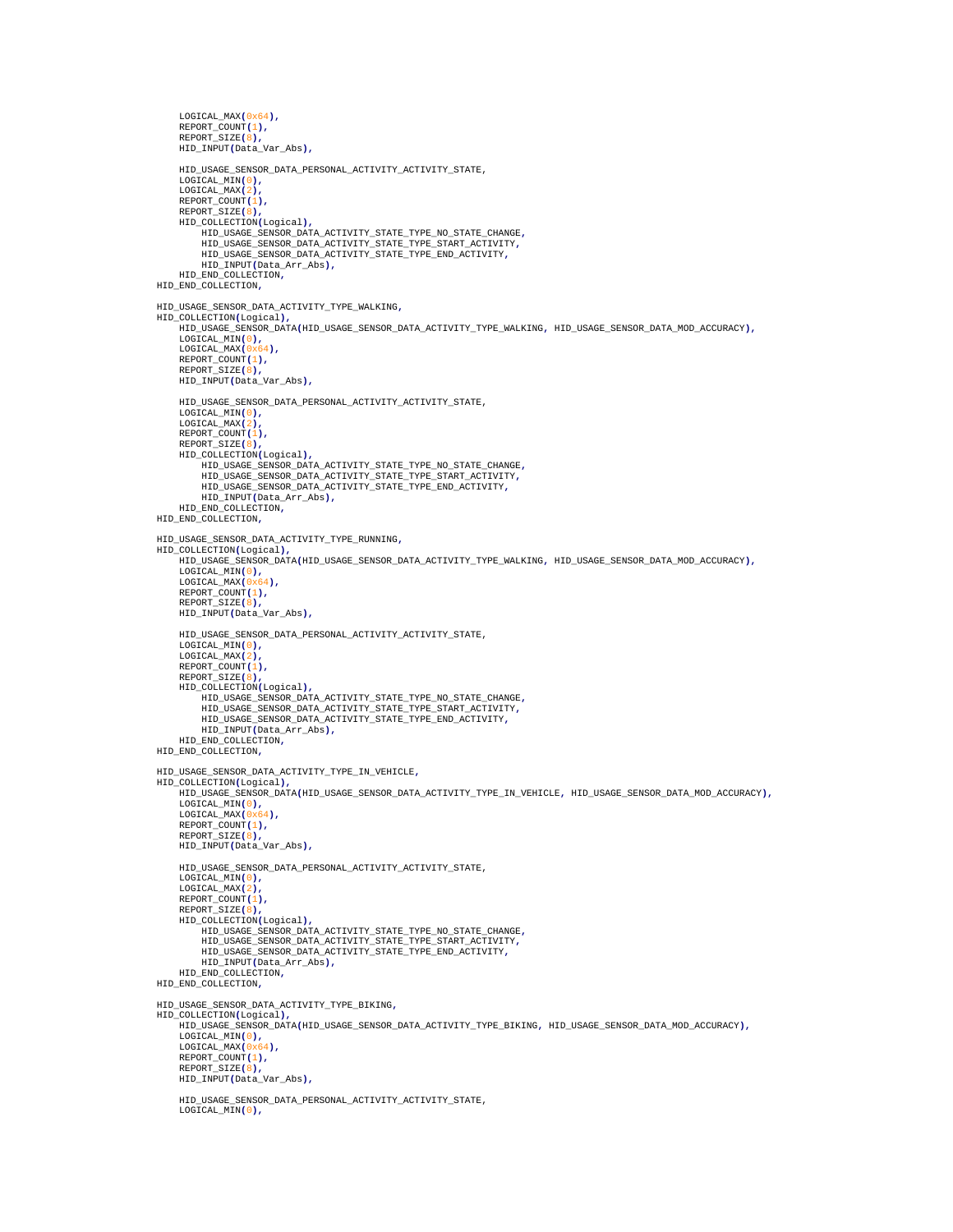```
        LOGICAL_MAX(0x64),
        REPORT_COUNT(1),
        REPORT_SIZE(8),
        HID_INPUT(Data_Var_Abs),

        HID_USAGE_SENSOR_DATA_PERSONAL_ACTIVITY_ACTIVITY_STATE,
        LOGICAL_MIN(0),
        LOGICAL_MAX(2),
        REPORT_COUNT(1),
        REPORT_SIZE(8),
        HID_COLLECTION(Logical),
            HID_USAGE_SENSOR_DATA_ACTIVITY_STATE_TYPE_NO_STATE_CHANGE,
            HID_USAGE_SENSOR_DATA_ACTIVITY_STATE_TYPE_START_ACTIVITY,
            HID_USAGE_SENSOR_DATA_ACTIVITY_STATE_TYPE_END_ACTIVITY,
            HID_INPUT(Data_Arr_Abs),
        HID_END_COLLECTION,
    HID_END_COLLECTION,

    HID_USAGE_SENSOR_DATA_ACTIVITY_TYPE_WALKING,
    HID_COLLECTION(Logical),
        HID_USAGE_SENSOR_DATA(HID_USAGE_SENSOR_DATA_ACTIVITY_TYPE_WALKING, HID_USAGE_SENSOR_DATA_MOD_ACCURACY),
        LOGICAL_MIN(0),
        LOGICAL_MAX(0x64),
        REPORT_COUNT(1),
        REPORT_SIZE(8),
        HID_INPUT(Data_Var_Abs),

        HID_USAGE_SENSOR_DATA_PERSONAL_ACTIVITY_ACTIVITY_STATE,
        LOGICAL_MIN(0),
        LOGICAL_MAX(2),
        REPORT_COUNT(1),
        REPORT_SIZE(8),
        HID_COLLECTION(Logical),
            HID_USAGE_SENSOR_DATA_ACTIVITY_STATE_TYPE_NO_STATE_CHANGE,
            HID_USAGE_SENSOR_DATA_ACTIVITY_STATE_TYPE_START_ACTIVITY,
            HID_USAGE_SENSOR_DATA_ACTIVITY_STATE_TYPE_END_ACTIVITY,
            HID_INPUT(Data_Arr_Abs),
        HID_END_COLLECTION,
    HID_END_COLLECTION,

    HID_USAGE_SENSOR_DATA_ACTIVITY_TYPE_RUNNING,
    HID_COLLECTION(Logical),
        HID_USAGE_SENSOR_DATA(HID_USAGE_SENSOR_DATA_ACTIVITY_TYPE_WALKING, HID_USAGE_SENSOR_DATA_MOD_ACCURACY),
        LOGICAL_MIN(0),
        LOGICAL_MAX(0x64),
        REPORT_COUNT(1),
        REPORT_SIZE(8),
        HID_INPUT(Data_Var_Abs),

        HID_USAGE_SENSOR_DATA_PERSONAL_ACTIVITY_ACTIVITY_STATE,
        LOGICAL_MIN(0),
        LOGICAL_MAX(2),
        REPORT_COUNT(1),
        REPORT_SIZE(8),
        HID_COLLECTION(Logical),
            HID_USAGE_SENSOR_DATA_ACTIVITY_STATE_TYPE_NO_STATE_CHANGE,
            HID_USAGE_SENSOR_DATA_ACTIVITY_STATE_TYPE_START_ACTIVITY,
            HID_USAGE_SENSOR_DATA_ACTIVITY_STATE_TYPE_END_ACTIVITY,
            HID_INPUT(Data_Arr_Abs),
        HID_END_COLLECTION,
    HID_END_COLLECTION,

    HID_USAGE_SENSOR_DATA_ACTIVITY_TYPE_IN_VEHICLE,
    HID_COLLECTION(Logical),
        HID_USAGE_SENSOR_DATA(HID_USAGE_SENSOR_DATA_ACTIVITY_TYPE_IN_VEHICLE, HID_USAGE_SENSOR_DATA_MOD_ACCURACY),
        LOGICAL_MIN(0),
        LOGICAL_MAX(0x64),
        REPORT_COUNT(1),
        REPORT_SIZE(8),
        HID_INPUT(Data_Var_Abs),

        HID_USAGE_SENSOR_DATA_PERSONAL_ACTIVITY_ACTIVITY_STATE,
        LOGICAL_MIN(0),
        LOGICAL_MAX(2),
        REPORT_COUNT(1),
        REPORT_SIZE(8),
        HID_COLLECTION(Logical),
            HID_USAGE_SENSOR_DATA_ACTIVITY_STATE_TYPE_NO_STATE_CHANGE,
            HID_USAGE_SENSOR_DATA_ACTIVITY_STATE_TYPE_START_ACTIVITY,
            HID_USAGE_SENSOR_DATA_ACTIVITY_STATE_TYPE_END_ACTIVITY,
            HID_INPUT(Data_Arr_Abs),
        HID_END_COLLECTION,
    HID_END_COLLECTION,

    HID_USAGE_SENSOR_DATA_ACTIVITY_TYPE_BIKING,
    HID_COLLECTION(Logical),
        HID_USAGE_SENSOR_DATA(HID_USAGE_SENSOR_DATA_ACTIVITY_TYPE_BIKING, HID_USAGE_SENSOR_DATA_MOD_ACCURACY),
        LOGICAL_MIN(0),
        LOGICAL_MAX(0x64),
        REPORT_COUNT(1),
        REPORT_SIZE(8),
        HID_INPUT(Data_Var_Abs),

        HID_USAGE_SENSOR_DATA_PERSONAL_ACTIVITY_ACTIVITY_STATE,
        LOGICAL_MIN(0),
```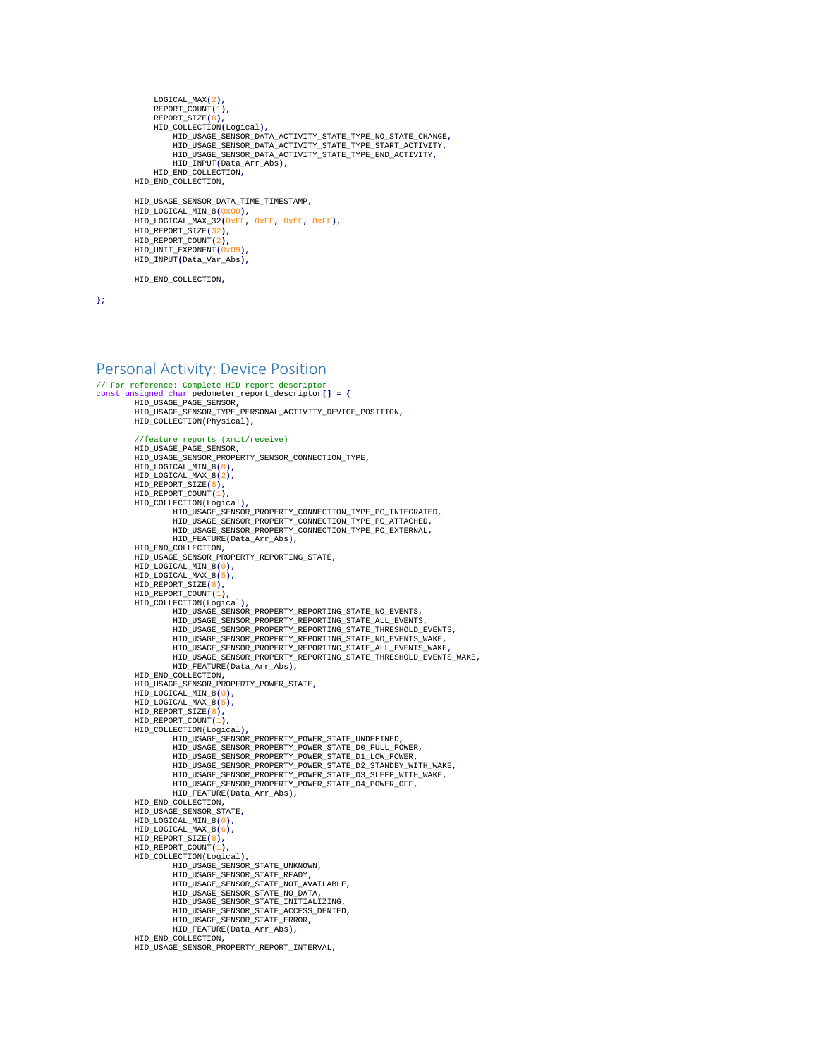```
            LOGICAL_MAX(2),
            REPORT_COUNT(1),
            REPORT_SIZE(8),
            HID_COLLECTION(Logical),
                HID_USAGE_SENSOR_DATA_ACTIVITY_STATE_TYPE_NO_STATE_CHANGE,
                HID_USAGE_SENSOR_DATA_ACTIVITY_STATE_TYPE_START_ACTIVITY,
                HID_USAGE_SENSOR_DATA_ACTIVITY_STATE_TYPE_END_ACTIVITY,
                HID_INPUT(Data_Arr_Abs),
            HID_END_COLLECTION,
        HID_END_COLLECTION,

        HID_USAGE_SENSOR_DATA_TIME_TIMESTAMP,
        HID_LOGICAL_MIN_8(0x00),
        HID_LOGICAL_MAX_32(0xFF, 0xFF, 0xFF, 0xFF),
        HID_REPORT_SIZE(32),
        HID_REPORT_COUNT(2),
        HID_UNIT_EXPONENT(0x09),
        HID_INPUT(Data_Var_Abs),

        HID_END_COLLECTION,

};
```

## Personal Activity: Device Position

```
// For reference: Complete HID report descriptor
const unsigned char pedometer_report_descriptor[] = {
        HID_USAGE_PAGE_SENSOR,
        HID_USAGE_SENSOR_TYPE_PERSONAL_ACTIVITY_DEVICE_POSITION,
        HID_COLLECTION(Physical),

        //feature reports (xmit/receive)
        HID_USAGE_PAGE_SENSOR,
        HID_USAGE_SENSOR_PROPERTY_SENSOR_CONNECTION_TYPE,
        HID_LOGICAL_MIN_8(0),
        HID_LOGICAL_MAX_8(2),
        HID_REPORT_SIZE(8),
        HID_REPORT_COUNT(1),
        HID_COLLECTION(Logical),
                HID_USAGE_SENSOR_PROPERTY_CONNECTION_TYPE_PC_INTEGRATED,
                HID_USAGE_SENSOR_PROPERTY_CONNECTION_TYPE_PC_ATTACHED,
                HID_USAGE_SENSOR_PROPERTY_CONNECTION_TYPE_PC_EXTERNAL,
                HID_FEATURE(Data_Arr_Abs),
        HID_END_COLLECTION,
        HID_USAGE_SENSOR_PROPERTY_REPORTING_STATE,
        HID_LOGICAL_MIN_8(0),
        HID_LOGICAL_MAX_8(5),
        HID_REPORT_SIZE(8),
        HID_REPORT_COUNT(1),
        HID_COLLECTION(Logical),
                HID_USAGE_SENSOR_PROPERTY_REPORTING_STATE_NO_EVENTS,
                HID_USAGE_SENSOR_PROPERTY_REPORTING_STATE_ALL_EVENTS,
                HID_USAGE_SENSOR_PROPERTY_REPORTING_STATE_THRESHOLD_EVENTS,
                HID_USAGE_SENSOR_PROPERTY_REPORTING_STATE_NO_EVENTS_WAKE,
                HID_USAGE_SENSOR_PROPERTY_REPORTING_STATE_ALL_EVENTS_WAKE,
                HID_USAGE_SENSOR_PROPERTY_REPORTING_STATE_THRESHOLD_EVENTS_WAKE,
                HID_FEATURE(Data_Arr_Abs),
        HID_END_COLLECTION,
        HID_USAGE_SENSOR_PROPERTY_POWER_STATE,
        HID_LOGICAL_MIN_8(0),
        HID_LOGICAL_MAX_8(5),
        HID_REPORT_SIZE(8),
        HID_REPORT_COUNT(1),
        HID_COLLECTION(Logical),
                HID_USAGE_SENSOR_PROPERTY_POWER_STATE_UNDEFINED,
                HID_USAGE_SENSOR_PROPERTY_POWER_STATE_D0_FULL_POWER,
                HID_USAGE_SENSOR_PROPERTY_POWER_STATE_D1_LOW_POWER,
                HID_USAGE_SENSOR_PROPERTY_POWER_STATE_D2_STANDBY_WITH_WAKE,
                HID_USAGE_SENSOR_PROPERTY_POWER_STATE_D3_SLEEP_WITH_WAKE,
                HID_USAGE_SENSOR_PROPERTY_POWER_STATE_D4_POWER_OFF,
                HID_FEATURE(Data_Arr_Abs),
        HID_END_COLLECTION,
        HID_USAGE_SENSOR_STATE,
        HID_LOGICAL_MIN_8(0),
        HID_LOGICAL_MAX_8(6),
        HID_REPORT_SIZE(8),
        HID_REPORT_COUNT(1),
        HID_COLLECTION(Logical),
                HID_USAGE_SENSOR_STATE_UNKNOWN,
                HID_USAGE_SENSOR_STATE_READY,
                HID_USAGE_SENSOR_STATE_NOT_AVAILABLE,
                HID_USAGE_SENSOR_STATE_NO_DATA,
                HID_USAGE_SENSOR_STATE_INITIALIZING,
                HID_USAGE_SENSOR_STATE_ACCESS_DENIED,
                HID_USAGE_SENSOR_STATE_ERROR,
                HID_FEATURE(Data_Arr_Abs),
        HID_END_COLLECTION,
        HID_USAGE_SENSOR_PROPERTY_REPORT_INTERVAL,
```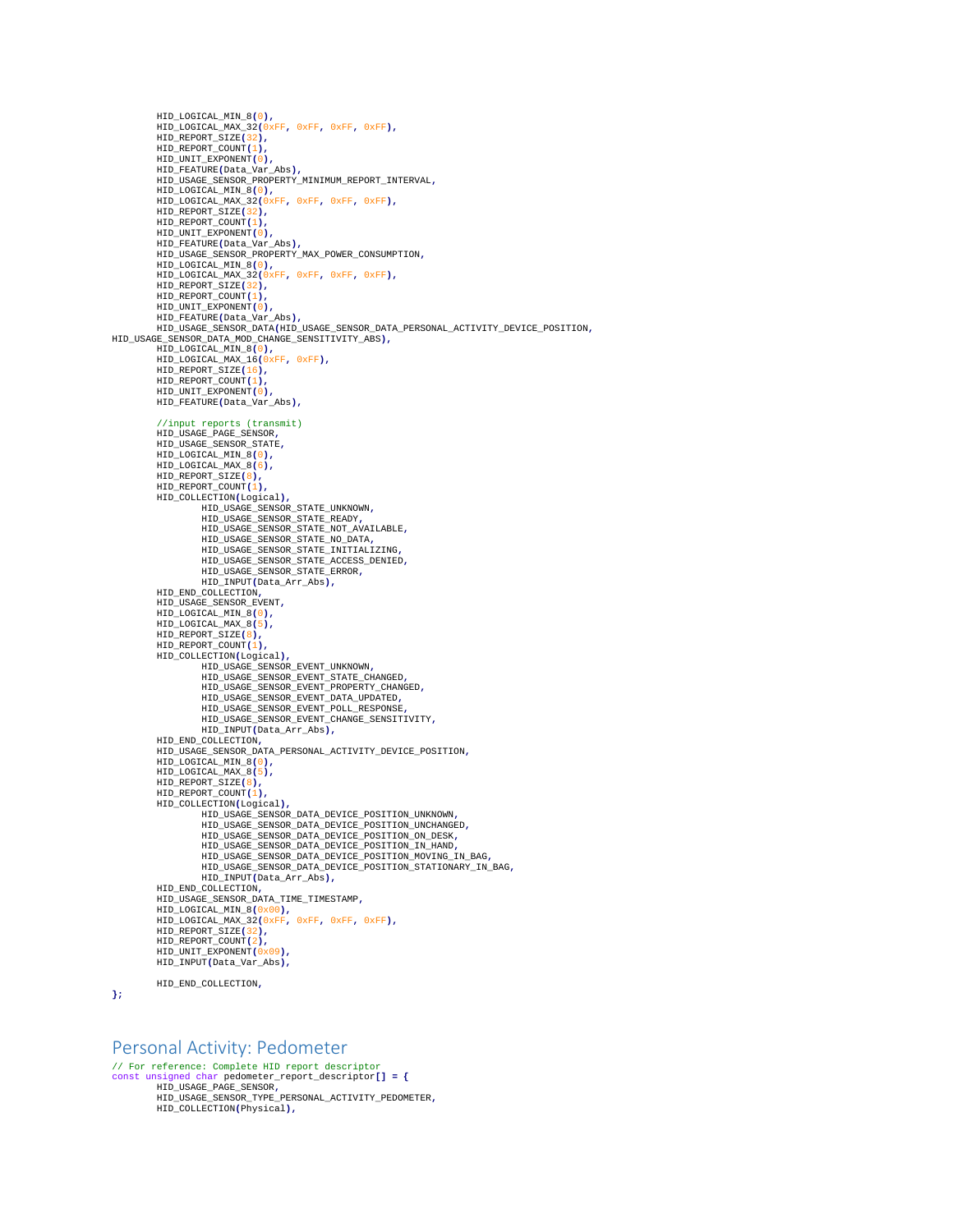```
        HID_LOGICAL_MIN_8(0),
        HID_LOGICAL_MAX_32(0xFF, 0xFF, 0xFF, 0xFF),
        HID_REPORT_SIZE(32),
        HID_REPORT_COUNT(1),
        HID_UNIT_EXPONENT(0),
        HID_FEATURE(Data_Var_Abs),
        HID_USAGE_SENSOR_PROPERTY_MINIMUM_REPORT_INTERVAL,
        HID_LOGICAL_MIN_8(0),
        HID_LOGICAL_MAX_32(0xFF, 0xFF, 0xFF, 0xFF),
        HID_REPORT_SIZE(32),
        HID_REPORT_COUNT(1),
        HID_UNIT_EXPONENT(0),
        HID_FEATURE(Data_Var_Abs),
        HID_USAGE_SENSOR_PROPERTY_MAX_POWER_CONSUMPTION,
        HID_LOGICAL_MIN_8(0),
        HID_LOGICAL_MAX_32(0xFF, 0xFF, 0xFF, 0xFF),
        HID_REPORT_SIZE(32),
        HID_REPORT_COUNT(1),
        HID_UNIT_EXPONENT(0),
        HID_FEATURE(Data_Var_Abs),
        HID_USAGE_SENSOR_DATA(HID_USAGE_SENSOR_DATA_PERSONAL_ACTIVITY_DEVICE_POSITION,
HID_USAGE_SENSOR_DATA_MOD_CHANGE_SENSITIVITY_ABS),
        HID_LOGICAL_MIN_8(0),
        HID_LOGICAL_MAX_16(0xFF, 0xFF),
        HID_REPORT_SIZE(16),
        HID_REPORT_COUNT(1),
        HID_UNIT_EXPONENT(0),
        HID_FEATURE(Data_Var_Abs),

        //input reports (transmit)
        HID_USAGE_PAGE_SENSOR,
        HID_USAGE_SENSOR_STATE,
        HID_LOGICAL_MIN_8(0),
        HID_LOGICAL_MAX_8(6),
        HID_REPORT_SIZE(8),
        HID_REPORT_COUNT(1),
        HID_COLLECTION(Logical),
                HID_USAGE_SENSOR_STATE_UNKNOWN,
                HID_USAGE_SENSOR_STATE_READY,
                HID_USAGE_SENSOR_STATE_NOT_AVAILABLE,
                HID_USAGE_SENSOR_STATE_NO_DATA,
                HID_USAGE_SENSOR_STATE_INITIALIZING,
                HID_USAGE_SENSOR_STATE_ACCESS_DENIED,
                HID_USAGE_SENSOR_STATE_ERROR,
                HID_INPUT(Data_Arr_Abs),
        HID_END_COLLECTION,
        HID_USAGE_SENSOR_EVENT,
        HID_LOGICAL_MIN_8(0),
        HID_LOGICAL_MAX_8(5),
        HID_REPORT_SIZE(8),
        HID_REPORT_COUNT(1),
        HID_COLLECTION(Logical),
                HID_USAGE_SENSOR_EVENT_UNKNOWN,
                HID_USAGE_SENSOR_EVENT_STATE_CHANGED,
                HID_USAGE_SENSOR_EVENT_PROPERTY_CHANGED,
                HID_USAGE_SENSOR_EVENT_DATA_UPDATED,
                HID_USAGE_SENSOR_EVENT_POLL_RESPONSE,
                HID_USAGE_SENSOR_EVENT_CHANGE_SENSITIVITY,
                HID_INPUT(Data_Arr_Abs),
        HID_END_COLLECTION,
        HID_USAGE_SENSOR_DATA_PERSONAL_ACTIVITY_DEVICE_POSITION,
        HID_LOGICAL_MIN_8(0),
        HID_LOGICAL_MAX_8(5),
        HID_REPORT_SIZE(8),
        HID_REPORT_COUNT(1),
        HID_COLLECTION(Logical),
                HID_USAGE_SENSOR_DATA_DEVICE_POSITION_UNKNOWN,
                HID_USAGE_SENSOR_DATA_DEVICE_POSITION_UNCHANGED,
                HID_USAGE_SENSOR_DATA_DEVICE_POSITION_ON_DESK,
                HID_USAGE_SENSOR_DATA_DEVICE_POSITION_IN_HAND,
                HID_USAGE_SENSOR_DATA_DEVICE_POSITION_MOVING_IN_BAG,
                HID_USAGE_SENSOR_DATA_DEVICE_POSITION_STATIONARY_IN_BAG,
                HID_INPUT(Data_Arr_Abs),
        HID_END_COLLECTION,
        HID_USAGE_SENSOR_DATA_TIME_TIMESTAMP,
        HID_LOGICAL_MIN_8(0x00),
        HID_LOGICAL_MAX_32(0xFF, 0xFF, 0xFF, 0xFF),
        HID_REPORT_SIZE(32),
        HID_REPORT_COUNT(2),
        HID_UNIT_EXPONENT(0x09),
        HID_INPUT(Data_Var_Abs),

        HID_END_COLLECTION,
};
```

## Personal Activity: Pedometer

```
// For reference: Complete HID report descriptor
const unsigned char pedometer_report_descriptor[] = {
        HID_USAGE_PAGE_SENSOR,
        HID_USAGE_SENSOR_TYPE_PERSONAL_ACTIVITY_PEDOMETER,
        HID_COLLECTION(Physical),
```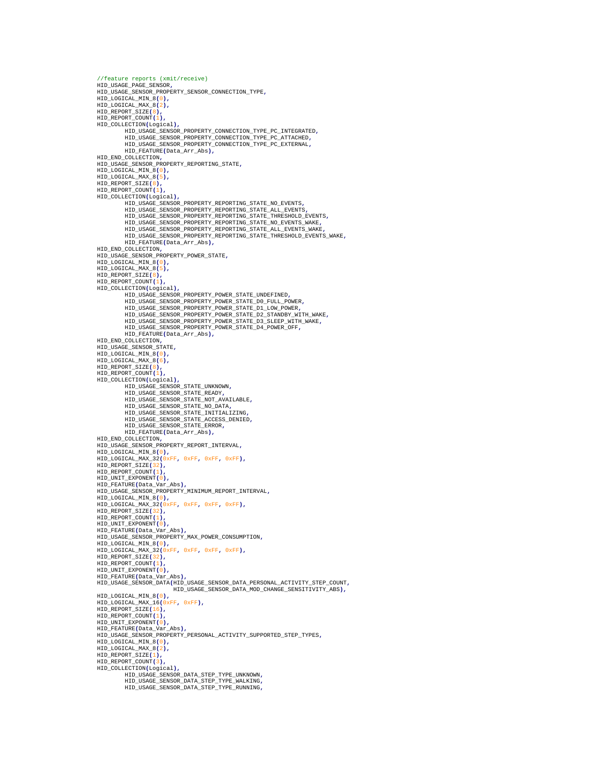```
//feature reports (xmit/receive)
HID_USAGE_PAGE_SENSOR,
HID_USAGE_SENSOR_PROPERTY_SENSOR_CONNECTION_TYPE,
HID_LOGICAL_MIN_8(0),
HID_LOGICAL_MAX_8(2),
HID_REPORT_SIZE(8),
HID_REPORT_COUNT(1),
HID_COLLECTION(Logical),
        HID_USAGE_SENSOR_PROPERTY_CONNECTION_TYPE_PC_INTEGRATED,
        HID_USAGE_SENSOR_PROPERTY_CONNECTION_TYPE_PC_ATTACHED,
        HID_USAGE_SENSOR_PROPERTY_CONNECTION_TYPE_PC_EXTERNAL,
        HID_FEATURE(Data_Arr_Abs),
HID_END_COLLECTION,
HID_USAGE_SENSOR_PROPERTY_REPORTING_STATE,
HID_LOGICAL_MIN_8(0),
HID_LOGICAL_MAX_8(5),
HID_REPORT_SIZE(8),
HID_REPORT_COUNT(1),
HID_COLLECTION(Logical),
        HID_USAGE_SENSOR_PROPERTY_REPORTING_STATE_NO_EVENTS,
        HID_USAGE_SENSOR_PROPERTY_REPORTING_STATE_ALL_EVENTS,
        HID_USAGE_SENSOR_PROPERTY_REPORTING_STATE_THRESHOLD_EVENTS,
        HID_USAGE_SENSOR_PROPERTY_REPORTING_STATE_NO_EVENTS_WAKE,
        HID_USAGE_SENSOR_PROPERTY_REPORTING_STATE_ALL_EVENTS_WAKE,
        HID_USAGE_SENSOR_PROPERTY_REPORTING_STATE_THRESHOLD_EVENTS_WAKE,
        HID_FEATURE(Data_Arr_Abs),
HID_END_COLLECTION,
HID_USAGE_SENSOR_PROPERTY_POWER_STATE,
HID_LOGICAL_MIN_8(0),
HID_LOGICAL_MAX_8(5),
HID_REPORT_SIZE(8),
HID_REPORT_COUNT(1),
HID_COLLECTION(Logical),
        HID_USAGE_SENSOR_PROPERTY_POWER_STATE_UNDEFINED,
        HID_USAGE_SENSOR_PROPERTY_POWER_STATE_D0_FULL_POWER,
        HID_USAGE_SENSOR_PROPERTY_POWER_STATE_D1_LOW_POWER,
        HID_USAGE_SENSOR_PROPERTY_POWER_STATE_D2_STANDBY_WITH_WAKE,
        HID_USAGE_SENSOR_PROPERTY_POWER_STATE_D3_SLEEP_WITH_WAKE,
        HID_USAGE_SENSOR_PROPERTY_POWER_STATE_D4_POWER_OFF,
        HID_FEATURE(Data_Arr_Abs),
HID_END_COLLECTION,
HID_USAGE_SENSOR_STATE,
HID_LOGICAL_MIN_8(0),
HID_LOGICAL_MAX_8(6),
HID_REPORT_SIZE(8),
HID_REPORT_COUNT(1),
HID_COLLECTION(Logical),
        HID_USAGE_SENSOR_STATE_UNKNOWN,
        HID_USAGE_SENSOR_STATE_READY,
        HID_USAGE_SENSOR_STATE_NOT_AVAILABLE,
        HID_USAGE_SENSOR_STATE_NO_DATA,
        HID_USAGE_SENSOR_STATE_INITIALIZING,
        HID_USAGE_SENSOR_STATE_ACCESS_DENIED,
        HID_USAGE_SENSOR_STATE_ERROR,
        HID_FEATURE(Data_Arr_Abs),
HID_END_COLLECTION,
HID_USAGE_SENSOR_PROPERTY_REPORT_INTERVAL,
HID_LOGICAL_MIN_8(0),
HID_LOGICAL_MAX_32(0xFF, 0xFF, 0xFF, 0xFF),
HID_REPORT_SIZE(32),
HID_REPORT_COUNT(1),
HID_UNIT_EXPONENT(0),
HID_FEATURE(Data_Var_Abs),
HID_USAGE_SENSOR_PROPERTY_MINIMUM_REPORT_INTERVAL,
HID_LOGICAL_MIN_8(0),
HID_LOGICAL_MAX_32(0xFF, 0xFF, 0xFF, 0xFF),
HID_REPORT_SIZE(32),
HID_REPORT_COUNT(1),
HID_UNIT_EXPONENT(0),
HID_FEATURE(Data_Var_Abs),
HID_USAGE_SENSOR_PROPERTY_MAX_POWER_CONSUMPTION,
HID_LOGICAL_MIN_8(0),
HID_LOGICAL_MAX_32(0xFF, 0xFF, 0xFF, 0xFF),
HID_REPORT_SIZE(32),
HID_REPORT_COUNT(1),
HID_UNIT_EXPONENT(0),
HID_FEATURE(Data_Var_Abs),
HID_USAGE_SENSOR_DATA(HID_USAGE_SENSOR_DATA_PERSONAL_ACTIVITY_STEP_COUNT,
                      HID_USAGE_SENSOR_DATA_MOD_CHANGE_SENSITIVITY_ABS),
HID_LOGICAL_MIN_8(0),
HID_LOGICAL_MAX_16(0xFF, 0xFF),
HID_REPORT_SIZE(16),
HID_REPORT_COUNT(1),
HID_UNIT_EXPONENT(0),
HID_FEATURE(Data_Var_Abs),
HID_USAGE_SENSOR_PROPERTY_PERSONAL_ACTIVITY_SUPPORTED_STEP_TYPES,
HID_LOGICAL_MIN_8(0),
HID_LOGICAL_MAX_8(2),
HID_REPORT_SIZE(1),
HID_REPORT_COUNT(3),
HID_COLLECTION(Logical),
        HID_USAGE_SENSOR_DATA_STEP_TYPE_UNKNOWN,
        HID_USAGE_SENSOR_DATA_STEP_TYPE_WALKING,
        HID_USAGE_SENSOR_DATA_STEP_TYPE_RUNNING,
```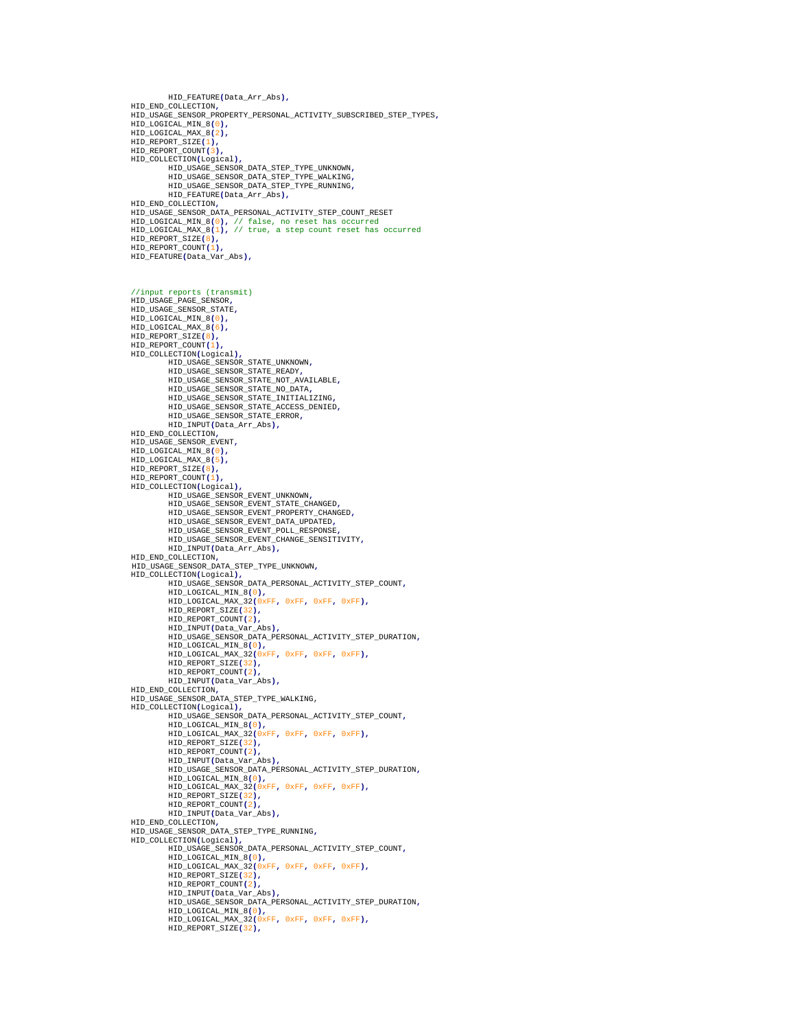```
        HID_FEATURE(Data_Arr_Abs),
HID_END_COLLECTION,
HID_USAGE_SENSOR_PROPERTY_PERSONAL_ACTIVITY_SUBSCRIBED_STEP_TYPES,
HID_LOGICAL_MIN_8(0),
HID_LOGICAL_MAX_8(2),
HID_REPORT_SIZE(1),
HID_REPORT_COUNT(3),
HID_COLLECTION(Logical),
        HID_USAGE_SENSOR_DATA_STEP_TYPE_UNKNOWN,
        HID_USAGE_SENSOR_DATA_STEP_TYPE_WALKING,
        HID_USAGE_SENSOR_DATA_STEP_TYPE_RUNNING,
        HID_FEATURE(Data_Arr_Abs),
HID_END_COLLECTION,
HID_USAGE_SENSOR_DATA_PERSONAL_ACTIVITY_STEP_COUNT_RESET
HID_LOGICAL_MIN_8(0), // false, no reset has occurred
HID_LOGICAL_MAX_8(1), // true, a step count reset has occurred
HID_REPORT_SIZE(8),
HID_REPORT_COUNT(1),
HID_FEATURE(Data_Var_Abs),



//input reports (transmit)
HID_USAGE_PAGE_SENSOR,
HID_USAGE_SENSOR_STATE,
HID_LOGICAL_MIN_8(0),
HID_LOGICAL_MAX_8(6),
HID_REPORT_SIZE(8),
HID_REPORT_COUNT(1),
HID_COLLECTION(Logical),
        HID_USAGE_SENSOR_STATE_UNKNOWN,
        HID_USAGE_SENSOR_STATE_READY,
        HID_USAGE_SENSOR_STATE_NOT_AVAILABLE,
        HID_USAGE_SENSOR_STATE_NO_DATA,
        HID_USAGE_SENSOR_STATE_INITIALIZING,
        HID_USAGE_SENSOR_STATE_ACCESS_DENIED,
        HID_USAGE_SENSOR_STATE_ERROR,
        HID_INPUT(Data_Arr_Abs),
HID_END_COLLECTION,
HID_USAGE_SENSOR_EVENT,
HID_LOGICAL_MIN_8(0),
HID_LOGICAL_MAX_8(5),
HID_REPORT_SIZE(8),
HID_REPORT_COUNT(1),
HID_COLLECTION(Logical),
        HID_USAGE_SENSOR_EVENT_UNKNOWN,
        HID_USAGE_SENSOR_EVENT_STATE_CHANGED,
        HID_USAGE_SENSOR_EVENT_PROPERTY_CHANGED,
        HID_USAGE_SENSOR_EVENT_DATA_UPDATED,
        HID_USAGE_SENSOR_EVENT_POLL_RESPONSE,
        HID_USAGE_SENSOR_EVENT_CHANGE_SENSITIVITY,
        HID_INPUT(Data_Arr_Abs),
HID_END_COLLECTION,
HID_USAGE_SENSOR_DATA_STEP_TYPE_UNKNOWN,
HID_COLLECTION(Logical),
        HID_USAGE_SENSOR_DATA_PERSONAL_ACTIVITY_STEP_COUNT,
        HID_LOGICAL_MIN_8(0),
        HID_LOGICAL_MAX_32(0xFF, 0xFF, 0xFF, 0xFF),
        HID_REPORT_SIZE(32),
        HID_REPORT_COUNT(2),
        HID_INPUT(Data_Var_Abs),
        HID_USAGE_SENSOR_DATA_PERSONAL_ACTIVITY_STEP_DURATION,
        HID_LOGICAL_MIN_8(0),
        HID_LOGICAL_MAX_32(0xFF, 0xFF, 0xFF, 0xFF),
        HID_REPORT_SIZE(32),
        HID_REPORT_COUNT(2),
        HID_INPUT(Data_Var_Abs),
HID_END_COLLECTION,
HID_USAGE_SENSOR_DATA_STEP_TYPE_WALKING,
HID_COLLECTION(Logical),
        HID_USAGE_SENSOR_DATA_PERSONAL_ACTIVITY_STEP_COUNT,
        HID_LOGICAL_MIN_8(0),
        HID_LOGICAL_MAX_32(0xFF, 0xFF, 0xFF, 0xFF),
        HID_REPORT_SIZE(32),
        HID_REPORT_COUNT(2),
        HID_INPUT(Data_Var_Abs),
        HID_USAGE_SENSOR_DATA_PERSONAL_ACTIVITY_STEP_DURATION,
        HID_LOGICAL_MIN_8(0),
        HID_LOGICAL_MAX_32(0xFF, 0xFF, 0xFF, 0xFF),
        HID_REPORT_SIZE(32),
        HID_REPORT_COUNT(2),
        HID_INPUT(Data_Var_Abs),
HID_END_COLLECTION,
HID_USAGE_SENSOR_DATA_STEP_TYPE_RUNNING,
HID_COLLECTION(Logical),
        HID_USAGE_SENSOR_DATA_PERSONAL_ACTIVITY_STEP_COUNT,
        HID_LOGICAL_MIN_8(0),
        HID_LOGICAL_MAX_32(0xFF, 0xFF, 0xFF, 0xFF),
        HID_REPORT_SIZE(32),
        HID_REPORT_COUNT(2),
        HID_INPUT(Data_Var_Abs),
        HID_USAGE_SENSOR_DATA_PERSONAL_ACTIVITY_STEP_DURATION,
        HID_LOGICAL_MIN_8(0),
        HID_LOGICAL_MAX_32(0xFF, 0xFF, 0xFF, 0xFF),
        HID_REPORT_SIZE(32),
```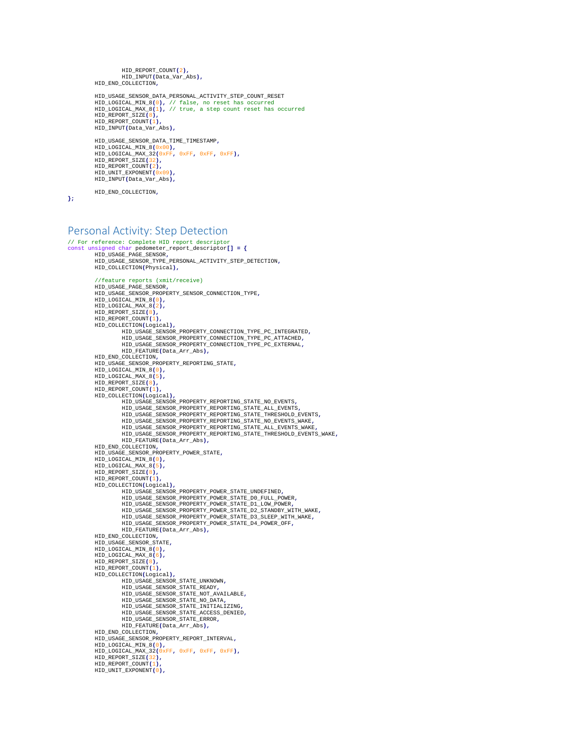```
                HID_REPORT_COUNT(2),
                HID_INPUT(Data_Var_Abs),
        HID_END_COLLECTION,

        HID_USAGE_SENSOR_DATA_PERSONAL_ACTIVITY_STEP_COUNT_RESET
        HID_LOGICAL_MIN_8(0), // false, no reset has occurred
        HID_LOGICAL_MAX_8(1), // true, a step count reset has occurred
        HID_REPORT_SIZE(8),
        HID_REPORT_COUNT(1),
        HID_INPUT(Data_Var_Abs),

        HID_USAGE_SENSOR_DATA_TIME_TIMESTAMP,
        HID_LOGICAL_MIN_8(0x00),
        HID_LOGICAL_MAX_32(0xFF, 0xFF, 0xFF, 0xFF),
        HID_REPORT_SIZE(32),
        HID_REPORT_COUNT(2),
        HID_UNIT_EXPONENT(0x09),
        HID_INPUT(Data_Var_Abs),

        HID_END_COLLECTION,
};
```

## Personal Activity: Step Detection

```
// For reference: Complete HID report descriptor
const unsigned char pedometer_report_descriptor[] = {
        HID_USAGE_PAGE_SENSOR,
        HID_USAGE_SENSOR_TYPE_PERSONAL_ACTIVITY_STEP_DETECTION,
        HID_COLLECTION(Physical),

        //feature reports (xmit/receive)
        HID_USAGE_PAGE_SENSOR,
        HID_USAGE_SENSOR_PROPERTY_SENSOR_CONNECTION_TYPE,
        HID_LOGICAL_MIN_8(0),
        HID_LOGICAL_MAX_8(2),
        HID_REPORT_SIZE(8),
        HID_REPORT_COUNT(1),
        HID_COLLECTION(Logical),
                HID_USAGE_SENSOR_PROPERTY_CONNECTION_TYPE_PC_INTEGRATED,
                HID_USAGE_SENSOR_PROPERTY_CONNECTION_TYPE_PC_ATTACHED,
                HID_USAGE_SENSOR_PROPERTY_CONNECTION_TYPE_PC_EXTERNAL,
                HID_FEATURE(Data_Arr_Abs),
        HID_END_COLLECTION,
        HID_USAGE_SENSOR_PROPERTY_REPORTING_STATE,
        HID_LOGICAL_MIN_8(0),
        HID_LOGICAL_MAX_8(5),
        HID_REPORT_SIZE(8),
        HID_REPORT_COUNT(1),
        HID_COLLECTION(Logical),
                HID_USAGE_SENSOR_PROPERTY_REPORTING_STATE_NO_EVENTS,
                HID_USAGE_SENSOR_PROPERTY_REPORTING_STATE_ALL_EVENTS,
                HID_USAGE_SENSOR_PROPERTY_REPORTING_STATE_THRESHOLD_EVENTS,
                HID_USAGE_SENSOR_PROPERTY_REPORTING_STATE_NO_EVENTS_WAKE,
                HID_USAGE_SENSOR_PROPERTY_REPORTING_STATE_ALL_EVENTS_WAKE,
                HID_USAGE_SENSOR_PROPERTY_REPORTING_STATE_THRESHOLD_EVENTS_WAKE,
                HID_FEATURE(Data_Arr_Abs),
        HID_END_COLLECTION,
        HID_USAGE_SENSOR_PROPERTY_POWER_STATE,
        HID_LOGICAL_MIN_8(0),
        HID_LOGICAL_MAX_8(5),
        HID_REPORT_SIZE(8),
        HID_REPORT_COUNT(1),
        HID_COLLECTION(Logical),
                HID_USAGE_SENSOR_PROPERTY_POWER_STATE_UNDEFINED,
                HID_USAGE_SENSOR_PROPERTY_POWER_STATE_D0_FULL_POWER,
                HID_USAGE_SENSOR_PROPERTY_POWER_STATE_D1_LOW_POWER,
                HID_USAGE_SENSOR_PROPERTY_POWER_STATE_D2_STANDBY_WITH_WAKE,
                HID_USAGE_SENSOR_PROPERTY_POWER_STATE_D3_SLEEP_WITH_WAKE,
                HID_USAGE_SENSOR_PROPERTY_POWER_STATE_D4_POWER_OFF,
                HID_FEATURE(Data_Arr_Abs),
        HID_END_COLLECTION,
        HID_USAGE_SENSOR_STATE,
        HID_LOGICAL_MIN_8(0),
        HID_LOGICAL_MAX_8(6),
        HID_REPORT_SIZE(8),
        HID_REPORT_COUNT(1),
        HID_COLLECTION(Logical),
                HID_USAGE_SENSOR_STATE_UNKNOWN,
                HID_USAGE_SENSOR_STATE_READY,
                HID_USAGE_SENSOR_STATE_NOT_AVAILABLE,
                HID_USAGE_SENSOR_STATE_NO_DATA,
                HID_USAGE_SENSOR_STATE_INITIALIZING,
                HID_USAGE_SENSOR_STATE_ACCESS_DENIED,
                HID_USAGE_SENSOR_STATE_ERROR,
                HID_FEATURE(Data_Arr_Abs),
        HID_END_COLLECTION,
        HID_USAGE_SENSOR_PROPERTY_REPORT_INTERVAL,
        HID_LOGICAL_MIN_8(0),
        HID_LOGICAL_MAX_32(0xFF, 0xFF, 0xFF, 0xFF),
        HID_REPORT_SIZE(32),
        HID_REPORT_COUNT(1),
        HID_UNIT_EXPONENT(0),
```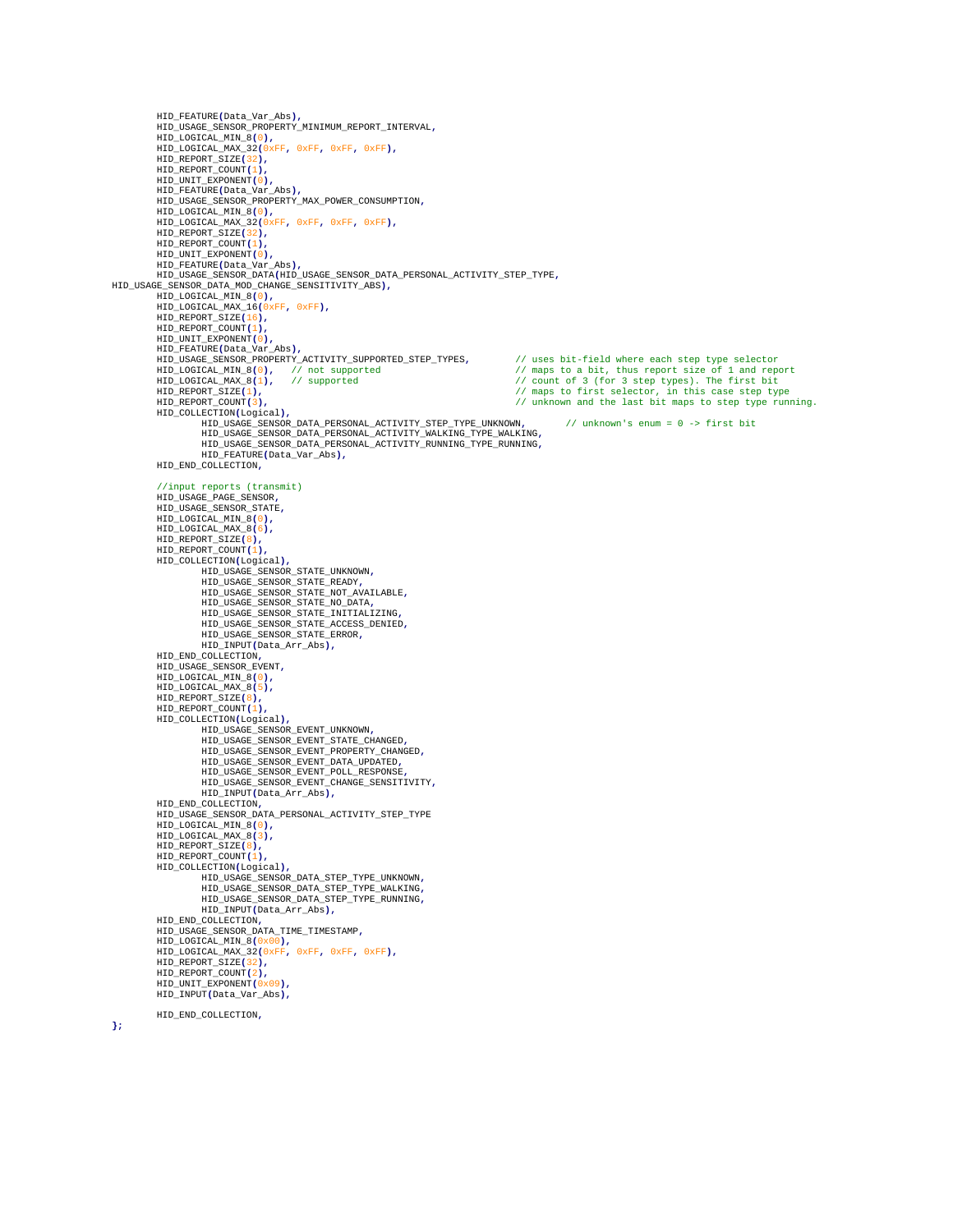```
        HID_FEATURE(Data_Var_Abs),
        HID_USAGE_SENSOR_PROPERTY_MINIMUM_REPORT_INTERVAL,
        HID_LOGICAL_MIN_8(0),
        HID_LOGICAL_MAX_32(0xFF, 0xFF, 0xFF, 0xFF),
        HID_REPORT_SIZE(32),
        HID_REPORT_COUNT(1),
        HID_UNIT_EXPONENT(0),
        HID_FEATURE(Data_Var_Abs),
        HID_USAGE_SENSOR_PROPERTY_MAX_POWER_CONSUMPTION,
        HID_LOGICAL_MIN_8(0),
        HID_LOGICAL_MAX_32(0xFF, 0xFF, 0xFF, 0xFF),
        HID_REPORT_SIZE(32),
        HID_REPORT_COUNT(1),
        HID_UNIT_EXPONENT(0),
        HID_FEATURE(Data_Var_Abs),
        HID_USAGE_SENSOR_DATA(HID_USAGE_SENSOR_DATA_PERSONAL_ACTIVITY_STEP_TYPE,
HID_USAGE_SENSOR_DATA_MOD_CHANGE_SENSITIVITY_ABS),
        HID_LOGICAL_MIN_8(0),
        HID_LOGICAL_MAX_16(0xFF, 0xFF),
        HID_REPORT_SIZE(16),
        HID_REPORT_COUNT(1),
        HID_UNIT_EXPONENT(0),
        HID_FEATURE(Data_Var_Abs),
        HID_USAGE_SENSOR_PROPERTY_ACTIVITY_SUPPORTED_STEP_TYPES,        // uses bit-field where each step type selector
        HID_LOGICAL_MIN_8(0),   // not supported                        // maps to a bit, thus report size of 1 and report
        HID_LOGICAL_MAX_8(1),   // supported                            // count of 3 (for 3 step types). The first bit
        HID_REPORT_SIZE(1),                                             // maps to first selector, in this case step type
        HID_REPORT_COUNT(3),                                            // unknown and the last bit maps to step type running.
        HID_COLLECTION(Logical),
                HID_USAGE_SENSOR_DATA_PERSONAL_ACTIVITY_STEP_TYPE_UNKNOWN,       // unknown's enum = 0 -> first bit
                HID_USAGE_SENSOR_DATA_PERSONAL_ACTIVITY_WALKING_TYPE_WALKING,
                HID_USAGE_SENSOR_DATA_PERSONAL_ACTIVITY_RUNNING_TYPE_RUNNING,
                HID_FEATURE(Data_Var_Abs),
        HID_END_COLLECTION,

        //input reports (transmit)
        HID_USAGE_PAGE_SENSOR,
        HID_USAGE_SENSOR_STATE,
        HID_LOGICAL_MIN_8(0),
        HID_LOGICAL_MAX_8(6),
        HID_REPORT_SIZE(8),
        HID_REPORT_COUNT(1),
        HID_COLLECTION(Logical),
                HID_USAGE_SENSOR_STATE_UNKNOWN,
                HID_USAGE_SENSOR_STATE_READY,
                HID_USAGE_SENSOR_STATE_NOT_AVAILABLE,
                HID_USAGE_SENSOR_STATE_NO_DATA,
                HID_USAGE_SENSOR_STATE_INITIALIZING,
                HID_USAGE_SENSOR_STATE_ACCESS_DENIED,
                HID_USAGE_SENSOR_STATE_ERROR,
                HID_INPUT(Data_Arr_Abs),
        HID_END_COLLECTION,
        HID_USAGE_SENSOR_EVENT,
        HID_LOGICAL_MIN_8(0),
        HID_LOGICAL_MAX_8(5),
        HID_REPORT_SIZE(8),
        HID_REPORT_COUNT(1),
        HID_COLLECTION(Logical),
                HID_USAGE_SENSOR_EVENT_UNKNOWN,
                HID_USAGE_SENSOR_EVENT_STATE_CHANGED,
                HID_USAGE_SENSOR_EVENT_PROPERTY_CHANGED,
                HID_USAGE_SENSOR_EVENT_DATA_UPDATED,
                HID_USAGE_SENSOR_EVENT_POLL_RESPONSE,
                HID_USAGE_SENSOR_EVENT_CHANGE_SENSITIVITY,
                HID_INPUT(Data_Arr_Abs),
        HID_END_COLLECTION,
        HID_USAGE_SENSOR_DATA_PERSONAL_ACTIVITY_STEP_TYPE
        HID_LOGICAL_MIN_8(0),
        HID_LOGICAL_MAX_8(3),
        HID_REPORT_SIZE(8),
        HID_REPORT_COUNT(1),
        HID_COLLECTION(Logical),
                HID_USAGE_SENSOR_DATA_STEP_TYPE_UNKNOWN,
                HID_USAGE_SENSOR_DATA_STEP_TYPE_WALKING,
                HID_USAGE_SENSOR_DATA_STEP_TYPE_RUNNING,
                HID_INPUT(Data_Arr_Abs),
        HID_END_COLLECTION,
        HID_USAGE_SENSOR_DATA_TIME_TIMESTAMP,
        HID_LOGICAL_MIN_8(0x00),
        HID_LOGICAL_MAX_32(0xFF, 0xFF, 0xFF, 0xFF),
        HID_REPORT_SIZE(32),
        HID_REPORT_COUNT(2),
        HID_UNIT_EXPONENT(0x09),
        HID_INPUT(Data_Var_Abs),

        HID_END_COLLECTION,
};
```